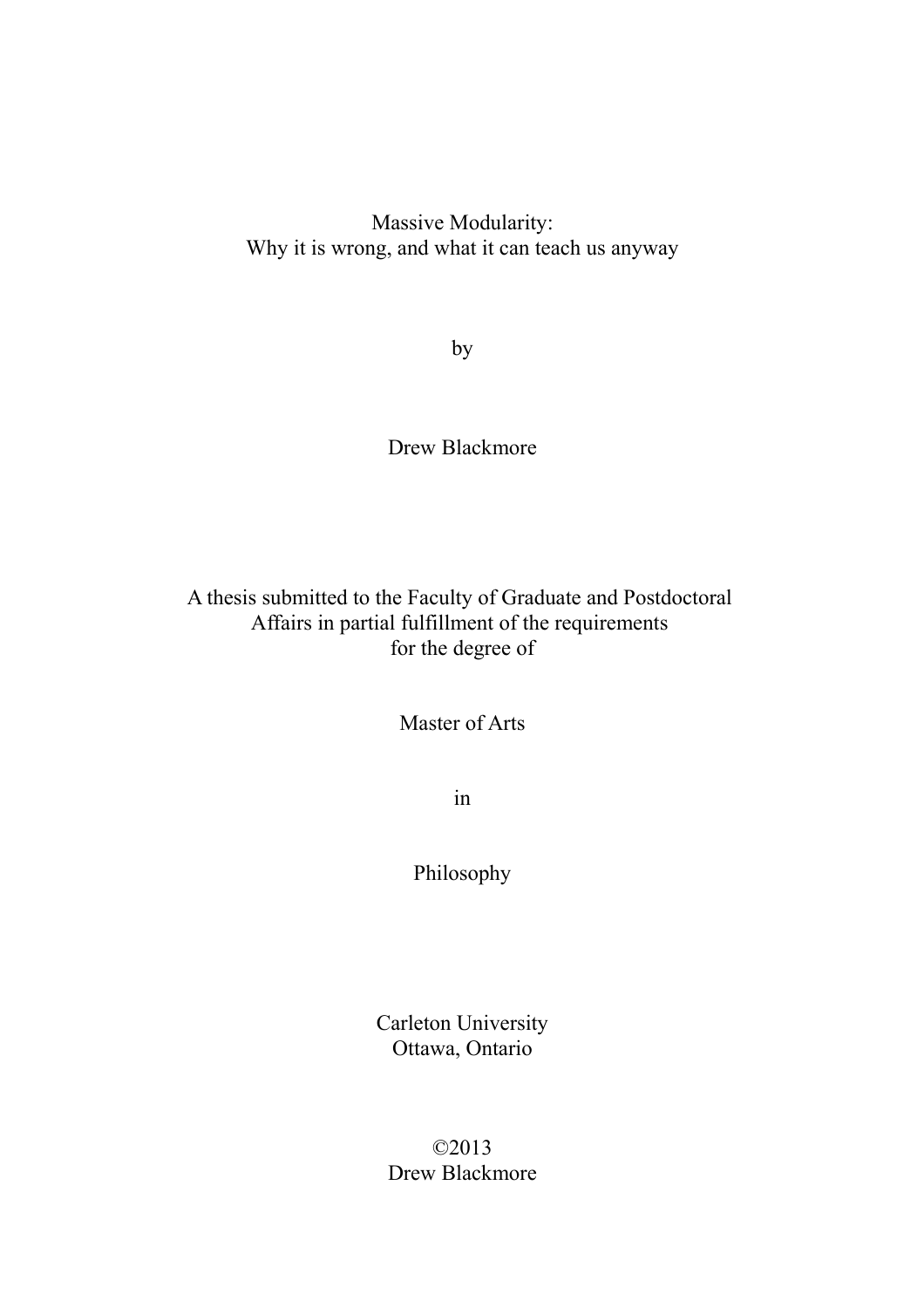# Massive Modularity:
## Why it is wrong, and what it can teach us anyway

by

Drew Blackmore

A thesis submitted to the Faculty of Graduate and Postdoctoral Affairs in partial fulfillment of the requirements for the degree of

Master of Arts

in

Philosophy

Carleton University
Ottawa, Ontario

©2013
Drew Blackmore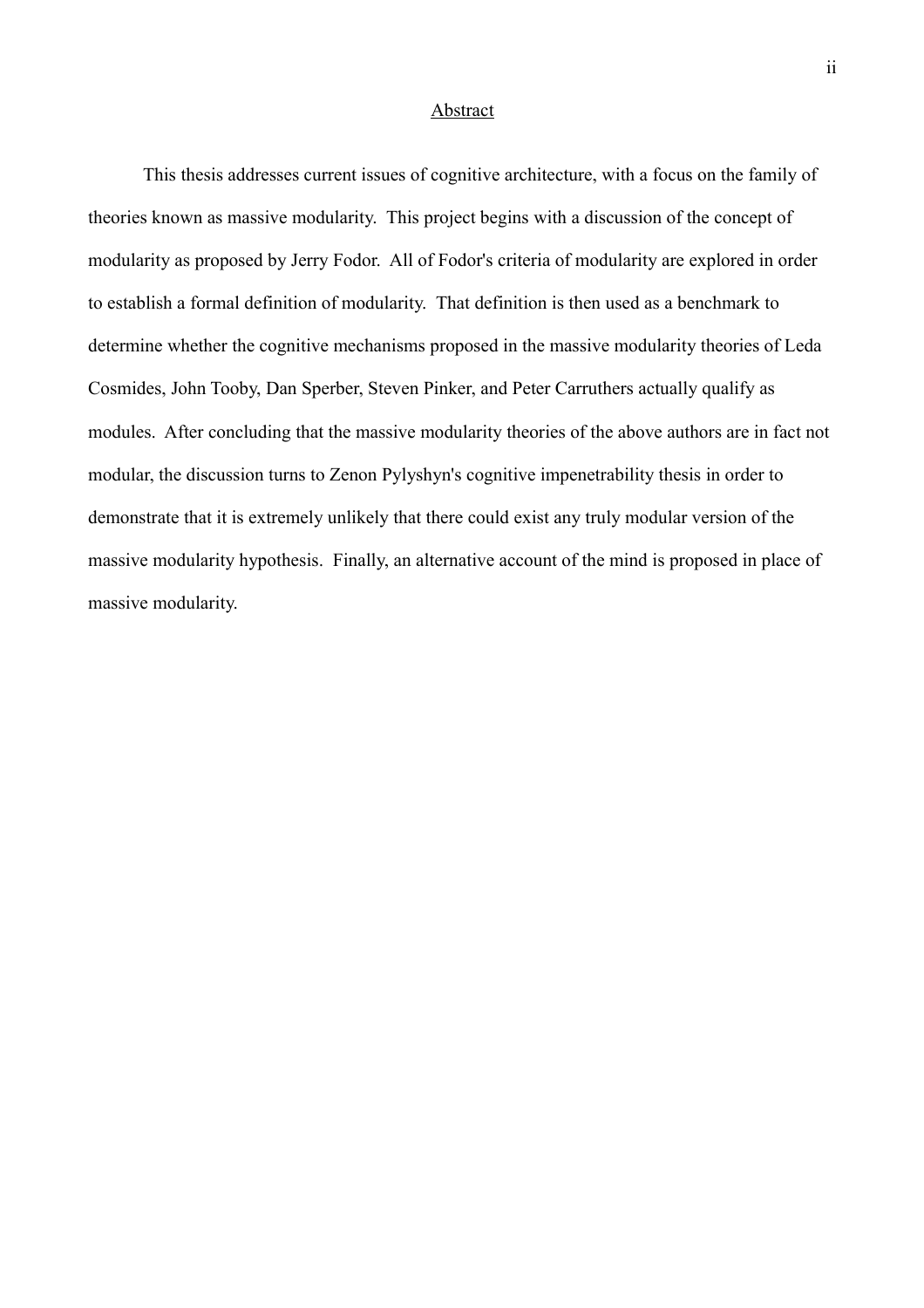## Abstract

This thesis addresses current issues of cognitive architecture, with a focus on the family of theories known as massive modularity. This project begins with a discussion of the concept of modularity as proposed by Jerry Fodor. All of Fodor's criteria of modularity are explored in order to establish a formal definition of modularity. That definition is then used as a benchmark to determine whether the cognitive mechanisms proposed in the massive modularity theories of Leda Cosmides, John Tooby, Dan Sperber, Steven Pinker, and Peter Carruthers actually qualify as modules. After concluding that the massive modularity theories of the above authors are in fact not modular, the discussion turns to Zenon Pylyshyn's cognitive impenetrability thesis in order to demonstrate that it is extremely unlikely that there could exist any truly modular version of the massive modularity hypothesis. Finally, an alternative account of the mind is proposed in place of massive modularity.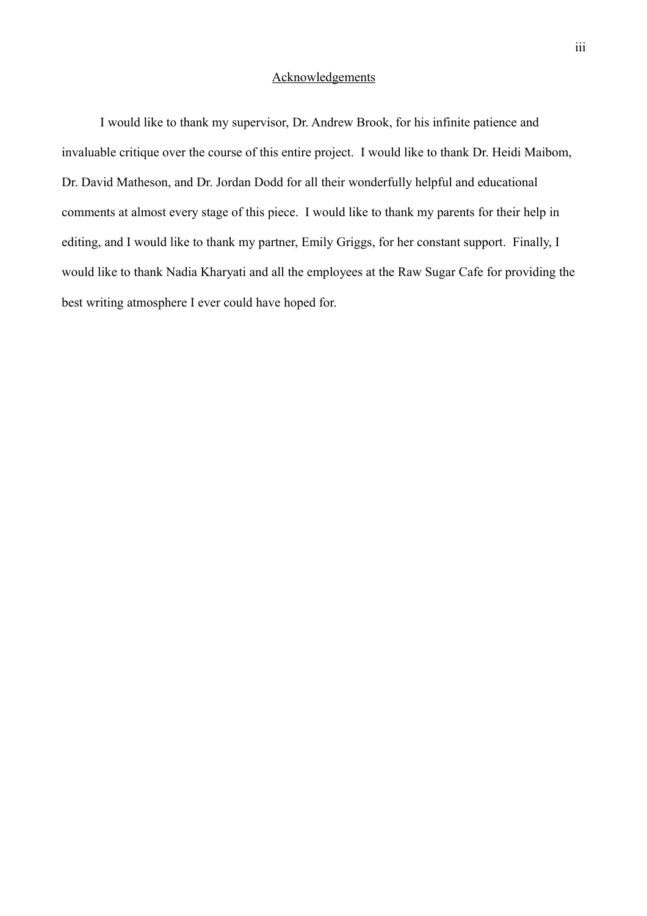## Acknowledgements

I would like to thank my supervisor, Dr. Andrew Brook, for his infinite patience and invaluable critique over the course of this entire project. I would like to thank Dr. Heidi Maibom, Dr. David Matheson, and Dr. Jordan Dodd for all their wonderfully helpful and educational comments at almost every stage of this piece. I would like to thank my parents for their help in editing, and I would like to thank my partner, Emily Griggs, for her constant support. Finally, I would like to thank Nadia Kharyati and all the employees at the Raw Sugar Cafe for providing the best writing atmosphere I ever could have hoped for.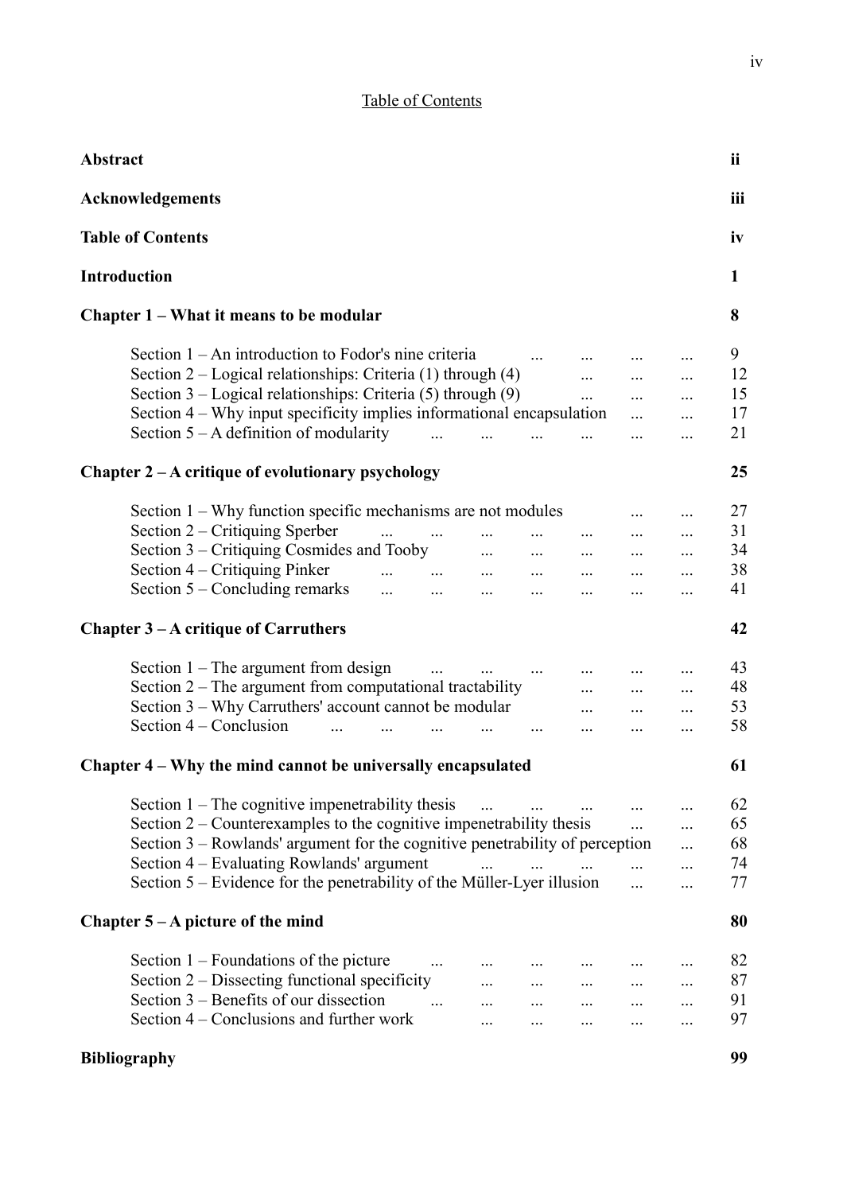# Table of Contents

| | |
|---|---|
| **Abstract** | **ii** |
| **Acknowledgements** | **iii** |
| **Table of Contents** | **iv** |
| **Introduction** | **1** |
| **Chapter 1 – What it means to be modular** | **8** |
| Section 1 – An introduction to Fodor's nine criteria | 9 |
| Section 2 – Logical relationships: Criteria (1) through (4) | 12 |
| Section 3 – Logical relationships: Criteria (5) through (9) | 15 |
| Section 4 – Why input specificity implies informational encapsulation | 17 |
| Section 5 – A definition of modularity | 21 |
| **Chapter 2 – A critique of evolutionary psychology** | **25** |
| Section 1 – Why function specific mechanisms are not modules | 27 |
| Section 2 – Critiquing Sperber | 31 |
| Section 3 – Critiquing Cosmides and Tooby | 34 |
| Section 4 – Critiquing Pinker | 38 |
| Section 5 – Concluding remarks | 41 |
| **Chapter 3 – A critique of Carruthers** | **42** |
| Section 1 – The argument from design | 43 |
| Section 2 – The argument from computational tractability | 48 |
| Section 3 – Why Carruthers' account cannot be modular | 53 |
| Section 4 – Conclusion | 58 |
| **Chapter 4 – Why the mind cannot be universally encapsulated** | **61** |
| Section 1 – The cognitive impenetrability thesis | 62 |
| Section 2 – Counterexamples to the cognitive impenetrability thesis | 65 |
| Section 3 – Rowlands' argument for the cognitive penetrability of perception | 68 |
| Section 4 – Evaluating Rowlands' argument | 74 |
| Section 5 – Evidence for the penetrability of the Müller-Lyer illusion | 77 |
| **Chapter 5 – A picture of the mind** | **80** |
| Section 1 – Foundations of the picture | 82 |
| Section 2 – Dissecting functional specificity | 87 |
| Section 3 – Benefits of our dissection | 91 |
| Section 4 – Conclusions and further work | 97 |
| **Bibliography** | **99** |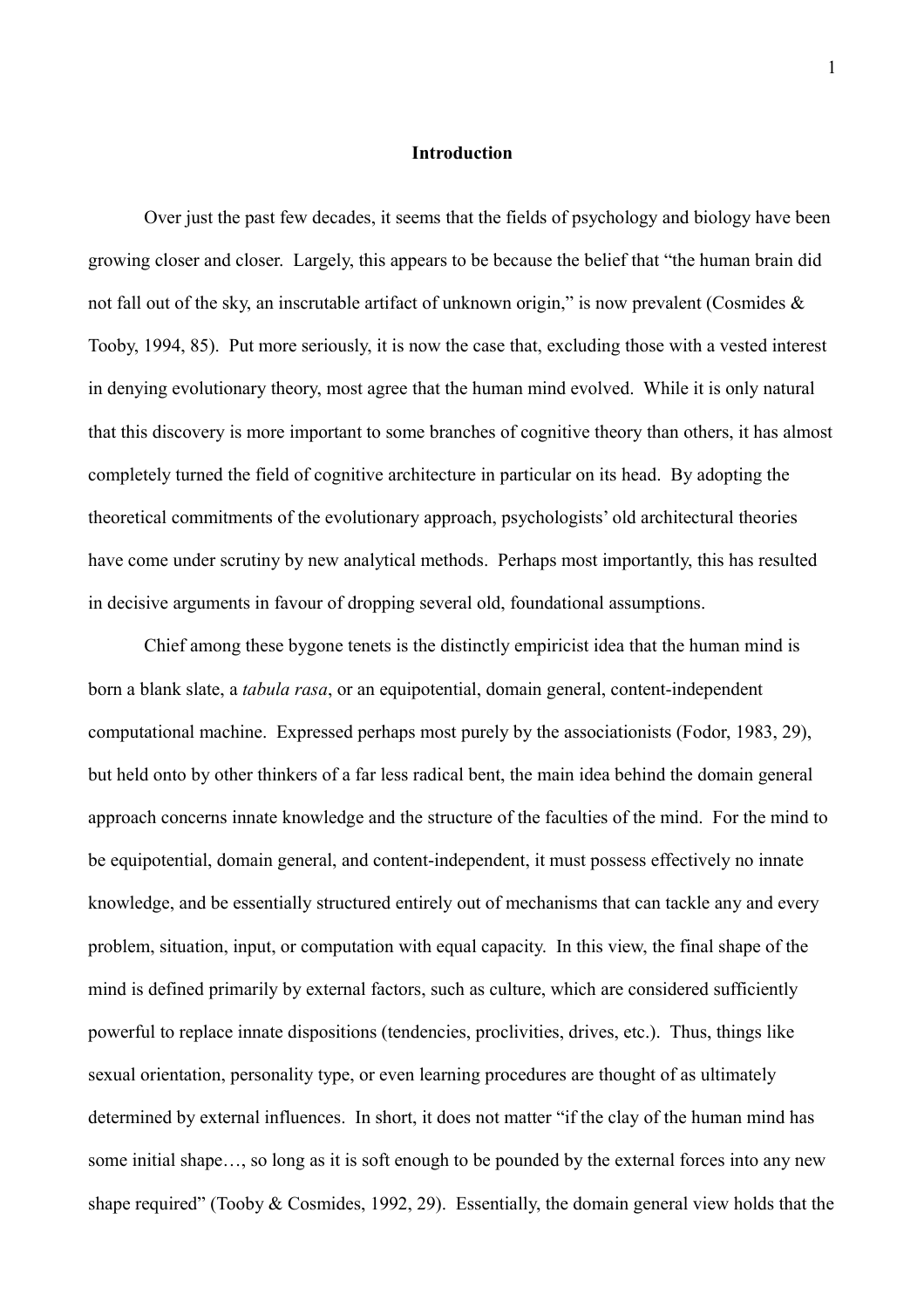# Introduction

Over just the past few decades, it seems that the fields of psychology and biology have been growing closer and closer. Largely, this appears to be because the belief that "the human brain did not fall out of the sky, an inscrutable artifact of unknown origin," is now prevalent (Cosmides & Tooby, 1994, 85). Put more seriously, it is now the case that, excluding those with a vested interest in denying evolutionary theory, most agree that the human mind evolved. While it is only natural that this discovery is more important to some branches of cognitive theory than others, it has almost completely turned the field of cognitive architecture in particular on its head. By adopting the theoretical commitments of the evolutionary approach, psychologists' old architectural theories have come under scrutiny by new analytical methods. Perhaps most importantly, this has resulted in decisive arguments in favour of dropping several old, foundational assumptions.

Chief among these bygone tenets is the distinctly empiricist idea that the human mind is born a blank slate, a *tabula rasa*, or an equipotential, domain general, content-independent computational machine. Expressed perhaps most purely by the associationists (Fodor, 1983, 29), but held onto by other thinkers of a far less radical bent, the main idea behind the domain general approach concerns innate knowledge and the structure of the faculties of the mind. For the mind to be equipotential, domain general, and content-independent, it must possess effectively no innate knowledge, and be essentially structured entirely out of mechanisms that can tackle any and every problem, situation, input, or computation with equal capacity. In this view, the final shape of the mind is defined primarily by external factors, such as culture, which are considered sufficiently powerful to replace innate dispositions (tendencies, proclivities, drives, etc.). Thus, things like sexual orientation, personality type, or even learning procedures are thought of as ultimately determined by external influences. In short, it does not matter "if the clay of the human mind has some initial shape…, so long as it is soft enough to be pounded by the external forces into any new shape required" (Tooby & Cosmides, 1992, 29). Essentially, the domain general view holds that the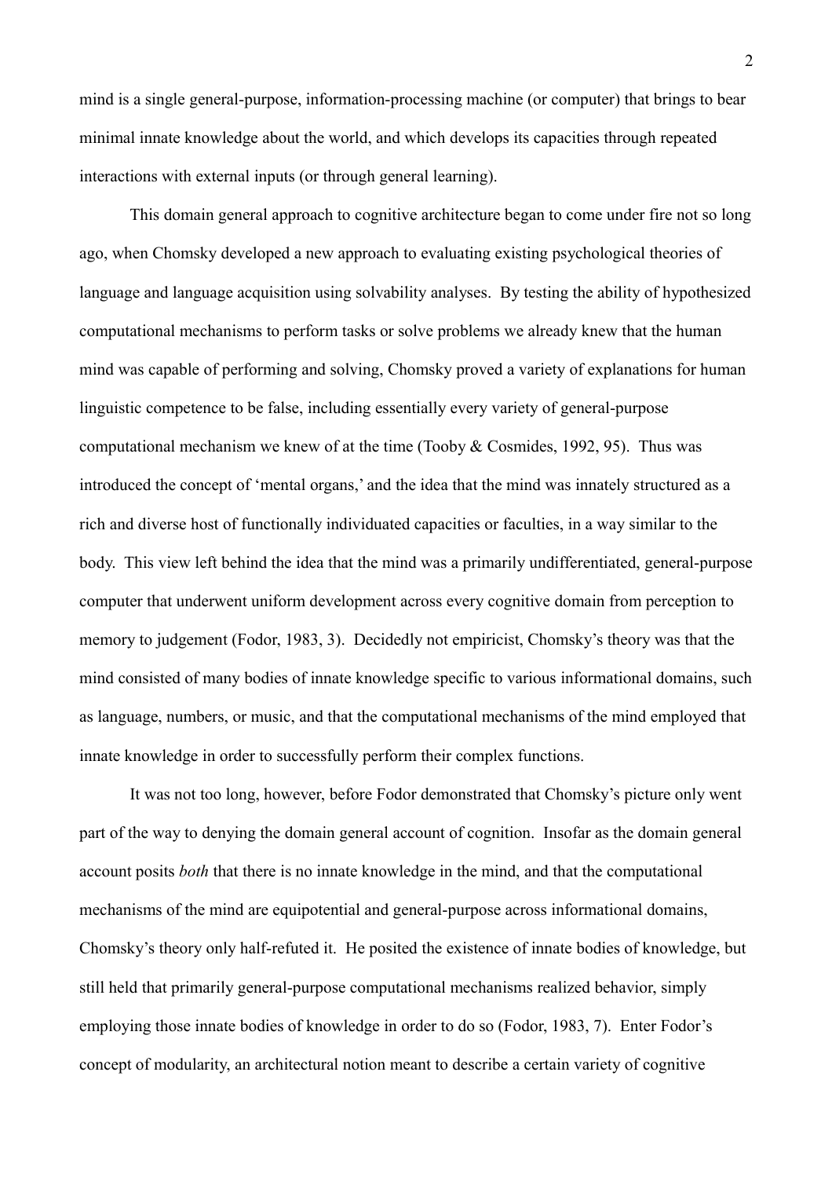mind is a single general-purpose, information-processing machine (or computer) that brings to bear minimal innate knowledge about the world, and which develops its capacities through repeated interactions with external inputs (or through general learning).

This domain general approach to cognitive architecture began to come under fire not so long ago, when Chomsky developed a new approach to evaluating existing psychological theories of language and language acquisition using solvability analyses. By testing the ability of hypothesized computational mechanisms to perform tasks or solve problems we already knew that the human mind was capable of performing and solving, Chomsky proved a variety of explanations for human linguistic competence to be false, including essentially every variety of general-purpose computational mechanism we knew of at the time (Tooby & Cosmides, 1992, 95). Thus was introduced the concept of 'mental organs,' and the idea that the mind was innately structured as a rich and diverse host of functionally individuated capacities or faculties, in a way similar to the body. This view left behind the idea that the mind was a primarily undifferentiated, general-purpose computer that underwent uniform development across every cognitive domain from perception to memory to judgement (Fodor, 1983, 3). Decidedly not empiricist, Chomsky's theory was that the mind consisted of many bodies of innate knowledge specific to various informational domains, such as language, numbers, or music, and that the computational mechanisms of the mind employed that innate knowledge in order to successfully perform their complex functions.

It was not too long, however, before Fodor demonstrated that Chomsky's picture only went part of the way to denying the domain general account of cognition. Insofar as the domain general account posits *both* that there is no innate knowledge in the mind, and that the computational mechanisms of the mind are equipotential and general-purpose across informational domains, Chomsky's theory only half-refuted it. He posited the existence of innate bodies of knowledge, but still held that primarily general-purpose computational mechanisms realized behavior, simply employing those innate bodies of knowledge in order to do so (Fodor, 1983, 7). Enter Fodor's concept of modularity, an architectural notion meant to describe a certain variety of cognitive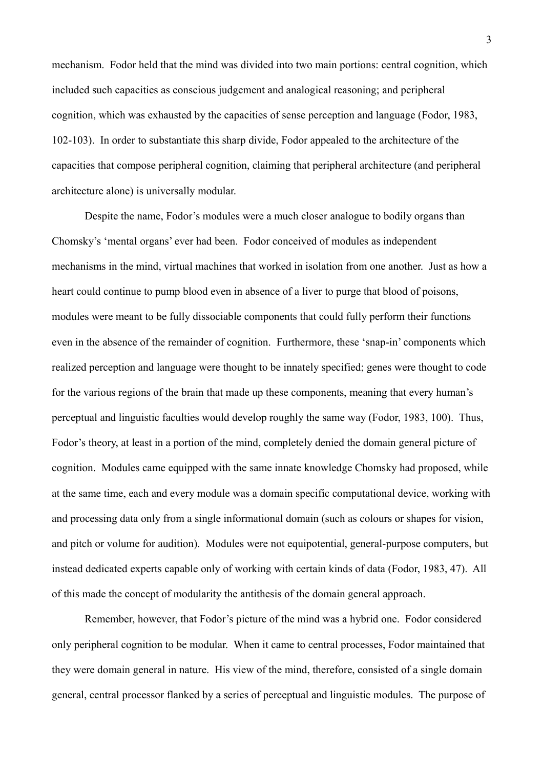mechanism. Fodor held that the mind was divided into two main portions: central cognition, which included such capacities as conscious judgement and analogical reasoning; and peripheral cognition, which was exhausted by the capacities of sense perception and language (Fodor, 1983, 102-103). In order to substantiate this sharp divide, Fodor appealed to the architecture of the capacities that compose peripheral cognition, claiming that peripheral architecture (and peripheral architecture alone) is universally modular.

Despite the name, Fodor's modules were a much closer analogue to bodily organs than Chomsky's 'mental organs' ever had been. Fodor conceived of modules as independent mechanisms in the mind, virtual machines that worked in isolation from one another. Just as how a heart could continue to pump blood even in absence of a liver to purge that blood of poisons, modules were meant to be fully dissociable components that could fully perform their functions even in the absence of the remainder of cognition. Furthermore, these 'snap-in' components which realized perception and language were thought to be innately specified; genes were thought to code for the various regions of the brain that made up these components, meaning that every human's perceptual and linguistic faculties would develop roughly the same way (Fodor, 1983, 100). Thus, Fodor's theory, at least in a portion of the mind, completely denied the domain general picture of cognition. Modules came equipped with the same innate knowledge Chomsky had proposed, while at the same time, each and every module was a domain specific computational device, working with and processing data only from a single informational domain (such as colours or shapes for vision, and pitch or volume for audition). Modules were not equipotential, general-purpose computers, but instead dedicated experts capable only of working with certain kinds of data (Fodor, 1983, 47). All of this made the concept of modularity the antithesis of the domain general approach.

Remember, however, that Fodor's picture of the mind was a hybrid one. Fodor considered only peripheral cognition to be modular. When it came to central processes, Fodor maintained that they were domain general in nature. His view of the mind, therefore, consisted of a single domain general, central processor flanked by a series of perceptual and linguistic modules. The purpose of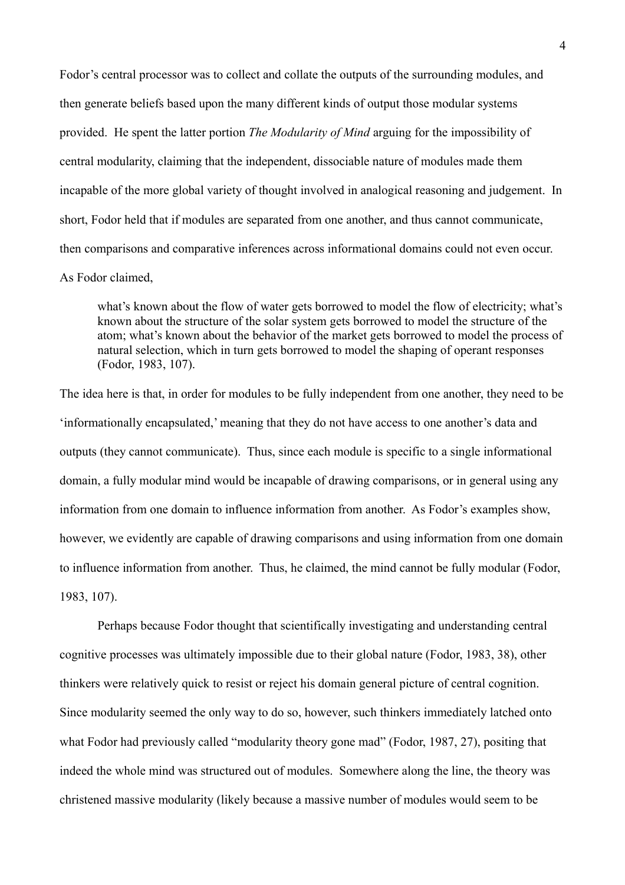Fodor's central processor was to collect and collate the outputs of the surrounding modules, and then generate beliefs based upon the many different kinds of output those modular systems provided. He spent the latter portion *The Modularity of Mind* arguing for the impossibility of central modularity, claiming that the independent, dissociable nature of modules made them incapable of the more global variety of thought involved in analogical reasoning and judgement. In short, Fodor held that if modules are separated from one another, and thus cannot communicate, then comparisons and comparative inferences across informational domains could not even occur. As Fodor claimed,

> what's known about the flow of water gets borrowed to model the flow of electricity; what's known about the structure of the solar system gets borrowed to model the structure of the atom; what's known about the behavior of the market gets borrowed to model the process of natural selection, which in turn gets borrowed to model the shaping of operant responses (Fodor, 1983, 107).

The idea here is that, in order for modules to be fully independent from one another, they need to be 'informationally encapsulated,' meaning that they do not have access to one another's data and outputs (they cannot communicate). Thus, since each module is specific to a single informational domain, a fully modular mind would be incapable of drawing comparisons, or in general using any information from one domain to influence information from another. As Fodor's examples show, however, we evidently are capable of drawing comparisons and using information from one domain to influence information from another. Thus, he claimed, the mind cannot be fully modular (Fodor, 1983, 107).

Perhaps because Fodor thought that scientifically investigating and understanding central cognitive processes was ultimately impossible due to their global nature (Fodor, 1983, 38), other thinkers were relatively quick to resist or reject his domain general picture of central cognition. Since modularity seemed the only way to do so, however, such thinkers immediately latched onto what Fodor had previously called "modularity theory gone mad" (Fodor, 1987, 27), positing that indeed the whole mind was structured out of modules. Somewhere along the line, the theory was christened massive modularity (likely because a massive number of modules would seem to be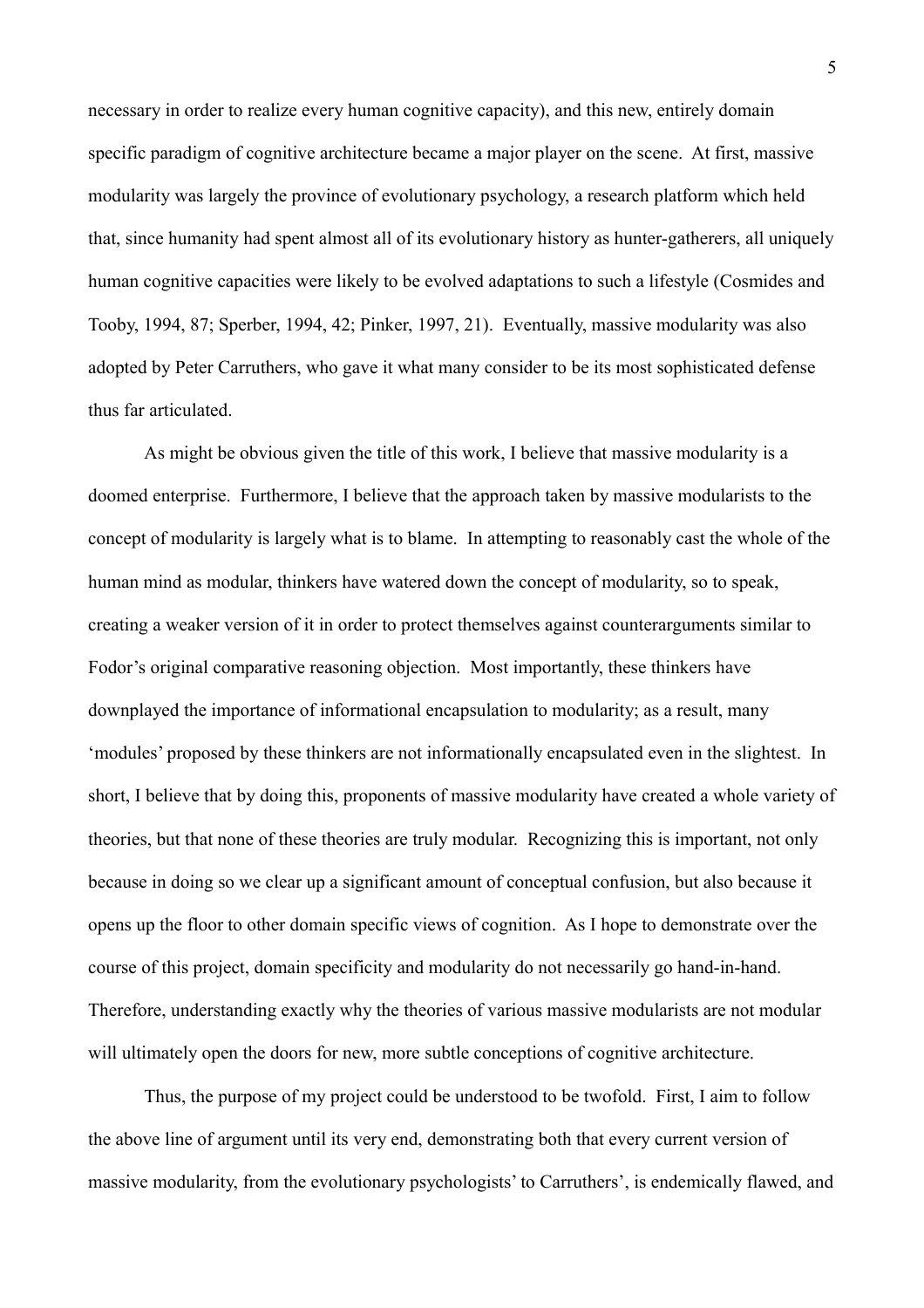necessary in order to realize every human cognitive capacity), and this new, entirely domain specific paradigm of cognitive architecture became a major player on the scene. At first, massive modularity was largely the province of evolutionary psychology, a research platform which held that, since humanity had spent almost all of its evolutionary history as hunter-gatherers, all uniquely human cognitive capacities were likely to be evolved adaptations to such a lifestyle (Cosmides and Tooby, 1994, 87; Sperber, 1994, 42; Pinker, 1997, 21). Eventually, massive modularity was also adopted by Peter Carruthers, who gave it what many consider to be its most sophisticated defense thus far articulated.

As might be obvious given the title of this work, I believe that massive modularity is a doomed enterprise. Furthermore, I believe that the approach taken by massive modularists to the concept of modularity is largely what is to blame. In attempting to reasonably cast the whole of the human mind as modular, thinkers have watered down the concept of modularity, so to speak, creating a weaker version of it in order to protect themselves against counterarguments similar to Fodor's original comparative reasoning objection. Most importantly, these thinkers have downplayed the importance of informational encapsulation to modularity; as a result, many 'modules' proposed by these thinkers are not informationally encapsulated even in the slightest. In short, I believe that by doing this, proponents of massive modularity have created a whole variety of theories, but that none of these theories are truly modular. Recognizing this is important, not only because in doing so we clear up a significant amount of conceptual confusion, but also because it opens up the floor to other domain specific views of cognition. As I hope to demonstrate over the course of this project, domain specificity and modularity do not necessarily go hand-in-hand. Therefore, understanding exactly why the theories of various massive modularists are not modular will ultimately open the doors for new, more subtle conceptions of cognitive architecture.

Thus, the purpose of my project could be understood to be twofold. First, I aim to follow the above line of argument until its very end, demonstrating both that every current version of massive modularity, from the evolutionary psychologists' to Carruthers', is endemically flawed, and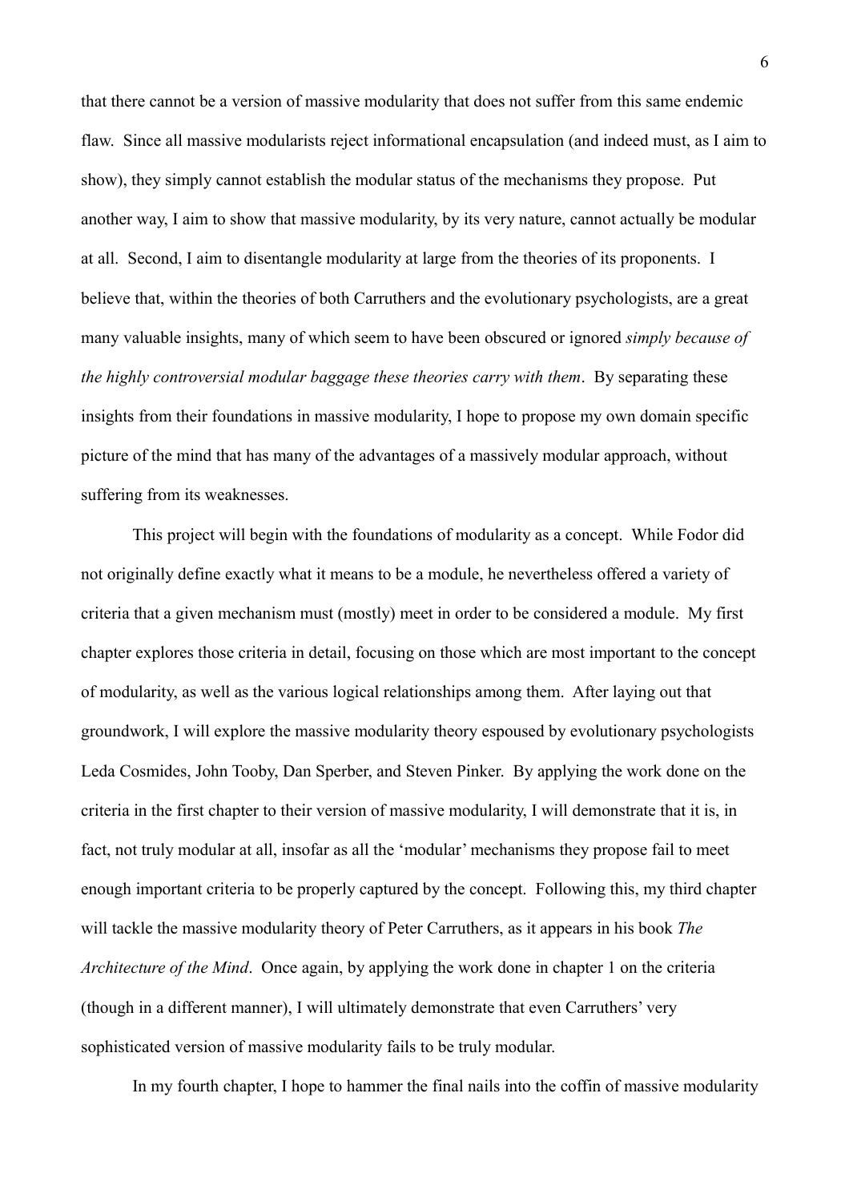that there cannot be a version of massive modularity that does not suffer from this same endemic flaw. Since all massive modularists reject informational encapsulation (and indeed must, as I aim to show), they simply cannot establish the modular status of the mechanisms they propose. Put another way, I aim to show that massive modularity, by its very nature, cannot actually be modular at all. Second, I aim to disentangle modularity at large from the theories of its proponents. I believe that, within the theories of both Carruthers and the evolutionary psychologists, are a great many valuable insights, many of which seem to have been obscured or ignored *simply because of the highly controversial modular baggage these theories carry with them*. By separating these insights from their foundations in massive modularity, I hope to propose my own domain specific picture of the mind that has many of the advantages of a massively modular approach, without suffering from its weaknesses.

This project will begin with the foundations of modularity as a concept. While Fodor did not originally define exactly what it means to be a module, he nevertheless offered a variety of criteria that a given mechanism must (mostly) meet in order to be considered a module. My first chapter explores those criteria in detail, focusing on those which are most important to the concept of modularity, as well as the various logical relationships among them. After laying out that groundwork, I will explore the massive modularity theory espoused by evolutionary psychologists Leda Cosmides, John Tooby, Dan Sperber, and Steven Pinker. By applying the work done on the criteria in the first chapter to their version of massive modularity, I will demonstrate that it is, in fact, not truly modular at all, insofar as all the 'modular' mechanisms they propose fail to meet enough important criteria to be properly captured by the concept. Following this, my third chapter will tackle the massive modularity theory of Peter Carruthers, as it appears in his book *The Architecture of the Mind*. Once again, by applying the work done in chapter 1 on the criteria (though in a different manner), I will ultimately demonstrate that even Carruthers' very sophisticated version of massive modularity fails to be truly modular.

In my fourth chapter, I hope to hammer the final nails into the coffin of massive modularity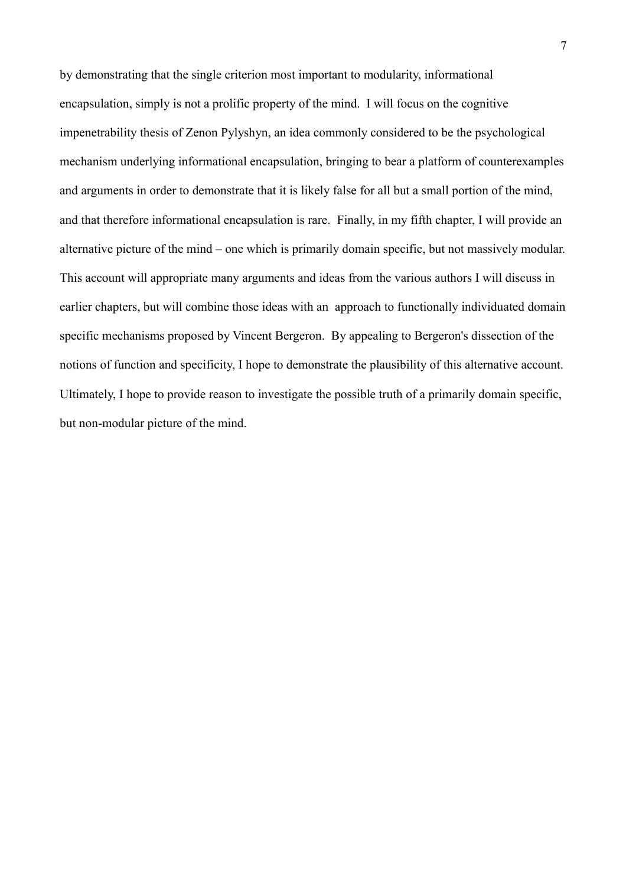by demonstrating that the single criterion most important to modularity, informational encapsulation, simply is not a prolific property of the mind. I will focus on the cognitive impenetrability thesis of Zenon Pylyshyn, an idea commonly considered to be the psychological mechanism underlying informational encapsulation, bringing to bear a platform of counterexamples and arguments in order to demonstrate that it is likely false for all but a small portion of the mind, and that therefore informational encapsulation is rare. Finally, in my fifth chapter, I will provide an alternative picture of the mind – one which is primarily domain specific, but not massively modular. This account will appropriate many arguments and ideas from the various authors I will discuss in earlier chapters, but will combine those ideas with an approach to functionally individuated domain specific mechanisms proposed by Vincent Bergeron. By appealing to Bergeron's dissection of the notions of function and specificity, I hope to demonstrate the plausibility of this alternative account. Ultimately, I hope to provide reason to investigate the possible truth of a primarily domain specific, but non-modular picture of the mind.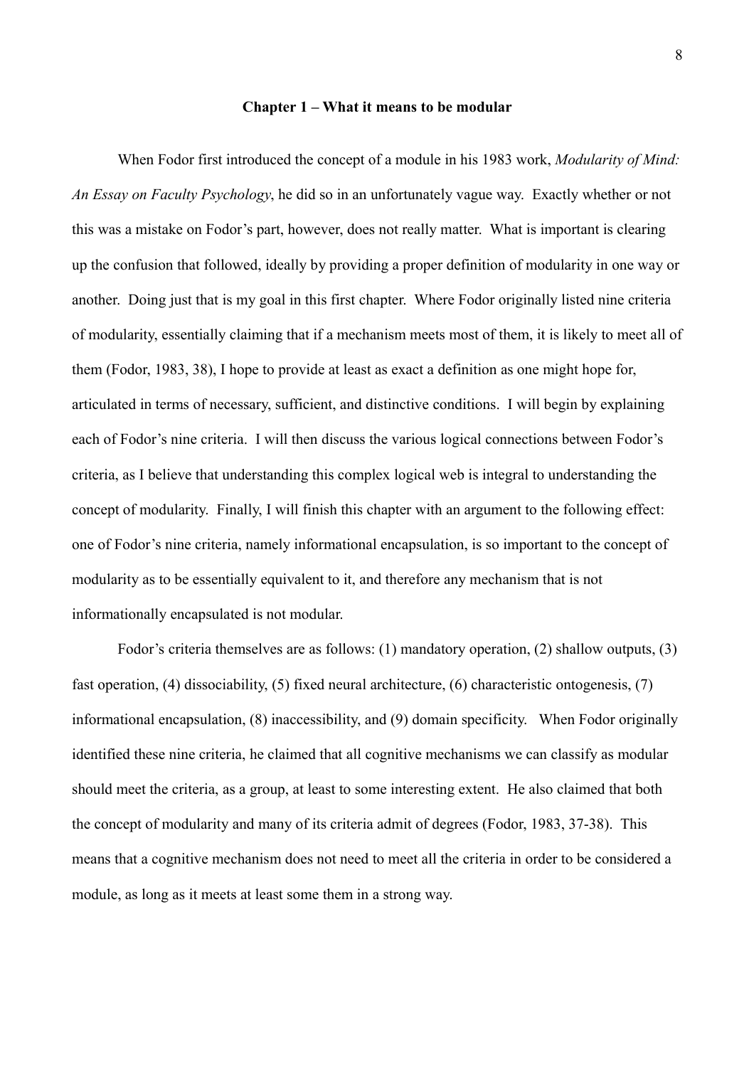## Chapter 1 – What it means to be modular

When Fodor first introduced the concept of a module in his 1983 work, *Modularity of Mind: An Essay on Faculty Psychology*, he did so in an unfortunately vague way. Exactly whether or not this was a mistake on Fodor's part, however, does not really matter. What is important is clearing up the confusion that followed, ideally by providing a proper definition of modularity in one way or another. Doing just that is my goal in this first chapter. Where Fodor originally listed nine criteria of modularity, essentially claiming that if a mechanism meets most of them, it is likely to meet all of them (Fodor, 1983, 38), I hope to provide at least as exact a definition as one might hope for, articulated in terms of necessary, sufficient, and distinctive conditions. I will begin by explaining each of Fodor's nine criteria. I will then discuss the various logical connections between Fodor's criteria, as I believe that understanding this complex logical web is integral to understanding the concept of modularity. Finally, I will finish this chapter with an argument to the following effect: one of Fodor's nine criteria, namely informational encapsulation, is so important to the concept of modularity as to be essentially equivalent to it, and therefore any mechanism that is not informationally encapsulated is not modular.

Fodor's criteria themselves are as follows: (1) mandatory operation, (2) shallow outputs, (3) fast operation, (4) dissociability, (5) fixed neural architecture, (6) characteristic ontogenesis, (7) informational encapsulation, (8) inaccessibility, and (9) domain specificity. When Fodor originally identified these nine criteria, he claimed that all cognitive mechanisms we can classify as modular should meet the criteria, as a group, at least to some interesting extent. He also claimed that both the concept of modularity and many of its criteria admit of degrees (Fodor, 1983, 37-38). This means that a cognitive mechanism does not need to meet all the criteria in order to be considered a module, as long as it meets at least some them in a strong way.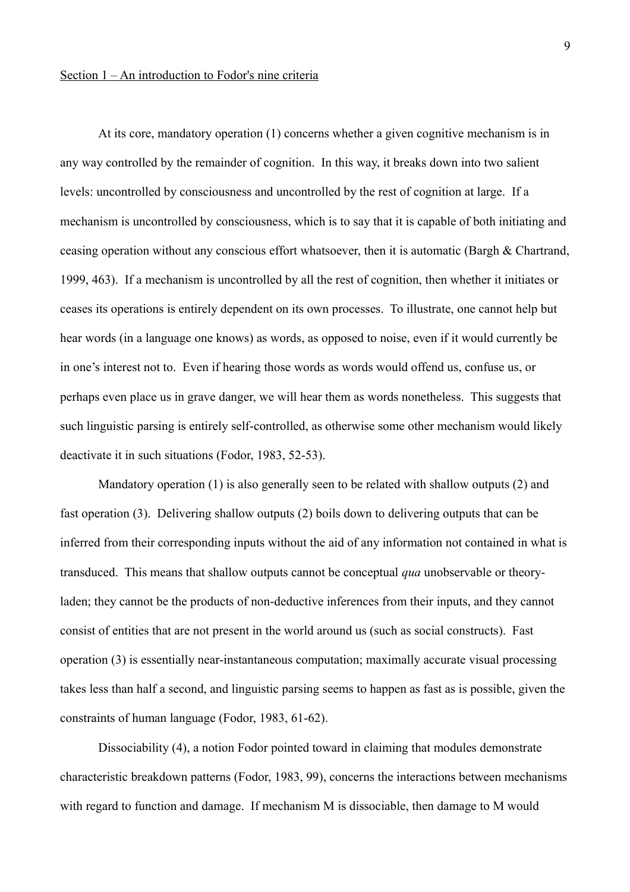Section 1 – An introduction to Fodor's nine criteria

At its core, mandatory operation (1) concerns whether a given cognitive mechanism is in any way controlled by the remainder of cognition. In this way, it breaks down into two salient levels: uncontrolled by consciousness and uncontrolled by the rest of cognition at large. If a mechanism is uncontrolled by consciousness, which is to say that it is capable of both initiating and ceasing operation without any conscious effort whatsoever, then it is automatic (Bargh & Chartrand, 1999, 463). If a mechanism is uncontrolled by all the rest of cognition, then whether it initiates or ceases its operations is entirely dependent on its own processes. To illustrate, one cannot help but hear words (in a language one knows) as words, as opposed to noise, even if it would currently be in one's interest not to. Even if hearing those words as words would offend us, confuse us, or perhaps even place us in grave danger, we will hear them as words nonetheless. This suggests that such linguistic parsing is entirely self-controlled, as otherwise some other mechanism would likely deactivate it in such situations (Fodor, 1983, 52-53).

Mandatory operation (1) is also generally seen to be related with shallow outputs (2) and fast operation (3). Delivering shallow outputs (2) boils down to delivering outputs that can be inferred from their corresponding inputs without the aid of any information not contained in what is transduced. This means that shallow outputs cannot be conceptual *qua* unobservable or theory-laden; they cannot be the products of non-deductive inferences from their inputs, and they cannot consist of entities that are not present in the world around us (such as social constructs). Fast operation (3) is essentially near-instantaneous computation; maximally accurate visual processing takes less than half a second, and linguistic parsing seems to happen as fast as is possible, given the constraints of human language (Fodor, 1983, 61-62).

Dissociability (4), a notion Fodor pointed toward in claiming that modules demonstrate characteristic breakdown patterns (Fodor, 1983, 99), concerns the interactions between mechanisms with regard to function and damage. If mechanism M is dissociable, then damage to M would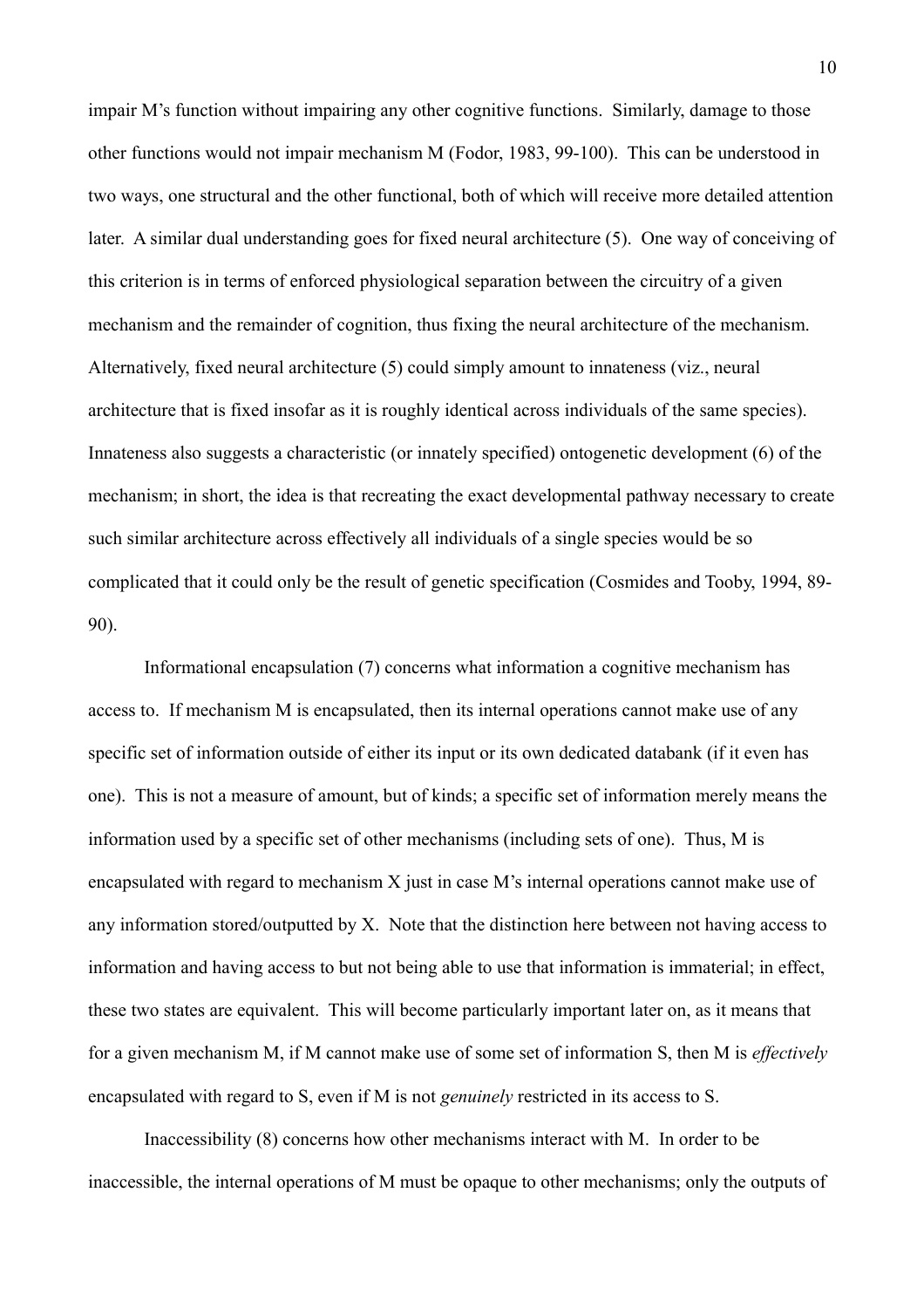impair M's function without impairing any other cognitive functions. Similarly, damage to those other functions would not impair mechanism M (Fodor, 1983, 99-100). This can be understood in two ways, one structural and the other functional, both of which will receive more detailed attention later. A similar dual understanding goes for fixed neural architecture (5). One way of conceiving of this criterion is in terms of enforced physiological separation between the circuitry of a given mechanism and the remainder of cognition, thus fixing the neural architecture of the mechanism. Alternatively, fixed neural architecture (5) could simply amount to innateness (viz., neural architecture that is fixed insofar as it is roughly identical across individuals of the same species). Innateness also suggests a characteristic (or innately specified) ontogenetic development (6) of the mechanism; in short, the idea is that recreating the exact developmental pathway necessary to create such similar architecture across effectively all individuals of a single species would be so complicated that it could only be the result of genetic specification (Cosmides and Tooby, 1994, 89-90).

Informational encapsulation (7) concerns what information a cognitive mechanism has access to. If mechanism M is encapsulated, then its internal operations cannot make use of any specific set of information outside of either its input or its own dedicated databank (if it even has one). This is not a measure of amount, but of kinds; a specific set of information merely means the information used by a specific set of other mechanisms (including sets of one). Thus, M is encapsulated with regard to mechanism X just in case M's internal operations cannot make use of any information stored/outputted by X. Note that the distinction here between not having access to information and having access to but not being able to use that information is immaterial; in effect, these two states are equivalent. This will become particularly important later on, as it means that for a given mechanism M, if M cannot make use of some set of information S, then M is *effectively* encapsulated with regard to S, even if M is not *genuinely* restricted in its access to S.

Inaccessibility (8) concerns how other mechanisms interact with M. In order to be inaccessible, the internal operations of M must be opaque to other mechanisms; only the outputs of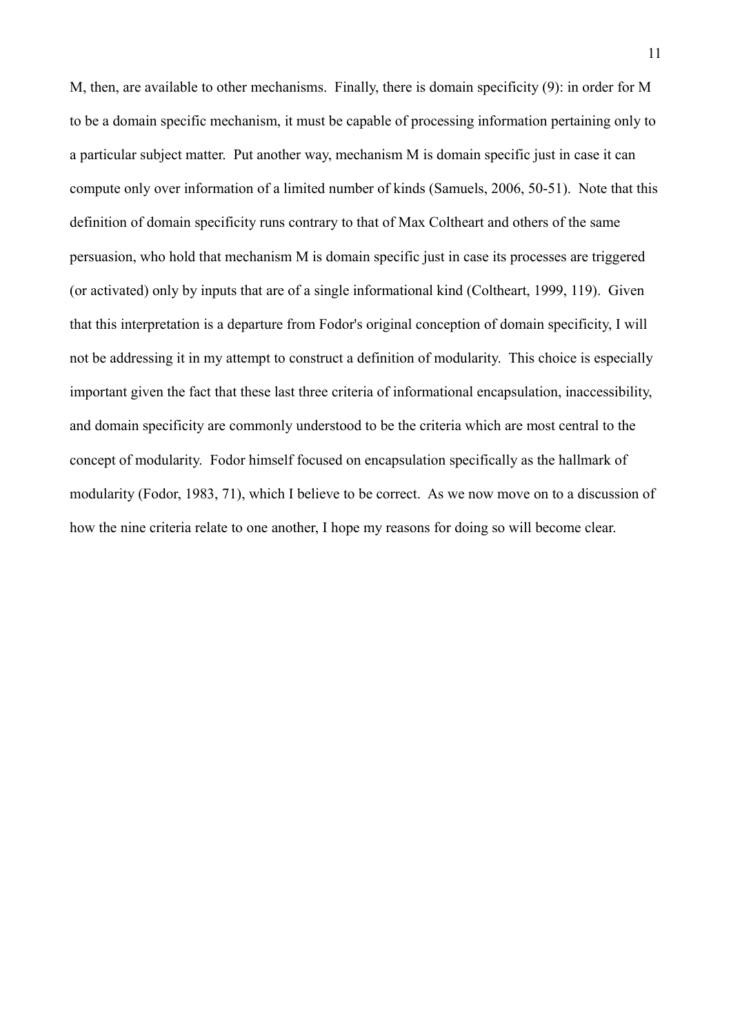M, then, are available to other mechanisms. Finally, there is domain specificity (9): in order for M to be a domain specific mechanism, it must be capable of processing information pertaining only to a particular subject matter. Put another way, mechanism M is domain specific just in case it can compute only over information of a limited number of kinds (Samuels, 2006, 50-51). Note that this definition of domain specificity runs contrary to that of Max Coltheart and others of the same persuasion, who hold that mechanism M is domain specific just in case its processes are triggered (or activated) only by inputs that are of a single informational kind (Coltheart, 1999, 119). Given that this interpretation is a departure from Fodor's original conception of domain specificity, I will not be addressing it in my attempt to construct a definition of modularity. This choice is especially important given the fact that these last three criteria of informational encapsulation, inaccessibility, and domain specificity are commonly understood to be the criteria which are most central to the concept of modularity. Fodor himself focused on encapsulation specifically as the hallmark of modularity (Fodor, 1983, 71), which I believe to be correct. As we now move on to a discussion of how the nine criteria relate to one another, I hope my reasons for doing so will become clear.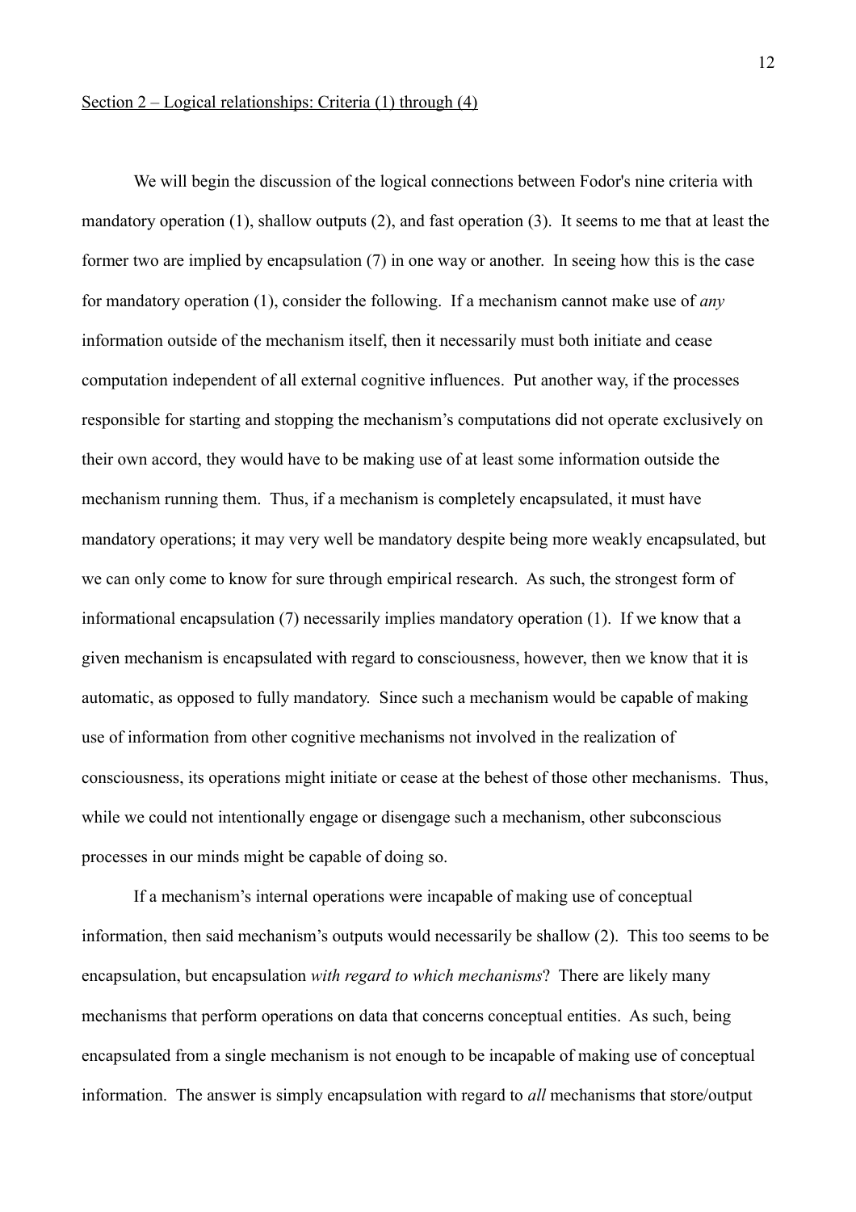## Section 2 – Logical relationships: Criteria (1) through (4)

We will begin the discussion of the logical connections between Fodor's nine criteria with mandatory operation (1), shallow outputs (2), and fast operation (3). It seems to me that at least the former two are implied by encapsulation (7) in one way or another. In seeing how this is the case for mandatory operation (1), consider the following. If a mechanism cannot make use of *any* information outside of the mechanism itself, then it necessarily must both initiate and cease computation independent of all external cognitive influences. Put another way, if the processes responsible for starting and stopping the mechanism's computations did not operate exclusively on their own accord, they would have to be making use of at least some information outside the mechanism running them. Thus, if a mechanism is completely encapsulated, it must have mandatory operations; it may very well be mandatory despite being more weakly encapsulated, but we can only come to know for sure through empirical research. As such, the strongest form of informational encapsulation (7) necessarily implies mandatory operation (1). If we know that a given mechanism is encapsulated with regard to consciousness, however, then we know that it is automatic, as opposed to fully mandatory. Since such a mechanism would be capable of making use of information from other cognitive mechanisms not involved in the realization of consciousness, its operations might initiate or cease at the behest of those other mechanisms. Thus, while we could not intentionally engage or disengage such a mechanism, other subconscious processes in our minds might be capable of doing so.

If a mechanism's internal operations were incapable of making use of conceptual information, then said mechanism's outputs would necessarily be shallow (2). This too seems to be encapsulation, but encapsulation *with regard to which mechanisms*? There are likely many mechanisms that perform operations on data that concerns conceptual entities. As such, being encapsulated from a single mechanism is not enough to be incapable of making use of conceptual information. The answer is simply encapsulation with regard to *all* mechanisms that store/output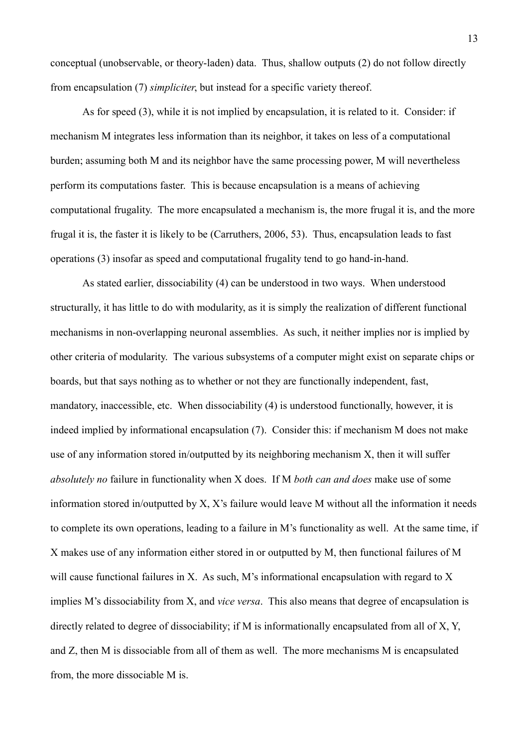conceptual (unobservable, or theory-laden) data. Thus, shallow outputs (2) do not follow directly from encapsulation (7) *simpliciter*, but instead for a specific variety thereof.

As for speed (3), while it is not implied by encapsulation, it is related to it. Consider: if mechanism M integrates less information than its neighbor, it takes on less of a computational burden; assuming both M and its neighbor have the same processing power, M will nevertheless perform its computations faster. This is because encapsulation is a means of achieving computational frugality. The more encapsulated a mechanism is, the more frugal it is, and the more frugal it is, the faster it is likely to be (Carruthers, 2006, 53). Thus, encapsulation leads to fast operations (3) insofar as speed and computational frugality tend to go hand-in-hand.

As stated earlier, dissociability (4) can be understood in two ways. When understood structurally, it has little to do with modularity, as it is simply the realization of different functional mechanisms in non-overlapping neuronal assemblies. As such, it neither implies nor is implied by other criteria of modularity. The various subsystems of a computer might exist on separate chips or boards, but that says nothing as to whether or not they are functionally independent, fast, mandatory, inaccessible, etc. When dissociability (4) is understood functionally, however, it is indeed implied by informational encapsulation (7). Consider this: if mechanism M does not make use of any information stored in/outputted by its neighboring mechanism X, then it will suffer *absolutely no* failure in functionality when X does. If M *both can and does* make use of some information stored in/outputted by X, X's failure would leave M without all the information it needs to complete its own operations, leading to a failure in M's functionality as well. At the same time, if X makes use of any information either stored in or outputted by M, then functional failures of M will cause functional failures in X. As such, M's informational encapsulation with regard to X implies M's dissociability from X, and *vice versa*. This also means that degree of encapsulation is directly related to degree of dissociability; if M is informationally encapsulated from all of X, Y, and Z, then M is dissociable from all of them as well. The more mechanisms M is encapsulated from, the more dissociable M is.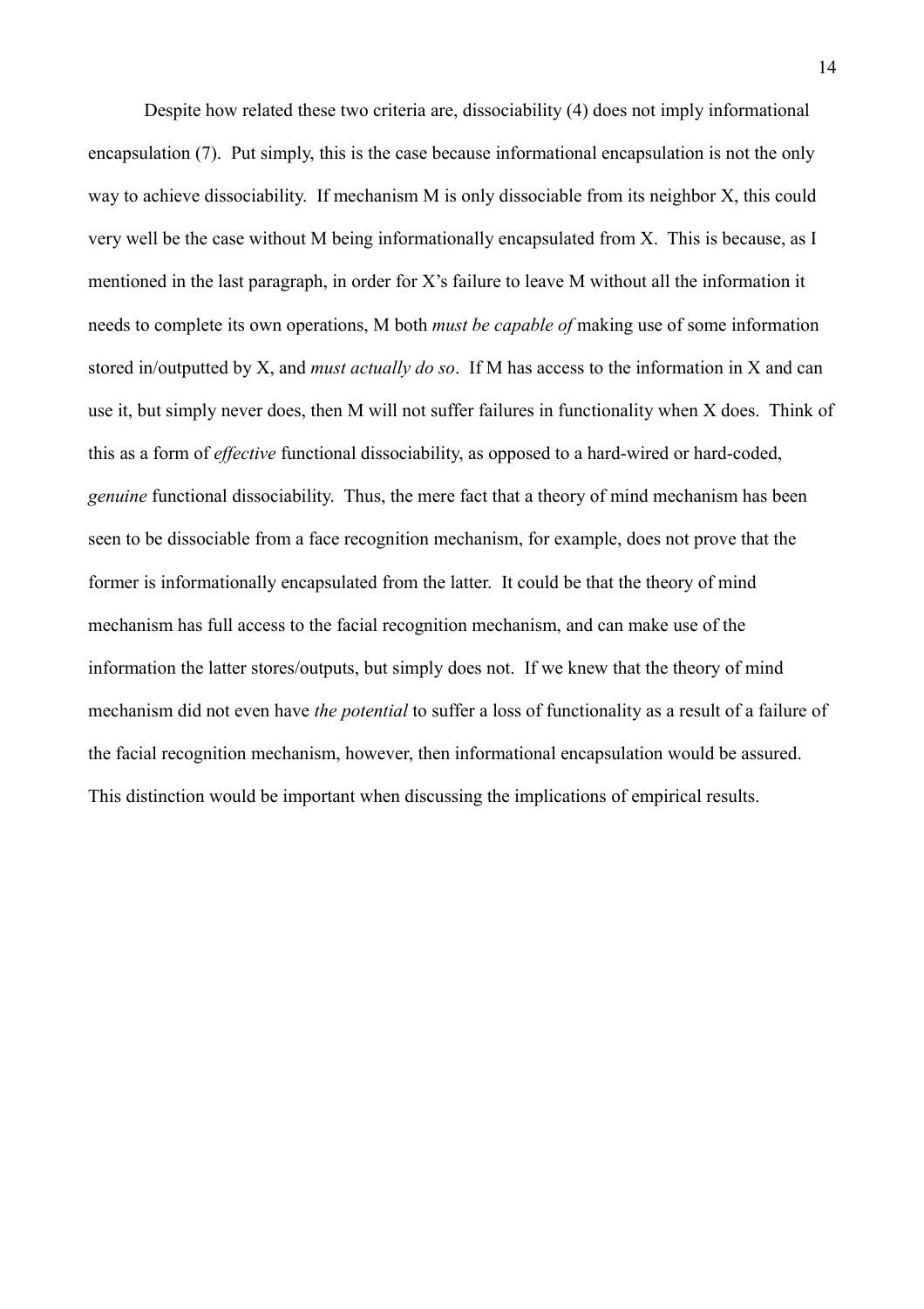Despite how related these two criteria are, dissociability (4) does not imply informational encapsulation (7). Put simply, this is the case because informational encapsulation is not the only way to achieve dissociability. If mechanism M is only dissociable from its neighbor X, this could very well be the case without M being informationally encapsulated from X. This is because, as I mentioned in the last paragraph, in order for X's failure to leave M without all the information it needs to complete its own operations, M both *must be capable of* making use of some information stored in/outputted by X, and *must actually do so*. If M has access to the information in X and can use it, but simply never does, then M will not suffer failures in functionality when X does. Think of this as a form of *effective* functional dissociability, as opposed to a hard-wired or hard-coded, *genuine* functional dissociability. Thus, the mere fact that a theory of mind mechanism has been seen to be dissociable from a face recognition mechanism, for example, does not prove that the former is informationally encapsulated from the latter. It could be that the theory of mind mechanism has full access to the facial recognition mechanism, and can make use of the information the latter stores/outputs, but simply does not. If we knew that the theory of mind mechanism did not even have *the potential* to suffer a loss of functionality as a result of a failure of the facial recognition mechanism, however, then informational encapsulation would be assured. This distinction would be important when discussing the implications of empirical results.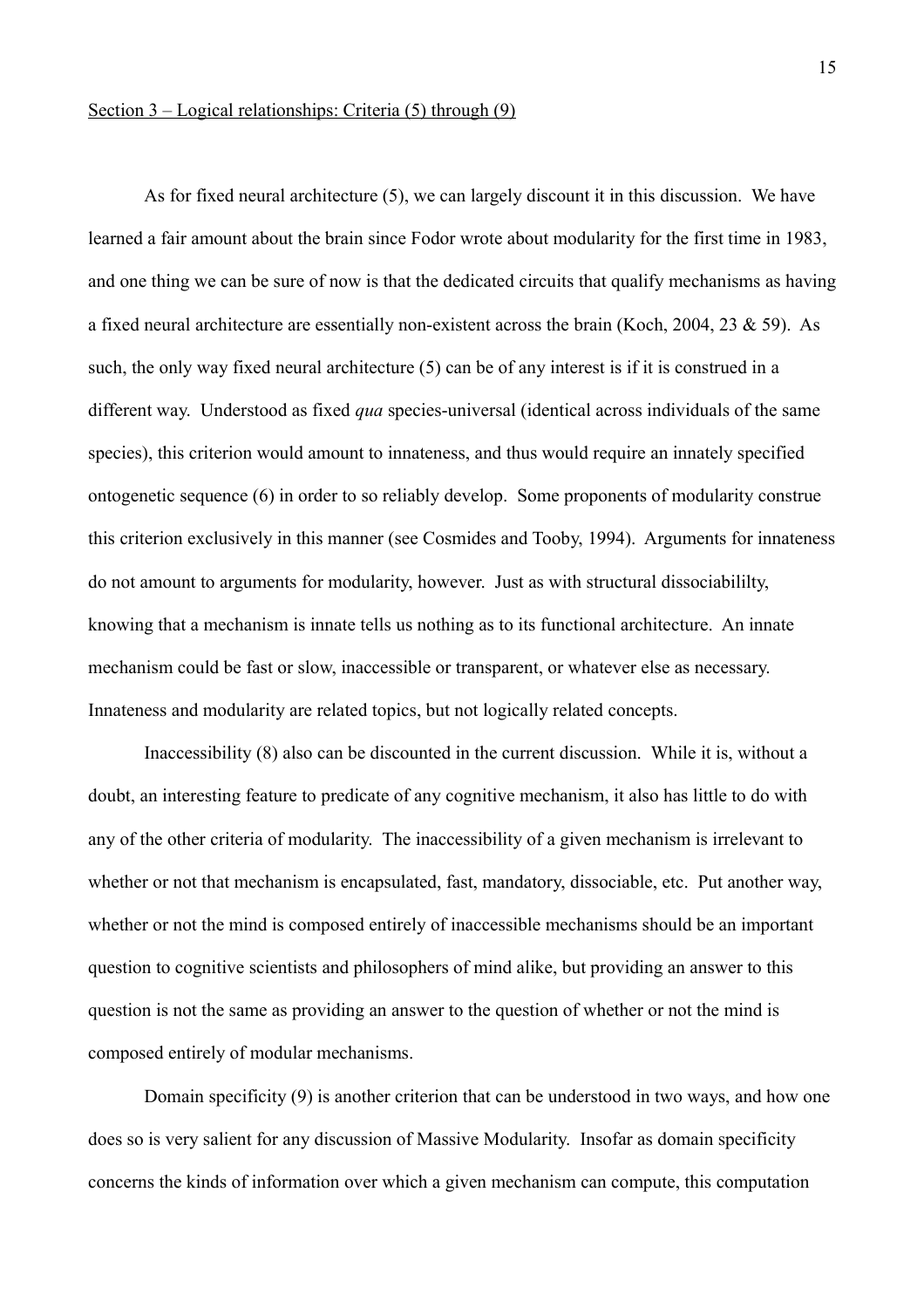Section 3 – Logical relationships: Criteria (5) through (9)

As for fixed neural architecture (5), we can largely discount it in this discussion. We have learned a fair amount about the brain since Fodor wrote about modularity for the first time in 1983, and one thing we can be sure of now is that the dedicated circuits that qualify mechanisms as having a fixed neural architecture are essentially non-existent across the brain (Koch, 2004, 23 & 59). As such, the only way fixed neural architecture (5) can be of any interest is if it is construed in a different way. Understood as fixed *qua* species-universal (identical across individuals of the same species), this criterion would amount to innateness, and thus would require an innately specified ontogenetic sequence (6) in order to so reliably develop. Some proponents of modularity construe this criterion exclusively in this manner (see Cosmides and Tooby, 1994). Arguments for innateness do not amount to arguments for modularity, however. Just as with structural dissociabililty, knowing that a mechanism is innate tells us nothing as to its functional architecture. An innate mechanism could be fast or slow, inaccessible or transparent, or whatever else as necessary. Innateness and modularity are related topics, but not logically related concepts.

Inaccessibility (8) also can be discounted in the current discussion. While it is, without a doubt, an interesting feature to predicate of any cognitive mechanism, it also has little to do with any of the other criteria of modularity. The inaccessibility of a given mechanism is irrelevant to whether or not that mechanism is encapsulated, fast, mandatory, dissociable, etc. Put another way, whether or not the mind is composed entirely of inaccessible mechanisms should be an important question to cognitive scientists and philosophers of mind alike, but providing an answer to this question is not the same as providing an answer to the question of whether or not the mind is composed entirely of modular mechanisms.

Domain specificity (9) is another criterion that can be understood in two ways, and how one does so is very salient for any discussion of Massive Modularity. Insofar as domain specificity concerns the kinds of information over which a given mechanism can compute, this computation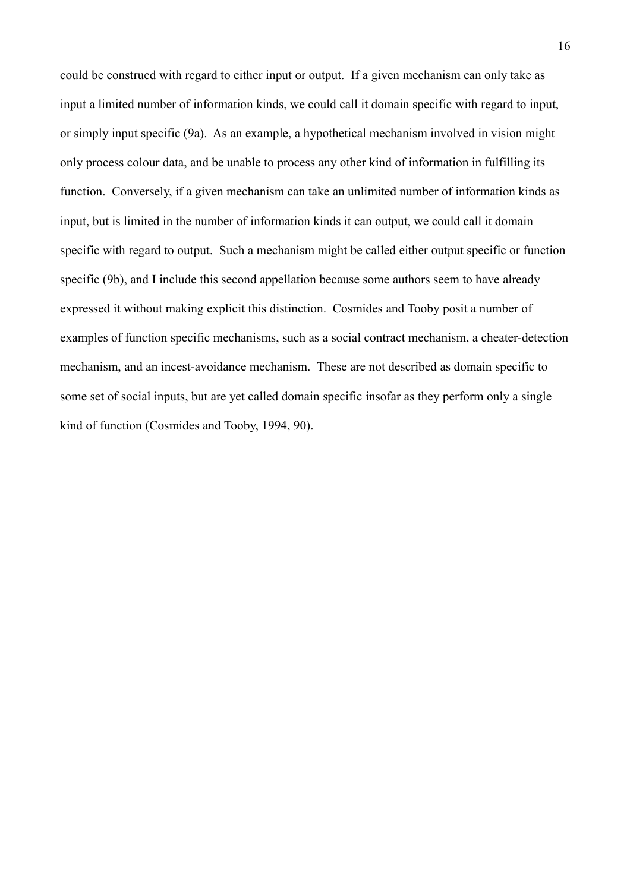could be construed with regard to either input or output. If a given mechanism can only take as input a limited number of information kinds, we could call it domain specific with regard to input, or simply input specific (9a). As an example, a hypothetical mechanism involved in vision might only process colour data, and be unable to process any other kind of information in fulfilling its function. Conversely, if a given mechanism can take an unlimited number of information kinds as input, but is limited in the number of information kinds it can output, we could call it domain specific with regard to output. Such a mechanism might be called either output specific or function specific (9b), and I include this second appellation because some authors seem to have already expressed it without making explicit this distinction. Cosmides and Tooby posit a number of examples of function specific mechanisms, such as a social contract mechanism, a cheater-detection mechanism, and an incest-avoidance mechanism. These are not described as domain specific to some set of social inputs, but are yet called domain specific insofar as they perform only a single kind of function (Cosmides and Tooby, 1994, 90).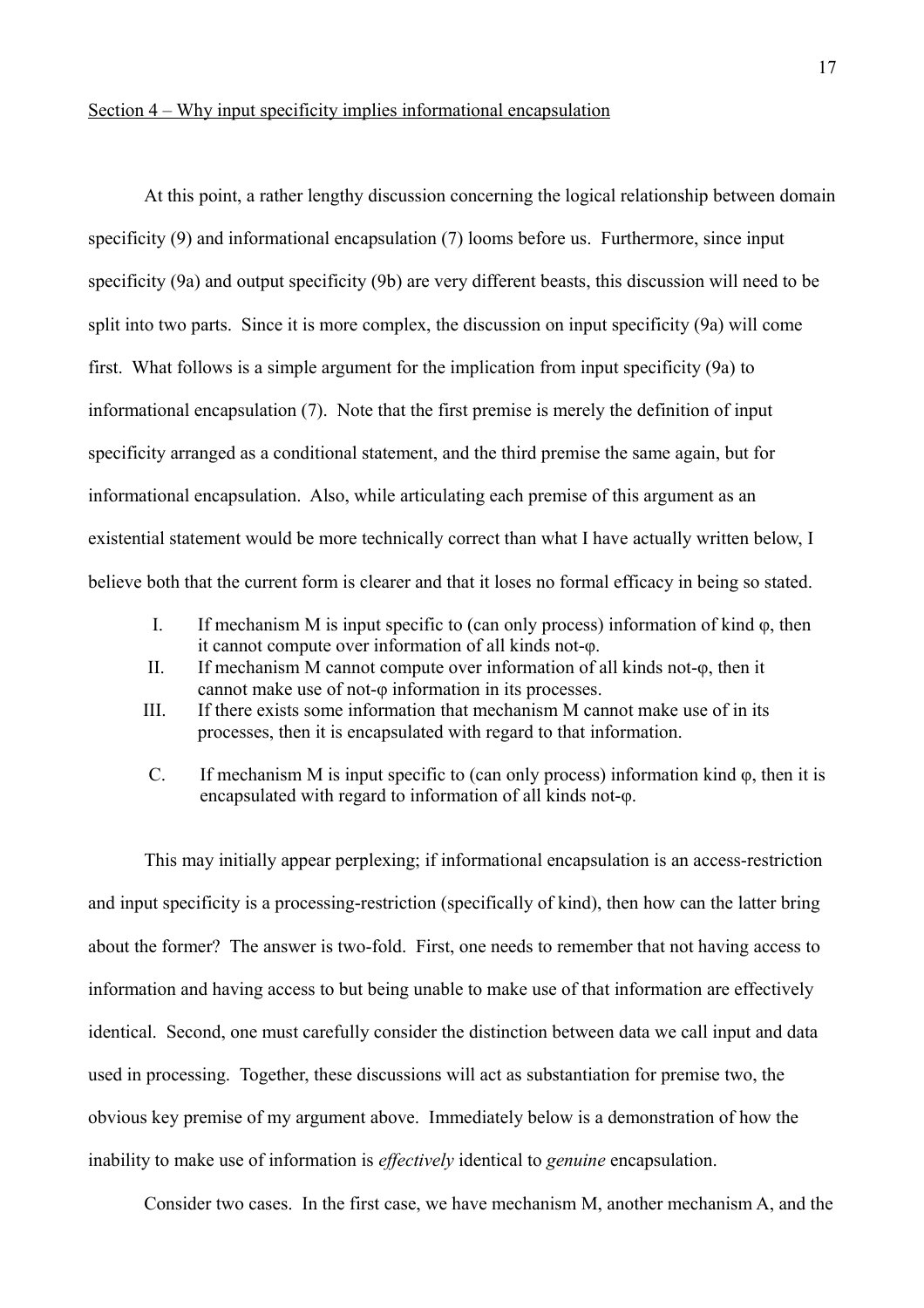Section 4 – Why input specificity implies informational encapsulation

At this point, a rather lengthy discussion concerning the logical relationship between domain specificity (9) and informational encapsulation (7) looms before us. Furthermore, since input specificity (9a) and output specificity (9b) are very different beasts, this discussion will need to be split into two parts. Since it is more complex, the discussion on input specificity (9a) will come first. What follows is a simple argument for the implication from input specificity (9a) to informational encapsulation (7). Note that the first premise is merely the definition of input specificity arranged as a conditional statement, and the third premise the same again, but for informational encapsulation. Also, while articulating each premise of this argument as an existential statement would be more technically correct than what I have actually written below, I believe both that the current form is clearer and that it loses no formal efficacy in being so stated.

I. If mechanism M is input specific to (can only process) information of kind φ, then it cannot compute over information of all kinds not-φ.
II. If mechanism M cannot compute over information of all kinds not-φ, then it cannot make use of not-φ information in its processes.
III. If there exists some information that mechanism M cannot make use of in its processes, then it is encapsulated with regard to that information.

C. If mechanism M is input specific to (can only process) information kind φ, then it is encapsulated with regard to information of all kinds not-φ.

This may initially appear perplexing; if informational encapsulation is an access-restriction and input specificity is a processing-restriction (specifically of kind), then how can the latter bring about the former? The answer is two-fold. First, one needs to remember that not having access to information and having access to but being unable to make use of that information are effectively identical. Second, one must carefully consider the distinction between data we call input and data used in processing. Together, these discussions will act as substantiation for premise two, the obvious key premise of my argument above. Immediately below is a demonstration of how the inability to make use of information is *effectively* identical to *genuine* encapsulation.

Consider two cases. In the first case, we have mechanism M, another mechanism A, and the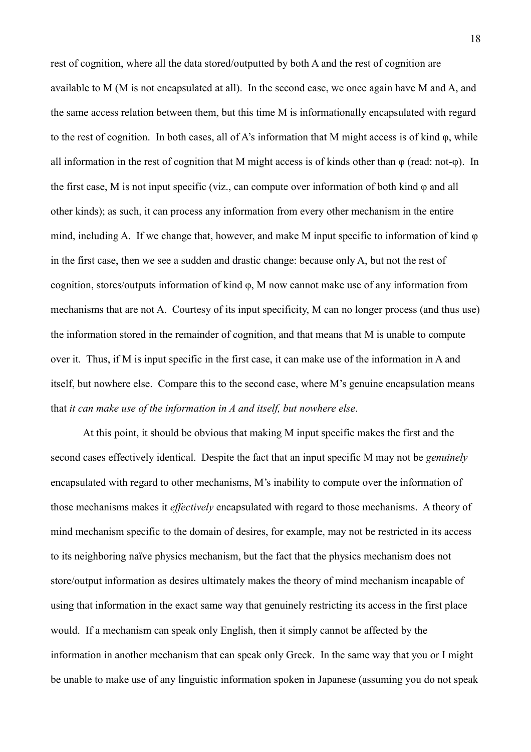rest of cognition, where all the data stored/outputted by both A and the rest of cognition are available to M (M is not encapsulated at all). In the second case, we once again have M and A, and the same access relation between them, but this time M is informationally encapsulated with regard to the rest of cognition. In both cases, all of A's information that M might access is of kind $\varphi$, while all information in the rest of cognition that M might access is of kinds other than $\varphi$ (read: not-$\varphi$). In the first case, M is not input specific (viz., can compute over information of both kind $\varphi$ and all other kinds); as such, it can process any information from every other mechanism in the entire mind, including A. If we change that, however, and make M input specific to information of kind $\varphi$ in the first case, then we see a sudden and drastic change: because only A, but not the rest of cognition, stores/outputs information of kind $\varphi$, M now cannot make use of any information from mechanisms that are not A. Courtesy of its input specificity, M can no longer process (and thus use) the information stored in the remainder of cognition, and that means that M is unable to compute over it. Thus, if M is input specific in the first case, it can make use of the information in A and itself, but nowhere else. Compare this to the second case, where M's genuine encapsulation means that *it can make use of the information in A and itself, but nowhere else*.

At this point, it should be obvious that making M input specific makes the first and the second cases effectively identical. Despite the fact that an input specific M may not be *genuinely* encapsulated with regard to other mechanisms, M's inability to compute over the information of those mechanisms makes it *effectively* encapsulated with regard to those mechanisms. A theory of mind mechanism specific to the domain of desires, for example, may not be restricted in its access to its neighboring naïve physics mechanism, but the fact that the physics mechanism does not store/output information as desires ultimately makes the theory of mind mechanism incapable of using that information in the exact same way that genuinely restricting its access in the first place would. If a mechanism can speak only English, then it simply cannot be affected by the information in another mechanism that can speak only Greek. In the same way that you or I might be unable to make use of any linguistic information spoken in Japanese (assuming you do not speak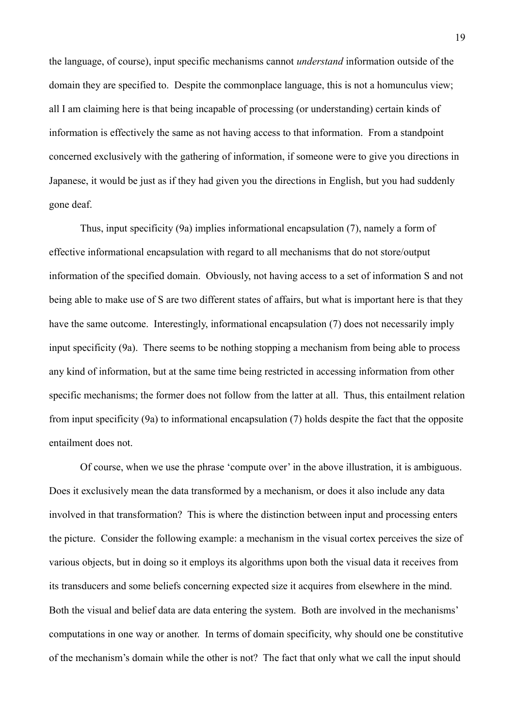the language, of course), input specific mechanisms cannot *understand* information outside of the domain they are specified to. Despite the commonplace language, this is not a homunculus view; all I am claiming here is that being incapable of processing (or understanding) certain kinds of information is effectively the same as not having access to that information. From a standpoint concerned exclusively with the gathering of information, if someone were to give you directions in Japanese, it would be just as if they had given you the directions in English, but you had suddenly gone deaf.

Thus, input specificity (9a) implies informational encapsulation (7), namely a form of effective informational encapsulation with regard to all mechanisms that do not store/output information of the specified domain. Obviously, not having access to a set of information S and not being able to make use of S are two different states of affairs, but what is important here is that they have the same outcome. Interestingly, informational encapsulation (7) does not necessarily imply input specificity (9a). There seems to be nothing stopping a mechanism from being able to process any kind of information, but at the same time being restricted in accessing information from other specific mechanisms; the former does not follow from the latter at all. Thus, this entailment relation from input specificity (9a) to informational encapsulation (7) holds despite the fact that the opposite entailment does not.

Of course, when we use the phrase 'compute over' in the above illustration, it is ambiguous. Does it exclusively mean the data transformed by a mechanism, or does it also include any data involved in that transformation? This is where the distinction between input and processing enters the picture. Consider the following example: a mechanism in the visual cortex perceives the size of various objects, but in doing so it employs its algorithms upon both the visual data it receives from its transducers and some beliefs concerning expected size it acquires from elsewhere in the mind. Both the visual and belief data are data entering the system. Both are involved in the mechanisms' computations in one way or another. In terms of domain specificity, why should one be constitutive of the mechanism's domain while the other is not? The fact that only what we call the input should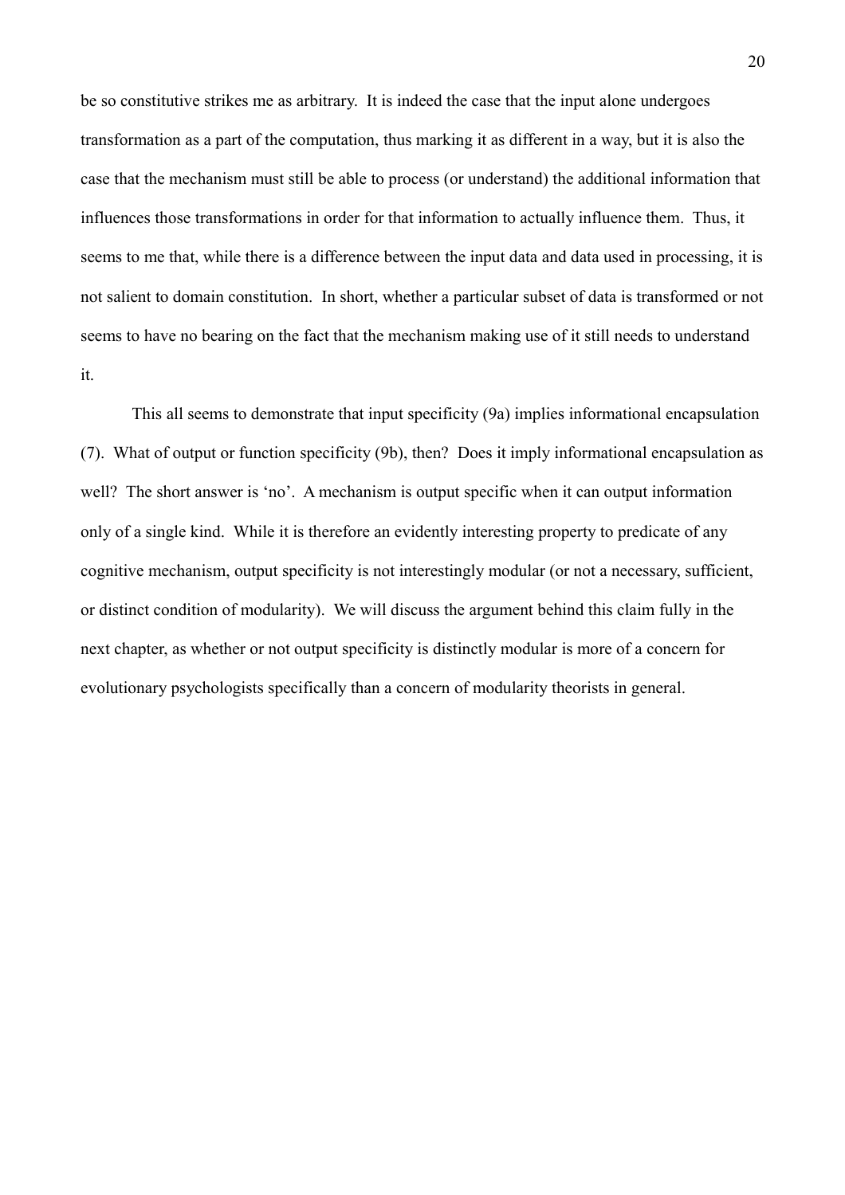be so constitutive strikes me as arbitrary. It is indeed the case that the input alone undergoes transformation as a part of the computation, thus marking it as different in a way, but it is also the case that the mechanism must still be able to process (or understand) the additional information that influences those transformations in order for that information to actually influence them. Thus, it seems to me that, while there is a difference between the input data and data used in processing, it is not salient to domain constitution. In short, whether a particular subset of data is transformed or not seems to have no bearing on the fact that the mechanism making use of it still needs to understand it.

This all seems to demonstrate that input specificity (9a) implies informational encapsulation (7). What of output or function specificity (9b), then? Does it imply informational encapsulation as well? The short answer is 'no'. A mechanism is output specific when it can output information only of a single kind. While it is therefore an evidently interesting property to predicate of any cognitive mechanism, output specificity is not interestingly modular (or not a necessary, sufficient, or distinct condition of modularity). We will discuss the argument behind this claim fully in the next chapter, as whether or not output specificity is distinctly modular is more of a concern for evolutionary psychologists specifically than a concern of modularity theorists in general.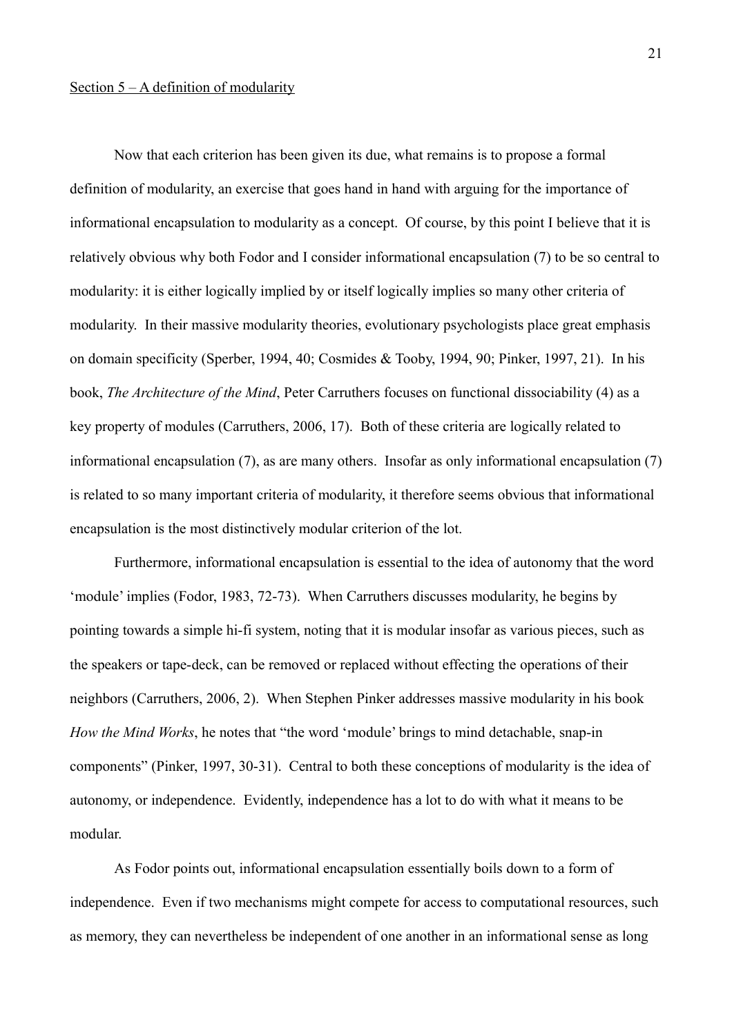Section 5 – A definition of modularity

Now that each criterion has been given its due, what remains is to propose a formal definition of modularity, an exercise that goes hand in hand with arguing for the importance of informational encapsulation to modularity as a concept. Of course, by this point I believe that it is relatively obvious why both Fodor and I consider informational encapsulation (7) to be so central to modularity: it is either logically implied by or itself logically implies so many other criteria of modularity. In their massive modularity theories, evolutionary psychologists place great emphasis on domain specificity (Sperber, 1994, 40; Cosmides & Tooby, 1994, 90; Pinker, 1997, 21). In his book, *The Architecture of the Mind*, Peter Carruthers focuses on functional dissociability (4) as a key property of modules (Carruthers, 2006, 17). Both of these criteria are logically related to informational encapsulation (7), as are many others. Insofar as only informational encapsulation (7) is related to so many important criteria of modularity, it therefore seems obvious that informational encapsulation is the most distinctively modular criterion of the lot.

Furthermore, informational encapsulation is essential to the idea of autonomy that the word 'module' implies (Fodor, 1983, 72-73). When Carruthers discusses modularity, he begins by pointing towards a simple hi-fi system, noting that it is modular insofar as various pieces, such as the speakers or tape-deck, can be removed or replaced without effecting the operations of their neighbors (Carruthers, 2006, 2). When Stephen Pinker addresses massive modularity in his book *How the Mind Works*, he notes that "the word 'module' brings to mind detachable, snap-in components" (Pinker, 1997, 30-31). Central to both these conceptions of modularity is the idea of autonomy, or independence. Evidently, independence has a lot to do with what it means to be modular.

As Fodor points out, informational encapsulation essentially boils down to a form of independence. Even if two mechanisms might compete for access to computational resources, such as memory, they can nevertheless be independent of one another in an informational sense as long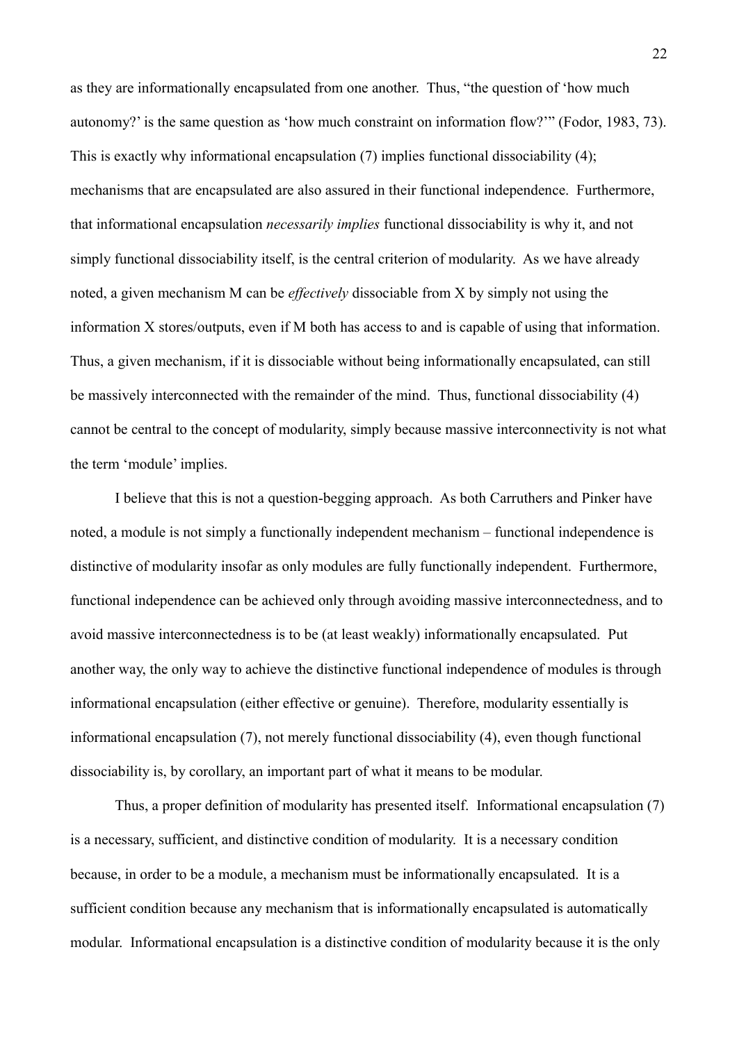as they are informationally encapsulated from one another. Thus, "the question of 'how much autonomy?' is the same question as 'how much constraint on information flow?'" (Fodor, 1983, 73). This is exactly why informational encapsulation (7) implies functional dissociability (4); mechanisms that are encapsulated are also assured in their functional independence. Furthermore, that informational encapsulation *necessarily implies* functional dissociability is why it, and not simply functional dissociability itself, is the central criterion of modularity. As we have already noted, a given mechanism M can be *effectively* dissociable from X by simply not using the information X stores/outputs, even if M both has access to and is capable of using that information. Thus, a given mechanism, if it is dissociable without being informationally encapsulated, can still be massively interconnected with the remainder of the mind. Thus, functional dissociability (4) cannot be central to the concept of modularity, simply because massive interconnectivity is not what the term 'module' implies.

I believe that this is not a question-begging approach. As both Carruthers and Pinker have noted, a module is not simply a functionally independent mechanism – functional independence is distinctive of modularity insofar as only modules are fully functionally independent. Furthermore, functional independence can be achieved only through avoiding massive interconnectedness, and to avoid massive interconnectedness is to be (at least weakly) informationally encapsulated. Put another way, the only way to achieve the distinctive functional independence of modules is through informational encapsulation (either effective or genuine). Therefore, modularity essentially is informational encapsulation (7), not merely functional dissociability (4), even though functional dissociability is, by corollary, an important part of what it means to be modular.

Thus, a proper definition of modularity has presented itself. Informational encapsulation (7) is a necessary, sufficient, and distinctive condition of modularity. It is a necessary condition because, in order to be a module, a mechanism must be informationally encapsulated. It is a sufficient condition because any mechanism that is informationally encapsulated is automatically modular. Informational encapsulation is a distinctive condition of modularity because it is the only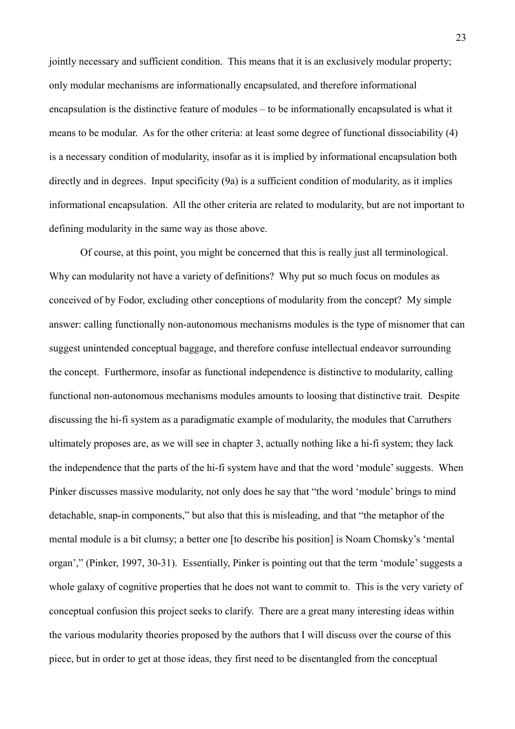jointly necessary and sufficient condition. This means that it is an exclusively modular property; only modular mechanisms are informationally encapsulated, and therefore informational encapsulation is the distinctive feature of modules – to be informationally encapsulated is what it means to be modular. As for the other criteria: at least some degree of functional dissociability (4) is a necessary condition of modularity, insofar as it is implied by informational encapsulation both directly and in degrees. Input specificity (9a) is a sufficient condition of modularity, as it implies informational encapsulation. All the other criteria are related to modularity, but are not important to defining modularity in the same way as those above.

Of course, at this point, you might be concerned that this is really just all terminological. Why can modularity not have a variety of definitions? Why put so much focus on modules as conceived of by Fodor, excluding other conceptions of modularity from the concept? My simple answer: calling functionally non-autonomous mechanisms modules is the type of misnomer that can suggest unintended conceptual baggage, and therefore confuse intellectual endeavor surrounding the concept. Furthermore, insofar as functional independence is distinctive to modularity, calling functional non-autonomous mechanisms modules amounts to loosing that distinctive trait. Despite discussing the hi-fi system as a paradigmatic example of modularity, the modules that Carruthers ultimately proposes are, as we will see in chapter 3, actually nothing like a hi-fi system; they lack the independence that the parts of the hi-fi system have and that the word 'module' suggests. When Pinker discusses massive modularity, not only does he say that "the word 'module' brings to mind detachable, snap-in components," but also that this is misleading, and that "the metaphor of the mental module is a bit clumsy; a better one [to describe his position] is Noam Chomsky's 'mental organ'," (Pinker, 1997, 30-31). Essentially, Pinker is pointing out that the term 'module' suggests a whole galaxy of cognitive properties that he does not want to commit to. This is the very variety of conceptual confusion this project seeks to clarify. There are a great many interesting ideas within the various modularity theories proposed by the authors that I will discuss over the course of this piece, but in order to get at those ideas, they first need to be disentangled from the conceptual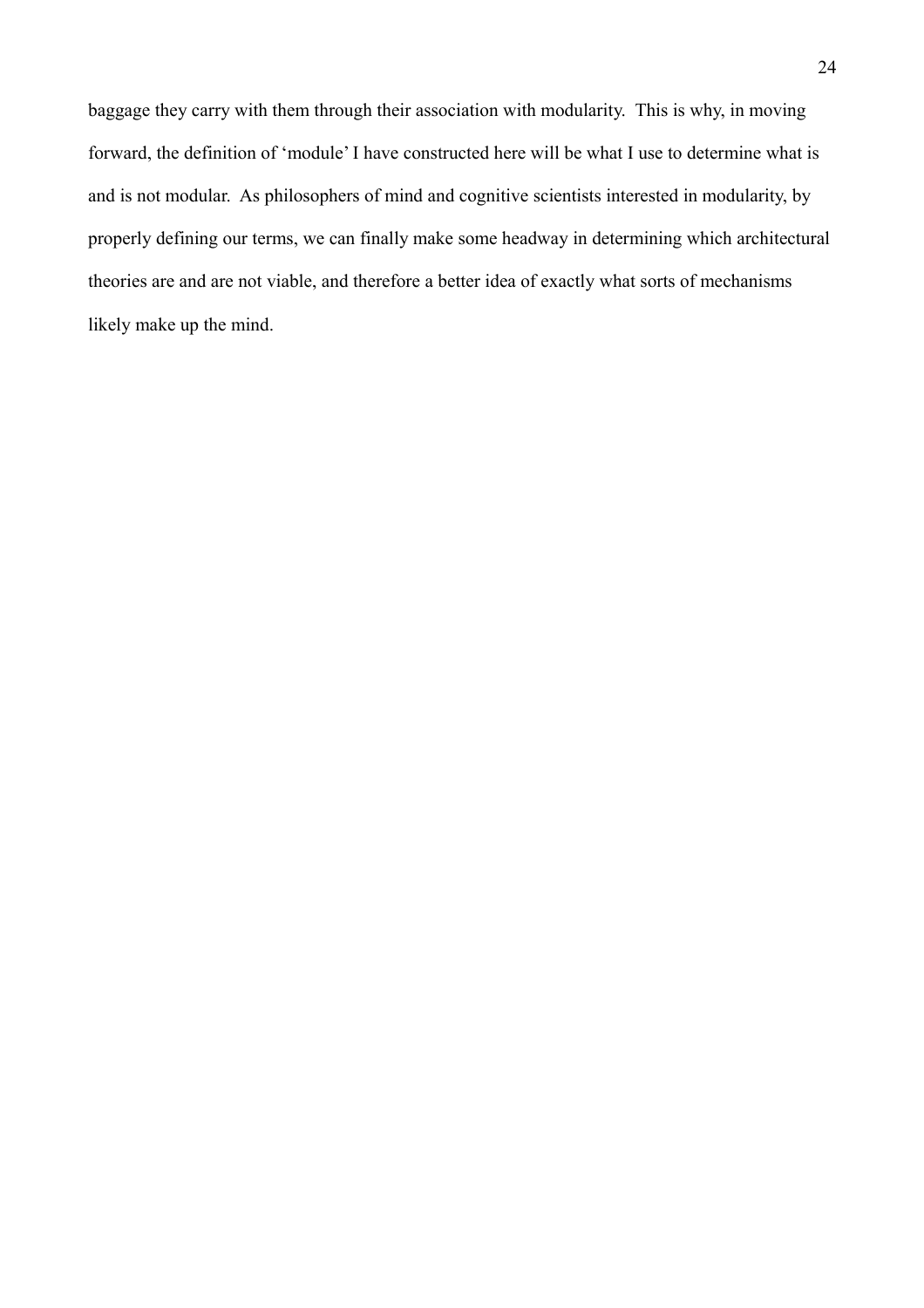baggage they carry with them through their association with modularity. This is why, in moving forward, the definition of 'module' I have constructed here will be what I use to determine what is and is not modular. As philosophers of mind and cognitive scientists interested in modularity, by properly defining our terms, we can finally make some headway in determining which architectural theories are and are not viable, and therefore a better idea of exactly what sorts of mechanisms likely make up the mind.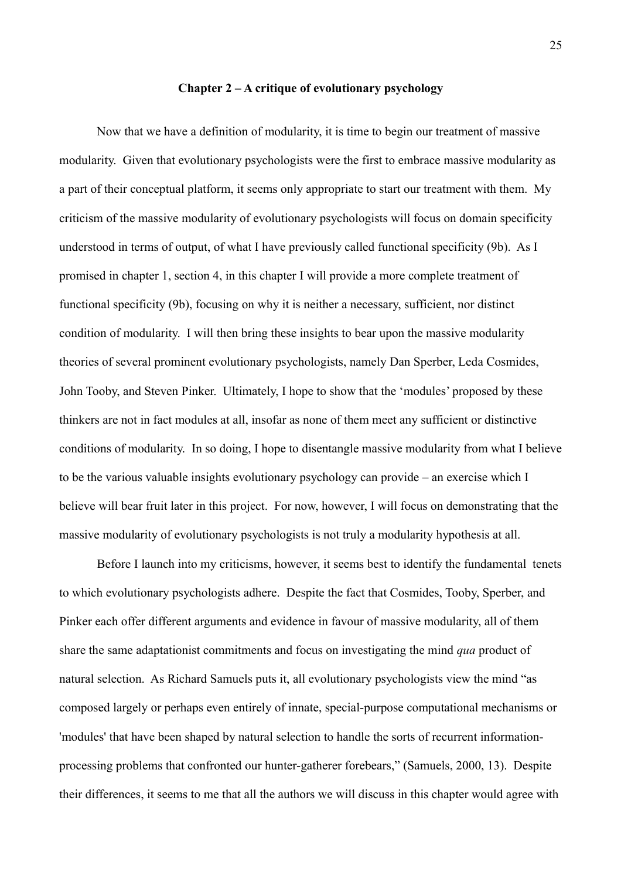## Chapter 2 – A critique of evolutionary psychology

Now that we have a definition of modularity, it is time to begin our treatment of massive modularity. Given that evolutionary psychologists were the first to embrace massive modularity as a part of their conceptual platform, it seems only appropriate to start our treatment with them. My criticism of the massive modularity of evolutionary psychologists will focus on domain specificity understood in terms of output, of what I have previously called functional specificity (9b). As I promised in chapter 1, section 4, in this chapter I will provide a more complete treatment of functional specificity (9b), focusing on why it is neither a necessary, sufficient, nor distinct condition of modularity. I will then bring these insights to bear upon the massive modularity theories of several prominent evolutionary psychologists, namely Dan Sperber, Leda Cosmides, John Tooby, and Steven Pinker. Ultimately, I hope to show that the 'modules' proposed by these thinkers are not in fact modules at all, insofar as none of them meet any sufficient or distinctive conditions of modularity. In so doing, I hope to disentangle massive modularity from what I believe to be the various valuable insights evolutionary psychology can provide – an exercise which I believe will bear fruit later in this project. For now, however, I will focus on demonstrating that the massive modularity of evolutionary psychologists is not truly a modularity hypothesis at all.

Before I launch into my criticisms, however, it seems best to identify the fundamental tenets to which evolutionary psychologists adhere. Despite the fact that Cosmides, Tooby, Sperber, and Pinker each offer different arguments and evidence in favour of massive modularity, all of them share the same adaptationist commitments and focus on investigating the mind *qua* product of natural selection. As Richard Samuels puts it, all evolutionary psychologists view the mind "as composed largely or perhaps even entirely of innate, special-purpose computational mechanisms or 'modules' that have been shaped by natural selection to handle the sorts of recurrent information-processing problems that confronted our hunter-gatherer forebears," (Samuels, 2000, 13). Despite their differences, it seems to me that all the authors we will discuss in this chapter would agree with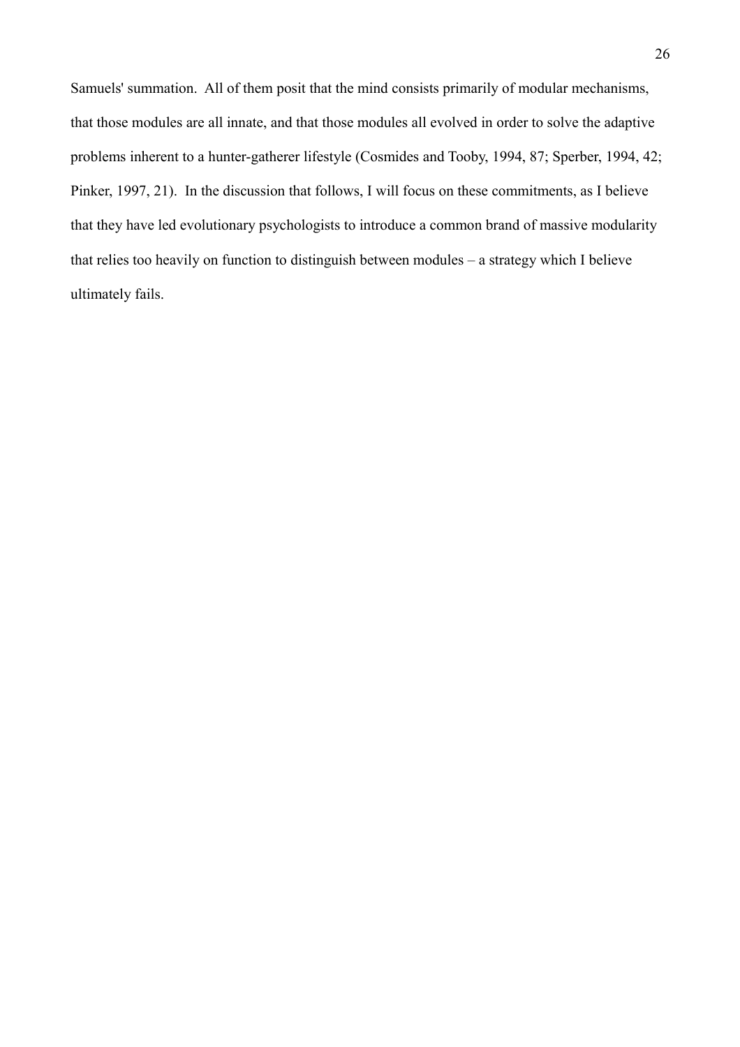Samuels' summation. All of them posit that the mind consists primarily of modular mechanisms, that those modules are all innate, and that those modules all evolved in order to solve the adaptive problems inherent to a hunter-gatherer lifestyle (Cosmides and Tooby, 1994, 87; Sperber, 1994, 42; Pinker, 1997, 21). In the discussion that follows, I will focus on these commitments, as I believe that they have led evolutionary psychologists to introduce a common brand of massive modularity that relies too heavily on function to distinguish between modules – a strategy which I believe ultimately fails.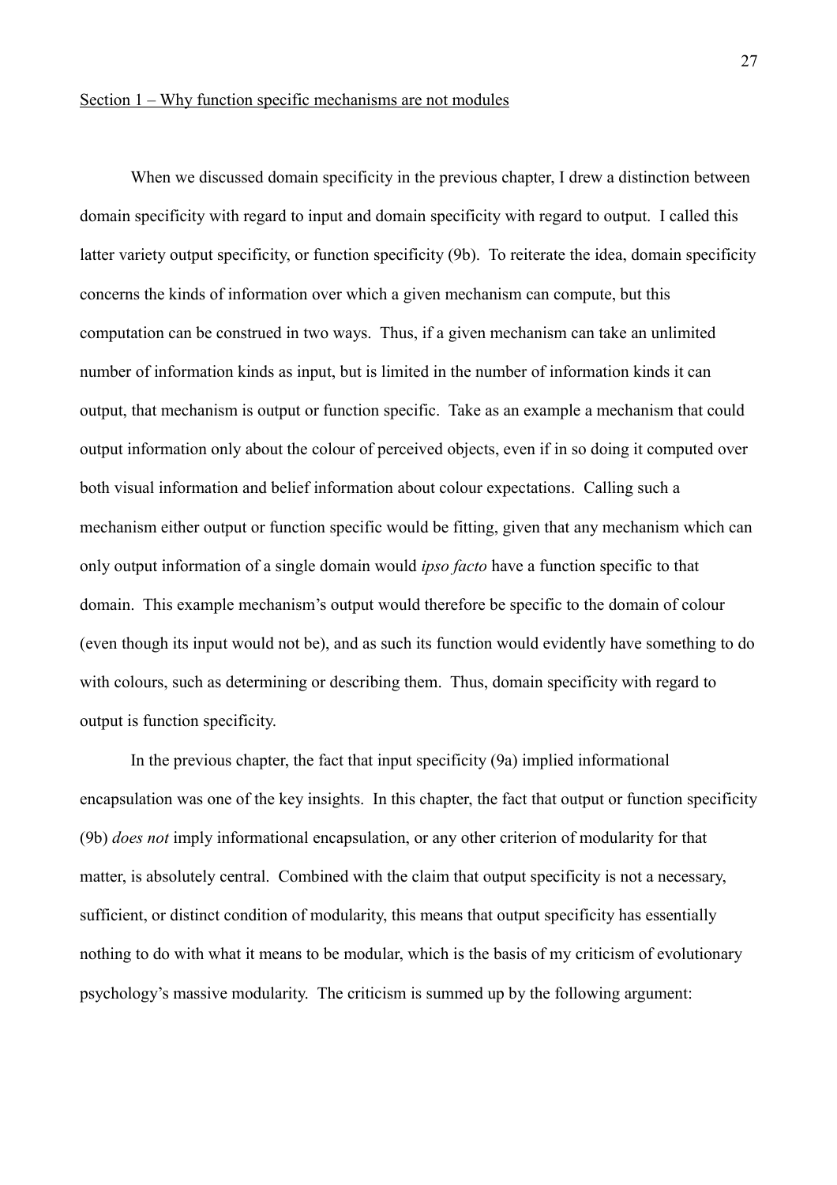## Section 1 – Why function specific mechanisms are not modules

When we discussed domain specificity in the previous chapter, I drew a distinction between domain specificity with regard to input and domain specificity with regard to output. I called this latter variety output specificity, or function specificity (9b). To reiterate the idea, domain specificity concerns the kinds of information over which a given mechanism can compute, but this computation can be construed in two ways. Thus, if a given mechanism can take an unlimited number of information kinds as input, but is limited in the number of information kinds it can output, that mechanism is output or function specific. Take as an example a mechanism that could output information only about the colour of perceived objects, even if in so doing it computed over both visual information and belief information about colour expectations. Calling such a mechanism either output or function specific would be fitting, given that any mechanism which can only output information of a single domain would *ipso facto* have a function specific to that domain. This example mechanism's output would therefore be specific to the domain of colour (even though its input would not be), and as such its function would evidently have something to do with colours, such as determining or describing them. Thus, domain specificity with regard to output is function specificity.

In the previous chapter, the fact that input specificity (9a) implied informational encapsulation was one of the key insights. In this chapter, the fact that output or function specificity (9b) *does not* imply informational encapsulation, or any other criterion of modularity for that matter, is absolutely central. Combined with the claim that output specificity is not a necessary, sufficient, or distinct condition of modularity, this means that output specificity has essentially nothing to do with what it means to be modular, which is the basis of my criticism of evolutionary psychology's massive modularity. The criticism is summed up by the following argument: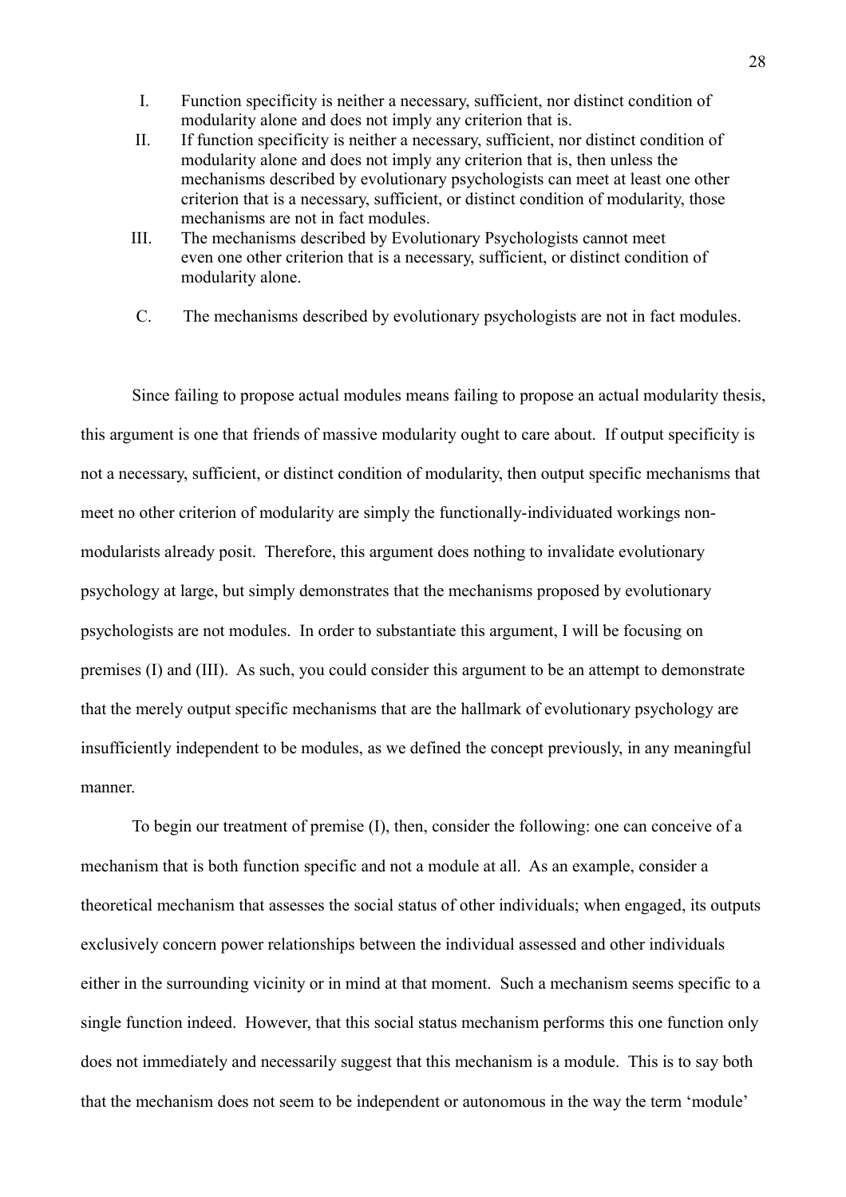I. Function specificity is neither a necessary, sufficient, nor distinct condition of modularity alone and does not imply any criterion that is.

II. If function specificity is neither a necessary, sufficient, nor distinct condition of modularity alone and does not imply any criterion that is, then unless the mechanisms described by evolutionary psychologists can meet at least one other criterion that is a necessary, sufficient, or distinct condition of modularity, those mechanisms are not in fact modules.

III. The mechanisms described by Evolutionary Psychologists cannot meet even one other criterion that is a necessary, sufficient, or distinct condition of modularity alone.

C. The mechanisms described by evolutionary psychologists are not in fact modules.

Since failing to propose actual modules means failing to propose an actual modularity thesis, this argument is one that friends of massive modularity ought to care about. If output specificity is not a necessary, sufficient, or distinct condition of modularity, then output specific mechanisms that meet no other criterion of modularity are simply the functionally-individuated workings non-modularists already posit. Therefore, this argument does nothing to invalidate evolutionary psychology at large, but simply demonstrates that the mechanisms proposed by evolutionary psychologists are not modules. In order to substantiate this argument, I will be focusing on premises (I) and (III). As such, you could consider this argument to be an attempt to demonstrate that the merely output specific mechanisms that are the hallmark of evolutionary psychology are insufficiently independent to be modules, as we defined the concept previously, in any meaningful manner.

To begin our treatment of premise (I), then, consider the following: one can conceive of a mechanism that is both function specific and not a module at all. As an example, consider a theoretical mechanism that assesses the social status of other individuals; when engaged, its outputs exclusively concern power relationships between the individual assessed and other individuals either in the surrounding vicinity or in mind at that moment. Such a mechanism seems specific to a single function indeed. However, that this social status mechanism performs this one function only does not immediately and necessarily suggest that this mechanism is a module. This is to say both that the mechanism does not seem to be independent or autonomous in the way the term 'module'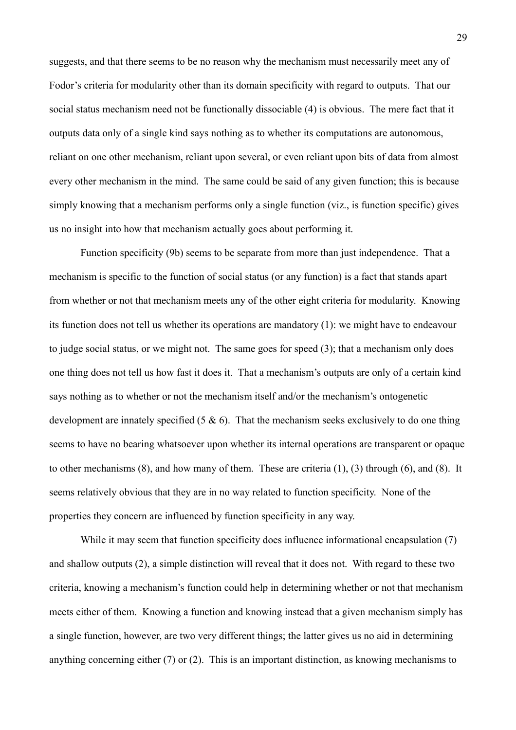suggests, and that there seems to be no reason why the mechanism must necessarily meet any of Fodor's criteria for modularity other than its domain specificity with regard to outputs. That our social status mechanism need not be functionally dissociable (4) is obvious. The mere fact that it outputs data only of a single kind says nothing as to whether its computations are autonomous, reliant on one other mechanism, reliant upon several, or even reliant upon bits of data from almost every other mechanism in the mind. The same could be said of any given function; this is because simply knowing that a mechanism performs only a single function (viz., is function specific) gives us no insight into how that mechanism actually goes about performing it.

Function specificity (9b) seems to be separate from more than just independence. That a mechanism is specific to the function of social status (or any function) is a fact that stands apart from whether or not that mechanism meets any of the other eight criteria for modularity. Knowing its function does not tell us whether its operations are mandatory (1): we might have to endeavour to judge social status, or we might not. The same goes for speed (3); that a mechanism only does one thing does not tell us how fast it does it. That a mechanism's outputs are only of a certain kind says nothing as to whether or not the mechanism itself and/or the mechanism's ontogenetic development are innately specified (5 & 6). That the mechanism seeks exclusively to do one thing seems to have no bearing whatsoever upon whether its internal operations are transparent or opaque to other mechanisms (8), and how many of them. These are criteria (1), (3) through (6), and (8). It seems relatively obvious that they are in no way related to function specificity. None of the properties they concern are influenced by function specificity in any way.

While it may seem that function specificity does influence informational encapsulation (7) and shallow outputs (2), a simple distinction will reveal that it does not. With regard to these two criteria, knowing a mechanism's function could help in determining whether or not that mechanism meets either of them. Knowing a function and knowing instead that a given mechanism simply has a single function, however, are two very different things; the latter gives us no aid in determining anything concerning either (7) or (2). This is an important distinction, as knowing mechanisms to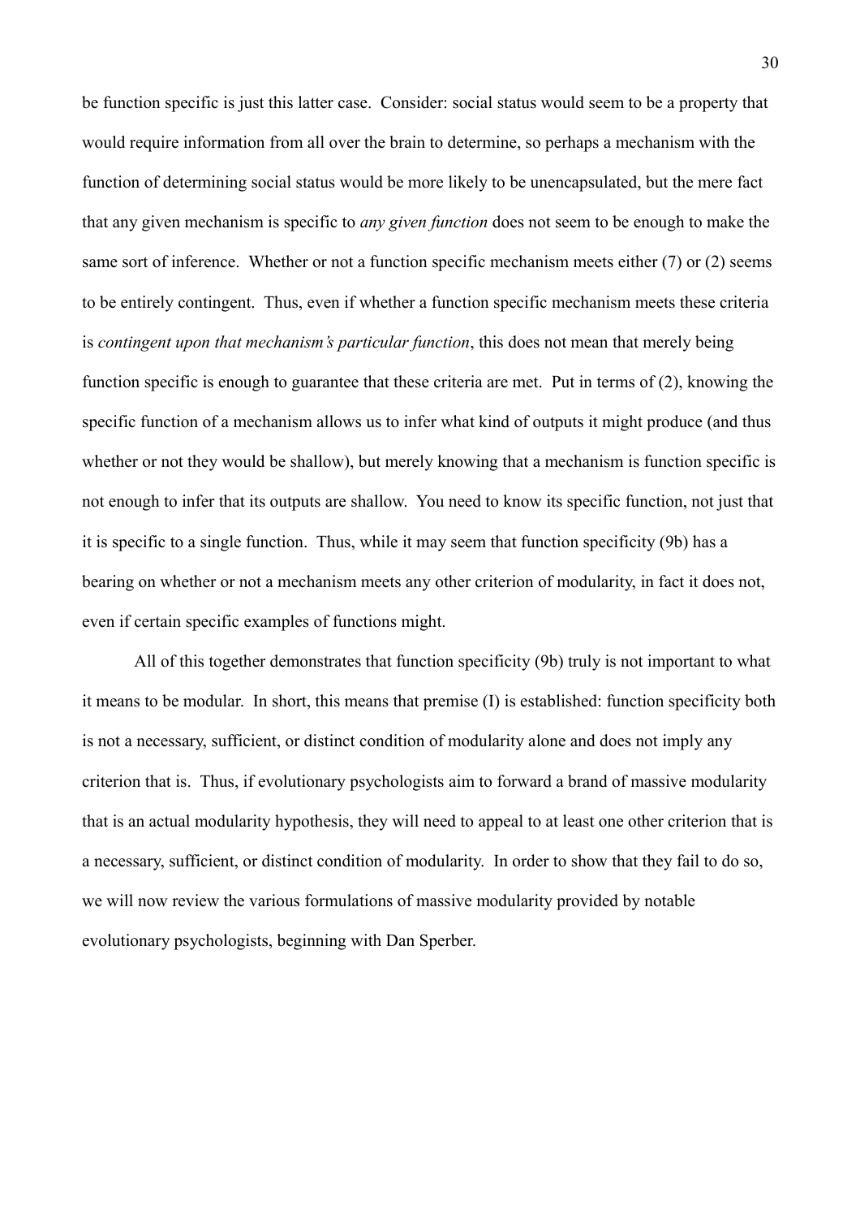be function specific is just this latter case. Consider: social status would seem to be a property that would require information from all over the brain to determine, so perhaps a mechanism with the function of determining social status would be more likely to be unencapsulated, but the mere fact that any given mechanism is specific to *any given function* does not seem to be enough to make the same sort of inference. Whether or not a function specific mechanism meets either (7) or (2) seems to be entirely contingent. Thus, even if whether a function specific mechanism meets these criteria is *contingent upon that mechanism's particular function*, this does not mean that merely being function specific is enough to guarantee that these criteria are met. Put in terms of (2), knowing the specific function of a mechanism allows us to infer what kind of outputs it might produce (and thus whether or not they would be shallow), but merely knowing that a mechanism is function specific is not enough to infer that its outputs are shallow. You need to know its specific function, not just that it is specific to a single function. Thus, while it may seem that function specificity (9b) has a bearing on whether or not a mechanism meets any other criterion of modularity, in fact it does not, even if certain specific examples of functions might.

All of this together demonstrates that function specificity (9b) truly is not important to what it means to be modular. In short, this means that premise (I) is established: function specificity both is not a necessary, sufficient, or distinct condition of modularity alone and does not imply any criterion that is. Thus, if evolutionary psychologists aim to forward a brand of massive modularity that is an actual modularity hypothesis, they will need to appeal to at least one other criterion that is a necessary, sufficient, or distinct condition of modularity. In order to show that they fail to do so, we will now review the various formulations of massive modularity provided by notable evolutionary psychologists, beginning with Dan Sperber.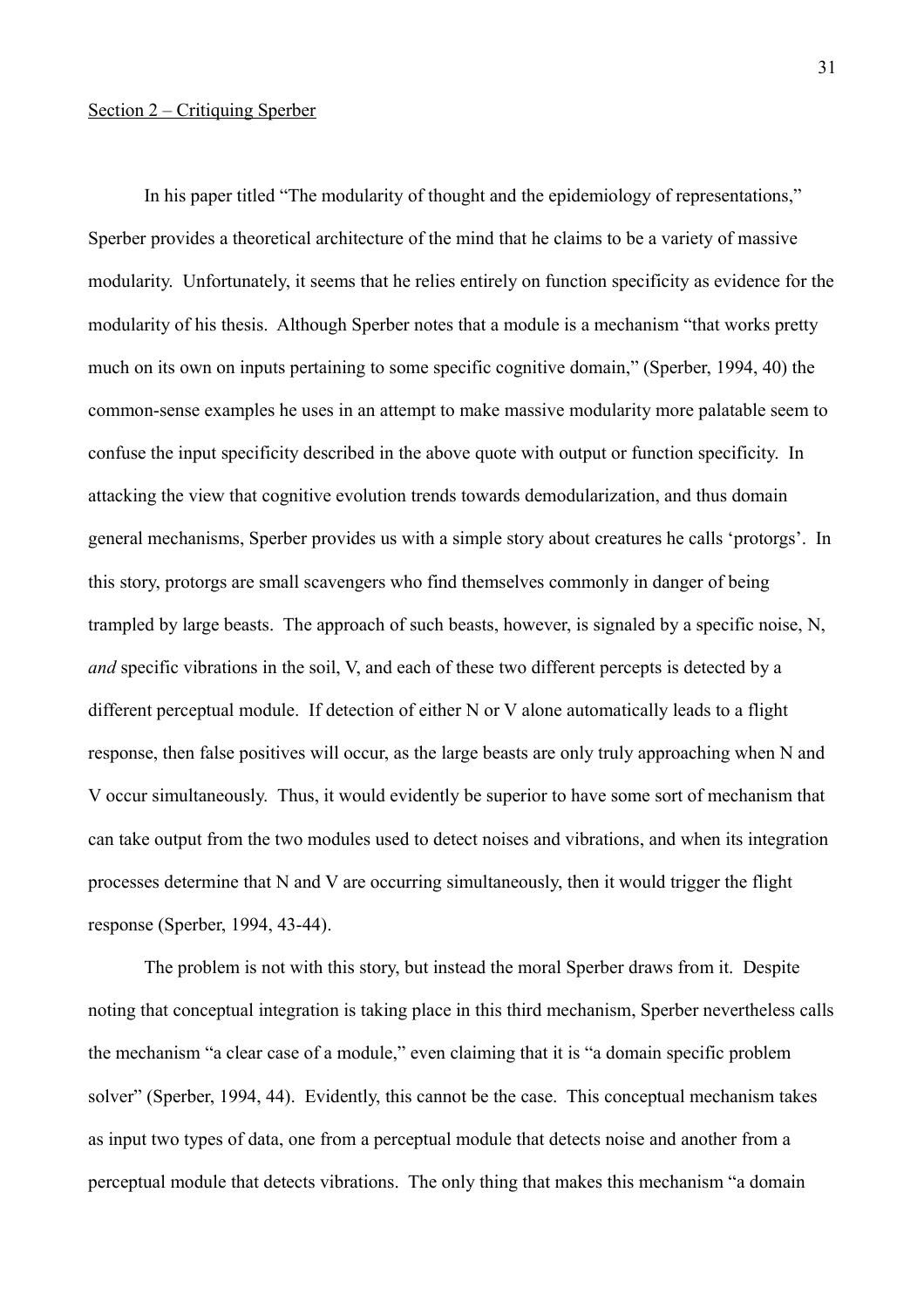<u>Section 2 – Critiquing Sperber</u>

In his paper titled "The modularity of thought and the epidemiology of representations," Sperber provides a theoretical architecture of the mind that he claims to be a variety of massive modularity. Unfortunately, it seems that he relies entirely on function specificity as evidence for the modularity of his thesis. Although Sperber notes that a module is a mechanism "that works pretty much on its own on inputs pertaining to some specific cognitive domain," (Sperber, 1994, 40) the common-sense examples he uses in an attempt to make massive modularity more palatable seem to confuse the input specificity described in the above quote with output or function specificity. In attacking the view that cognitive evolution trends towards demodularization, and thus domain general mechanisms, Sperber provides us with a simple story about creatures he calls 'protorgs'. In this story, protorgs are small scavengers who find themselves commonly in danger of being trampled by large beasts. The approach of such beasts, however, is signaled by a specific noise, N, *and* specific vibrations in the soil, V, and each of these two different percepts is detected by a different perceptual module. If detection of either N or V alone automatically leads to a flight response, then false positives will occur, as the large beasts are only truly approaching when N and V occur simultaneously. Thus, it would evidently be superior to have some sort of mechanism that can take output from the two modules used to detect noises and vibrations, and when its integration processes determine that N and V are occurring simultaneously, then it would trigger the flight response (Sperber, 1994, 43-44).

The problem is not with this story, but instead the moral Sperber draws from it. Despite noting that conceptual integration is taking place in this third mechanism, Sperber nevertheless calls the mechanism "a clear case of a module," even claiming that it is "a domain specific problem solver" (Sperber, 1994, 44). Evidently, this cannot be the case. This conceptual mechanism takes as input two types of data, one from a perceptual module that detects noise and another from a perceptual module that detects vibrations. The only thing that makes this mechanism "a domain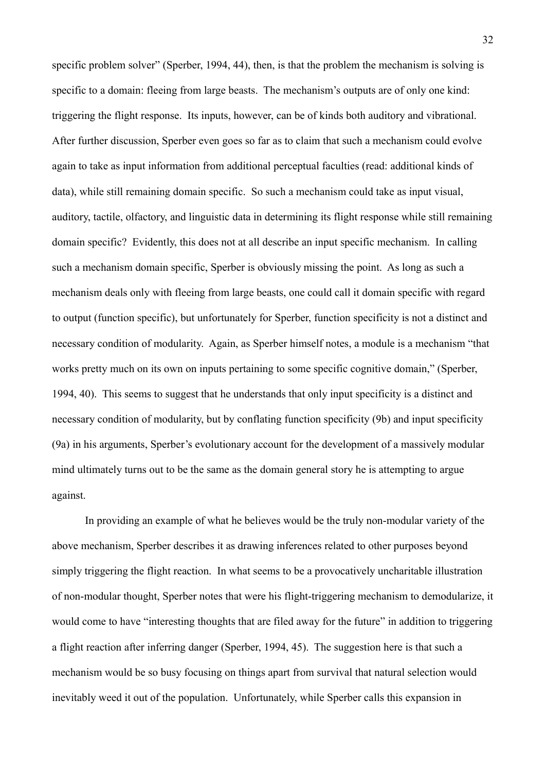specific problem solver" (Sperber, 1994, 44), then, is that the problem the mechanism is solving is specific to a domain: fleeing from large beasts. The mechanism's outputs are of only one kind: triggering the flight response. Its inputs, however, can be of kinds both auditory and vibrational. After further discussion, Sperber even goes so far as to claim that such a mechanism could evolve again to take as input information from additional perceptual faculties (read: additional kinds of data), while still remaining domain specific. So such a mechanism could take as input visual, auditory, tactile, olfactory, and linguistic data in determining its flight response while still remaining domain specific? Evidently, this does not at all describe an input specific mechanism. In calling such a mechanism domain specific, Sperber is obviously missing the point. As long as such a mechanism deals only with fleeing from large beasts, one could call it domain specific with regard to output (function specific), but unfortunately for Sperber, function specificity is not a distinct and necessary condition of modularity. Again, as Sperber himself notes, a module is a mechanism "that works pretty much on its own on inputs pertaining to some specific cognitive domain," (Sperber, 1994, 40). This seems to suggest that he understands that only input specificity is a distinct and necessary condition of modularity, but by conflating function specificity (9b) and input specificity (9a) in his arguments, Sperber's evolutionary account for the development of a massively modular mind ultimately turns out to be the same as the domain general story he is attempting to argue against.

In providing an example of what he believes would be the truly non-modular variety of the above mechanism, Sperber describes it as drawing inferences related to other purposes beyond simply triggering the flight reaction. In what seems to be a provocatively uncharitable illustration of non-modular thought, Sperber notes that were his flight-triggering mechanism to demodularize, it would come to have "interesting thoughts that are filed away for the future" in addition to triggering a flight reaction after inferring danger (Sperber, 1994, 45). The suggestion here is that such a mechanism would be so busy focusing on things apart from survival that natural selection would inevitably weed it out of the population. Unfortunately, while Sperber calls this expansion in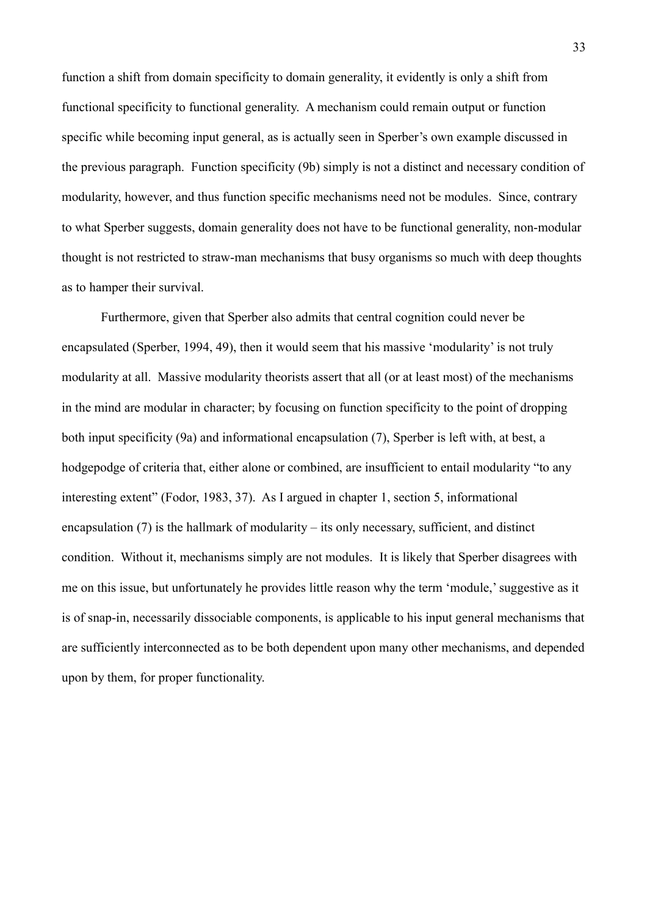function a shift from domain specificity to domain generality, it evidently is only a shift from functional specificity to functional generality. A mechanism could remain output or function specific while becoming input general, as is actually seen in Sperber's own example discussed in the previous paragraph. Function specificity (9b) simply is not a distinct and necessary condition of modularity, however, and thus function specific mechanisms need not be modules. Since, contrary to what Sperber suggests, domain generality does not have to be functional generality, non-modular thought is not restricted to straw-man mechanisms that busy organisms so much with deep thoughts as to hamper their survival.

Furthermore, given that Sperber also admits that central cognition could never be encapsulated (Sperber, 1994, 49), then it would seem that his massive 'modularity' is not truly modularity at all. Massive modularity theorists assert that all (or at least most) of the mechanisms in the mind are modular in character; by focusing on function specificity to the point of dropping both input specificity (9a) and informational encapsulation (7), Sperber is left with, at best, a hodgepodge of criteria that, either alone or combined, are insufficient to entail modularity "to any interesting extent" (Fodor, 1983, 37). As I argued in chapter 1, section 5, informational encapsulation (7) is the hallmark of modularity – its only necessary, sufficient, and distinct condition. Without it, mechanisms simply are not modules. It is likely that Sperber disagrees with me on this issue, but unfortunately he provides little reason why the term 'module,' suggestive as it is of snap-in, necessarily dissociable components, is applicable to his input general mechanisms that are sufficiently interconnected as to be both dependent upon many other mechanisms, and depended upon by them, for proper functionality.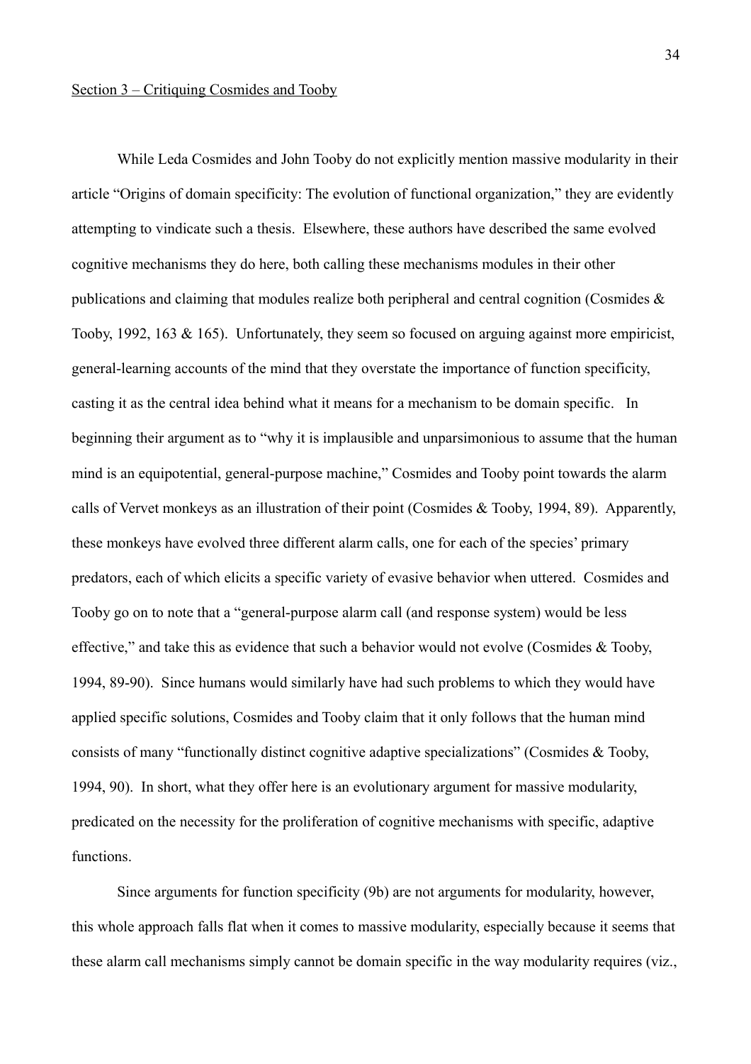<u>Section 3 – Critiquing Cosmides and Tooby</u>

While Leda Cosmides and John Tooby do not explicitly mention massive modularity in their article "Origins of domain specificity: The evolution of functional organization," they are evidently attempting to vindicate such a thesis. Elsewhere, these authors have described the same evolved cognitive mechanisms they do here, both calling these mechanisms modules in their other publications and claiming that modules realize both peripheral and central cognition (Cosmides & Tooby, 1992, 163 & 165). Unfortunately, they seem so focused on arguing against more empiricist, general-learning accounts of the mind that they overstate the importance of function specificity, casting it as the central idea behind what it means for a mechanism to be domain specific. In beginning their argument as to "why it is implausible and unparsimonious to assume that the human mind is an equipotential, general-purpose machine," Cosmides and Tooby point towards the alarm calls of Vervet monkeys as an illustration of their point (Cosmides & Tooby, 1994, 89). Apparently, these monkeys have evolved three different alarm calls, one for each of the species' primary predators, each of which elicits a specific variety of evasive behavior when uttered. Cosmides and Tooby go on to note that a "general-purpose alarm call (and response system) would be less effective," and take this as evidence that such a behavior would not evolve (Cosmides & Tooby, 1994, 89-90). Since humans would similarly have had such problems to which they would have applied specific solutions, Cosmides and Tooby claim that it only follows that the human mind consists of many "functionally distinct cognitive adaptive specializations" (Cosmides & Tooby, 1994, 90). In short, what they offer here is an evolutionary argument for massive modularity, predicated on the necessity for the proliferation of cognitive mechanisms with specific, adaptive functions.

Since arguments for function specificity (9b) are not arguments for modularity, however, this whole approach falls flat when it comes to massive modularity, especially because it seems that these alarm call mechanisms simply cannot be domain specific in the way modularity requires (viz.,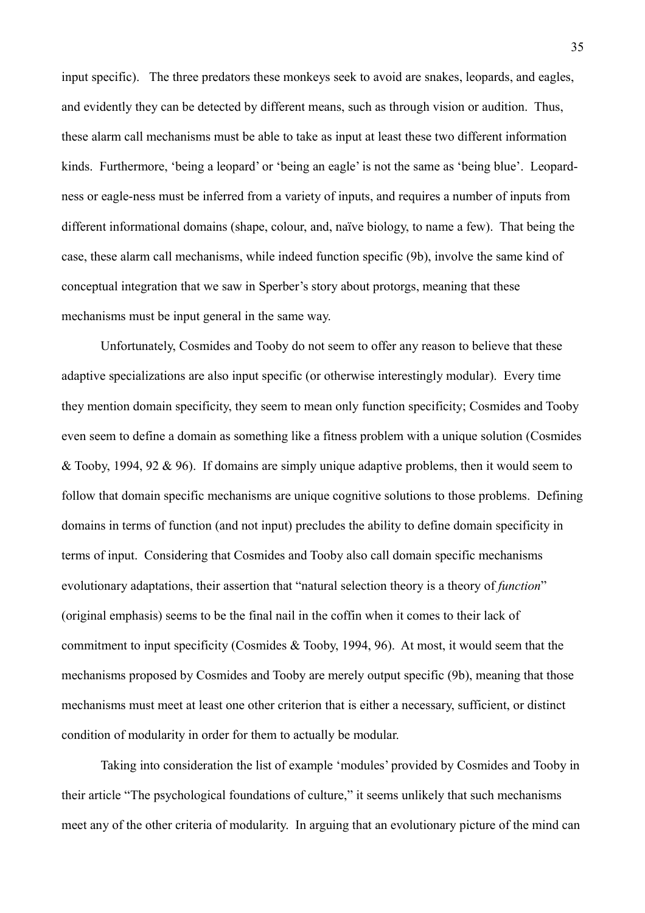input specific). The three predators these monkeys seek to avoid are snakes, leopards, and eagles, and evidently they can be detected by different means, such as through vision or audition. Thus, these alarm call mechanisms must be able to take as input at least these two different information kinds. Furthermore, 'being a leopard' or 'being an eagle' is not the same as 'being blue'. Leopard-ness or eagle-ness must be inferred from a variety of inputs, and requires a number of inputs from different informational domains (shape, colour, and, naïve biology, to name a few). That being the case, these alarm call mechanisms, while indeed function specific (9b), involve the same kind of conceptual integration that we saw in Sperber's story about protorgs, meaning that these mechanisms must be input general in the same way.

Unfortunately, Cosmides and Tooby do not seem to offer any reason to believe that these adaptive specializations are also input specific (or otherwise interestingly modular). Every time they mention domain specificity, they seem to mean only function specificity; Cosmides and Tooby even seem to define a domain as something like a fitness problem with a unique solution (Cosmides & Tooby, 1994, 92 & 96). If domains are simply unique adaptive problems, then it would seem to follow that domain specific mechanisms are unique cognitive solutions to those problems. Defining domains in terms of function (and not input) precludes the ability to define domain specificity in terms of input. Considering that Cosmides and Tooby also call domain specific mechanisms evolutionary adaptations, their assertion that "natural selection theory is a theory of *function*" (original emphasis) seems to be the final nail in the coffin when it comes to their lack of commitment to input specificity (Cosmides & Tooby, 1994, 96). At most, it would seem that the mechanisms proposed by Cosmides and Tooby are merely output specific (9b), meaning that those mechanisms must meet at least one other criterion that is either a necessary, sufficient, or distinct condition of modularity in order for them to actually be modular.

Taking into consideration the list of example 'modules' provided by Cosmides and Tooby in their article "The psychological foundations of culture," it seems unlikely that such mechanisms meet any of the other criteria of modularity. In arguing that an evolutionary picture of the mind can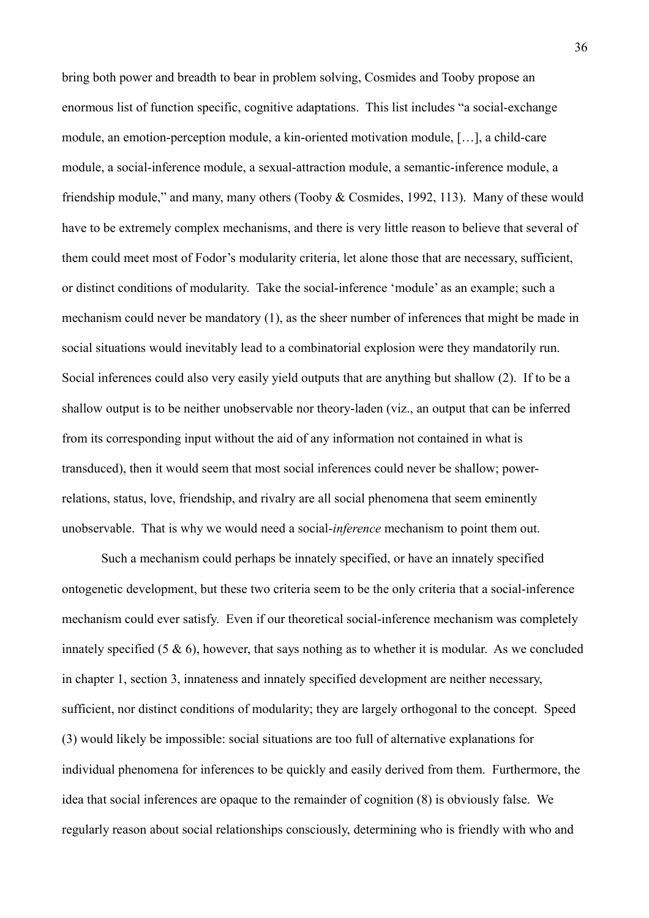bring both power and breadth to bear in problem solving, Cosmides and Tooby propose an enormous list of function specific, cognitive adaptations. This list includes "a social-exchange module, an emotion-perception module, a kin-oriented motivation module, […], a child-care module, a social-inference module, a sexual-attraction module, a semantic-inference module, a friendship module," and many, many others (Tooby & Cosmides, 1992, 113). Many of these would have to be extremely complex mechanisms, and there is very little reason to believe that several of them could meet most of Fodor's modularity criteria, let alone those that are necessary, sufficient, or distinct conditions of modularity. Take the social-inference 'module' as an example; such a mechanism could never be mandatory (1), as the sheer number of inferences that might be made in social situations would inevitably lead to a combinatorial explosion were they mandatorily run. Social inferences could also very easily yield outputs that are anything but shallow (2). If to be a shallow output is to be neither unobservable nor theory-laden (viz., an output that can be inferred from its corresponding input without the aid of any information not contained in what is transduced), then it would seem that most social inferences could never be shallow; power-relations, status, love, friendship, and rivalry are all social phenomena that seem eminently unobservable. That is why we would need a social-*inference* mechanism to point them out.

Such a mechanism could perhaps be innately specified, or have an innately specified ontogenetic development, but these two criteria seem to be the only criteria that a social-inference mechanism could ever satisfy. Even if our theoretical social-inference mechanism was completely innately specified (5 & 6), however, that says nothing as to whether it is modular. As we concluded in chapter 1, section 3, innateness and innately specified development are neither necessary, sufficient, nor distinct conditions of modularity; they are largely orthogonal to the concept. Speed (3) would likely be impossible: social situations are too full of alternative explanations for individual phenomena for inferences to be quickly and easily derived from them. Furthermore, the idea that social inferences are opaque to the remainder of cognition (8) is obviously false. We regularly reason about social relationships consciously, determining who is friendly with who and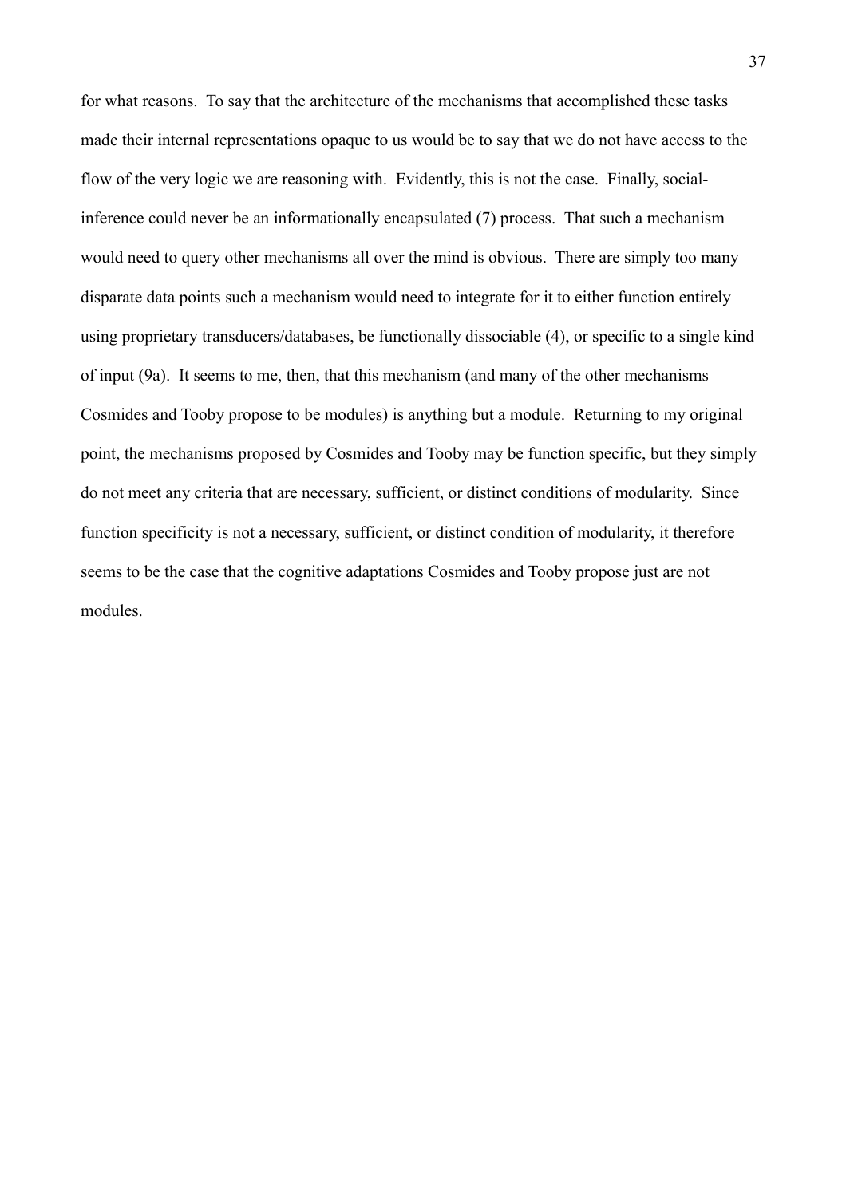for what reasons. To say that the architecture of the mechanisms that accomplished these tasks made their internal representations opaque to us would be to say that we do not have access to the flow of the very logic we are reasoning with. Evidently, this is not the case. Finally, social-inference could never be an informationally encapsulated (7) process. That such a mechanism would need to query other mechanisms all over the mind is obvious. There are simply too many disparate data points such a mechanism would need to integrate for it to either function entirely using proprietary transducers/databases, be functionally dissociable (4), or specific to a single kind of input (9a). It seems to me, then, that this mechanism (and many of the other mechanisms Cosmides and Tooby propose to be modules) is anything but a module. Returning to my original point, the mechanisms proposed by Cosmides and Tooby may be function specific, but they simply do not meet any criteria that are necessary, sufficient, or distinct conditions of modularity. Since function specificity is not a necessary, sufficient, or distinct condition of modularity, it therefore seems to be the case that the cognitive adaptations Cosmides and Tooby propose just are not modules.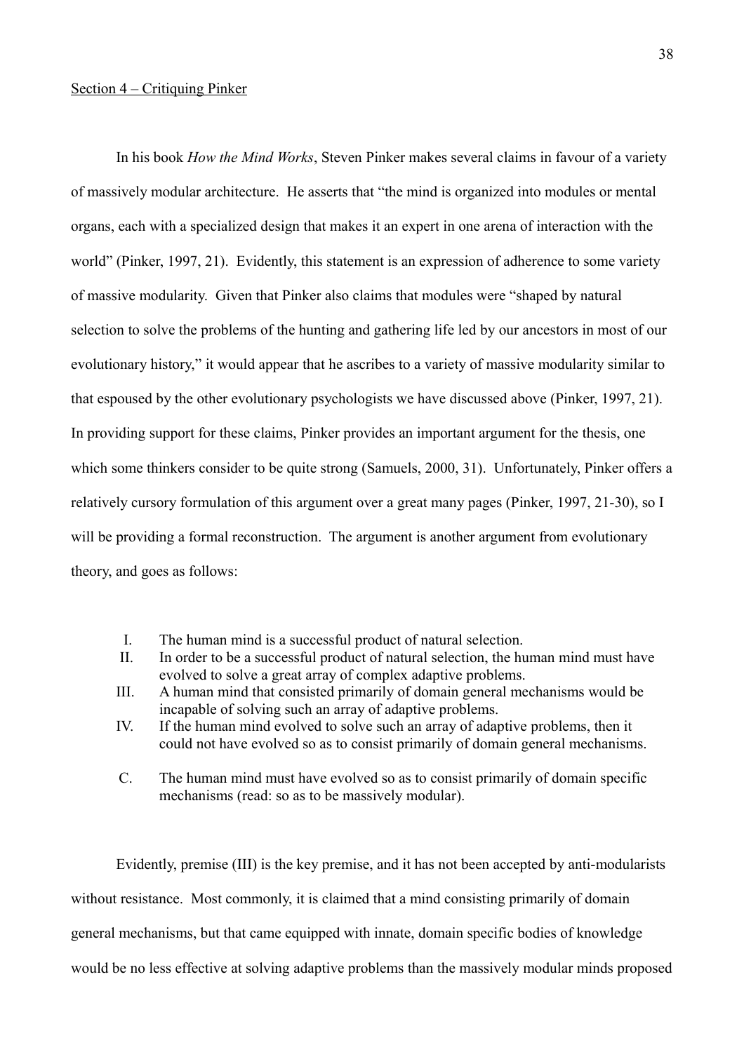Section 4 – Critiquing Pinker

In his book *How the Mind Works*, Steven Pinker makes several claims in favour of a variety of massively modular architecture. He asserts that "the mind is organized into modules or mental organs, each with a specialized design that makes it an expert in one arena of interaction with the world" (Pinker, 1997, 21). Evidently, this statement is an expression of adherence to some variety of massive modularity. Given that Pinker also claims that modules were "shaped by natural selection to solve the problems of the hunting and gathering life led by our ancestors in most of our evolutionary history," it would appear that he ascribes to a variety of massive modularity similar to that espoused by the other evolutionary psychologists we have discussed above (Pinker, 1997, 21). In providing support for these claims, Pinker provides an important argument for the thesis, one which some thinkers consider to be quite strong (Samuels, 2000, 31). Unfortunately, Pinker offers a relatively cursory formulation of this argument over a great many pages (Pinker, 1997, 21-30), so I will be providing a formal reconstruction. The argument is another argument from evolutionary theory, and goes as follows:

I. The human mind is a successful product of natural selection.
II. In order to be a successful product of natural selection, the human mind must have evolved to solve a great array of complex adaptive problems.
III. A human mind that consisted primarily of domain general mechanisms would be incapable of solving such an array of adaptive problems.
IV. If the human mind evolved to solve such an array of adaptive problems, then it could not have evolved so as to consist primarily of domain general mechanisms.

C. The human mind must have evolved so as to consist primarily of domain specific mechanisms (read: so as to be massively modular).

Evidently, premise (III) is the key premise, and it has not been accepted by anti-modularists without resistance. Most commonly, it is claimed that a mind consisting primarily of domain general mechanisms, but that came equipped with innate, domain specific bodies of knowledge would be no less effective at solving adaptive problems than the massively modular minds proposed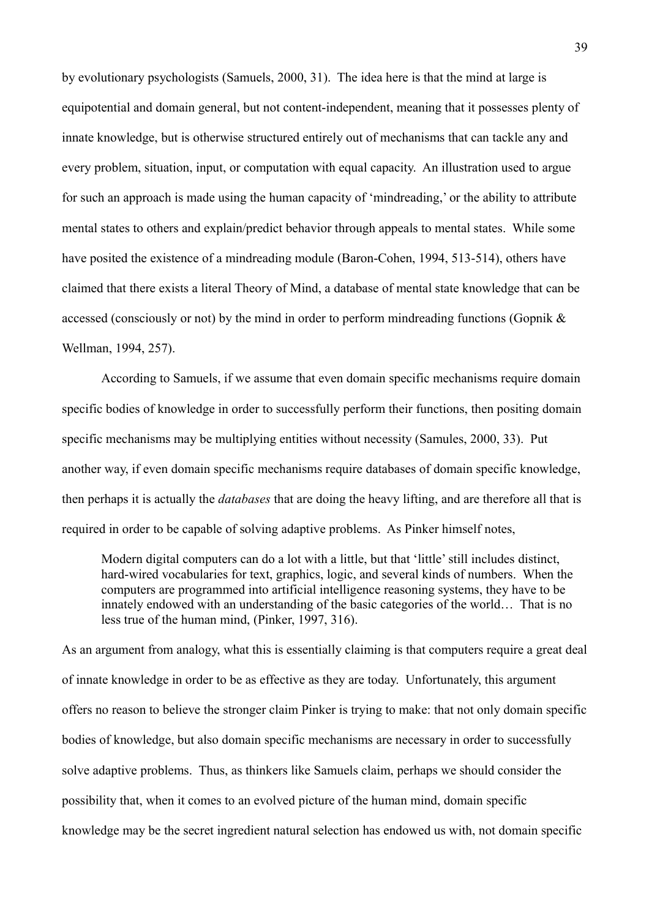by evolutionary psychologists (Samuels, 2000, 31). The idea here is that the mind at large is equipotential and domain general, but not content-independent, meaning that it possesses plenty of innate knowledge, but is otherwise structured entirely out of mechanisms that can tackle any and every problem, situation, input, or computation with equal capacity. An illustration used to argue for such an approach is made using the human capacity of 'mindreading,' or the ability to attribute mental states to others and explain/predict behavior through appeals to mental states. While some have posited the existence of a mindreading module (Baron-Cohen, 1994, 513-514), others have claimed that there exists a literal Theory of Mind, a database of mental state knowledge that can be accessed (consciously or not) by the mind in order to perform mindreading functions (Gopnik & Wellman, 1994, 257).

According to Samuels, if we assume that even domain specific mechanisms require domain specific bodies of knowledge in order to successfully perform their functions, then positing domain specific mechanisms may be multiplying entities without necessity (Samules, 2000, 33). Put another way, if even domain specific mechanisms require databases of domain specific knowledge, then perhaps it is actually the *databases* that are doing the heavy lifting, and are therefore all that is required in order to be capable of solving adaptive problems. As Pinker himself notes,

> Modern digital computers can do a lot with a little, but that 'little' still includes distinct, hard-wired vocabularies for text, graphics, logic, and several kinds of numbers. When the computers are programmed into artificial intelligence reasoning systems, they have to be innately endowed with an understanding of the basic categories of the world… That is no less true of the human mind, (Pinker, 1997, 316).

As an argument from analogy, what this is essentially claiming is that computers require a great deal of innate knowledge in order to be as effective as they are today. Unfortunately, this argument offers no reason to believe the stronger claim Pinker is trying to make: that not only domain specific bodies of knowledge, but also domain specific mechanisms are necessary in order to successfully solve adaptive problems. Thus, as thinkers like Samuels claim, perhaps we should consider the possibility that, when it comes to an evolved picture of the human mind, domain specific knowledge may be the secret ingredient natural selection has endowed us with, not domain specific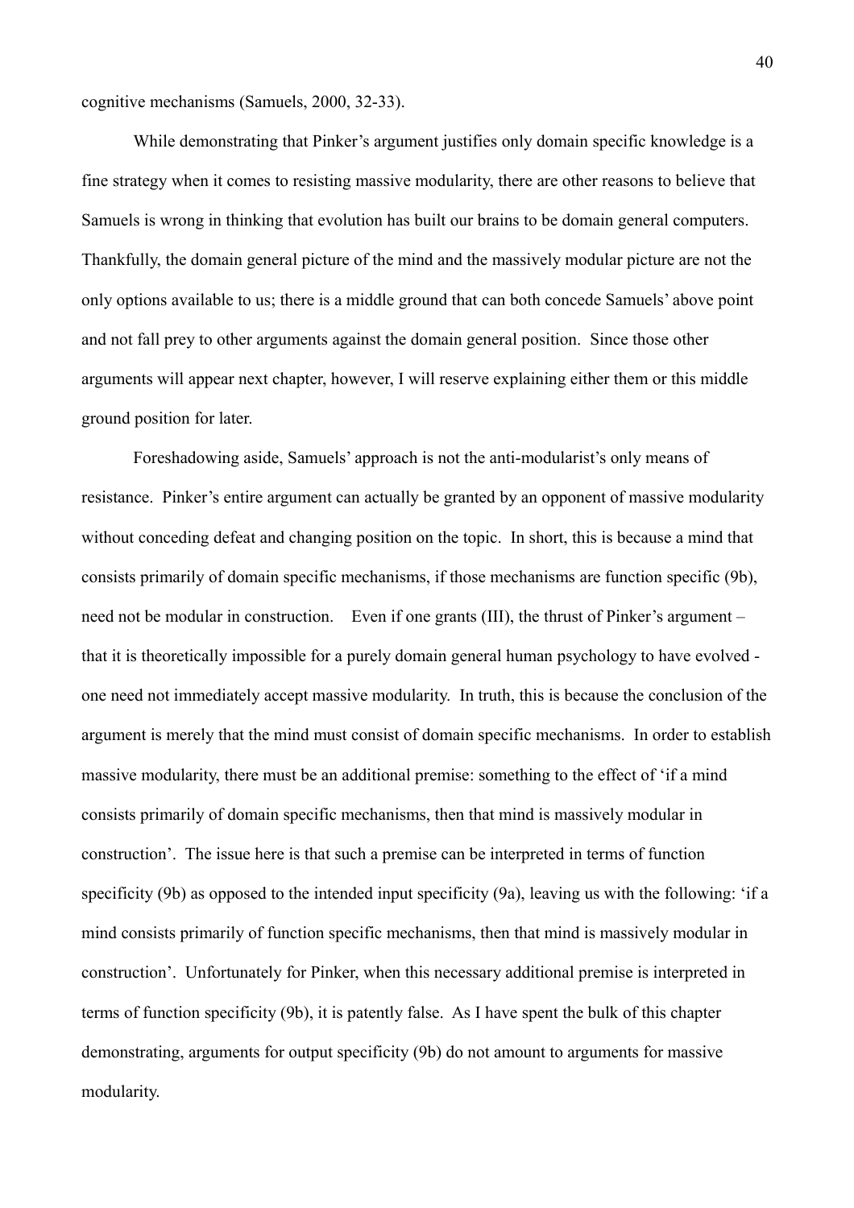cognitive mechanisms (Samuels, 2000, 32-33).

While demonstrating that Pinker's argument justifies only domain specific knowledge is a fine strategy when it comes to resisting massive modularity, there are other reasons to believe that Samuels is wrong in thinking that evolution has built our brains to be domain general computers. Thankfully, the domain general picture of the mind and the massively modular picture are not the only options available to us; there is a middle ground that can both concede Samuels' above point and not fall prey to other arguments against the domain general position. Since those other arguments will appear next chapter, however, I will reserve explaining either them or this middle ground position for later.

Foreshadowing aside, Samuels' approach is not the anti-modularist's only means of resistance. Pinker's entire argument can actually be granted by an opponent of massive modularity without conceding defeat and changing position on the topic. In short, this is because a mind that consists primarily of domain specific mechanisms, if those mechanisms are function specific (9b), need not be modular in construction. Even if one grants (III), the thrust of Pinker's argument – that it is theoretically impossible for a purely domain general human psychology to have evolved - one need not immediately accept massive modularity. In truth, this is because the conclusion of the argument is merely that the mind must consist of domain specific mechanisms. In order to establish massive modularity, there must be an additional premise: something to the effect of 'if a mind consists primarily of domain specific mechanisms, then that mind is massively modular in construction'. The issue here is that such a premise can be interpreted in terms of function specificity (9b) as opposed to the intended input specificity (9a), leaving us with the following: 'if a mind consists primarily of function specific mechanisms, then that mind is massively modular in construction'. Unfortunately for Pinker, when this necessary additional premise is interpreted in terms of function specificity (9b), it is patently false. As I have spent the bulk of this chapter demonstrating, arguments for output specificity (9b) do not amount to arguments for massive modularity.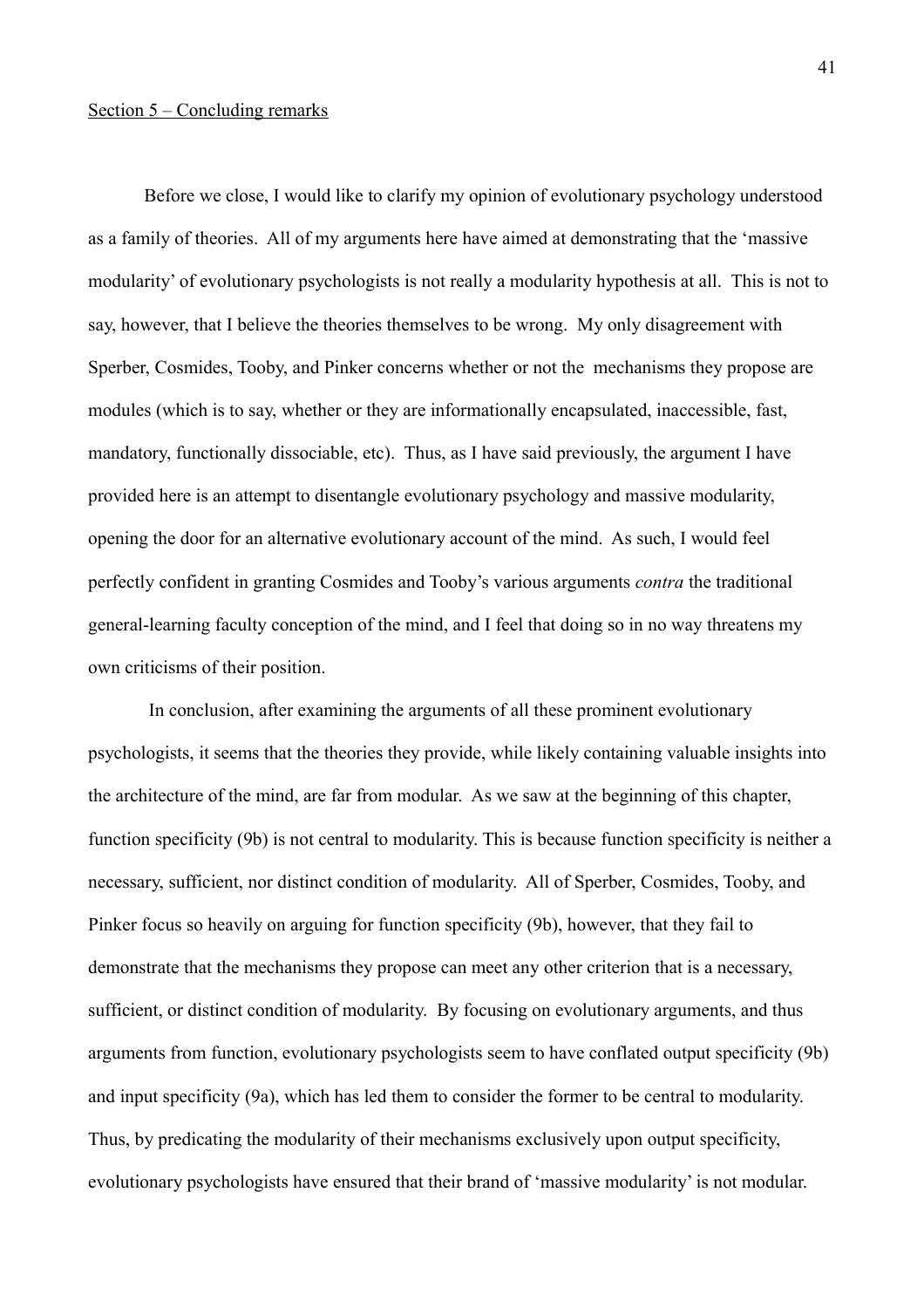Section 5 – Concluding remarks

Before we close, I would like to clarify my opinion of evolutionary psychology understood as a family of theories. All of my arguments here have aimed at demonstrating that the 'massive modularity' of evolutionary psychologists is not really a modularity hypothesis at all. This is not to say, however, that I believe the theories themselves to be wrong. My only disagreement with Sperber, Cosmides, Tooby, and Pinker concerns whether or not the mechanisms they propose are modules (which is to say, whether or they are informationally encapsulated, inaccessible, fast, mandatory, functionally dissociable, etc). Thus, as I have said previously, the argument I have provided here is an attempt to disentangle evolutionary psychology and massive modularity, opening the door for an alternative evolutionary account of the mind. As such, I would feel perfectly confident in granting Cosmides and Tooby's various arguments *contra* the traditional general-learning faculty conception of the mind, and I feel that doing so in no way threatens my own criticisms of their position.

In conclusion, after examining the arguments of all these prominent evolutionary psychologists, it seems that the theories they provide, while likely containing valuable insights into the architecture of the mind, are far from modular. As we saw at the beginning of this chapter, function specificity (9b) is not central to modularity. This is because function specificity is neither a necessary, sufficient, nor distinct condition of modularity. All of Sperber, Cosmides, Tooby, and Pinker focus so heavily on arguing for function specificity (9b), however, that they fail to demonstrate that the mechanisms they propose can meet any other criterion that is a necessary, sufficient, or distinct condition of modularity. By focusing on evolutionary arguments, and thus arguments from function, evolutionary psychologists seem to have conflated output specificity (9b) and input specificity (9a), which has led them to consider the former to be central to modularity. Thus, by predicating the modularity of their mechanisms exclusively upon output specificity, evolutionary psychologists have ensured that their brand of 'massive modularity' is not modular.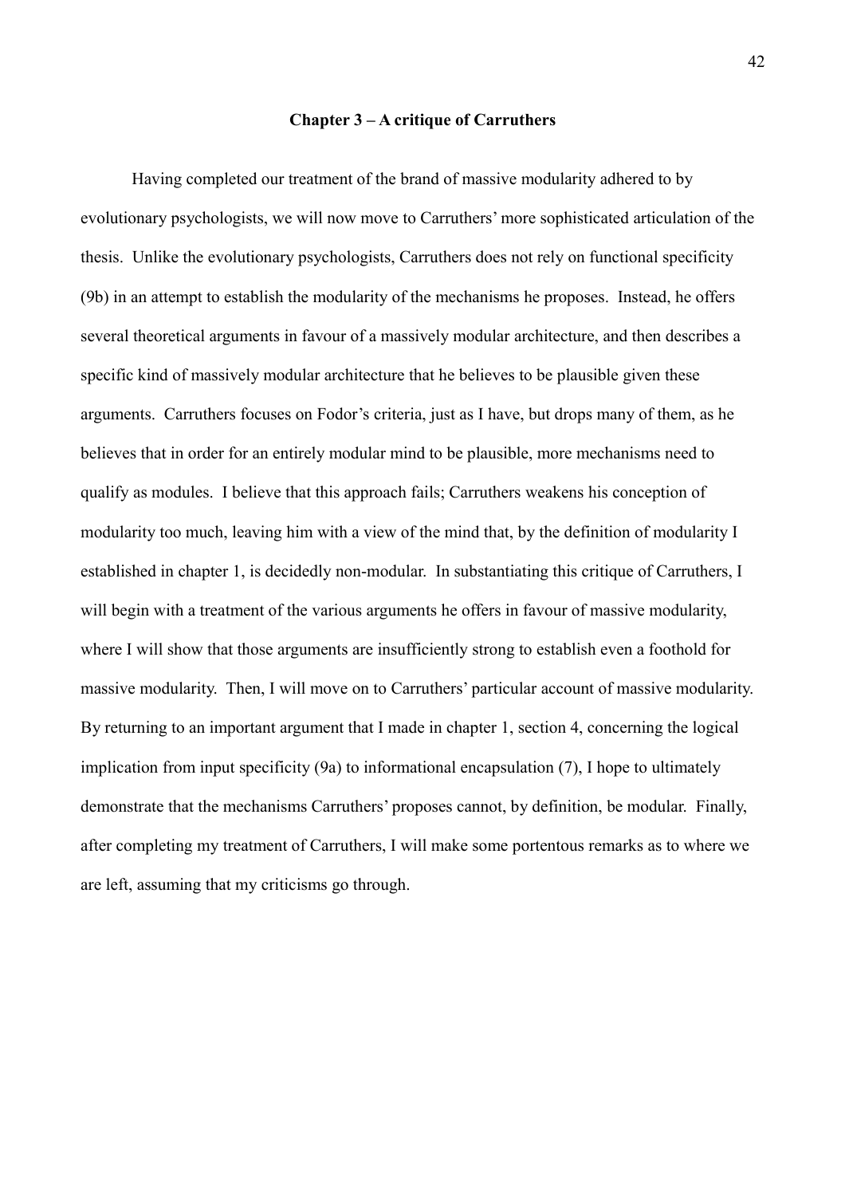# Chapter 3 – A critique of Carruthers

Having completed our treatment of the brand of massive modularity adhered to by evolutionary psychologists, we will now move to Carruthers' more sophisticated articulation of the thesis. Unlike the evolutionary psychologists, Carruthers does not rely on functional specificity (9b) in an attempt to establish the modularity of the mechanisms he proposes. Instead, he offers several theoretical arguments in favour of a massively modular architecture, and then describes a specific kind of massively modular architecture that he believes to be plausible given these arguments. Carruthers focuses on Fodor's criteria, just as I have, but drops many of them, as he believes that in order for an entirely modular mind to be plausible, more mechanisms need to qualify as modules. I believe that this approach fails; Carruthers weakens his conception of modularity too much, leaving him with a view of the mind that, by the definition of modularity I established in chapter 1, is decidedly non-modular. In substantiating this critique of Carruthers, I will begin with a treatment of the various arguments he offers in favour of massive modularity, where I will show that those arguments are insufficiently strong to establish even a foothold for massive modularity. Then, I will move on to Carruthers' particular account of massive modularity. By returning to an important argument that I made in chapter 1, section 4, concerning the logical implication from input specificity (9a) to informational encapsulation (7), I hope to ultimately demonstrate that the mechanisms Carruthers' proposes cannot, by definition, be modular. Finally, after completing my treatment of Carruthers, I will make some portentous remarks as to where we are left, assuming that my criticisms go through.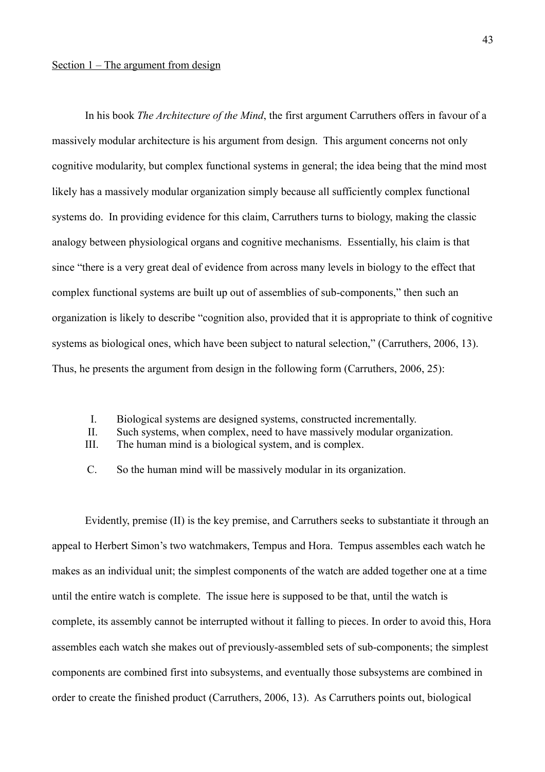Section 1 – The argument from design

In his book *The Architecture of the Mind*, the first argument Carruthers offers in favour of a massively modular architecture is his argument from design. This argument concerns not only cognitive modularity, but complex functional systems in general; the idea being that the mind most likely has a massively modular organization simply because all sufficiently complex functional systems do. In providing evidence for this claim, Carruthers turns to biology, making the classic analogy between physiological organs and cognitive mechanisms. Essentially, his claim is that since "there is a very great deal of evidence from across many levels in biology to the effect that complex functional systems are built up out of assemblies of sub-components," then such an organization is likely to describe "cognition also, provided that it is appropriate to think of cognitive systems as biological ones, which have been subject to natural selection," (Carruthers, 2006, 13). Thus, he presents the argument from design in the following form (Carruthers, 2006, 25):

I. Biological systems are designed systems, constructed incrementally.
II. Such systems, when complex, need to have massively modular organization.
III. The human mind is a biological system, and is complex.

C. So the human mind will be massively modular in its organization.

Evidently, premise (II) is the key premise, and Carruthers seeks to substantiate it through an appeal to Herbert Simon's two watchmakers, Tempus and Hora. Tempus assembles each watch he makes as an individual unit; the simplest components of the watch are added together one at a time until the entire watch is complete. The issue here is supposed to be that, until the watch is complete, its assembly cannot be interrupted without it falling to pieces. In order to avoid this, Hora assembles each watch she makes out of previously-assembled sets of sub-components; the simplest components are combined first into subsystems, and eventually those subsystems are combined in order to create the finished product (Carruthers, 2006, 13). As Carruthers points out, biological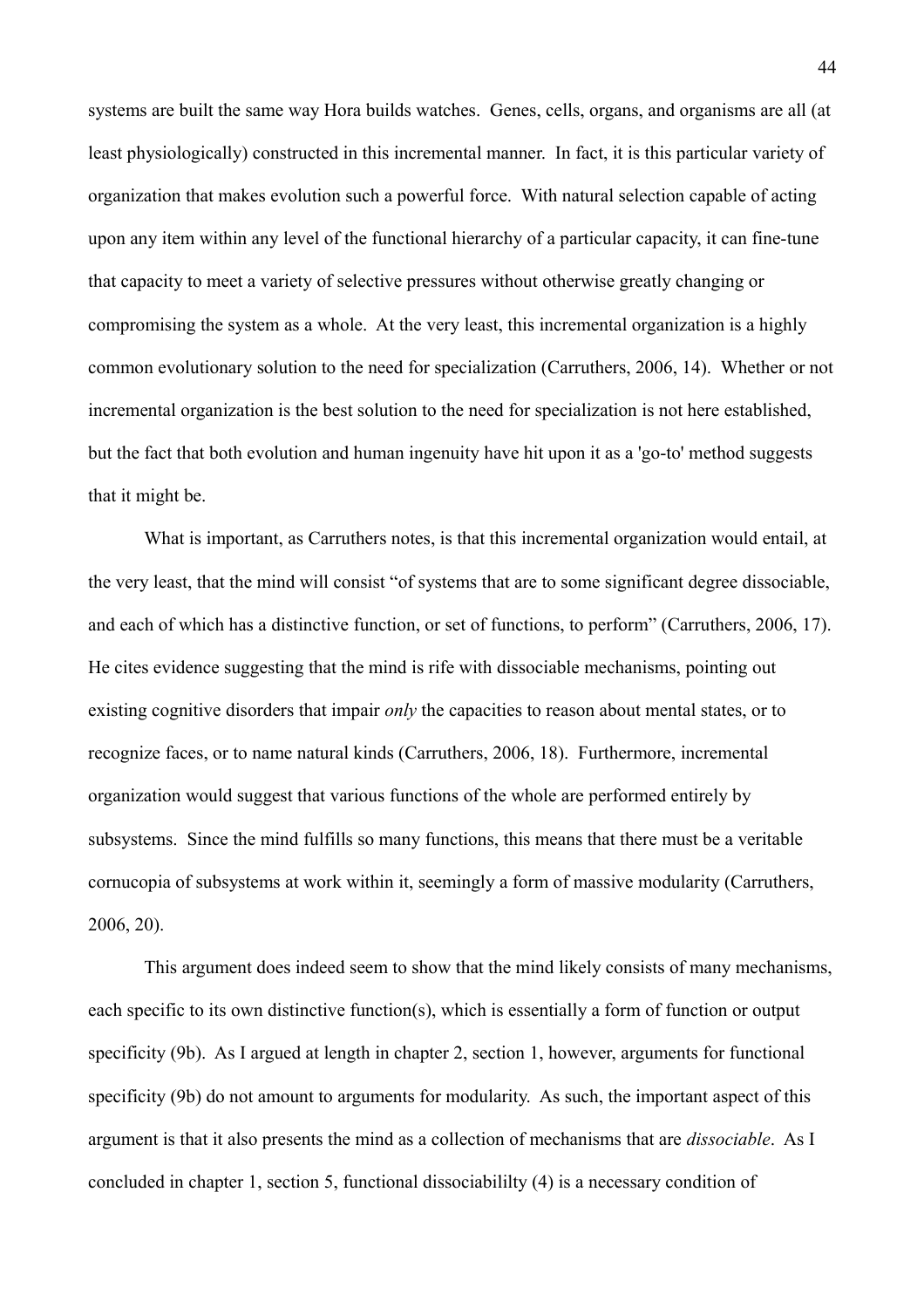systems are built the same way Hora builds watches. Genes, cells, organs, and organisms are all (at least physiologically) constructed in this incremental manner. In fact, it is this particular variety of organization that makes evolution such a powerful force. With natural selection capable of acting upon any item within any level of the functional hierarchy of a particular capacity, it can fine-tune that capacity to meet a variety of selective pressures without otherwise greatly changing or compromising the system as a whole. At the very least, this incremental organization is a highly common evolutionary solution to the need for specialization (Carruthers, 2006, 14). Whether or not incremental organization is the best solution to the need for specialization is not here established, but the fact that both evolution and human ingenuity have hit upon it as a 'go-to' method suggests that it might be.

What is important, as Carruthers notes, is that this incremental organization would entail, at the very least, that the mind will consist "of systems that are to some significant degree dissociable, and each of which has a distinctive function, or set of functions, to perform" (Carruthers, 2006, 17). He cites evidence suggesting that the mind is rife with dissociable mechanisms, pointing out existing cognitive disorders that impair *only* the capacities to reason about mental states, or to recognize faces, or to name natural kinds (Carruthers, 2006, 18). Furthermore, incremental organization would suggest that various functions of the whole are performed entirely by subsystems. Since the mind fulfills so many functions, this means that there must be a veritable cornucopia of subsystems at work within it, seemingly a form of massive modularity (Carruthers, 2006, 20).

This argument does indeed seem to show that the mind likely consists of many mechanisms, each specific to its own distinctive function(s), which is essentially a form of function or output specificity (9b). As I argued at length in chapter 2, section 1, however, arguments for functional specificity (9b) do not amount to arguments for modularity. As such, the important aspect of this argument is that it also presents the mind as a collection of mechanisms that are *dissociable*. As I concluded in chapter 1, section 5, functional dissociabililty (4) is a necessary condition of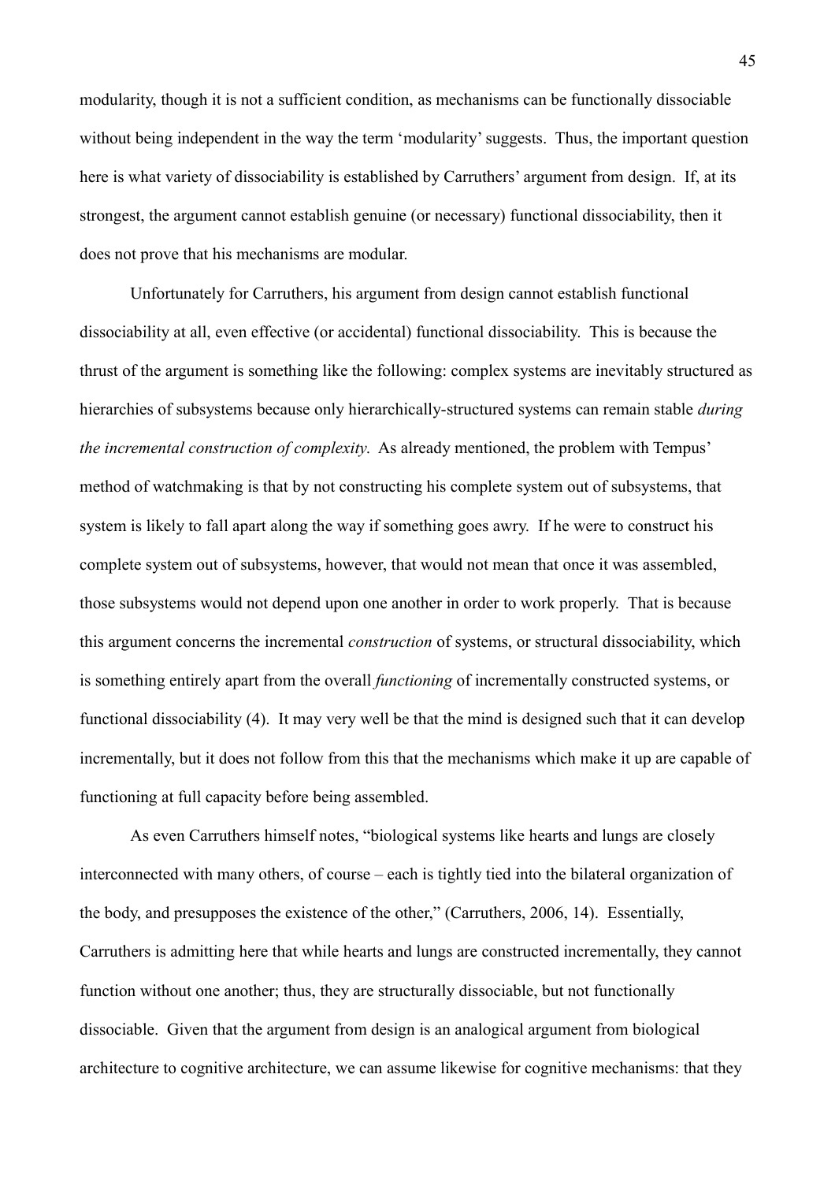modularity, though it is not a sufficient condition, as mechanisms can be functionally dissociable without being independent in the way the term 'modularity' suggests. Thus, the important question here is what variety of dissociability is established by Carruthers' argument from design. If, at its strongest, the argument cannot establish genuine (or necessary) functional dissociability, then it does not prove that his mechanisms are modular.

Unfortunately for Carruthers, his argument from design cannot establish functional dissociability at all, even effective (or accidental) functional dissociability. This is because the thrust of the argument is something like the following: complex systems are inevitably structured as hierarchies of subsystems because only hierarchically-structured systems can remain stable *during the incremental construction of complexity*. As already mentioned, the problem with Tempus' method of watchmaking is that by not constructing his complete system out of subsystems, that system is likely to fall apart along the way if something goes awry. If he were to construct his complete system out of subsystems, however, that would not mean that once it was assembled, those subsystems would not depend upon one another in order to work properly. That is because this argument concerns the incremental *construction* of systems, or structural dissociability, which is something entirely apart from the overall *functioning* of incrementally constructed systems, or functional dissociability (4). It may very well be that the mind is designed such that it can develop incrementally, but it does not follow from this that the mechanisms which make it up are capable of functioning at full capacity before being assembled.

As even Carruthers himself notes, "biological systems like hearts and lungs are closely interconnected with many others, of course – each is tightly tied into the bilateral organization of the body, and presupposes the existence of the other," (Carruthers, 2006, 14). Essentially, Carruthers is admitting here that while hearts and lungs are constructed incrementally, they cannot function without one another; thus, they are structurally dissociable, but not functionally dissociable. Given that the argument from design is an analogical argument from biological architecture to cognitive architecture, we can assume likewise for cognitive mechanisms: that they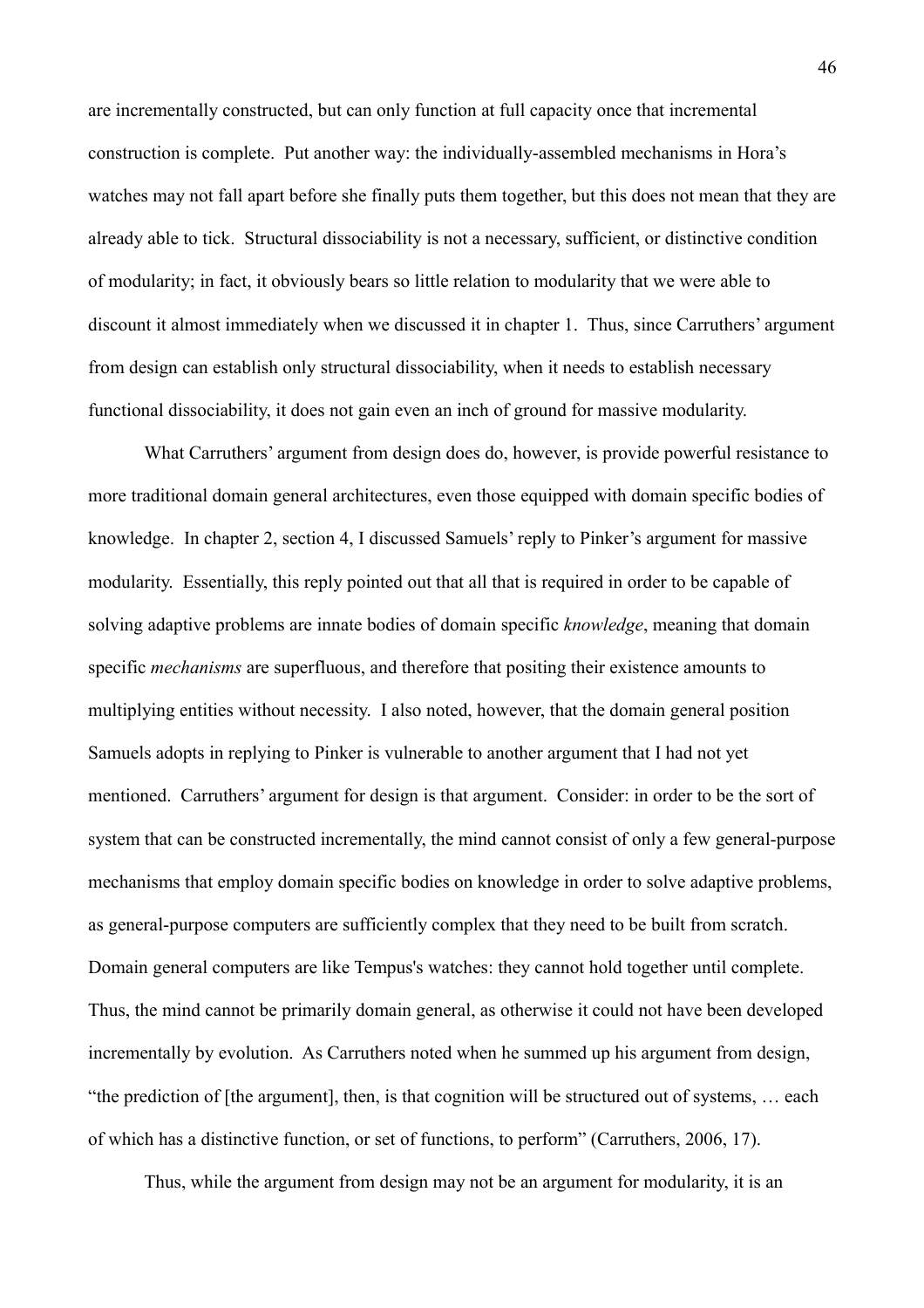are incrementally constructed, but can only function at full capacity once that incremental construction is complete. Put another way: the individually-assembled mechanisms in Hora's watches may not fall apart before she finally puts them together, but this does not mean that they are already able to tick. Structural dissociability is not a necessary, sufficient, or distinctive condition of modularity; in fact, it obviously bears so little relation to modularity that we were able to discount it almost immediately when we discussed it in chapter 1. Thus, since Carruthers' argument from design can establish only structural dissociability, when it needs to establish necessary functional dissociability, it does not gain even an inch of ground for massive modularity.

What Carruthers' argument from design does do, however, is provide powerful resistance to more traditional domain general architectures, even those equipped with domain specific bodies of knowledge. In chapter 2, section 4, I discussed Samuels' reply to Pinker's argument for massive modularity. Essentially, this reply pointed out that all that is required in order to be capable of solving adaptive problems are innate bodies of domain specific *knowledge*, meaning that domain specific *mechanisms* are superfluous, and therefore that positing their existence amounts to multiplying entities without necessity. I also noted, however, that the domain general position Samuels adopts in replying to Pinker is vulnerable to another argument that I had not yet mentioned. Carruthers' argument for design is that argument. Consider: in order to be the sort of system that can be constructed incrementally, the mind cannot consist of only a few general-purpose mechanisms that employ domain specific bodies on knowledge in order to solve adaptive problems, as general-purpose computers are sufficiently complex that they need to be built from scratch. Domain general computers are like Tempus's watches: they cannot hold together until complete. Thus, the mind cannot be primarily domain general, as otherwise it could not have been developed incrementally by evolution. As Carruthers noted when he summed up his argument from design, "the prediction of [the argument], then, is that cognition will be structured out of systems, … each of which has a distinctive function, or set of functions, to perform" (Carruthers, 2006, 17).

Thus, while the argument from design may not be an argument for modularity, it is an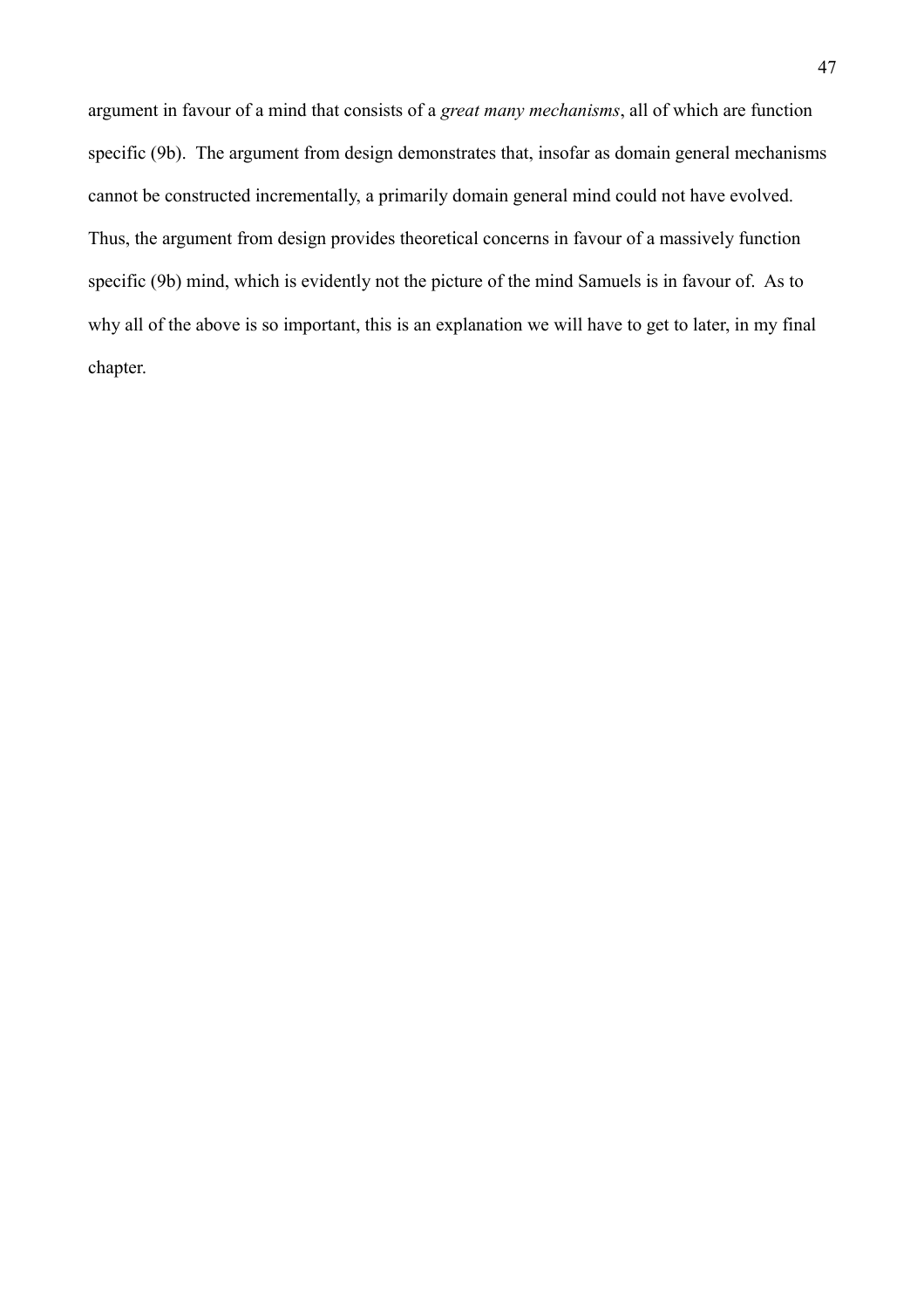argument in favour of a mind that consists of a *great many mechanisms*, all of which are function specific (9b). The argument from design demonstrates that, insofar as domain general mechanisms cannot be constructed incrementally, a primarily domain general mind could not have evolved. Thus, the argument from design provides theoretical concerns in favour of a massively function specific (9b) mind, which is evidently not the picture of the mind Samuels is in favour of. As to why all of the above is so important, this is an explanation we will have to get to later, in my final chapter.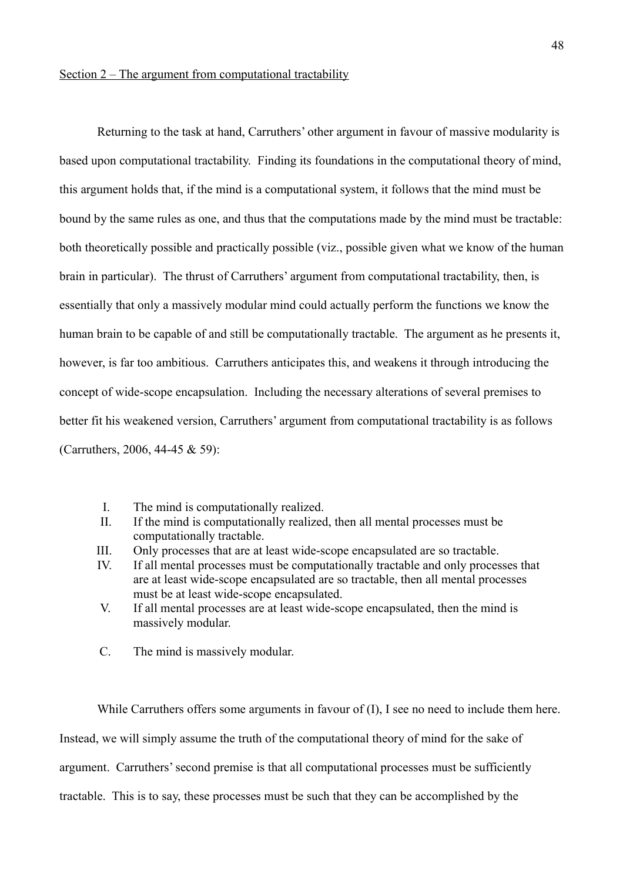<u>Section 2 – The argument from computational tractability</u>

Returning to the task at hand, Carruthers' other argument in favour of massive modularity is based upon computational tractability. Finding its foundations in the computational theory of mind, this argument holds that, if the mind is a computational system, it follows that the mind must be bound by the same rules as one, and thus that the computations made by the mind must be tractable: both theoretically possible and practically possible (viz., possible given what we know of the human brain in particular). The thrust of Carruthers' argument from computational tractability, then, is essentially that only a massively modular mind could actually perform the functions we know the human brain to be capable of and still be computationally tractable. The argument as he presents it, however, is far too ambitious. Carruthers anticipates this, and weakens it through introducing the concept of wide-scope encapsulation. Including the necessary alterations of several premises to better fit his weakened version, Carruthers' argument from computational tractability is as follows (Carruthers, 2006, 44-45 & 59):

I. The mind is computationally realized.
II. If the mind is computationally realized, then all mental processes must be computationally tractable.
III. Only processes that are at least wide-scope encapsulated are so tractable.
IV. If all mental processes must be computationally tractable and only processes that are at least wide-scope encapsulated are so tractable, then all mental processes must be at least wide-scope encapsulated.
V. If all mental processes are at least wide-scope encapsulated, then the mind is massively modular.

C. The mind is massively modular.

While Carruthers offers some arguments in favour of (I), I see no need to include them here. Instead, we will simply assume the truth of the computational theory of mind for the sake of argument. Carruthers' second premise is that all computational processes must be sufficiently tractable. This is to say, these processes must be such that they can be accomplished by the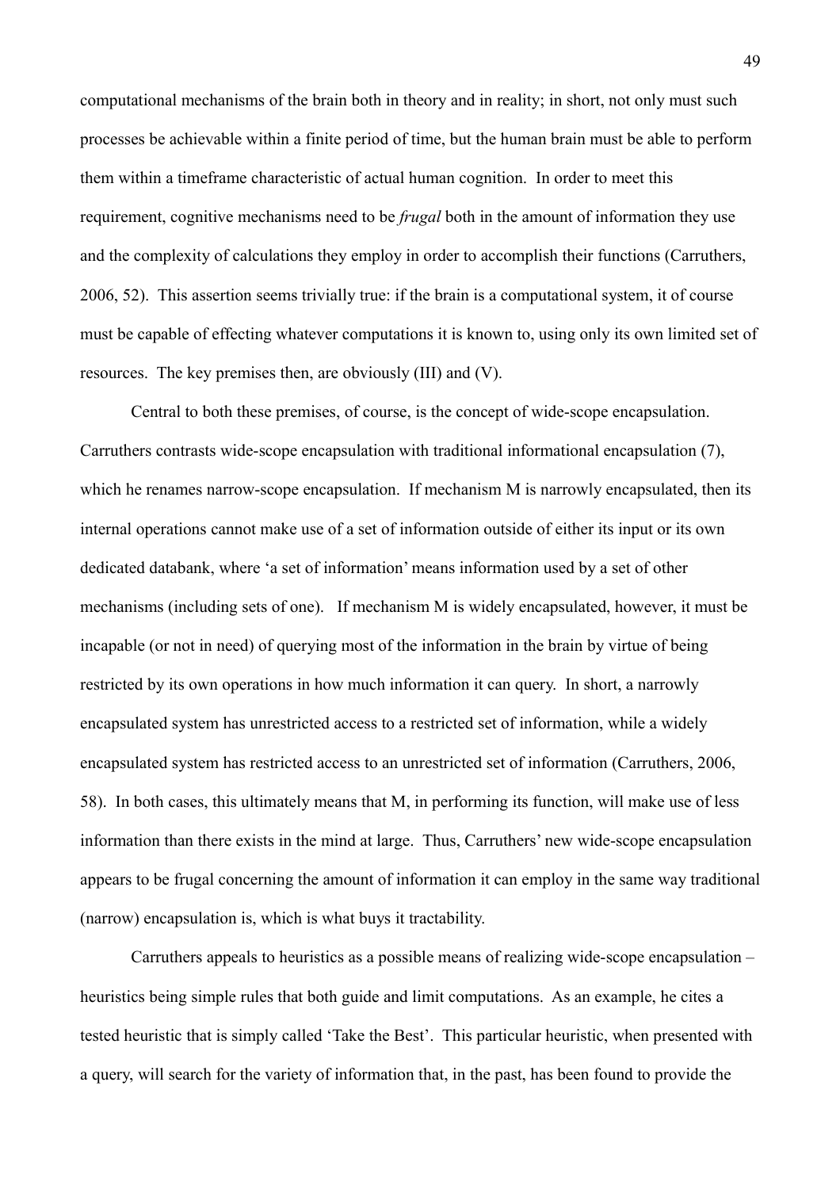computational mechanisms of the brain both in theory and in reality; in short, not only must such processes be achievable within a finite period of time, but the human brain must be able to perform them within a timeframe characteristic of actual human cognition. In order to meet this requirement, cognitive mechanisms need to be *frugal* both in the amount of information they use and the complexity of calculations they employ in order to accomplish their functions (Carruthers, 2006, 52). This assertion seems trivially true: if the brain is a computational system, it of course must be capable of effecting whatever computations it is known to, using only its own limited set of resources. The key premises then, are obviously (III) and (V).

Central to both these premises, of course, is the concept of wide-scope encapsulation. Carruthers contrasts wide-scope encapsulation with traditional informational encapsulation (7), which he renames narrow-scope encapsulation. If mechanism M is narrowly encapsulated, then its internal operations cannot make use of a set of information outside of either its input or its own dedicated databank, where 'a set of information' means information used by a set of other mechanisms (including sets of one). If mechanism M is widely encapsulated, however, it must be incapable (or not in need) of querying most of the information in the brain by virtue of being restricted by its own operations in how much information it can query. In short, a narrowly encapsulated system has unrestricted access to a restricted set of information, while a widely encapsulated system has restricted access to an unrestricted set of information (Carruthers, 2006, 58). In both cases, this ultimately means that M, in performing its function, will make use of less information than there exists in the mind at large. Thus, Carruthers' new wide-scope encapsulation appears to be frugal concerning the amount of information it can employ in the same way traditional (narrow) encapsulation is, which is what buys it tractability.

Carruthers appeals to heuristics as a possible means of realizing wide-scope encapsulation – heuristics being simple rules that both guide and limit computations. As an example, he cites a tested heuristic that is simply called 'Take the Best'. This particular heuristic, when presented with a query, will search for the variety of information that, in the past, has been found to provide the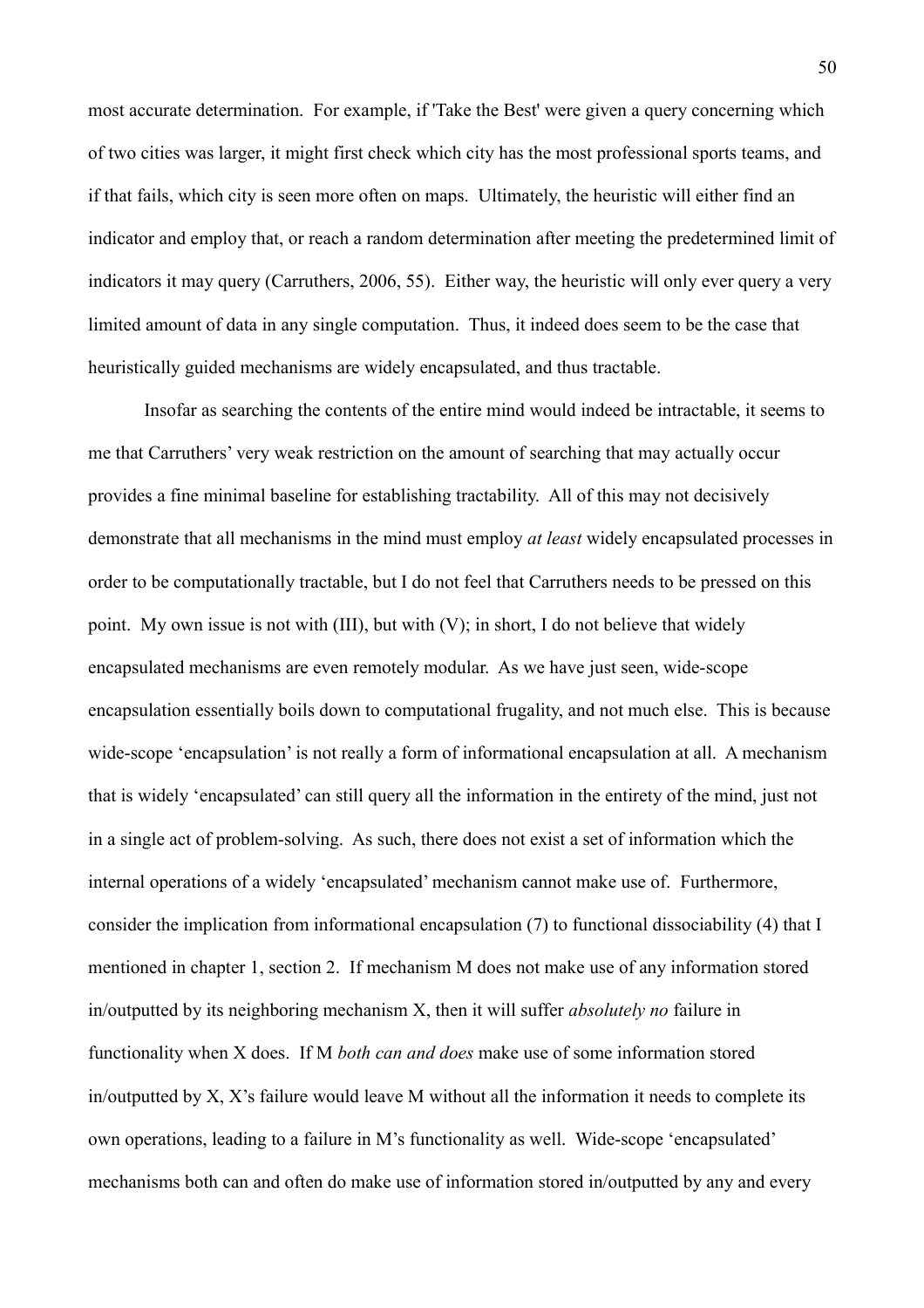most accurate determination. For example, if 'Take the Best' were given a query concerning which of two cities was larger, it might first check which city has the most professional sports teams, and if that fails, which city is seen more often on maps. Ultimately, the heuristic will either find an indicator and employ that, or reach a random determination after meeting the predetermined limit of indicators it may query (Carruthers, 2006, 55). Either way, the heuristic will only ever query a very limited amount of data in any single computation. Thus, it indeed does seem to be the case that heuristically guided mechanisms are widely encapsulated, and thus tractable.

Insofar as searching the contents of the entire mind would indeed be intractable, it seems to me that Carruthers' very weak restriction on the amount of searching that may actually occur provides a fine minimal baseline for establishing tractability. All of this may not decisively demonstrate that all mechanisms in the mind must employ *at least* widely encapsulated processes in order to be computationally tractable, but I do not feel that Carruthers needs to be pressed on this point. My own issue is not with (III), but with (V); in short, I do not believe that widely encapsulated mechanisms are even remotely modular. As we have just seen, wide-scope encapsulation essentially boils down to computational frugality, and not much else. This is because wide-scope 'encapsulation' is not really a form of informational encapsulation at all. A mechanism that is widely 'encapsulated' can still query all the information in the entirety of the mind, just not in a single act of problem-solving. As such, there does not exist a set of information which the internal operations of a widely 'encapsulated' mechanism cannot make use of. Furthermore, consider the implication from informational encapsulation (7) to functional dissociability (4) that I mentioned in chapter 1, section 2. If mechanism M does not make use of any information stored in/outputted by its neighboring mechanism X, then it will suffer *absolutely no* failure in functionality when X does. If M *both can and does* make use of some information stored in/outputted by X, X's failure would leave M without all the information it needs to complete its own operations, leading to a failure in M's functionality as well. Wide-scope 'encapsulated' mechanisms both can and often do make use of information stored in/outputted by any and every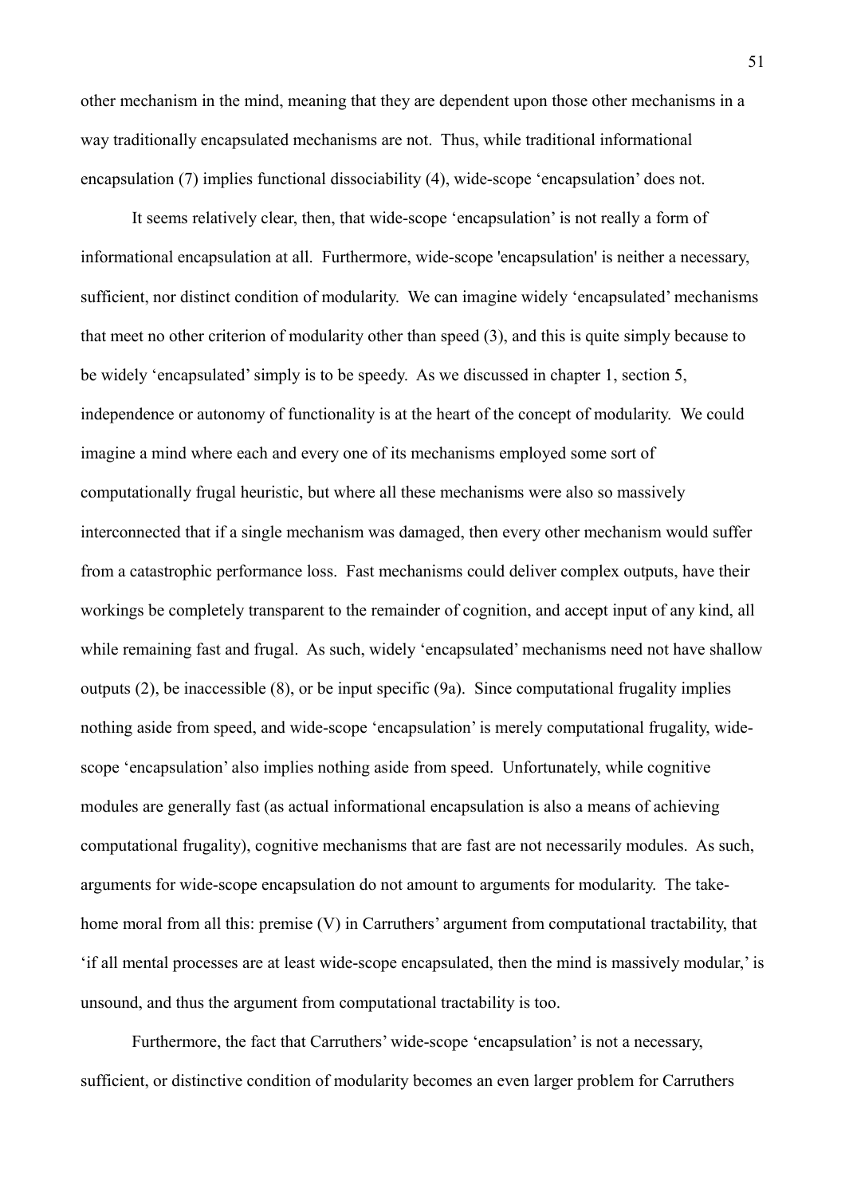other mechanism in the mind, meaning that they are dependent upon those other mechanisms in a way traditionally encapsulated mechanisms are not. Thus, while traditional informational encapsulation (7) implies functional dissociability (4), wide-scope 'encapsulation' does not.

It seems relatively clear, then, that wide-scope 'encapsulation' is not really a form of informational encapsulation at all. Furthermore, wide-scope 'encapsulation' is neither a necessary, sufficient, nor distinct condition of modularity. We can imagine widely 'encapsulated' mechanisms that meet no other criterion of modularity other than speed (3), and this is quite simply because to be widely 'encapsulated' simply is to be speedy. As we discussed in chapter 1, section 5, independence or autonomy of functionality is at the heart of the concept of modularity. We could imagine a mind where each and every one of its mechanisms employed some sort of computationally frugal heuristic, but where all these mechanisms were also so massively interconnected that if a single mechanism was damaged, then every other mechanism would suffer from a catastrophic performance loss. Fast mechanisms could deliver complex outputs, have their workings be completely transparent to the remainder of cognition, and accept input of any kind, all while remaining fast and frugal. As such, widely 'encapsulated' mechanisms need not have shallow outputs (2), be inaccessible (8), or be input specific (9a). Since computational frugality implies nothing aside from speed, and wide-scope 'encapsulation' is merely computational frugality, wide-scope 'encapsulation' also implies nothing aside from speed. Unfortunately, while cognitive modules are generally fast (as actual informational encapsulation is also a means of achieving computational frugality), cognitive mechanisms that are fast are not necessarily modules. As such, arguments for wide-scope encapsulation do not amount to arguments for modularity. The take-home moral from all this: premise (V) in Carruthers' argument from computational tractability, that 'if all mental processes are at least wide-scope encapsulated, then the mind is massively modular,' is unsound, and thus the argument from computational tractability is too.

Furthermore, the fact that Carruthers' wide-scope 'encapsulation' is not a necessary, sufficient, or distinctive condition of modularity becomes an even larger problem for Carruthers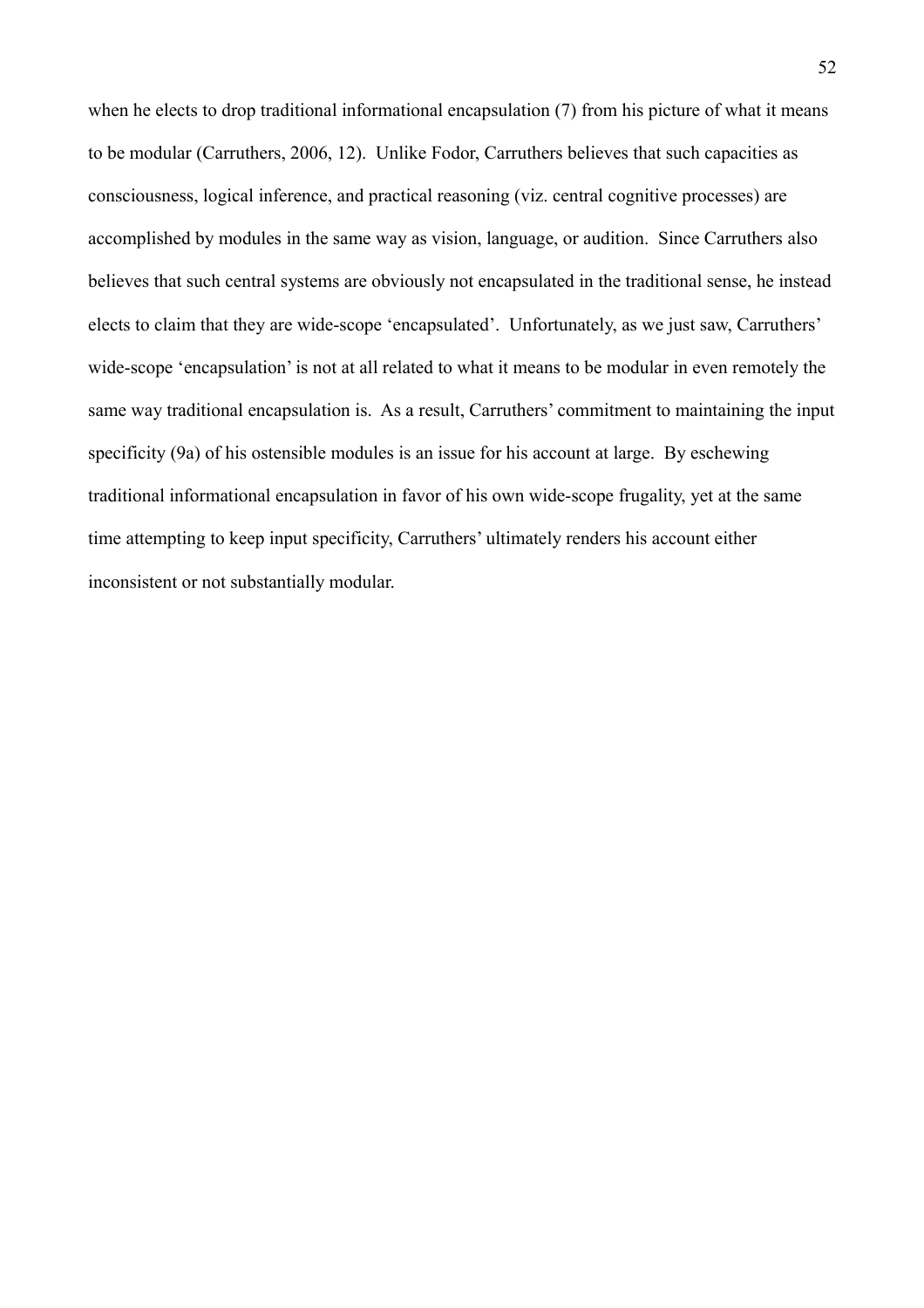when he elects to drop traditional informational encapsulation (7) from his picture of what it means to be modular (Carruthers, 2006, 12). Unlike Fodor, Carruthers believes that such capacities as consciousness, logical inference, and practical reasoning (viz. central cognitive processes) are accomplished by modules in the same way as vision, language, or audition. Since Carruthers also believes that such central systems are obviously not encapsulated in the traditional sense, he instead elects to claim that they are wide-scope 'encapsulated'. Unfortunately, as we just saw, Carruthers' wide-scope 'encapsulation' is not at all related to what it means to be modular in even remotely the same way traditional encapsulation is. As a result, Carruthers' commitment to maintaining the input specificity (9a) of his ostensible modules is an issue for his account at large. By eschewing traditional informational encapsulation in favor of his own wide-scope frugality, yet at the same time attempting to keep input specificity, Carruthers' ultimately renders his account either inconsistent or not substantially modular.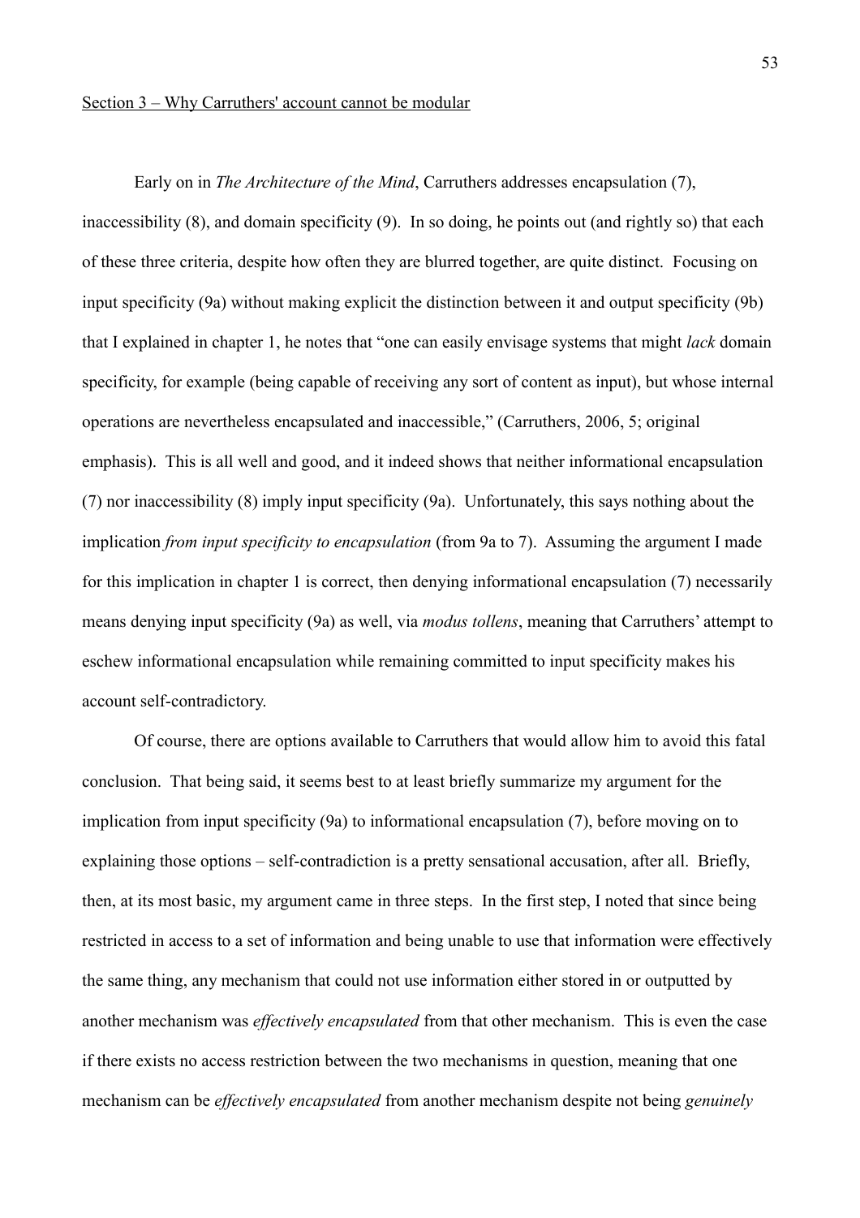Section 3 – Why Carruthers' account cannot be modular

Early on in *The Architecture of the Mind*, Carruthers addresses encapsulation (7), inaccessibility (8), and domain specificity (9). In so doing, he points out (and rightly so) that each of these three criteria, despite how often they are blurred together, are quite distinct. Focusing on input specificity (9a) without making explicit the distinction between it and output specificity (9b) that I explained in chapter 1, he notes that "one can easily envisage systems that might *lack* domain specificity, for example (being capable of receiving any sort of content as input), but whose internal operations are nevertheless encapsulated and inaccessible," (Carruthers, 2006, 5; original emphasis). This is all well and good, and it indeed shows that neither informational encapsulation (7) nor inaccessibility (8) imply input specificity (9a). Unfortunately, this says nothing about the implication *from input specificity to encapsulation* (from 9a to 7). Assuming the argument I made for this implication in chapter 1 is correct, then denying informational encapsulation (7) necessarily means denying input specificity (9a) as well, via *modus tollens*, meaning that Carruthers' attempt to eschew informational encapsulation while remaining committed to input specificity makes his account self-contradictory.

Of course, there are options available to Carruthers that would allow him to avoid this fatal conclusion. That being said, it seems best to at least briefly summarize my argument for the implication from input specificity (9a) to informational encapsulation (7), before moving on to explaining those options – self-contradiction is a pretty sensational accusation, after all. Briefly, then, at its most basic, my argument came in three steps. In the first step, I noted that since being restricted in access to a set of information and being unable to use that information were effectively the same thing, any mechanism that could not use information either stored in or outputted by another mechanism was *effectively encapsulated* from that other mechanism. This is even the case if there exists no access restriction between the two mechanisms in question, meaning that one mechanism can be *effectively encapsulated* from another mechanism despite not being *genuinely*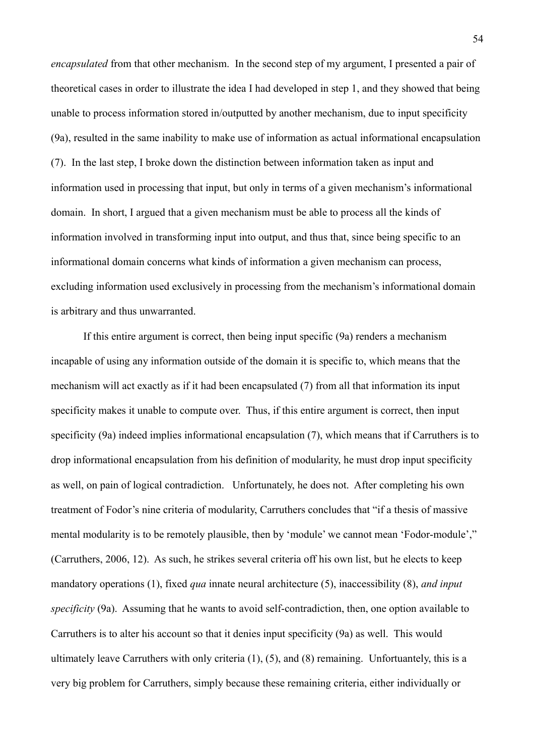*encapsulated* from that other mechanism. In the second step of my argument, I presented a pair of theoretical cases in order to illustrate the idea I had developed in step 1, and they showed that being unable to process information stored in/outputted by another mechanism, due to input specificity (9a), resulted in the same inability to make use of information as actual informational encapsulation (7). In the last step, I broke down the distinction between information taken as input and information used in processing that input, but only in terms of a given mechanism's informational domain. In short, I argued that a given mechanism must be able to process all the kinds of information involved in transforming input into output, and thus that, since being specific to an informational domain concerns what kinds of information a given mechanism can process, excluding information used exclusively in processing from the mechanism's informational domain is arbitrary and thus unwarranted.

If this entire argument is correct, then being input specific (9a) renders a mechanism incapable of using any information outside of the domain it is specific to, which means that the mechanism will act exactly as if it had been encapsulated (7) from all that information its input specificity makes it unable to compute over. Thus, if this entire argument is correct, then input specificity (9a) indeed implies informational encapsulation (7), which means that if Carruthers is to drop informational encapsulation from his definition of modularity, he must drop input specificity as well, on pain of logical contradiction. Unfortunately, he does not. After completing his own treatment of Fodor's nine criteria of modularity, Carruthers concludes that "if a thesis of massive mental modularity is to be remotely plausible, then by 'module' we cannot mean 'Fodor-module'," (Carruthers, 2006, 12). As such, he strikes several criteria off his own list, but he elects to keep mandatory operations (1), fixed *qua* innate neural architecture (5), inaccessibility (8), *and input specificity* (9a). Assuming that he wants to avoid self-contradiction, then, one option available to Carruthers is to alter his account so that it denies input specificity (9a) as well. This would ultimately leave Carruthers with only criteria (1), (5), and (8) remaining. Unfortuantely, this is a very big problem for Carruthers, simply because these remaining criteria, either individually or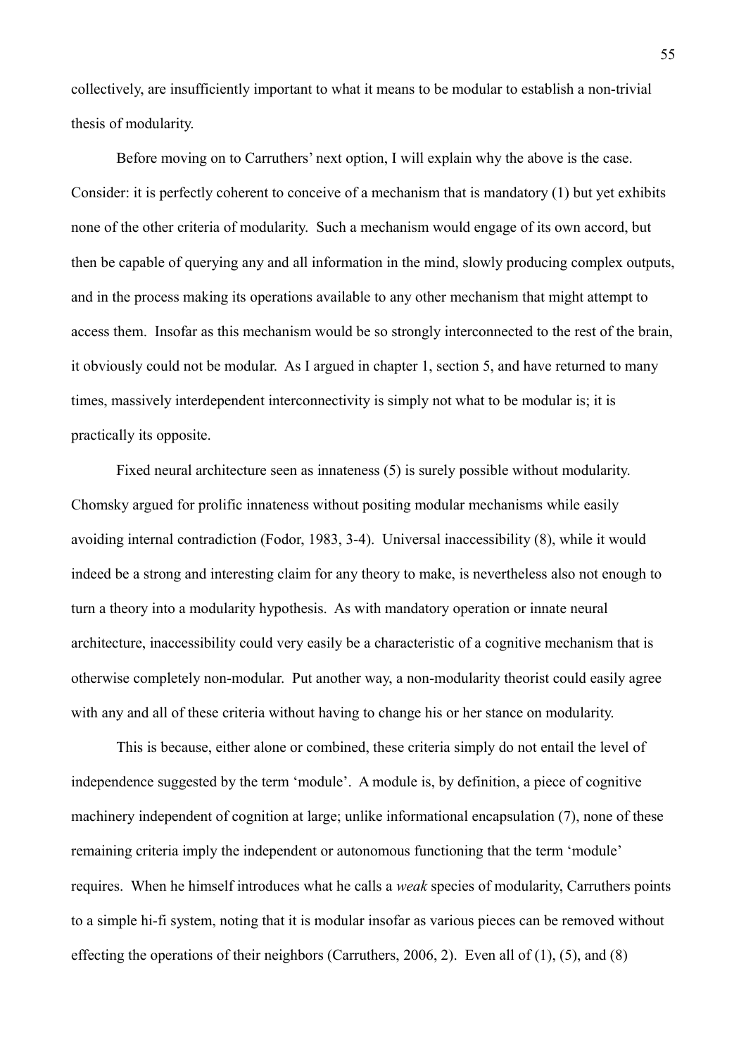collectively, are insufficiently important to what it means to be modular to establish a non-trivial thesis of modularity.

Before moving on to Carruthers' next option, I will explain why the above is the case. Consider: it is perfectly coherent to conceive of a mechanism that is mandatory (1) but yet exhibits none of the other criteria of modularity. Such a mechanism would engage of its own accord, but then be capable of querying any and all information in the mind, slowly producing complex outputs, and in the process making its operations available to any other mechanism that might attempt to access them. Insofar as this mechanism would be so strongly interconnected to the rest of the brain, it obviously could not be modular. As I argued in chapter 1, section 5, and have returned to many times, massively interdependent interconnectivity is simply not what to be modular is; it is practically its opposite.

Fixed neural architecture seen as innateness (5) is surely possible without modularity. Chomsky argued for prolific innateness without positing modular mechanisms while easily avoiding internal contradiction (Fodor, 1983, 3-4). Universal inaccessibility (8), while it would indeed be a strong and interesting claim for any theory to make, is nevertheless also not enough to turn a theory into a modularity hypothesis. As with mandatory operation or innate neural architecture, inaccessibility could very easily be a characteristic of a cognitive mechanism that is otherwise completely non-modular. Put another way, a non-modularity theorist could easily agree with any and all of these criteria without having to change his or her stance on modularity.

This is because, either alone or combined, these criteria simply do not entail the level of independence suggested by the term 'module'. A module is, by definition, a piece of cognitive machinery independent of cognition at large; unlike informational encapsulation (7), none of these remaining criteria imply the independent or autonomous functioning that the term 'module' requires. When he himself introduces what he calls a *weak* species of modularity, Carruthers points to a simple hi-fi system, noting that it is modular insofar as various pieces can be removed without effecting the operations of their neighbors (Carruthers, 2006, 2). Even all of (1), (5), and (8)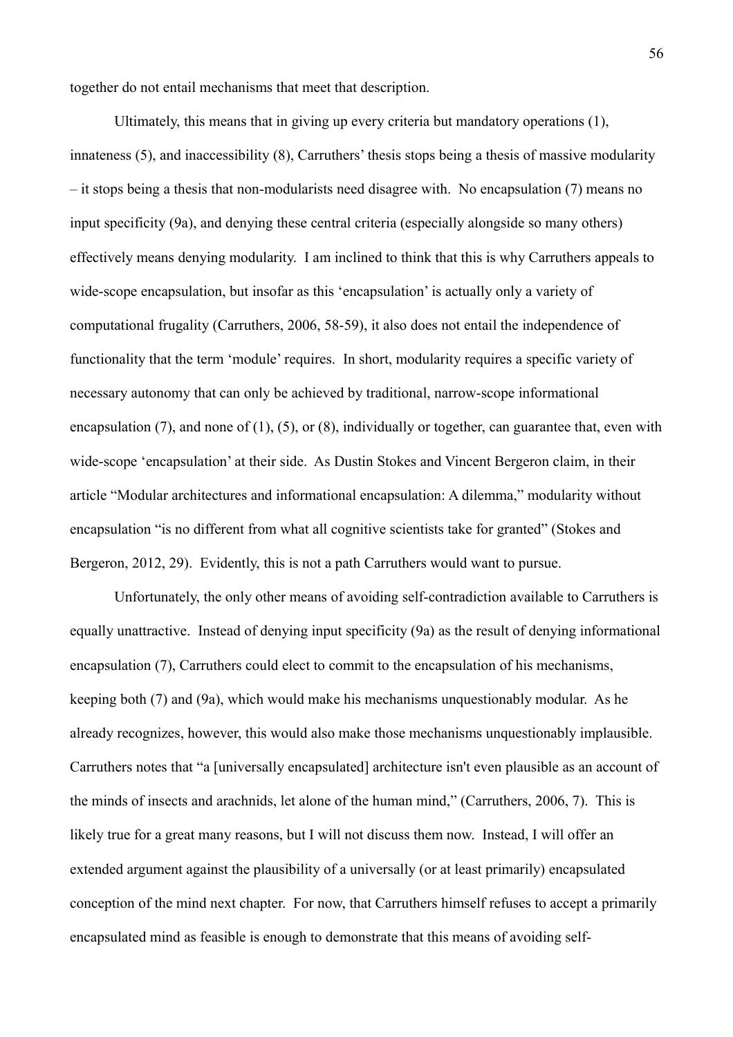together do not entail mechanisms that meet that description.

Ultimately, this means that in giving up every criteria but mandatory operations (1), innateness (5), and inaccessibility (8), Carruthers' thesis stops being a thesis of massive modularity – it stops being a thesis that non-modularists need disagree with. No encapsulation (7) means no input specificity (9a), and denying these central criteria (especially alongside so many others) effectively means denying modularity. I am inclined to think that this is why Carruthers appeals to wide-scope encapsulation, but insofar as this 'encapsulation' is actually only a variety of computational frugality (Carruthers, 2006, 58-59), it also does not entail the independence of functionality that the term 'module' requires. In short, modularity requires a specific variety of necessary autonomy that can only be achieved by traditional, narrow-scope informational encapsulation (7), and none of (1), (5), or (8), individually or together, can guarantee that, even with wide-scope 'encapsulation' at their side. As Dustin Stokes and Vincent Bergeron claim, in their article "Modular architectures and informational encapsulation: A dilemma," modularity without encapsulation "is no different from what all cognitive scientists take for granted" (Stokes and Bergeron, 2012, 29). Evidently, this is not a path Carruthers would want to pursue.

Unfortunately, the only other means of avoiding self-contradiction available to Carruthers is equally unattractive. Instead of denying input specificity (9a) as the result of denying informational encapsulation (7), Carruthers could elect to commit to the encapsulation of his mechanisms, keeping both (7) and (9a), which would make his mechanisms unquestionably modular. As he already recognizes, however, this would also make those mechanisms unquestionably implausible. Carruthers notes that "a [universally encapsulated] architecture isn't even plausible as an account of the minds of insects and arachnids, let alone of the human mind," (Carruthers, 2006, 7). This is likely true for a great many reasons, but I will not discuss them now. Instead, I will offer an extended argument against the plausibility of a universally (or at least primarily) encapsulated conception of the mind next chapter. For now, that Carruthers himself refuses to accept a primarily encapsulated mind as feasible is enough to demonstrate that this means of avoiding self-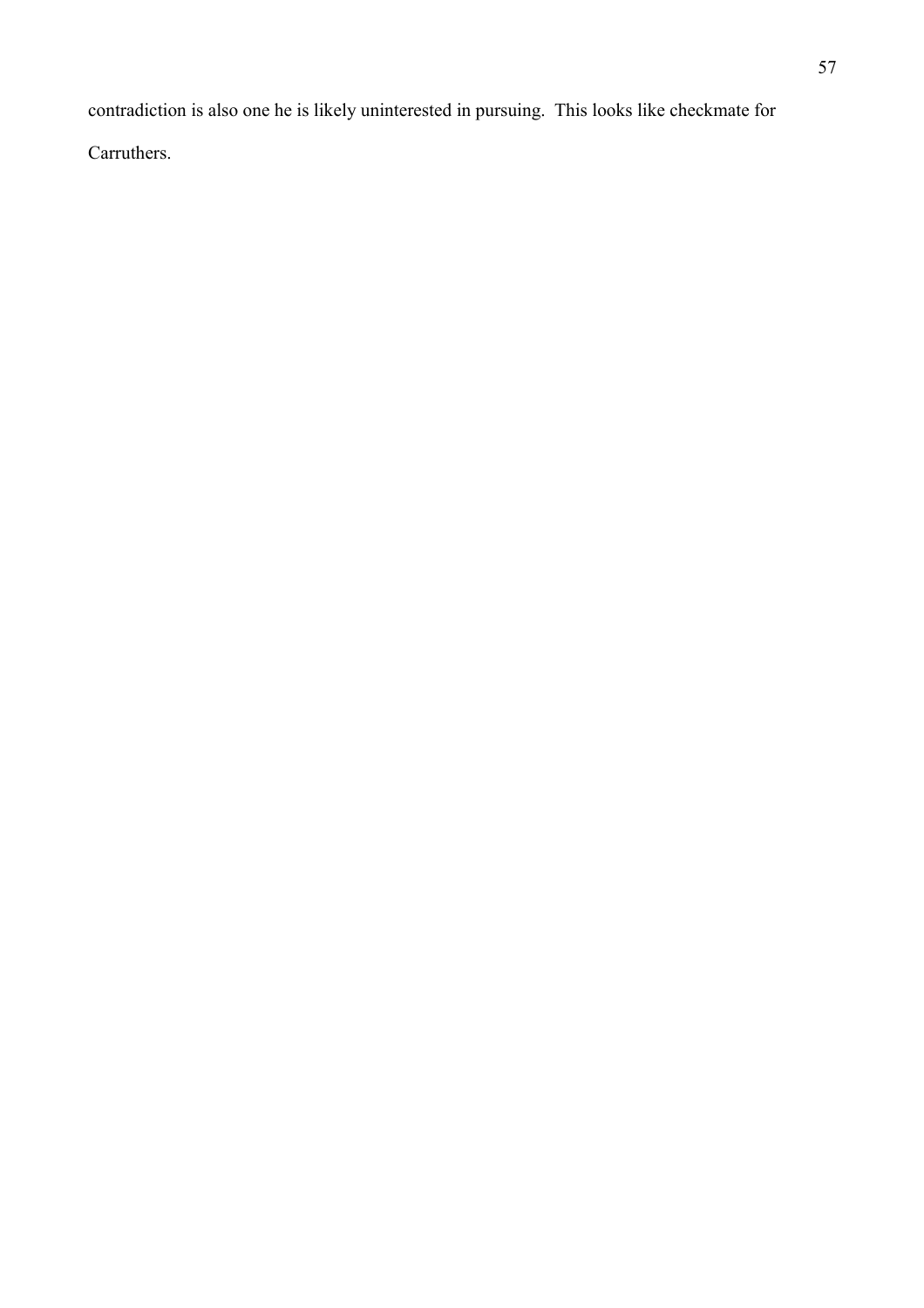contradiction is also one he is likely uninterested in pursuing. This looks like checkmate for Carruthers.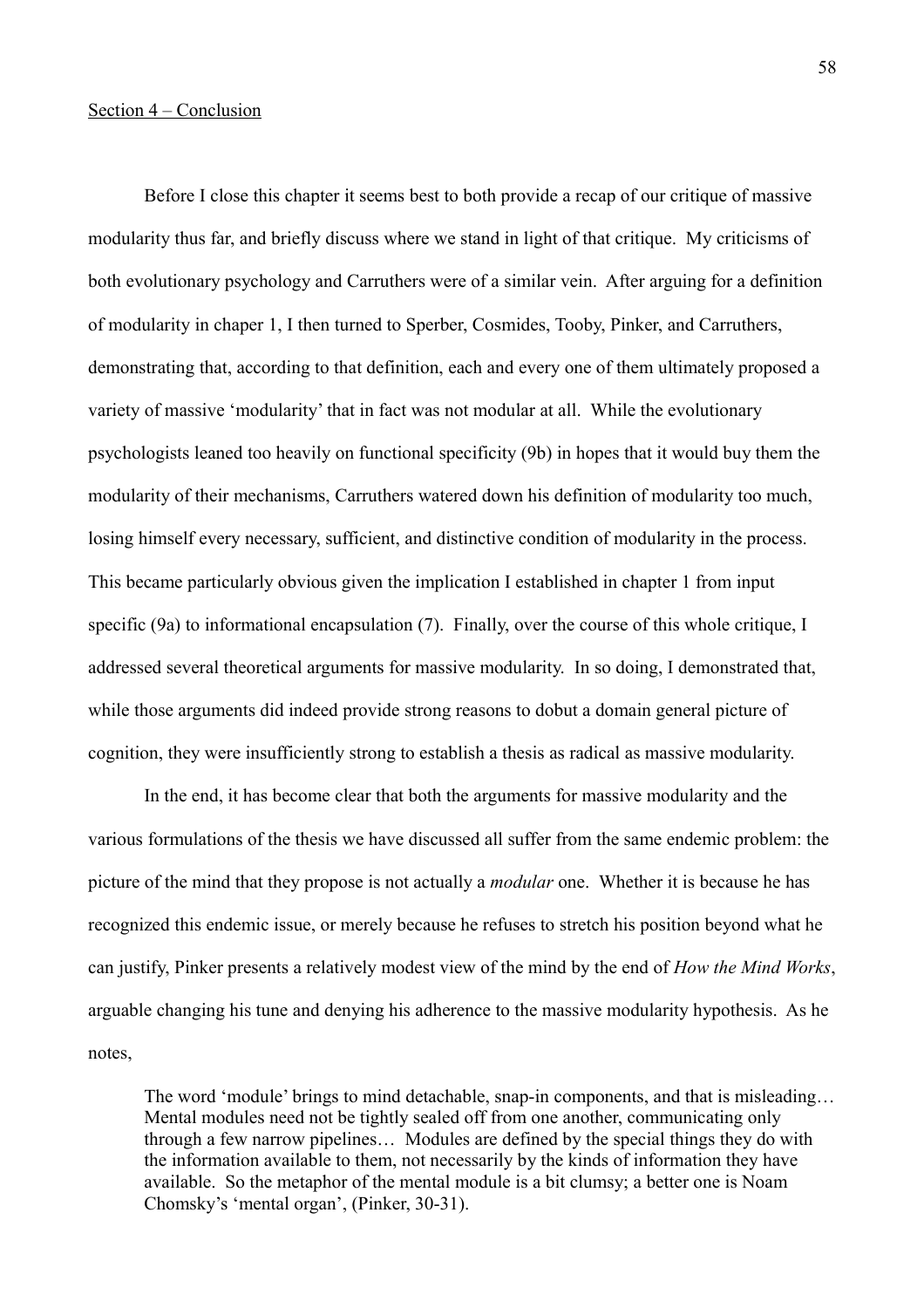<u>Section 4 – Conclusion</u>

Before I close this chapter it seems best to both provide a recap of our critique of massive modularity thus far, and briefly discuss where we stand in light of that critique. My criticisms of both evolutionary psychology and Carruthers were of a similar vein. After arguing for a definition of modularity in chaper 1, I then turned to Sperber, Cosmides, Tooby, Pinker, and Carruthers, demonstrating that, according to that definition, each and every one of them ultimately proposed a variety of massive 'modularity' that in fact was not modular at all. While the evolutionary psychologists leaned too heavily on functional specificity (9b) in hopes that it would buy them the modularity of their mechanisms, Carruthers watered down his definition of modularity too much, losing himself every necessary, sufficient, and distinctive condition of modularity in the process. This became particularly obvious given the implication I established in chapter 1 from input specific (9a) to informational encapsulation (7). Finally, over the course of this whole critique, I addressed several theoretical arguments for massive modularity. In so doing, I demonstrated that, while those arguments did indeed provide strong reasons to dobut a domain general picture of cognition, they were insufficiently strong to establish a thesis as radical as massive modularity.

In the end, it has become clear that both the arguments for massive modularity and the various formulations of the thesis we have discussed all suffer from the same endemic problem: the picture of the mind that they propose is not actually a *modular* one. Whether it is because he has recognized this endemic issue, or merely because he refuses to stretch his position beyond what he can justify, Pinker presents a relatively modest view of the mind by the end of *How the Mind Works*, arguable changing his tune and denying his adherence to the massive modularity hypothesis. As he notes,

> The word 'module' brings to mind detachable, snap-in components, and that is misleading… Mental modules need not be tightly sealed off from one another, communicating only through a few narrow pipelines… Modules are defined by the special things they do with the information available to them, not necessarily by the kinds of information they have available. So the metaphor of the mental module is a bit clumsy; a better one is Noam Chomsky's 'mental organ', (Pinker, 30-31).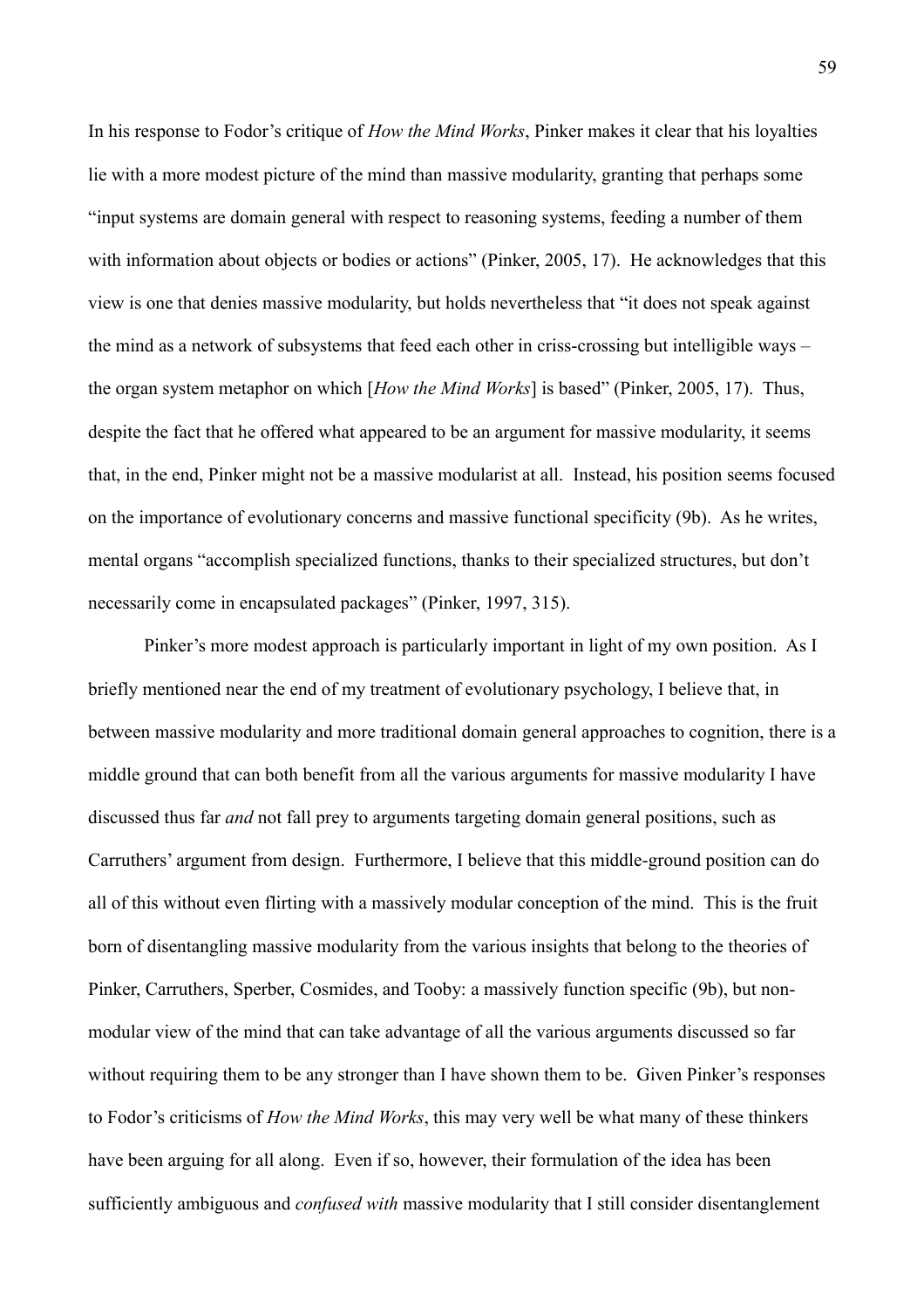In his response to Fodor's critique of *How the Mind Works*, Pinker makes it clear that his loyalties lie with a more modest picture of the mind than massive modularity, granting that perhaps some "input systems are domain general with respect to reasoning systems, feeding a number of them with information about objects or bodies or actions" (Pinker, 2005, 17). He acknowledges that this view is one that denies massive modularity, but holds nevertheless that "it does not speak against the mind as a network of subsystems that feed each other in criss-crossing but intelligible ways – the organ system metaphor on which [*How the Mind Works*] is based" (Pinker, 2005, 17). Thus, despite the fact that he offered what appeared to be an argument for massive modularity, it seems that, in the end, Pinker might not be a massive modularist at all. Instead, his position seems focused on the importance of evolutionary concerns and massive functional specificity (9b). As he writes, mental organs "accomplish specialized functions, thanks to their specialized structures, but don't necessarily come in encapsulated packages" (Pinker, 1997, 315).

Pinker's more modest approach is particularly important in light of my own position. As I briefly mentioned near the end of my treatment of evolutionary psychology, I believe that, in between massive modularity and more traditional domain general approaches to cognition, there is a middle ground that can both benefit from all the various arguments for massive modularity I have discussed thus far *and* not fall prey to arguments targeting domain general positions, such as Carruthers' argument from design. Furthermore, I believe that this middle-ground position can do all of this without even flirting with a massively modular conception of the mind. This is the fruit born of disentangling massive modularity from the various insights that belong to the theories of Pinker, Carruthers, Sperber, Cosmides, and Tooby: a massively function specific (9b), but non-modular view of the mind that can take advantage of all the various arguments discussed so far without requiring them to be any stronger than I have shown them to be. Given Pinker's responses to Fodor's criticisms of *How the Mind Works*, this may very well be what many of these thinkers have been arguing for all along. Even if so, however, their formulation of the idea has been sufficiently ambiguous and *confused with* massive modularity that I still consider disentanglement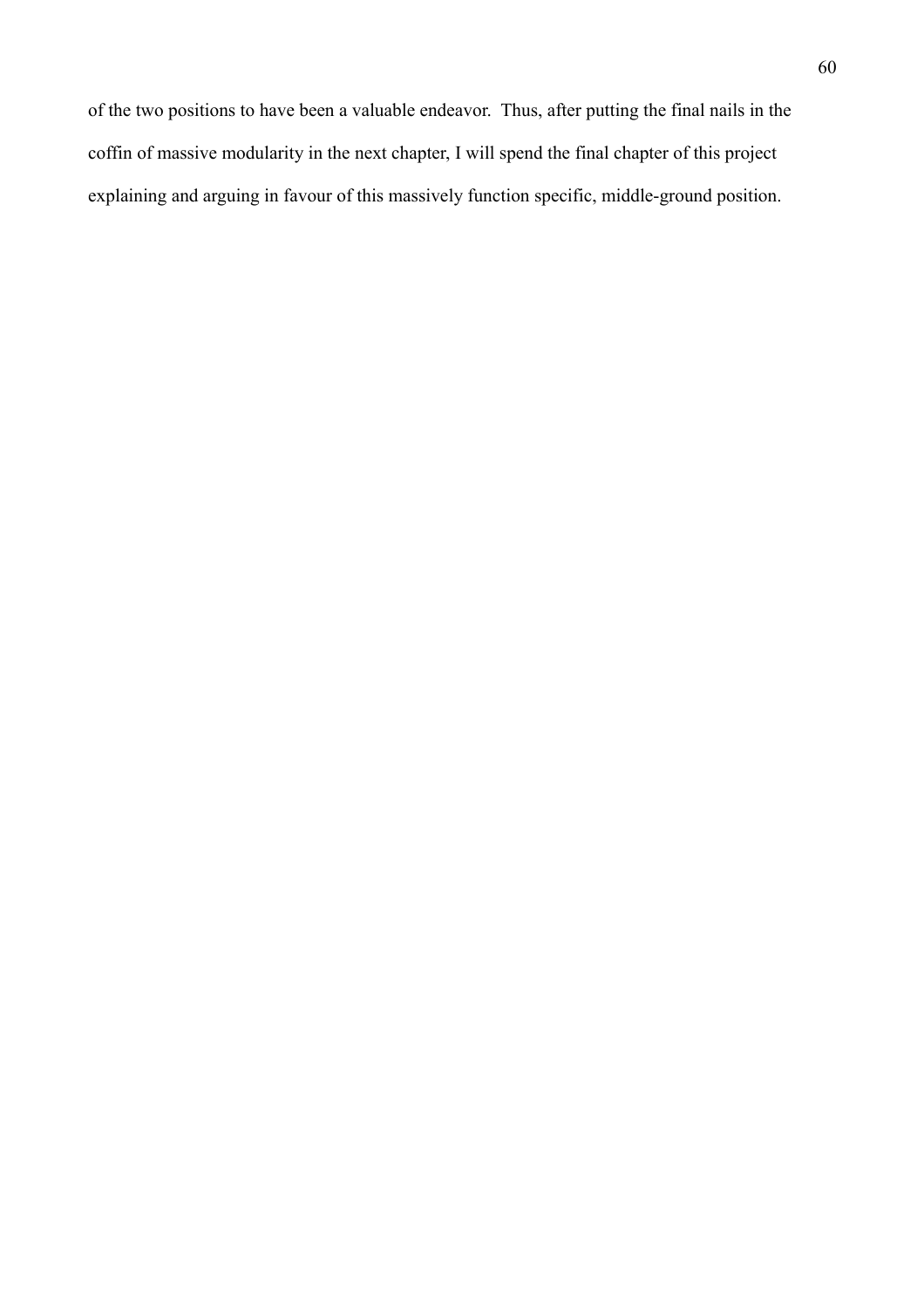of the two positions to have been a valuable endeavor. Thus, after putting the final nails in the coffin of massive modularity in the next chapter, I will spend the final chapter of this project explaining and arguing in favour of this massively function specific, middle-ground position.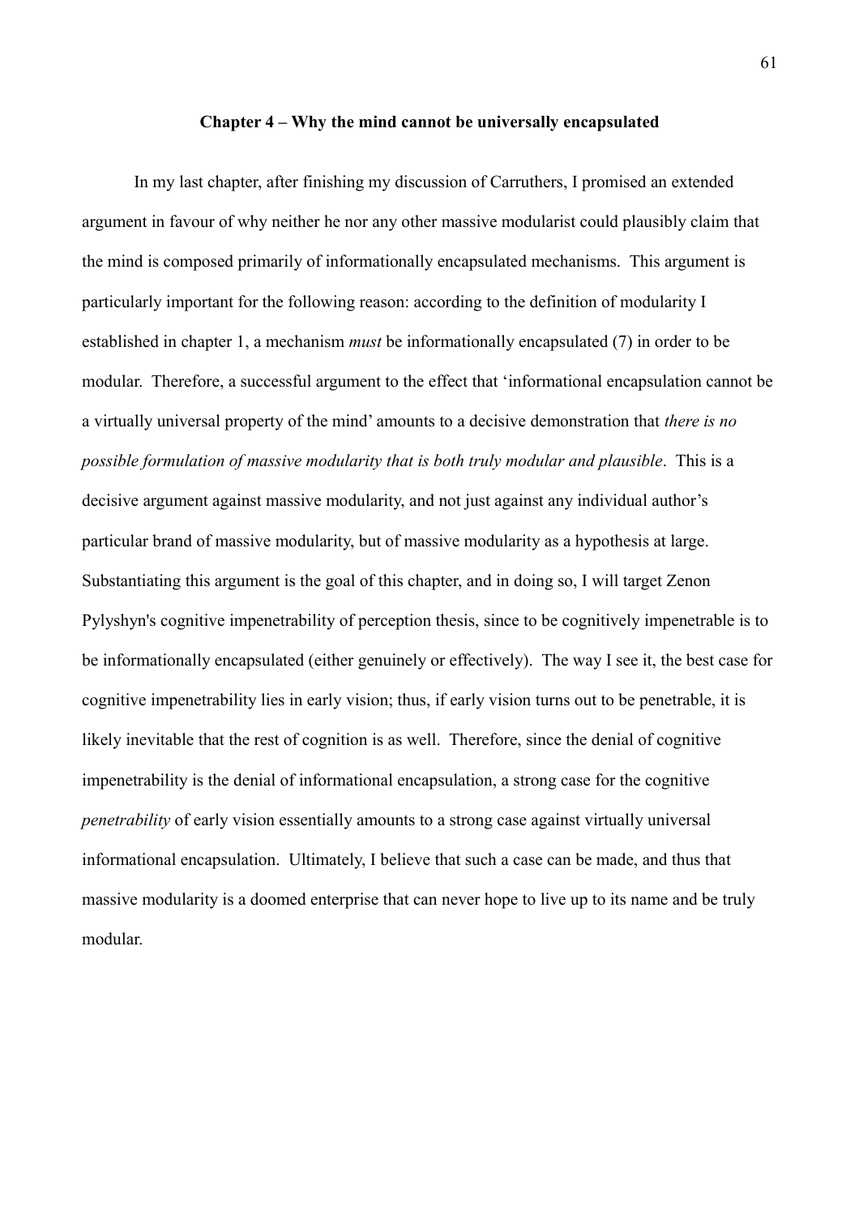# Chapter 4 – Why the mind cannot be universally encapsulated

In my last chapter, after finishing my discussion of Carruthers, I promised an extended argument in favour of why neither he nor any other massive modularist could plausibly claim that the mind is composed primarily of informationally encapsulated mechanisms. This argument is particularly important for the following reason: according to the definition of modularity I established in chapter 1, a mechanism *must* be informationally encapsulated (7) in order to be modular. Therefore, a successful argument to the effect that 'informational encapsulation cannot be a virtually universal property of the mind' amounts to a decisive demonstration that *there is no possible formulation of massive modularity that is both truly modular and plausible*. This is a decisive argument against massive modularity, and not just against any individual author's particular brand of massive modularity, but of massive modularity as a hypothesis at large. Substantiating this argument is the goal of this chapter, and in doing so, I will target Zenon Pylyshyn's cognitive impenetrability of perception thesis, since to be cognitively impenetrable is to be informationally encapsulated (either genuinely or effectively). The way I see it, the best case for cognitive impenetrability lies in early vision; thus, if early vision turns out to be penetrable, it is likely inevitable that the rest of cognition is as well. Therefore, since the denial of cognitive impenetrability is the denial of informational encapsulation, a strong case for the cognitive *penetrability* of early vision essentially amounts to a strong case against virtually universal informational encapsulation. Ultimately, I believe that such a case can be made, and thus that massive modularity is a doomed enterprise that can never hope to live up to its name and be truly modular.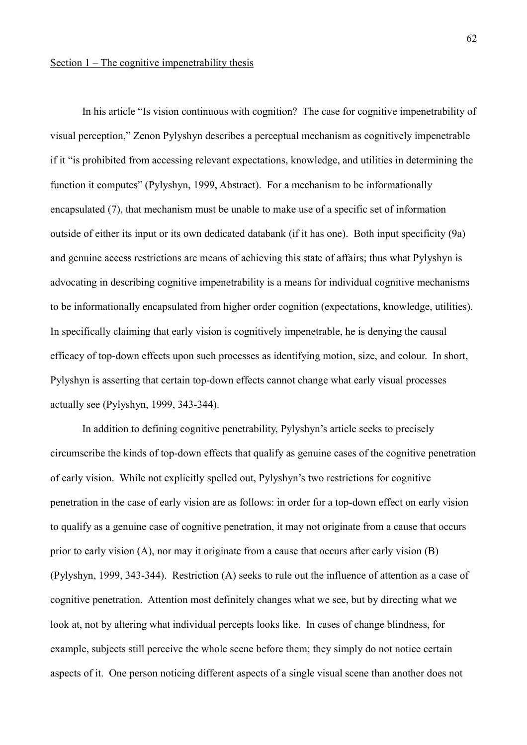Section 1 – The cognitive impenetrability thesis

In his article "Is vision continuous with cognition? The case for cognitive impenetrability of visual perception," Zenon Pylyshyn describes a perceptual mechanism as cognitively impenetrable if it "is prohibited from accessing relevant expectations, knowledge, and utilities in determining the function it computes" (Pylyshyn, 1999, Abstract). For a mechanism to be informationally encapsulated (7), that mechanism must be unable to make use of a specific set of information outside of either its input or its own dedicated databank (if it has one). Both input specificity (9a) and genuine access restrictions are means of achieving this state of affairs; thus what Pylyshyn is advocating in describing cognitive impenetrability is a means for individual cognitive mechanisms to be informationally encapsulated from higher order cognition (expectations, knowledge, utilities). In specifically claiming that early vision is cognitively impenetrable, he is denying the causal efficacy of top-down effects upon such processes as identifying motion, size, and colour. In short, Pylyshyn is asserting that certain top-down effects cannot change what early visual processes actually see (Pylyshyn, 1999, 343-344).

In addition to defining cognitive penetrability, Pylyshyn's article seeks to precisely circumscribe the kinds of top-down effects that qualify as genuine cases of the cognitive penetration of early vision. While not explicitly spelled out, Pylyshyn's two restrictions for cognitive penetration in the case of early vision are as follows: in order for a top-down effect on early vision to qualify as a genuine case of cognitive penetration, it may not originate from a cause that occurs prior to early vision (A), nor may it originate from a cause that occurs after early vision (B) (Pylyshyn, 1999, 343-344). Restriction (A) seeks to rule out the influence of attention as a case of cognitive penetration. Attention most definitely changes what we see, but by directing what we look at, not by altering what individual percepts looks like. In cases of change blindness, for example, subjects still perceive the whole scene before them; they simply do not notice certain aspects of it. One person noticing different aspects of a single visual scene than another does not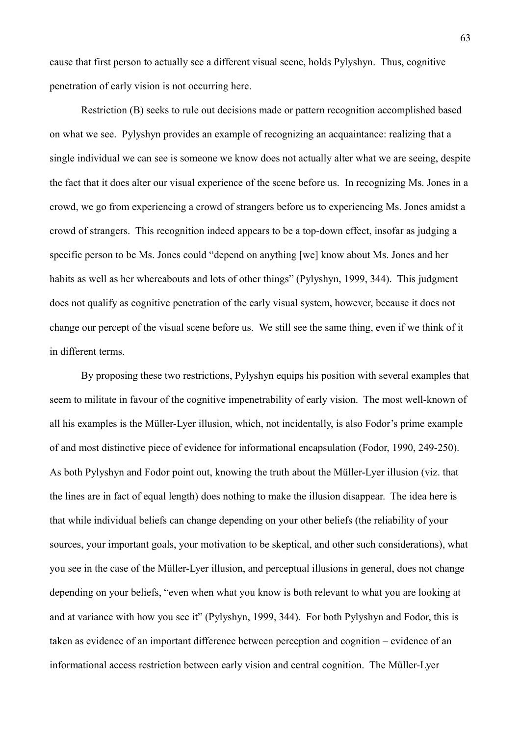cause that first person to actually see a different visual scene, holds Pylyshyn. Thus, cognitive penetration of early vision is not occurring here.

Restriction (B) seeks to rule out decisions made or pattern recognition accomplished based on what we see. Pylyshyn provides an example of recognizing an acquaintance: realizing that a single individual we can see is someone we know does not actually alter what we are seeing, despite the fact that it does alter our visual experience of the scene before us. In recognizing Ms. Jones in a crowd, we go from experiencing a crowd of strangers before us to experiencing Ms. Jones amidst a crowd of strangers. This recognition indeed appears to be a top-down effect, insofar as judging a specific person to be Ms. Jones could "depend on anything [we] know about Ms. Jones and her habits as well as her whereabouts and lots of other things" (Pylyshyn, 1999, 344). This judgment does not qualify as cognitive penetration of the early visual system, however, because it does not change our percept of the visual scene before us. We still see the same thing, even if we think of it in different terms.

By proposing these two restrictions, Pylyshyn equips his position with several examples that seem to militate in favour of the cognitive impenetrability of early vision. The most well-known of all his examples is the Müller-Lyer illusion, which, not incidentally, is also Fodor's prime example of and most distinctive piece of evidence for informational encapsulation (Fodor, 1990, 249-250). As both Pylyshyn and Fodor point out, knowing the truth about the Müller-Lyer illusion (viz. that the lines are in fact of equal length) does nothing to make the illusion disappear. The idea here is that while individual beliefs can change depending on your other beliefs (the reliability of your sources, your important goals, your motivation to be skeptical, and other such considerations), what you see in the case of the Müller-Lyer illusion, and perceptual illusions in general, does not change depending on your beliefs, "even when what you know is both relevant to what you are looking at and at variance with how you see it" (Pylyshyn, 1999, 344). For both Pylyshyn and Fodor, this is taken as evidence of an important difference between perception and cognition – evidence of an informational access restriction between early vision and central cognition. The Müller-Lyer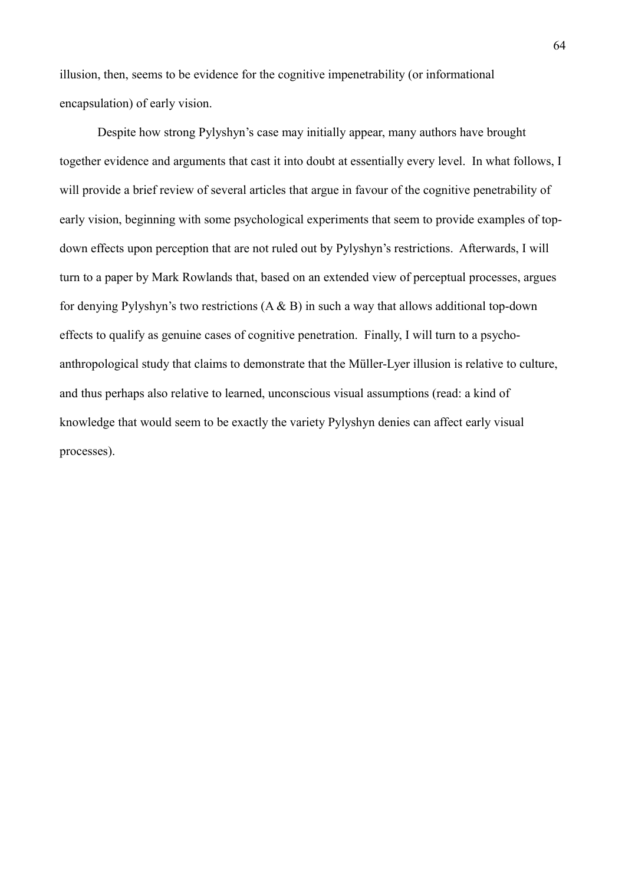illusion, then, seems to be evidence for the cognitive impenetrability (or informational encapsulation) of early vision.

Despite how strong Pylyshyn's case may initially appear, many authors have brought together evidence and arguments that cast it into doubt at essentially every level. In what follows, I will provide a brief review of several articles that argue in favour of the cognitive penetrability of early vision, beginning with some psychological experiments that seem to provide examples of top-down effects upon perception that are not ruled out by Pylyshyn's restrictions. Afterwards, I will turn to a paper by Mark Rowlands that, based on an extended view of perceptual processes, argues for denying Pylyshyn's two restrictions (A & B) in such a way that allows additional top-down effects to qualify as genuine cases of cognitive penetration. Finally, I will turn to a psycho-anthropological study that claims to demonstrate that the Müller-Lyer illusion is relative to culture, and thus perhaps also relative to learned, unconscious visual assumptions (read: a kind of knowledge that would seem to be exactly the variety Pylyshyn denies can affect early visual processes).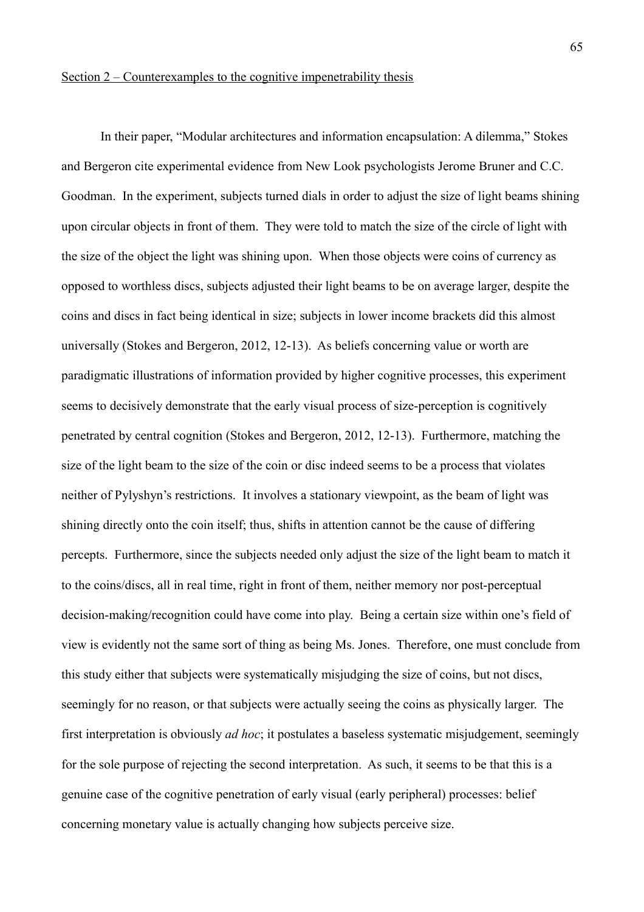Section 2 – Counterexamples to the cognitive impenetrability thesis

In their paper, "Modular architectures and information encapsulation: A dilemma," Stokes and Bergeron cite experimental evidence from New Look psychologists Jerome Bruner and C.C. Goodman. In the experiment, subjects turned dials in order to adjust the size of light beams shining upon circular objects in front of them. They were told to match the size of the circle of light with the size of the object the light was shining upon. When those objects were coins of currency as opposed to worthless discs, subjects adjusted their light beams to be on average larger, despite the coins and discs in fact being identical in size; subjects in lower income brackets did this almost universally (Stokes and Bergeron, 2012, 12-13). As beliefs concerning value or worth are paradigmatic illustrations of information provided by higher cognitive processes, this experiment seems to decisively demonstrate that the early visual process of size-perception is cognitively penetrated by central cognition (Stokes and Bergeron, 2012, 12-13). Furthermore, matching the size of the light beam to the size of the coin or disc indeed seems to be a process that violates neither of Pylyshyn's restrictions. It involves a stationary viewpoint, as the beam of light was shining directly onto the coin itself; thus, shifts in attention cannot be the cause of differing percepts. Furthermore, since the subjects needed only adjust the size of the light beam to match it to the coins/discs, all in real time, right in front of them, neither memory nor post-perceptual decision-making/recognition could have come into play. Being a certain size within one's field of view is evidently not the same sort of thing as being Ms. Jones. Therefore, one must conclude from this study either that subjects were systematically misjudging the size of coins, but not discs, seemingly for no reason, or that subjects were actually seeing the coins as physically larger. The first interpretation is obviously *ad hoc*; it postulates a baseless systematic misjudgement, seemingly for the sole purpose of rejecting the second interpretation. As such, it seems to be that this is a genuine case of the cognitive penetration of early visual (early peripheral) processes: belief concerning monetary value is actually changing how subjects perceive size.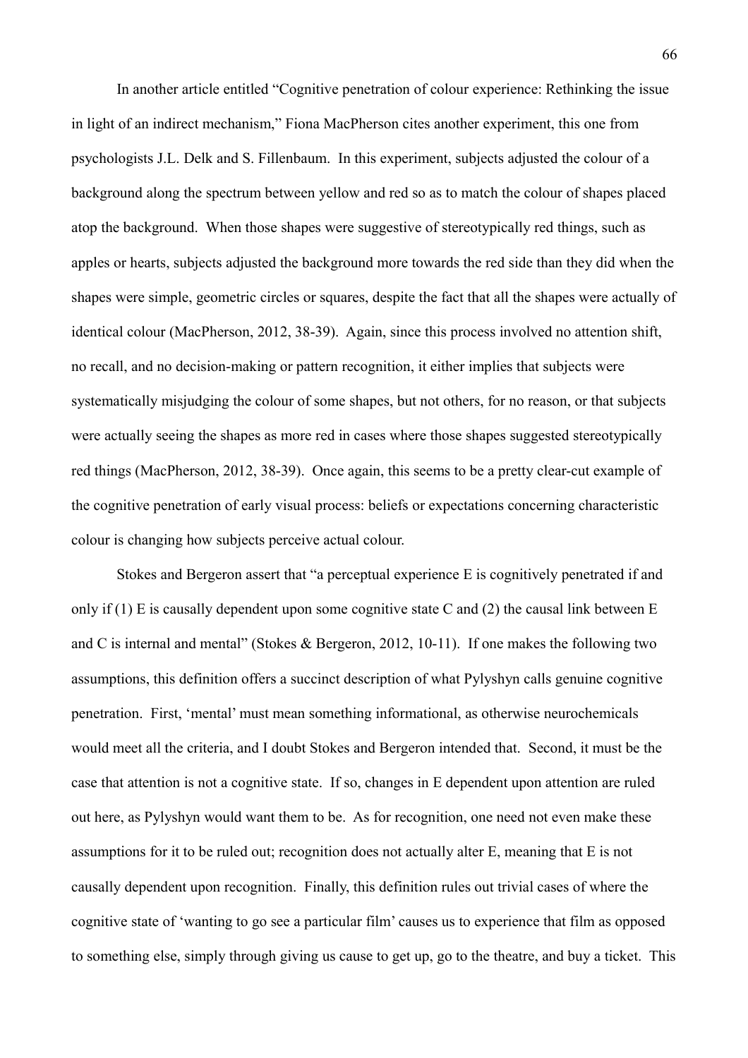In another article entitled "Cognitive penetration of colour experience: Rethinking the issue in light of an indirect mechanism," Fiona MacPherson cites another experiment, this one from psychologists J.L. Delk and S. Fillenbaum. In this experiment, subjects adjusted the colour of a background along the spectrum between yellow and red so as to match the colour of shapes placed atop the background. When those shapes were suggestive of stereotypically red things, such as apples or hearts, subjects adjusted the background more towards the red side than they did when the shapes were simple, geometric circles or squares, despite the fact that all the shapes were actually of identical colour (MacPherson, 2012, 38-39). Again, since this process involved no attention shift, no recall, and no decision-making or pattern recognition, it either implies that subjects were systematically misjudging the colour of some shapes, but not others, for no reason, or that subjects were actually seeing the shapes as more red in cases where those shapes suggested stereotypically red things (MacPherson, 2012, 38-39). Once again, this seems to be a pretty clear-cut example of the cognitive penetration of early visual process: beliefs or expectations concerning characteristic colour is changing how subjects perceive actual colour.

Stokes and Bergeron assert that "a perceptual experience E is cognitively penetrated if and only if (1) E is causally dependent upon some cognitive state C and (2) the causal link between E and C is internal and mental" (Stokes & Bergeron, 2012, 10-11). If one makes the following two assumptions, this definition offers a succinct description of what Pylyshyn calls genuine cognitive penetration. First, 'mental' must mean something informational, as otherwise neurochemicals would meet all the criteria, and I doubt Stokes and Bergeron intended that. Second, it must be the case that attention is not a cognitive state. If so, changes in E dependent upon attention are ruled out here, as Pylyshyn would want them to be. As for recognition, one need not even make these assumptions for it to be ruled out; recognition does not actually alter E, meaning that E is not causally dependent upon recognition. Finally, this definition rules out trivial cases of where the cognitive state of 'wanting to go see a particular film' causes us to experience that film as opposed to something else, simply through giving us cause to get up, go to the theatre, and buy a ticket. This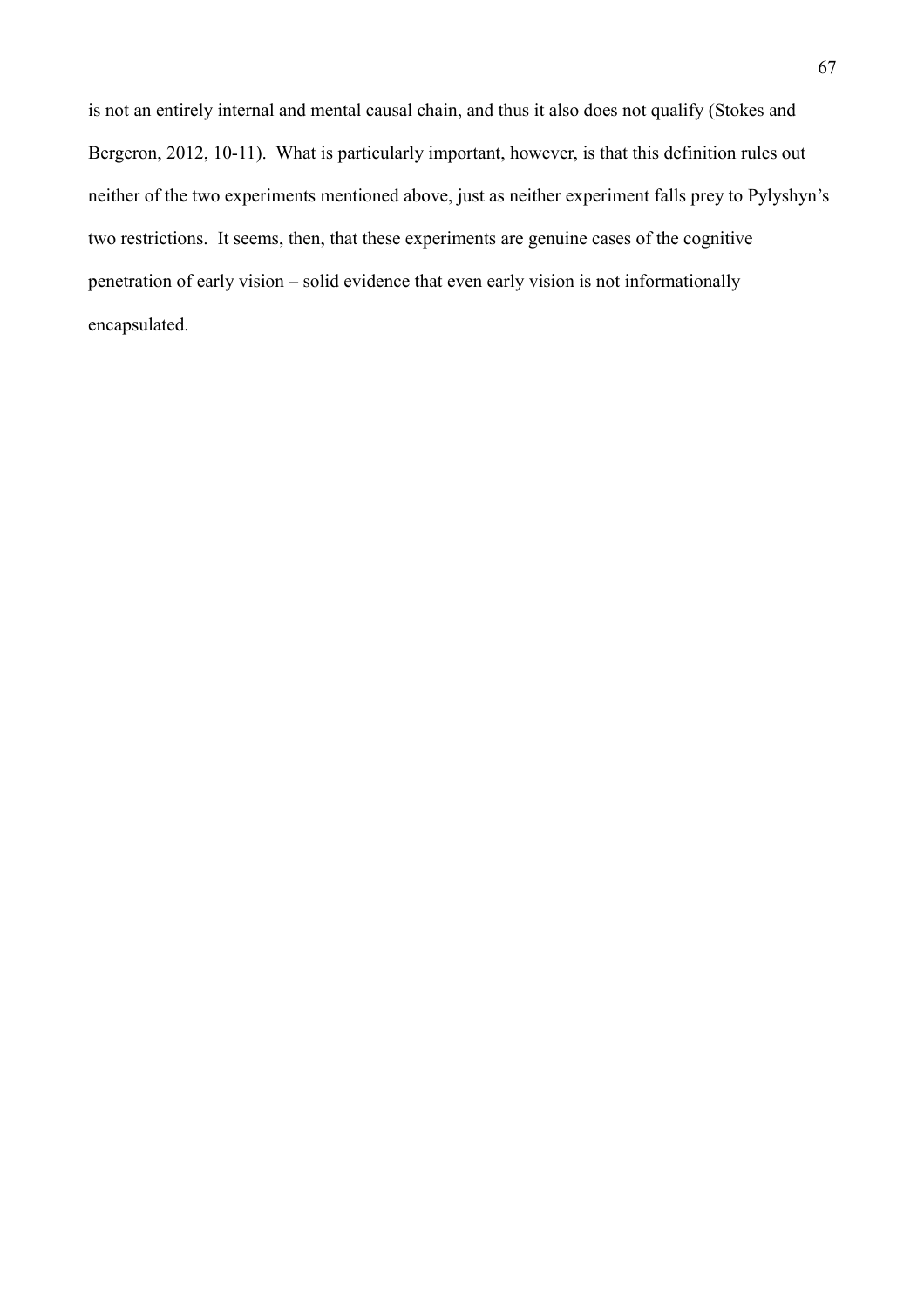is not an entirely internal and mental causal chain, and thus it also does not qualify (Stokes and Bergeron, 2012, 10-11). What is particularly important, however, is that this definition rules out neither of the two experiments mentioned above, just as neither experiment falls prey to Pylyshyn's two restrictions. It seems, then, that these experiments are genuine cases of the cognitive penetration of early vision – solid evidence that even early vision is not informationally encapsulated.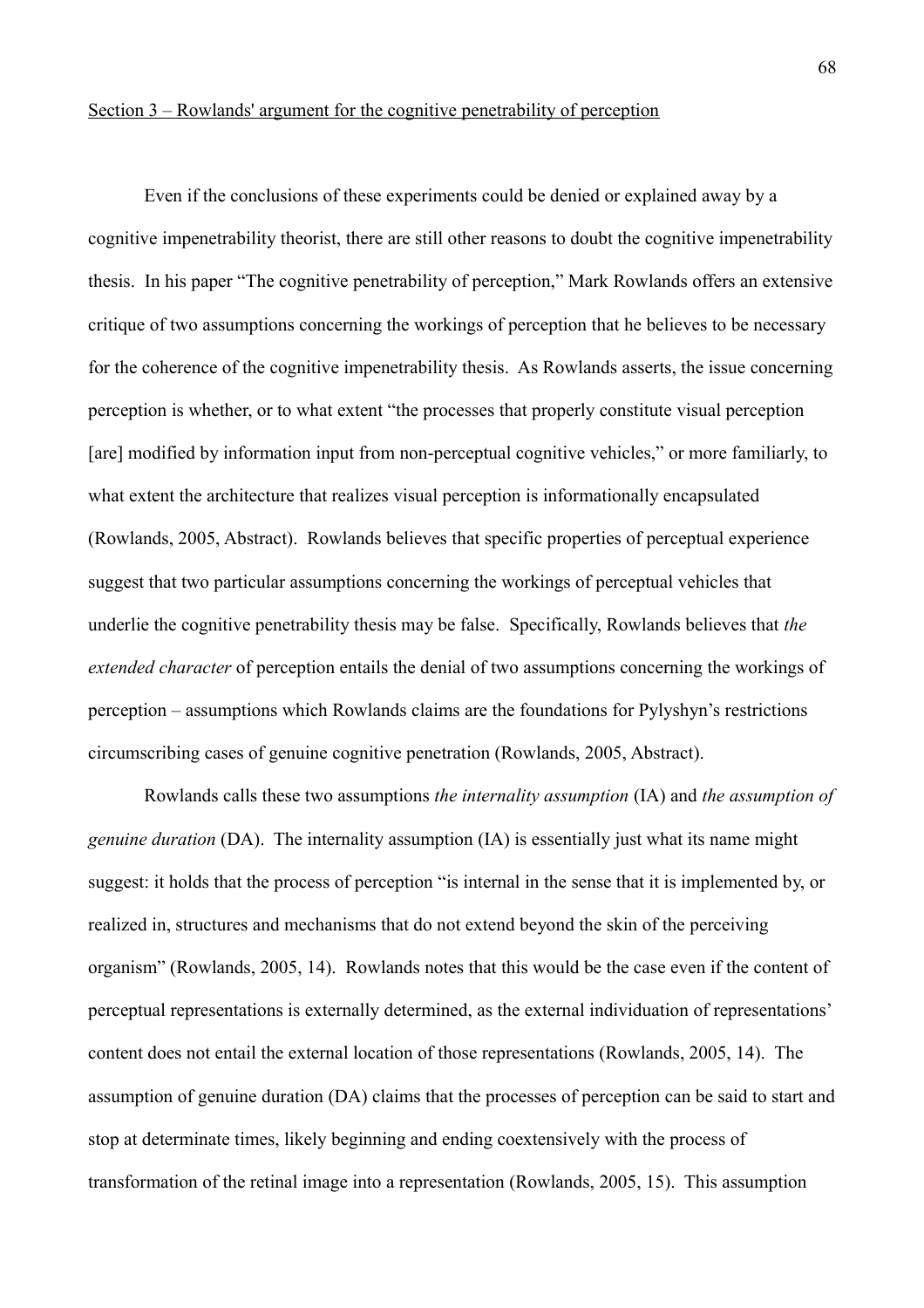Section 3 – Rowlands' argument for the cognitive penetrability of perception

Even if the conclusions of these experiments could be denied or explained away by a cognitive impenetrability theorist, there are still other reasons to doubt the cognitive impenetrability thesis. In his paper "The cognitive penetrability of perception," Mark Rowlands offers an extensive critique of two assumptions concerning the workings of perception that he believes to be necessary for the coherence of the cognitive impenetrability thesis. As Rowlands asserts, the issue concerning perception is whether, or to what extent "the processes that properly constitute visual perception [are] modified by information input from non-perceptual cognitive vehicles," or more familiarly, to what extent the architecture that realizes visual perception is informationally encapsulated (Rowlands, 2005, Abstract). Rowlands believes that specific properties of perceptual experience suggest that two particular assumptions concerning the workings of perceptual vehicles that underlie the cognitive penetrability thesis may be false. Specifically, Rowlands believes that *the extended character* of perception entails the denial of two assumptions concerning the workings of perception – assumptions which Rowlands claims are the foundations for Pylyshyn's restrictions circumscribing cases of genuine cognitive penetration (Rowlands, 2005, Abstract).

Rowlands calls these two assumptions *the internality assumption* (IA) and *the assumption of genuine duration* (DA). The internality assumption (IA) is essentially just what its name might suggest: it holds that the process of perception "is internal in the sense that it is implemented by, or realized in, structures and mechanisms that do not extend beyond the skin of the perceiving organism" (Rowlands, 2005, 14). Rowlands notes that this would be the case even if the content of perceptual representations is externally determined, as the external individuation of representations' content does not entail the external location of those representations (Rowlands, 2005, 14). The assumption of genuine duration (DA) claims that the processes of perception can be said to start and stop at determinate times, likely beginning and ending coextensively with the process of transformation of the retinal image into a representation (Rowlands, 2005, 15). This assumption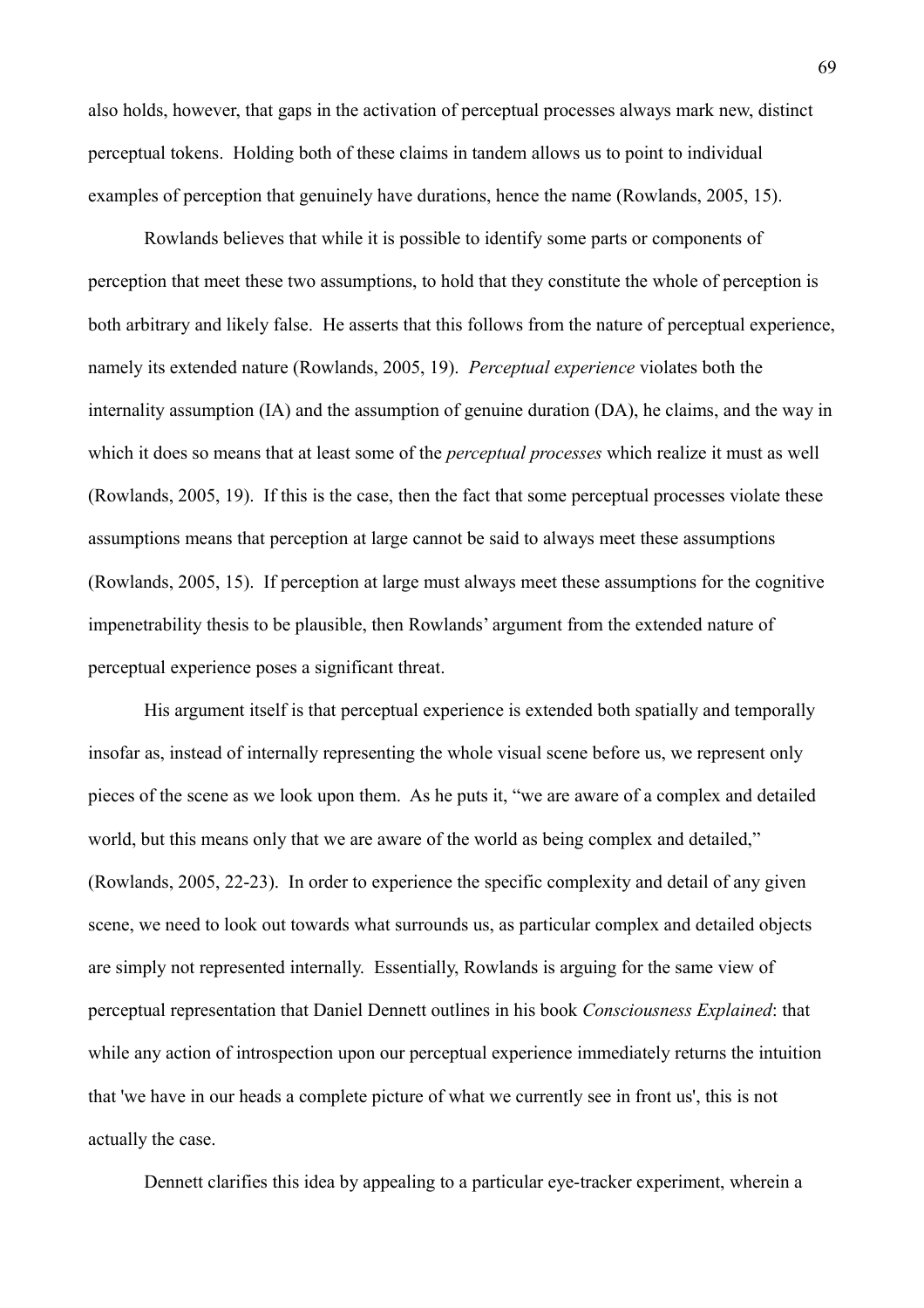also holds, however, that gaps in the activation of perceptual processes always mark new, distinct perceptual tokens. Holding both of these claims in tandem allows us to point to individual examples of perception that genuinely have durations, hence the name (Rowlands, 2005, 15).

Rowlands believes that while it is possible to identify some parts or components of perception that meet these two assumptions, to hold that they constitute the whole of perception is both arbitrary and likely false. He asserts that this follows from the nature of perceptual experience, namely its extended nature (Rowlands, 2005, 19). *Perceptual experience* violates both the internality assumption (IA) and the assumption of genuine duration (DA), he claims, and the way in which it does so means that at least some of the *perceptual processes* which realize it must as well (Rowlands, 2005, 19). If this is the case, then the fact that some perceptual processes violate these assumptions means that perception at large cannot be said to always meet these assumptions (Rowlands, 2005, 15). If perception at large must always meet these assumptions for the cognitive impenetrability thesis to be plausible, then Rowlands' argument from the extended nature of perceptual experience poses a significant threat.

His argument itself is that perceptual experience is extended both spatially and temporally insofar as, instead of internally representing the whole visual scene before us, we represent only pieces of the scene as we look upon them. As he puts it, "we are aware of a complex and detailed world, but this means only that we are aware of the world as being complex and detailed," (Rowlands, 2005, 22-23). In order to experience the specific complexity and detail of any given scene, we need to look out towards what surrounds us, as particular complex and detailed objects are simply not represented internally. Essentially, Rowlands is arguing for the same view of perceptual representation that Daniel Dennett outlines in his book *Consciousness Explained*: that while any action of introspection upon our perceptual experience immediately returns the intuition that 'we have in our heads a complete picture of what we currently see in front us', this is not actually the case.

Dennett clarifies this idea by appealing to a particular eye-tracker experiment, wherein a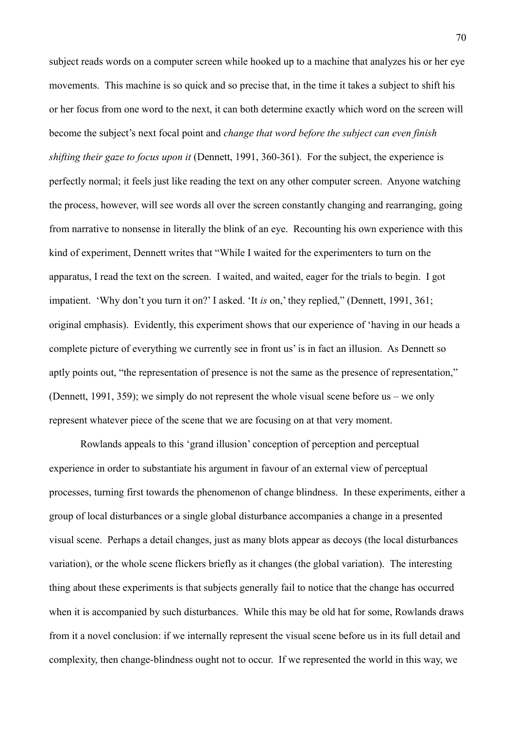subject reads words on a computer screen while hooked up to a machine that analyzes his or her eye movements. This machine is so quick and so precise that, in the time it takes a subject to shift his or her focus from one word to the next, it can both determine exactly which word on the screen will become the subject's next focal point and *change that word before the subject can even finish shifting their gaze to focus upon it* (Dennett, 1991, 360-361). For the subject, the experience is perfectly normal; it feels just like reading the text on any other computer screen. Anyone watching the process, however, will see words all over the screen constantly changing and rearranging, going from narrative to nonsense in literally the blink of an eye. Recounting his own experience with this kind of experiment, Dennett writes that "While I waited for the experimenters to turn on the apparatus, I read the text on the screen. I waited, and waited, eager for the trials to begin. I got impatient. 'Why don't you turn it on?' I asked. 'It *is* on,' they replied," (Dennett, 1991, 361; original emphasis). Evidently, this experiment shows that our experience of 'having in our heads a complete picture of everything we currently see in front us' is in fact an illusion. As Dennett so aptly points out, "the representation of presence is not the same as the presence of representation," (Dennett, 1991, 359); we simply do not represent the whole visual scene before us – we only represent whatever piece of the scene that we are focusing on at that very moment.

Rowlands appeals to this 'grand illusion' conception of perception and perceptual experience in order to substantiate his argument in favour of an external view of perceptual processes, turning first towards the phenomenon of change blindness. In these experiments, either a group of local disturbances or a single global disturbance accompanies a change in a presented visual scene. Perhaps a detail changes, just as many blots appear as decoys (the local disturbances variation), or the whole scene flickers briefly as it changes (the global variation). The interesting thing about these experiments is that subjects generally fail to notice that the change has occurred when it is accompanied by such disturbances. While this may be old hat for some, Rowlands draws from it a novel conclusion: if we internally represent the visual scene before us in its full detail and complexity, then change-blindness ought not to occur. If we represented the world in this way, we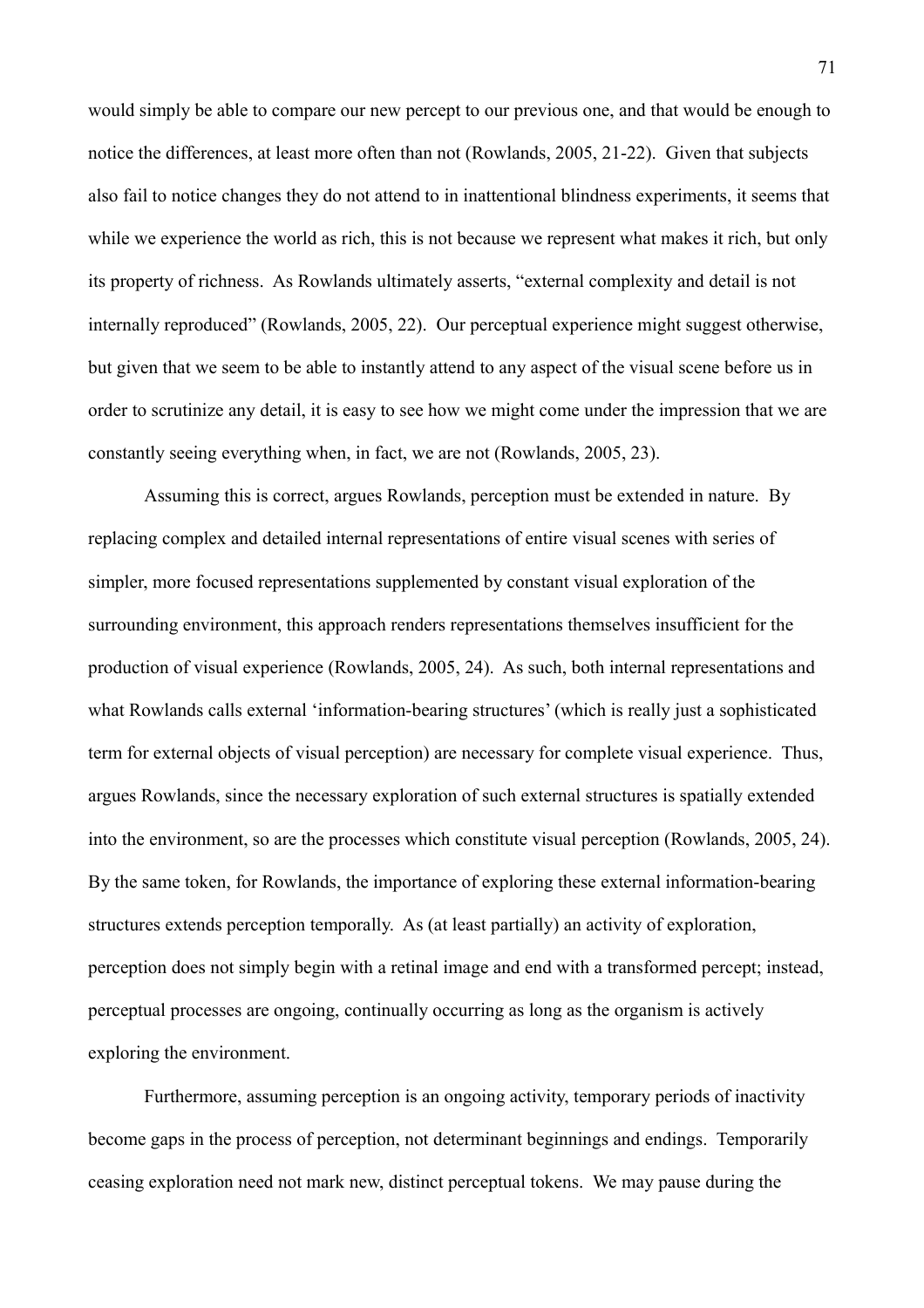would simply be able to compare our new percept to our previous one, and that would be enough to notice the differences, at least more often than not (Rowlands, 2005, 21-22). Given that subjects also fail to notice changes they do not attend to in inattentional blindness experiments, it seems that while we experience the world as rich, this is not because we represent what makes it rich, but only its property of richness. As Rowlands ultimately asserts, "external complexity and detail is not internally reproduced" (Rowlands, 2005, 22). Our perceptual experience might suggest otherwise, but given that we seem to be able to instantly attend to any aspect of the visual scene before us in order to scrutinize any detail, it is easy to see how we might come under the impression that we are constantly seeing everything when, in fact, we are not (Rowlands, 2005, 23).

Assuming this is correct, argues Rowlands, perception must be extended in nature. By replacing complex and detailed internal representations of entire visual scenes with series of simpler, more focused representations supplemented by constant visual exploration of the surrounding environment, this approach renders representations themselves insufficient for the production of visual experience (Rowlands, 2005, 24). As such, both internal representations and what Rowlands calls external 'information-bearing structures' (which is really just a sophisticated term for external objects of visual perception) are necessary for complete visual experience. Thus, argues Rowlands, since the necessary exploration of such external structures is spatially extended into the environment, so are the processes which constitute visual perception (Rowlands, 2005, 24). By the same token, for Rowlands, the importance of exploring these external information-bearing structures extends perception temporally. As (at least partially) an activity of exploration, perception does not simply begin with a retinal image and end with a transformed percept; instead, perceptual processes are ongoing, continually occurring as long as the organism is actively exploring the environment.

Furthermore, assuming perception is an ongoing activity, temporary periods of inactivity become gaps in the process of perception, not determinant beginnings and endings. Temporarily ceasing exploration need not mark new, distinct perceptual tokens. We may pause during the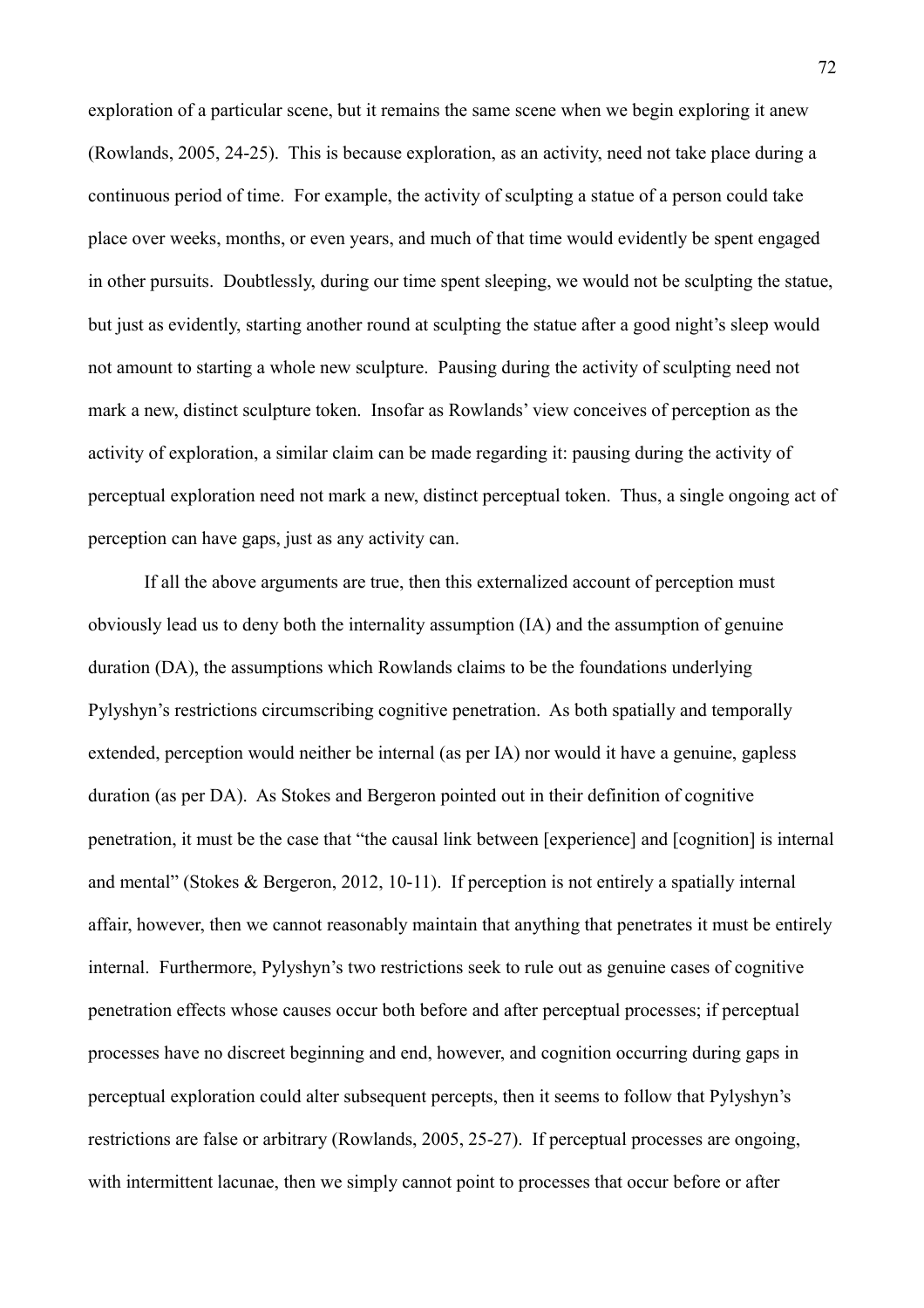exploration of a particular scene, but it remains the same scene when we begin exploring it anew (Rowlands, 2005, 24-25). This is because exploration, as an activity, need not take place during a continuous period of time. For example, the activity of sculpting a statue of a person could take place over weeks, months, or even years, and much of that time would evidently be spent engaged in other pursuits. Doubtlessly, during our time spent sleeping, we would not be sculpting the statue, but just as evidently, starting another round at sculpting the statue after a good night's sleep would not amount to starting a whole new sculpture. Pausing during the activity of sculpting need not mark a new, distinct sculpture token. Insofar as Rowlands' view conceives of perception as the activity of exploration, a similar claim can be made regarding it: pausing during the activity of perceptual exploration need not mark a new, distinct perceptual token. Thus, a single ongoing act of perception can have gaps, just as any activity can.

If all the above arguments are true, then this externalized account of perception must obviously lead us to deny both the internality assumption (IA) and the assumption of genuine duration (DA), the assumptions which Rowlands claims to be the foundations underlying Pylyshyn's restrictions circumscribing cognitive penetration. As both spatially and temporally extended, perception would neither be internal (as per IA) nor would it have a genuine, gapless duration (as per DA). As Stokes and Bergeron pointed out in their definition of cognitive penetration, it must be the case that "the causal link between [experience] and [cognition] is internal and mental" (Stokes & Bergeron, 2012, 10-11). If perception is not entirely a spatially internal affair, however, then we cannot reasonably maintain that anything that penetrates it must be entirely internal. Furthermore, Pylyshyn's two restrictions seek to rule out as genuine cases of cognitive penetration effects whose causes occur both before and after perceptual processes; if perceptual processes have no discreet beginning and end, however, and cognition occurring during gaps in perceptual exploration could alter subsequent percepts, then it seems to follow that Pylyshyn's restrictions are false or arbitrary (Rowlands, 2005, 25-27). If perceptual processes are ongoing, with intermittent lacunae, then we simply cannot point to processes that occur before or after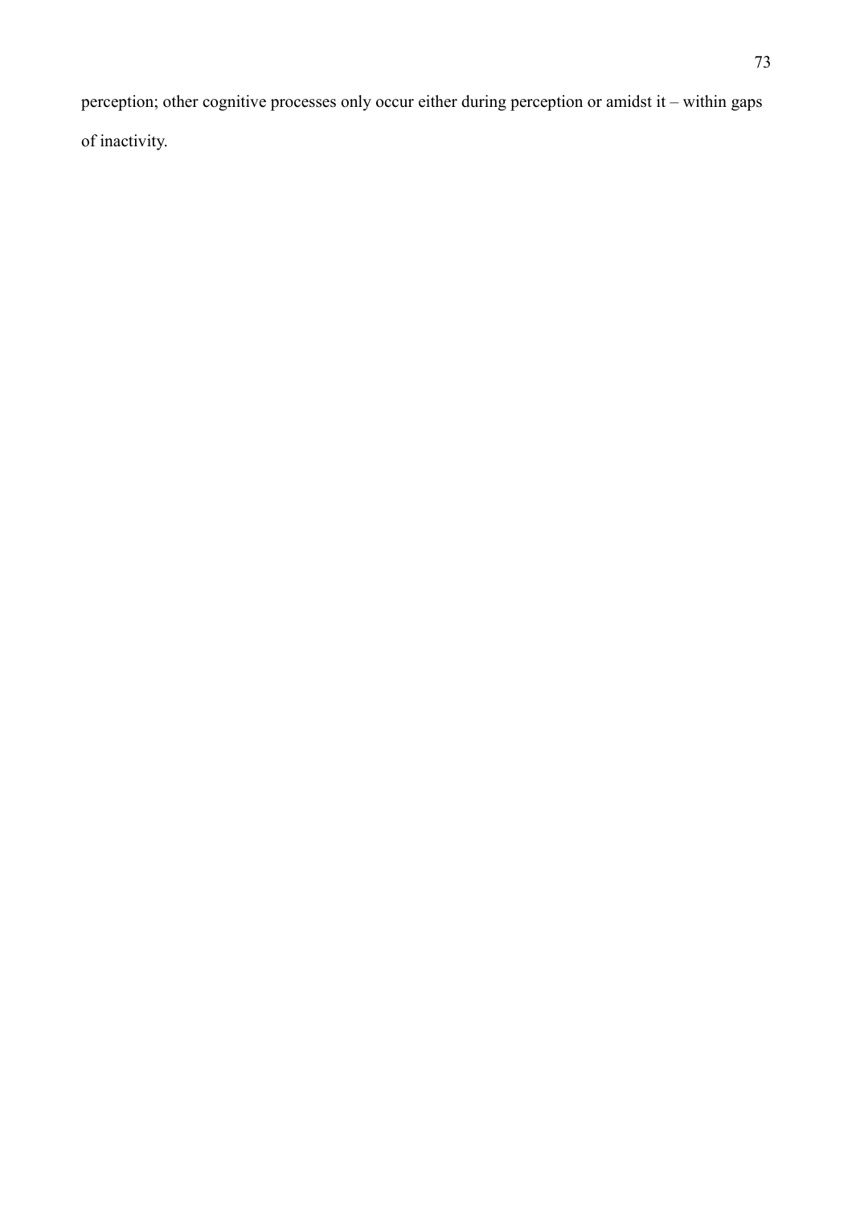perception; other cognitive processes only occur either during perception or amidst it – within gaps of inactivity.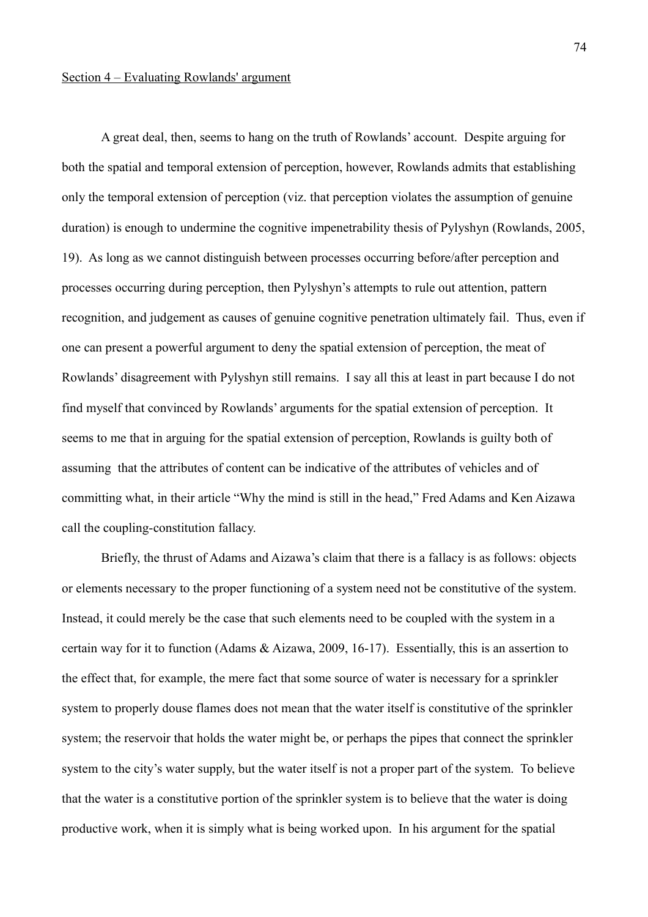Section 4 – Evaluating Rowlands' argument

A great deal, then, seems to hang on the truth of Rowlands' account. Despite arguing for both the spatial and temporal extension of perception, however, Rowlands admits that establishing only the temporal extension of perception (viz. that perception violates the assumption of genuine duration) is enough to undermine the cognitive impenetrability thesis of Pylyshyn (Rowlands, 2005, 19). As long as we cannot distinguish between processes occurring before/after perception and processes occurring during perception, then Pylyshyn's attempts to rule out attention, pattern recognition, and judgement as causes of genuine cognitive penetration ultimately fail. Thus, even if one can present a powerful argument to deny the spatial extension of perception, the meat of Rowlands' disagreement with Pylyshyn still remains. I say all this at least in part because I do not find myself that convinced by Rowlands' arguments for the spatial extension of perception. It seems to me that in arguing for the spatial extension of perception, Rowlands is guilty both of assuming that the attributes of content can be indicative of the attributes of vehicles and of committing what, in their article "Why the mind is still in the head," Fred Adams and Ken Aizawa call the coupling-constitution fallacy.

Briefly, the thrust of Adams and Aizawa's claim that there is a fallacy is as follows: objects or elements necessary to the proper functioning of a system need not be constitutive of the system. Instead, it could merely be the case that such elements need to be coupled with the system in a certain way for it to function (Adams & Aizawa, 2009, 16-17). Essentially, this is an assertion to the effect that, for example, the mere fact that some source of water is necessary for a sprinkler system to properly douse flames does not mean that the water itself is constitutive of the sprinkler system; the reservoir that holds the water might be, or perhaps the pipes that connect the sprinkler system to the city's water supply, but the water itself is not a proper part of the system. To believe that the water is a constitutive portion of the sprinkler system is to believe that the water is doing productive work, when it is simply what is being worked upon. In his argument for the spatial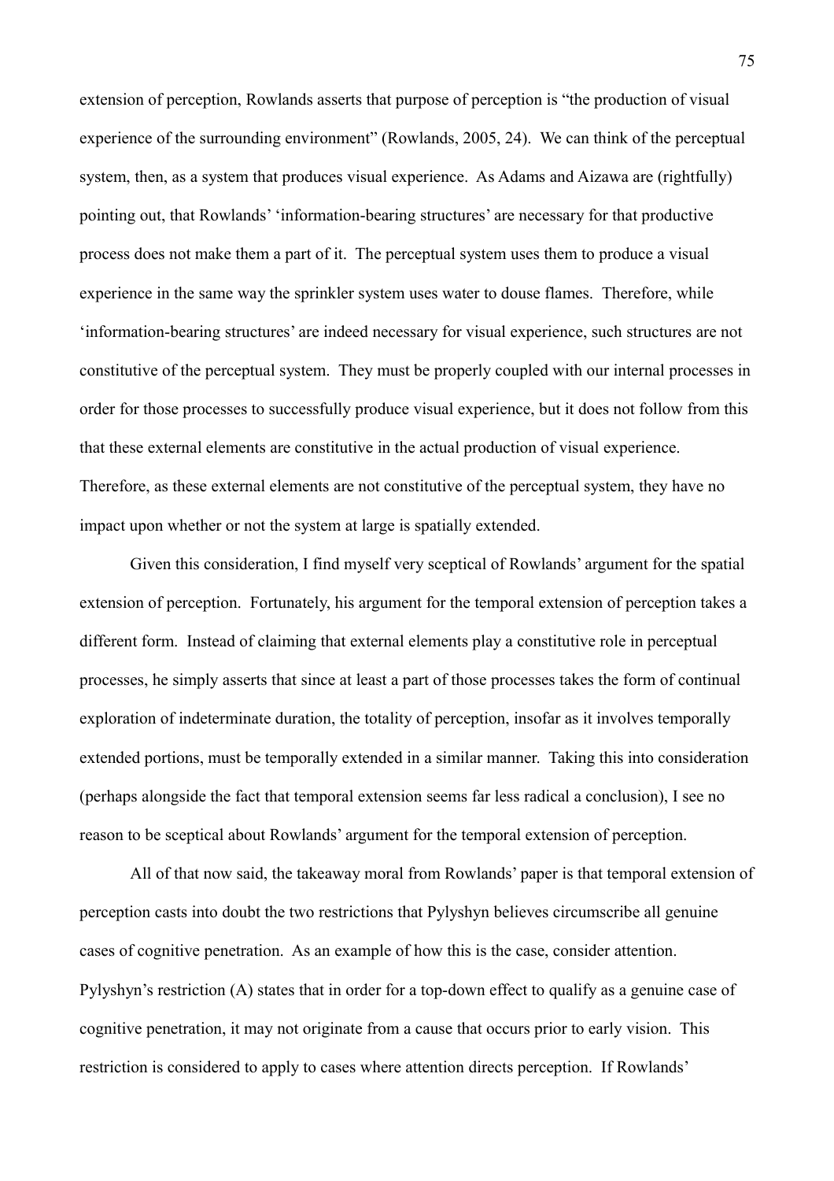extension of perception, Rowlands asserts that purpose of perception is "the production of visual experience of the surrounding environment" (Rowlands, 2005, 24). We can think of the perceptual system, then, as a system that produces visual experience. As Adams and Aizawa are (rightfully) pointing out, that Rowlands' 'information-bearing structures' are necessary for that productive process does not make them a part of it. The perceptual system uses them to produce a visual experience in the same way the sprinkler system uses water to douse flames. Therefore, while 'information-bearing structures' are indeed necessary for visual experience, such structures are not constitutive of the perceptual system. They must be properly coupled with our internal processes in order for those processes to successfully produce visual experience, but it does not follow from this that these external elements are constitutive in the actual production of visual experience. Therefore, as these external elements are not constitutive of the perceptual system, they have no impact upon whether or not the system at large is spatially extended.

Given this consideration, I find myself very sceptical of Rowlands' argument for the spatial extension of perception. Fortunately, his argument for the temporal extension of perception takes a different form. Instead of claiming that external elements play a constitutive role in perceptual processes, he simply asserts that since at least a part of those processes takes the form of continual exploration of indeterminate duration, the totality of perception, insofar as it involves temporally extended portions, must be temporally extended in a similar manner. Taking this into consideration (perhaps alongside the fact that temporal extension seems far less radical a conclusion), I see no reason to be sceptical about Rowlands' argument for the temporal extension of perception.

All of that now said, the takeaway moral from Rowlands' paper is that temporal extension of perception casts into doubt the two restrictions that Pylyshyn believes circumscribe all genuine cases of cognitive penetration. As an example of how this is the case, consider attention. Pylyshyn's restriction (A) states that in order for a top-down effect to qualify as a genuine case of cognitive penetration, it may not originate from a cause that occurs prior to early vision. This restriction is considered to apply to cases where attention directs perception. If Rowlands'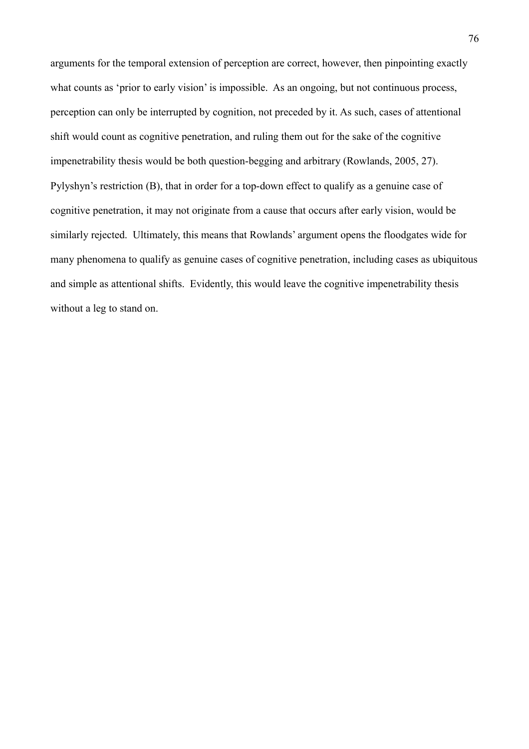arguments for the temporal extension of perception are correct, however, then pinpointing exactly what counts as 'prior to early vision' is impossible. As an ongoing, but not continuous process, perception can only be interrupted by cognition, not preceded by it. As such, cases of attentional shift would count as cognitive penetration, and ruling them out for the sake of the cognitive impenetrability thesis would be both question-begging and arbitrary (Rowlands, 2005, 27). Pylyshyn's restriction (B), that in order for a top-down effect to qualify as a genuine case of cognitive penetration, it may not originate from a cause that occurs after early vision, would be similarly rejected. Ultimately, this means that Rowlands' argument opens the floodgates wide for many phenomena to qualify as genuine cases of cognitive penetration, including cases as ubiquitous and simple as attentional shifts. Evidently, this would leave the cognitive impenetrability thesis without a leg to stand on.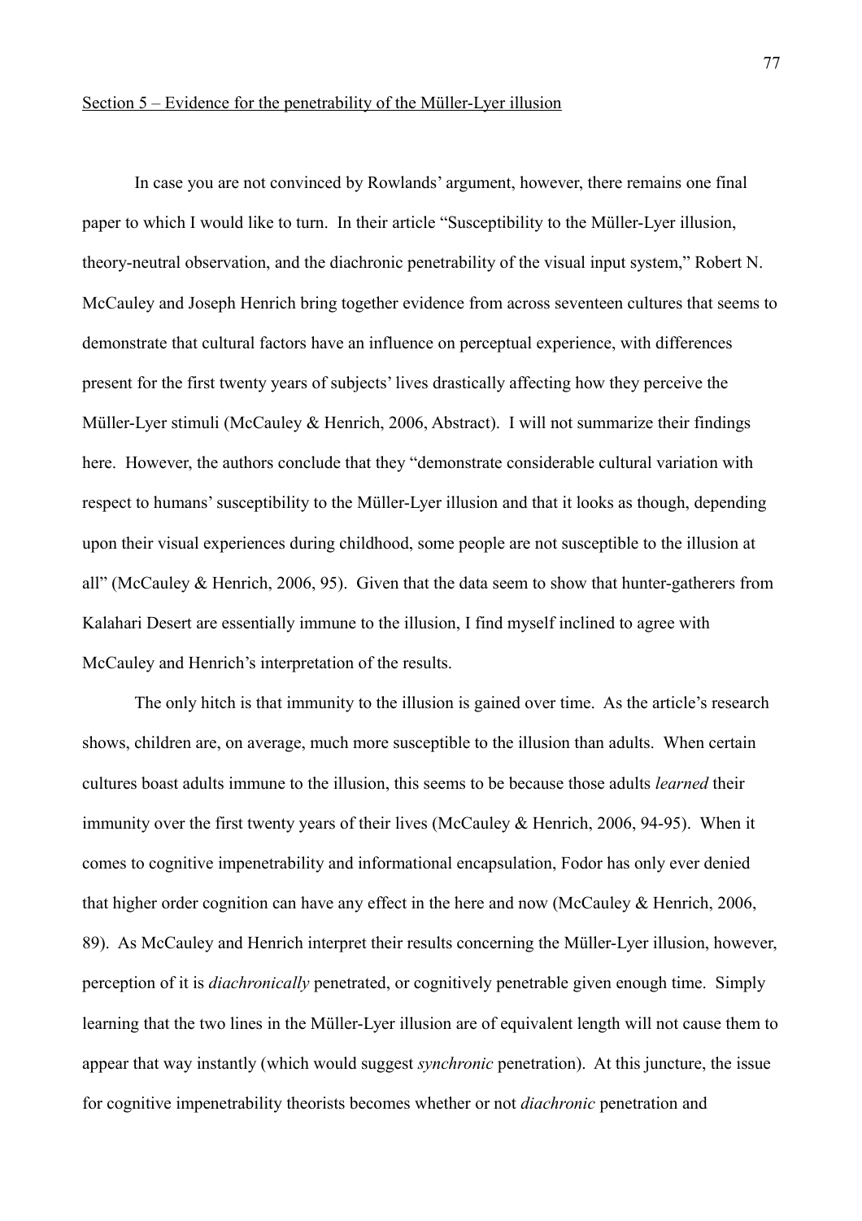Section 5 – Evidence for the penetrability of the Müller-Lyer illusion

In case you are not convinced by Rowlands' argument, however, there remains one final paper to which I would like to turn. In their article "Susceptibility to the Müller-Lyer illusion, theory-neutral observation, and the diachronic penetrability of the visual input system," Robert N. McCauley and Joseph Henrich bring together evidence from across seventeen cultures that seems to demonstrate that cultural factors have an influence on perceptual experience, with differences present for the first twenty years of subjects' lives drastically affecting how they perceive the Müller-Lyer stimuli (McCauley & Henrich, 2006, Abstract). I will not summarize their findings here. However, the authors conclude that they "demonstrate considerable cultural variation with respect to humans' susceptibility to the Müller-Lyer illusion and that it looks as though, depending upon their visual experiences during childhood, some people are not susceptible to the illusion at all" (McCauley & Henrich, 2006, 95). Given that the data seem to show that hunter-gatherers from Kalahari Desert are essentially immune to the illusion, I find myself inclined to agree with McCauley and Henrich's interpretation of the results.

The only hitch is that immunity to the illusion is gained over time. As the article's research shows, children are, on average, much more susceptible to the illusion than adults. When certain cultures boast adults immune to the illusion, this seems to be because those adults *learned* their immunity over the first twenty years of their lives (McCauley & Henrich, 2006, 94-95). When it comes to cognitive impenetrability and informational encapsulation, Fodor has only ever denied that higher order cognition can have any effect in the here and now (McCauley & Henrich, 2006, 89). As McCauley and Henrich interpret their results concerning the Müller-Lyer illusion, however, perception of it is *diachronically* penetrated, or cognitively penetrable given enough time. Simply learning that the two lines in the Müller-Lyer illusion are of equivalent length will not cause them to appear that way instantly (which would suggest *synchronic* penetration). At this juncture, the issue for cognitive impenetrability theorists becomes whether or not *diachronic* penetration and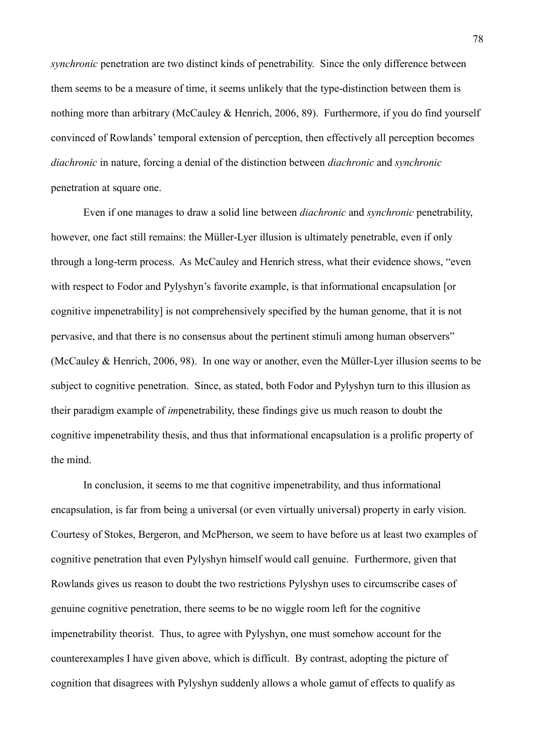*synchronic* penetration are two distinct kinds of penetrability. Since the only difference between them seems to be a measure of time, it seems unlikely that the type-distinction between them is nothing more than arbitrary (McCauley & Henrich, 2006, 89). Furthermore, if you do find yourself convinced of Rowlands' temporal extension of perception, then effectively all perception becomes *diachronic* in nature, forcing a denial of the distinction between *diachronic* and *synchronic* penetration at square one.

Even if one manages to draw a solid line between *diachronic* and *synchronic* penetrability, however, one fact still remains: the Müller-Lyer illusion is ultimately penetrable, even if only through a long-term process. As McCauley and Henrich stress, what their evidence shows, "even with respect to Fodor and Pylyshyn's favorite example, is that informational encapsulation [or cognitive impenetrability] is not comprehensively specified by the human genome, that it is not pervasive, and that there is no consensus about the pertinent stimuli among human observers" (McCauley & Henrich, 2006, 98). In one way or another, even the Müller-Lyer illusion seems to be subject to cognitive penetration. Since, as stated, both Fodor and Pylyshyn turn to this illusion as their paradigm example of *im*penetrability, these findings give us much reason to doubt the cognitive impenetrability thesis, and thus that informational encapsulation is a prolific property of the mind.

In conclusion, it seems to me that cognitive impenetrability, and thus informational encapsulation, is far from being a universal (or even virtually universal) property in early vision. Courtesy of Stokes, Bergeron, and McPherson, we seem to have before us at least two examples of cognitive penetration that even Pylyshyn himself would call genuine. Furthermore, given that Rowlands gives us reason to doubt the two restrictions Pylyshyn uses to circumscribe cases of genuine cognitive penetration, there seems to be no wiggle room left for the cognitive impenetrability theorist. Thus, to agree with Pylyshyn, one must somehow account for the counterexamples I have given above, which is difficult. By contrast, adopting the picture of cognition that disagrees with Pylyshyn suddenly allows a whole gamut of effects to qualify as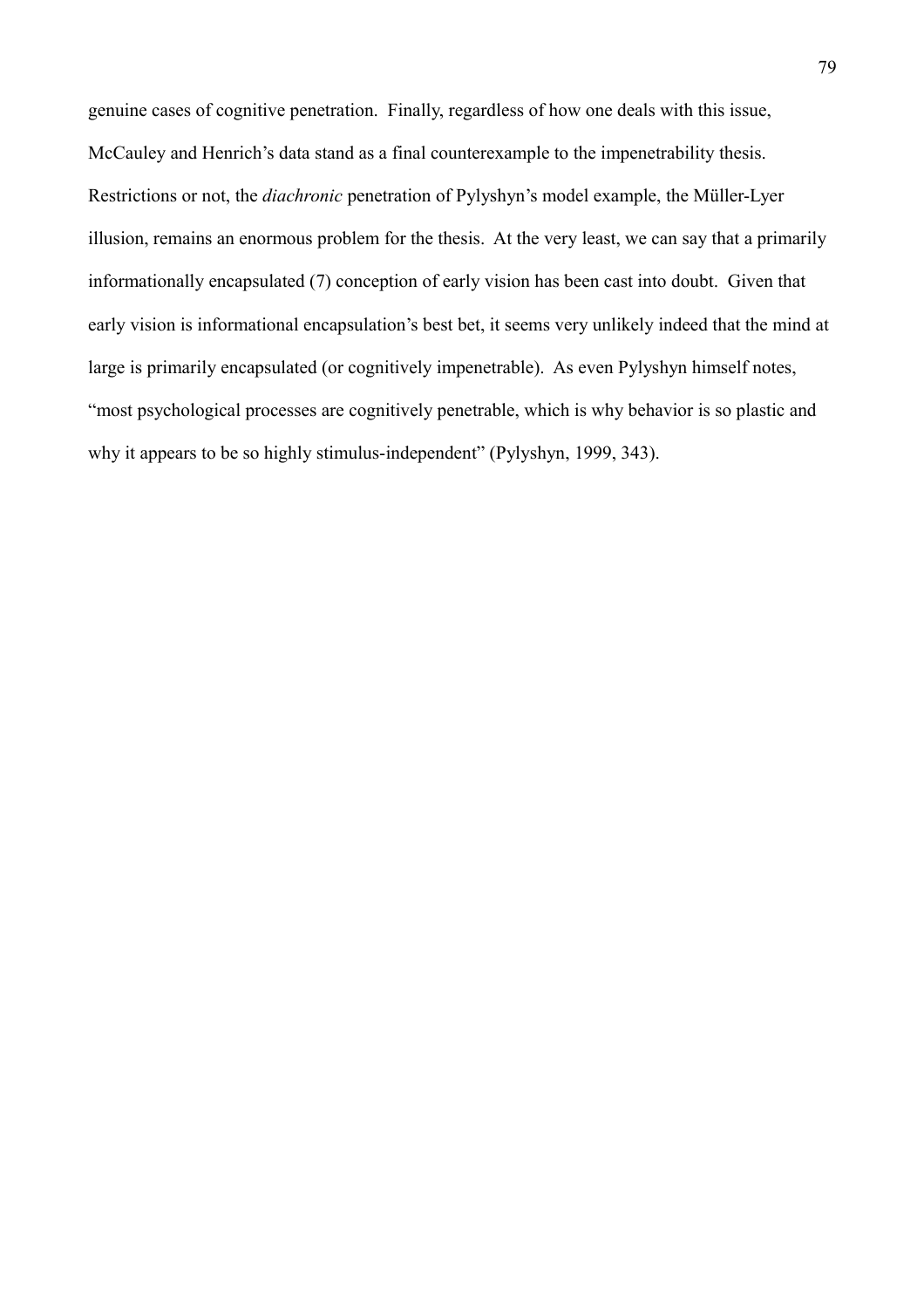genuine cases of cognitive penetration. Finally, regardless of how one deals with this issue, McCauley and Henrich's data stand as a final counterexample to the impenetrability thesis. Restrictions or not, the *diachronic* penetration of Pylyshyn's model example, the Müller-Lyer illusion, remains an enormous problem for the thesis. At the very least, we can say that a primarily informationally encapsulated (7) conception of early vision has been cast into doubt. Given that early vision is informational encapsulation's best bet, it seems very unlikely indeed that the mind at large is primarily encapsulated (or cognitively impenetrable). As even Pylyshyn himself notes, "most psychological processes are cognitively penetrable, which is why behavior is so plastic and why it appears to be so highly stimulus-independent" (Pylyshyn, 1999, 343).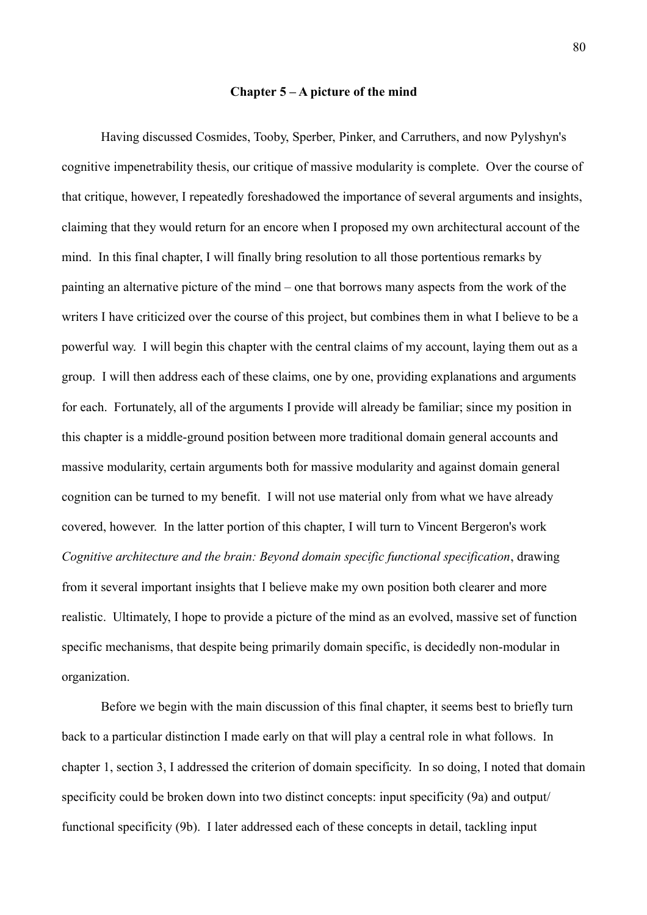# Chapter 5 – A picture of the mind

Having discussed Cosmides, Tooby, Sperber, Pinker, and Carruthers, and now Pylyshyn's cognitive impenetrability thesis, our critique of massive modularity is complete. Over the course of that critique, however, I repeatedly foreshadowed the importance of several arguments and insights, claiming that they would return for an encore when I proposed my own architectural account of the mind. In this final chapter, I will finally bring resolution to all those portentious remarks by painting an alternative picture of the mind – one that borrows many aspects from the work of the writers I have criticized over the course of this project, but combines them in what I believe to be a powerful way. I will begin this chapter with the central claims of my account, laying them out as a group. I will then address each of these claims, one by one, providing explanations and arguments for each. Fortunately, all of the arguments I provide will already be familiar; since my position in this chapter is a middle-ground position between more traditional domain general accounts and massive modularity, certain arguments both for massive modularity and against domain general cognition can be turned to my benefit. I will not use material only from what we have already covered, however. In the latter portion of this chapter, I will turn to Vincent Bergeron's work *Cognitive architecture and the brain: Beyond domain specific functional specification*, drawing from it several important insights that I believe make my own position both clearer and more realistic. Ultimately, I hope to provide a picture of the mind as an evolved, massive set of function specific mechanisms, that despite being primarily domain specific, is decidedly non-modular in organization.

Before we begin with the main discussion of this final chapter, it seems best to briefly turn back to a particular distinction I made early on that will play a central role in what follows. In chapter 1, section 3, I addressed the criterion of domain specificity. In so doing, I noted that domain specificity could be broken down into two distinct concepts: input specificity (9a) and output/ functional specificity (9b). I later addressed each of these concepts in detail, tackling input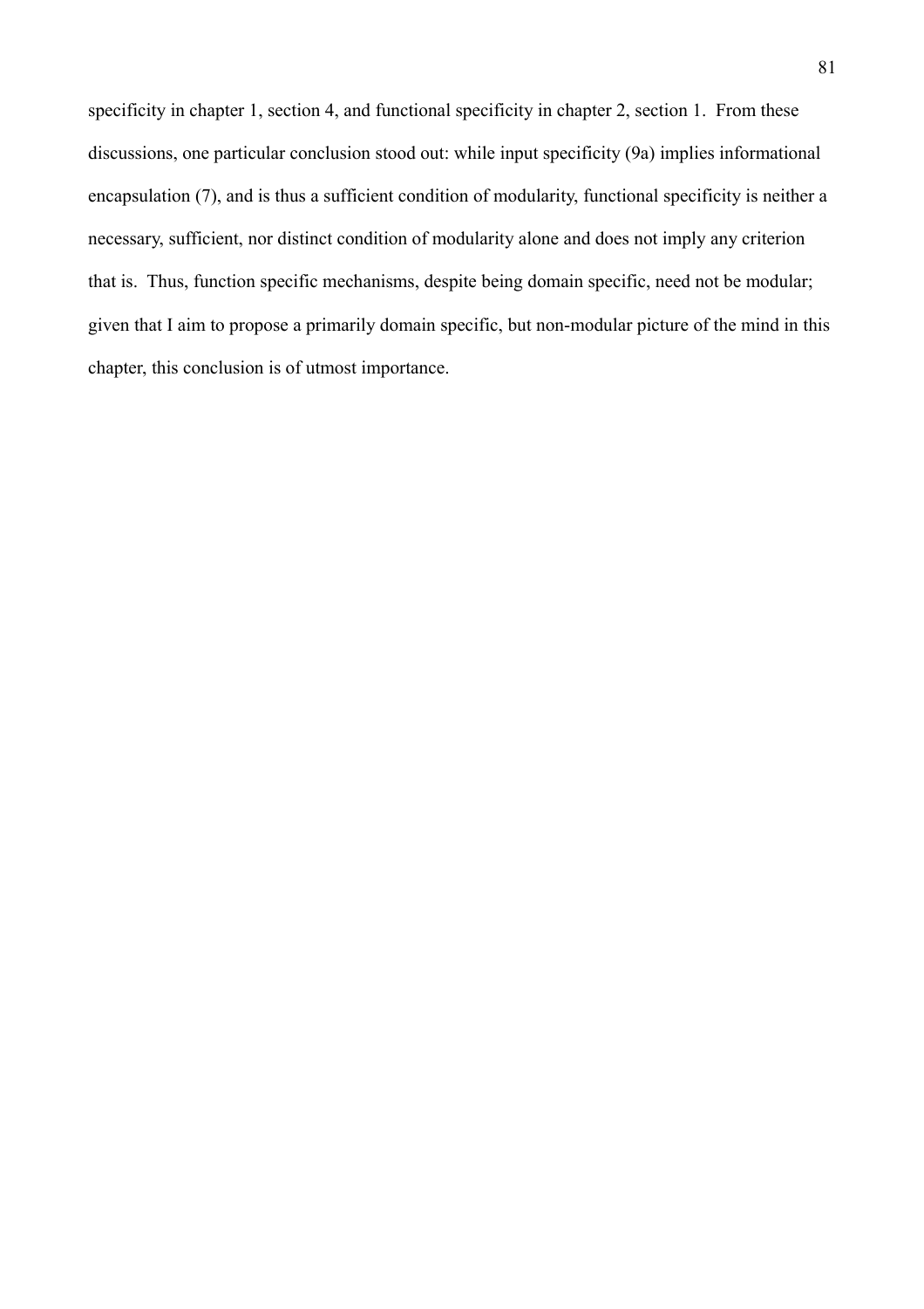specificity in chapter 1, section 4, and functional specificity in chapter 2, section 1. From these discussions, one particular conclusion stood out: while input specificity (9a) implies informational encapsulation (7), and is thus a sufficient condition of modularity, functional specificity is neither a necessary, sufficient, nor distinct condition of modularity alone and does not imply any criterion that is. Thus, function specific mechanisms, despite being domain specific, need not be modular; given that I aim to propose a primarily domain specific, but non-modular picture of the mind in this chapter, this conclusion is of utmost importance.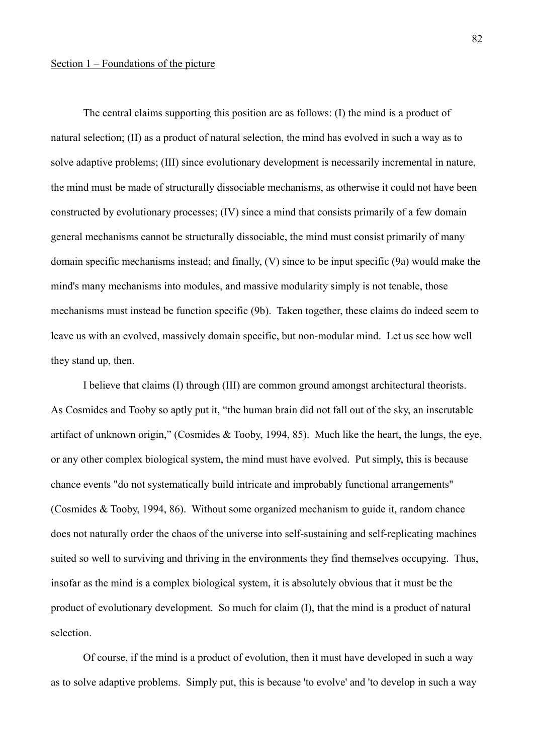Section 1 – Foundations of the picture

The central claims supporting this position are as follows: (I) the mind is a product of natural selection; (II) as a product of natural selection, the mind has evolved in such a way as to solve adaptive problems; (III) since evolutionary development is necessarily incremental in nature, the mind must be made of structurally dissociable mechanisms, as otherwise it could not have been constructed by evolutionary processes; (IV) since a mind that consists primarily of a few domain general mechanisms cannot be structurally dissociable, the mind must consist primarily of many domain specific mechanisms instead; and finally, (V) since to be input specific (9a) would make the mind's many mechanisms into modules, and massive modularity simply is not tenable, those mechanisms must instead be function specific (9b). Taken together, these claims do indeed seem to leave us with an evolved, massively domain specific, but non-modular mind. Let us see how well they stand up, then.

I believe that claims (I) through (III) are common ground amongst architectural theorists. As Cosmides and Tooby so aptly put it, "the human brain did not fall out of the sky, an inscrutable artifact of unknown origin," (Cosmides & Tooby, 1994, 85). Much like the heart, the lungs, the eye, or any other complex biological system, the mind must have evolved. Put simply, this is because chance events "do not systematically build intricate and improbably functional arrangements" (Cosmides & Tooby, 1994, 86). Without some organized mechanism to guide it, random chance does not naturally order the chaos of the universe into self-sustaining and self-replicating machines suited so well to surviving and thriving in the environments they find themselves occupying. Thus, insofar as the mind is a complex biological system, it is absolutely obvious that it must be the product of evolutionary development. So much for claim (I), that the mind is a product of natural selection.

Of course, if the mind is a product of evolution, then it must have developed in such a way as to solve adaptive problems. Simply put, this is because 'to evolve' and 'to develop in such a way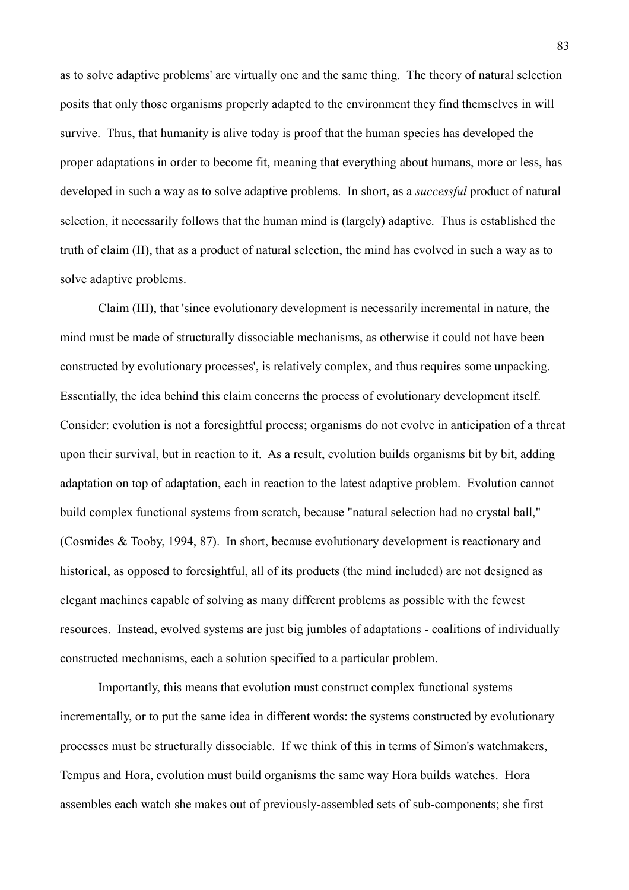as to solve adaptive problems' are virtually one and the same thing. The theory of natural selection posits that only those organisms properly adapted to the environment they find themselves in will survive. Thus, that humanity is alive today is proof that the human species has developed the proper adaptations in order to become fit, meaning that everything about humans, more or less, has developed in such a way as to solve adaptive problems. In short, as a *successful* product of natural selection, it necessarily follows that the human mind is (largely) adaptive. Thus is established the truth of claim (II), that as a product of natural selection, the mind has evolved in such a way as to solve adaptive problems.

Claim (III), that 'since evolutionary development is necessarily incremental in nature, the mind must be made of structurally dissociable mechanisms, as otherwise it could not have been constructed by evolutionary processes', is relatively complex, and thus requires some unpacking. Essentially, the idea behind this claim concerns the process of evolutionary development itself. Consider: evolution is not a foresightful process; organisms do not evolve in anticipation of a threat upon their survival, but in reaction to it. As a result, evolution builds organisms bit by bit, adding adaptation on top of adaptation, each in reaction to the latest adaptive problem. Evolution cannot build complex functional systems from scratch, because "natural selection had no crystal ball," (Cosmides & Tooby, 1994, 87). In short, because evolutionary development is reactionary and historical, as opposed to foresightful, all of its products (the mind included) are not designed as elegant machines capable of solving as many different problems as possible with the fewest resources. Instead, evolved systems are just big jumbles of adaptations - coalitions of individually constructed mechanisms, each a solution specified to a particular problem.

Importantly, this means that evolution must construct complex functional systems incrementally, or to put the same idea in different words: the systems constructed by evolutionary processes must be structurally dissociable. If we think of this in terms of Simon's watchmakers, Tempus and Hora, evolution must build organisms the same way Hora builds watches. Hora assembles each watch she makes out of previously-assembled sets of sub-components; she first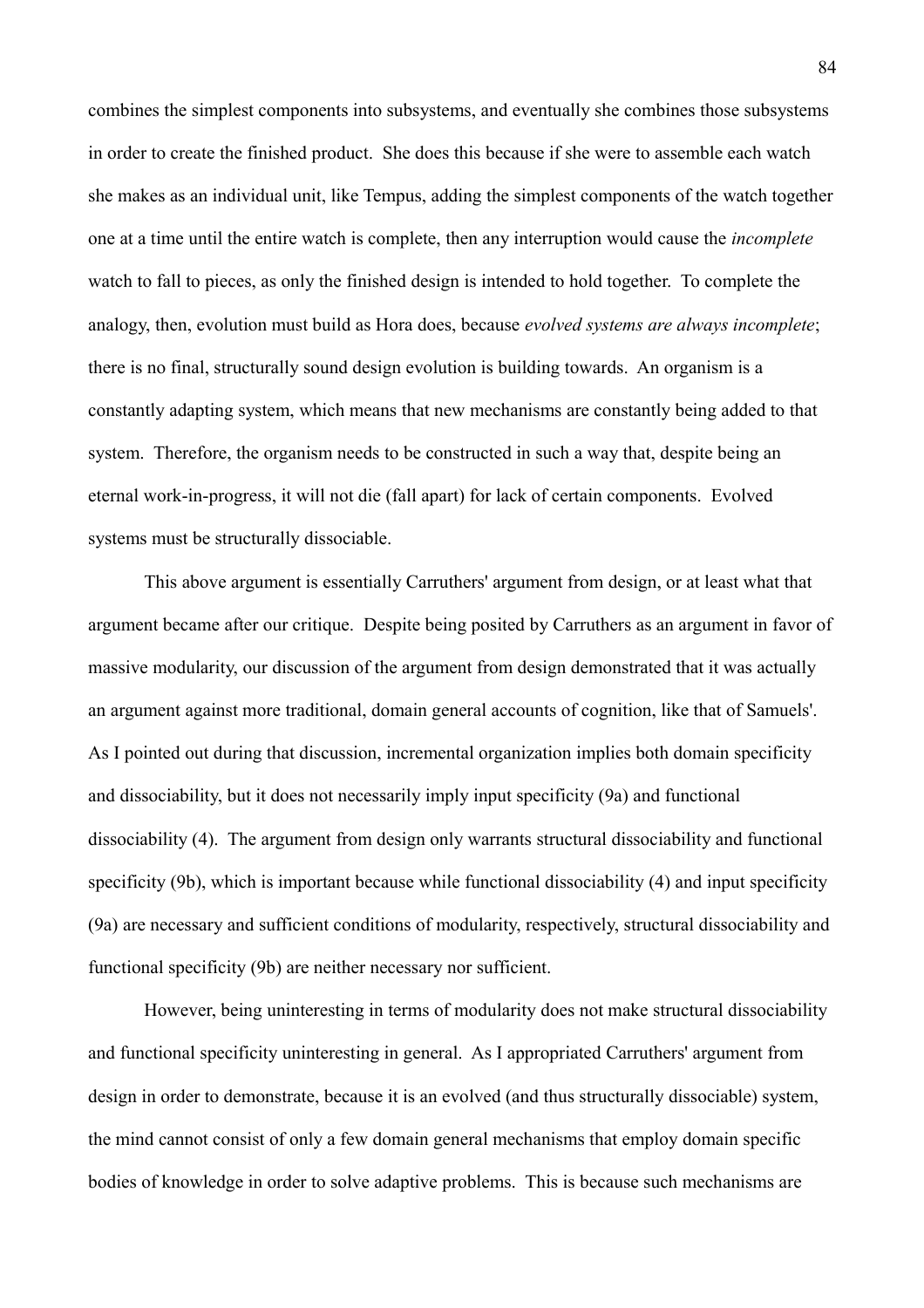combines the simplest components into subsystems, and eventually she combines those subsystems in order to create the finished product. She does this because if she were to assemble each watch she makes as an individual unit, like Tempus, adding the simplest components of the watch together one at a time until the entire watch is complete, then any interruption would cause the *incomplete* watch to fall to pieces, as only the finished design is intended to hold together. To complete the analogy, then, evolution must build as Hora does, because *evolved systems are always incomplete*; there is no final, structurally sound design evolution is building towards. An organism is a constantly adapting system, which means that new mechanisms are constantly being added to that system. Therefore, the organism needs to be constructed in such a way that, despite being an eternal work-in-progress, it will not die (fall apart) for lack of certain components. Evolved systems must be structurally dissociable.

This above argument is essentially Carruthers' argument from design, or at least what that argument became after our critique. Despite being posited by Carruthers as an argument in favor of massive modularity, our discussion of the argument from design demonstrated that it was actually an argument against more traditional, domain general accounts of cognition, like that of Samuels'. As I pointed out during that discussion, incremental organization implies both domain specificity and dissociability, but it does not necessarily imply input specificity (9a) and functional dissociability (4). The argument from design only warrants structural dissociability and functional specificity (9b), which is important because while functional dissociability (4) and input specificity (9a) are necessary and sufficient conditions of modularity, respectively, structural dissociability and functional specificity (9b) are neither necessary nor sufficient.

However, being uninteresting in terms of modularity does not make structural dissociability and functional specificity uninteresting in general. As I appropriated Carruthers' argument from design in order to demonstrate, because it is an evolved (and thus structurally dissociable) system, the mind cannot consist of only a few domain general mechanisms that employ domain specific bodies of knowledge in order to solve adaptive problems. This is because such mechanisms are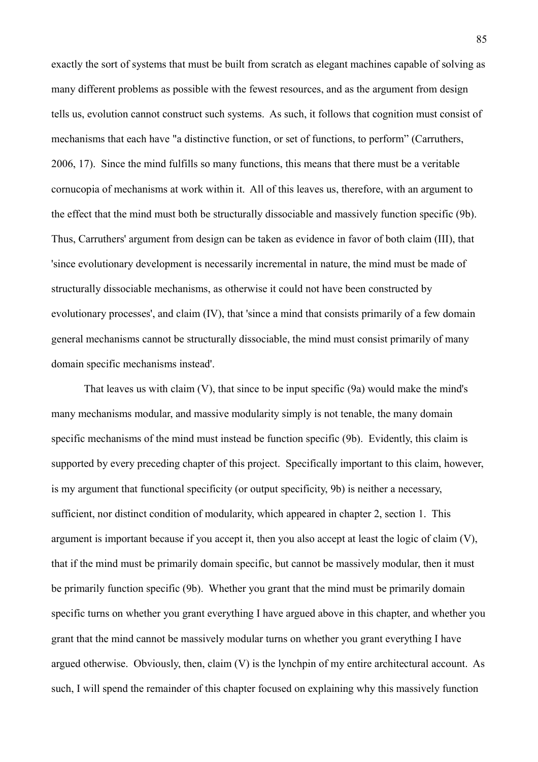exactly the sort of systems that must be built from scratch as elegant machines capable of solving as many different problems as possible with the fewest resources, and as the argument from design tells us, evolution cannot construct such systems. As such, it follows that cognition must consist of mechanisms that each have "a distinctive function, or set of functions, to perform" (Carruthers, 2006, 17). Since the mind fulfills so many functions, this means that there must be a veritable cornucopia of mechanisms at work within it. All of this leaves us, therefore, with an argument to the effect that the mind must both be structurally dissociable and massively function specific (9b). Thus, Carruthers' argument from design can be taken as evidence in favor of both claim (III), that 'since evolutionary development is necessarily incremental in nature, the mind must be made of structurally dissociable mechanisms, as otherwise it could not have been constructed by evolutionary processes', and claim (IV), that 'since a mind that consists primarily of a few domain general mechanisms cannot be structurally dissociable, the mind must consist primarily of many domain specific mechanisms instead'.

That leaves us with claim (V), that since to be input specific (9a) would make the mind's many mechanisms modular, and massive modularity simply is not tenable, the many domain specific mechanisms of the mind must instead be function specific (9b). Evidently, this claim is supported by every preceding chapter of this project. Specifically important to this claim, however, is my argument that functional specificity (or output specificity, 9b) is neither a necessary, sufficient, nor distinct condition of modularity, which appeared in chapter 2, section 1. This argument is important because if you accept it, then you also accept at least the logic of claim (V), that if the mind must be primarily domain specific, but cannot be massively modular, then it must be primarily function specific (9b). Whether you grant that the mind must be primarily domain specific turns on whether you grant everything I have argued above in this chapter, and whether you grant that the mind cannot be massively modular turns on whether you grant everything I have argued otherwise. Obviously, then, claim (V) is the lynchpin of my entire architectural account. As such, I will spend the remainder of this chapter focused on explaining why this massively function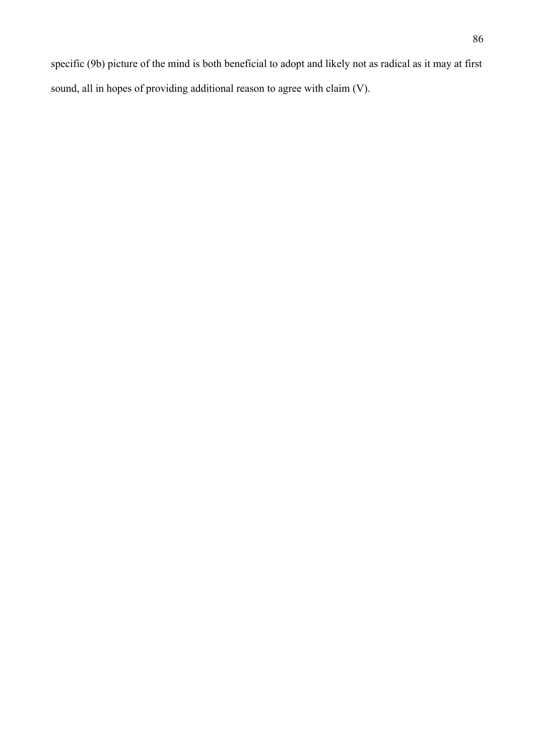specific (9b) picture of the mind is both beneficial to adopt and likely not as radical as it may at first sound, all in hopes of providing additional reason to agree with claim (V).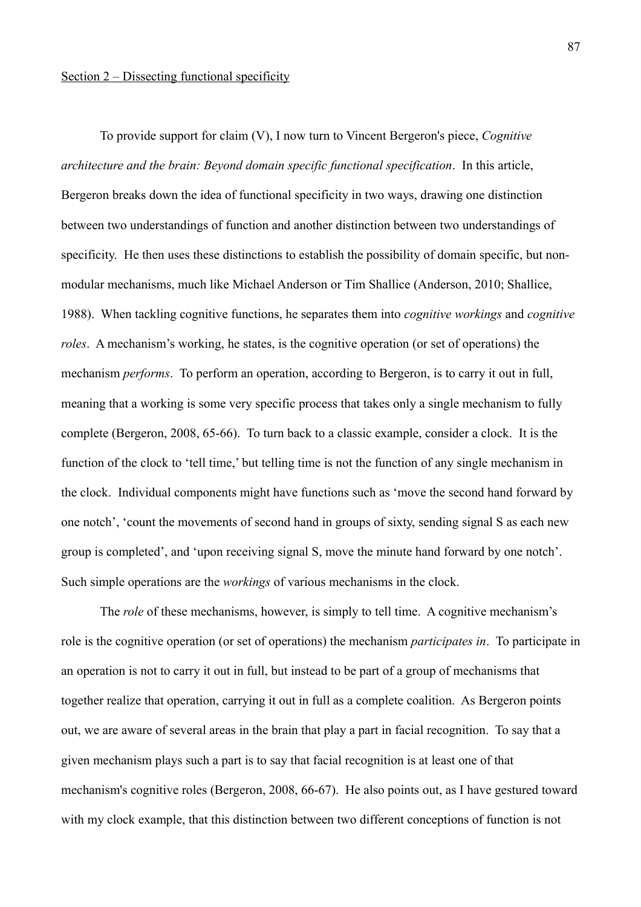<u>Section 2 – Dissecting functional specificity</u>

To provide support for claim (V), I now turn to Vincent Bergeron's piece, *Cognitive architecture and the brain: Beyond domain specific functional specification*. In this article, Bergeron breaks down the idea of functional specificity in two ways, drawing one distinction between two understandings of function and another distinction between two understandings of specificity. He then uses these distinctions to establish the possibility of domain specific, but non-modular mechanisms, much like Michael Anderson or Tim Shallice (Anderson, 2010; Shallice, 1988). When tackling cognitive functions, he separates them into *cognitive workings* and *cognitive roles*. A mechanism's working, he states, is the cognitive operation (or set of operations) the mechanism *performs*. To perform an operation, according to Bergeron, is to carry it out in full, meaning that a working is some very specific process that takes only a single mechanism to fully complete (Bergeron, 2008, 65-66). To turn back to a classic example, consider a clock. It is the function of the clock to 'tell time,' but telling time is not the function of any single mechanism in the clock. Individual components might have functions such as 'move the second hand forward by one notch', 'count the movements of second hand in groups of sixty, sending signal S as each new group is completed', and 'upon receiving signal S, move the minute hand forward by one notch'. Such simple operations are the *workings* of various mechanisms in the clock.

The *role* of these mechanisms, however, is simply to tell time. A cognitive mechanism's role is the cognitive operation (or set of operations) the mechanism *participates in*. To participate in an operation is not to carry it out in full, but instead to be part of a group of mechanisms that together realize that operation, carrying it out in full as a complete coalition. As Bergeron points out, we are aware of several areas in the brain that play a part in facial recognition. To say that a given mechanism plays such a part is to say that facial recognition is at least one of that mechanism's cognitive roles (Bergeron, 2008, 66-67). He also points out, as I have gestured toward with my clock example, that this distinction between two different conceptions of function is not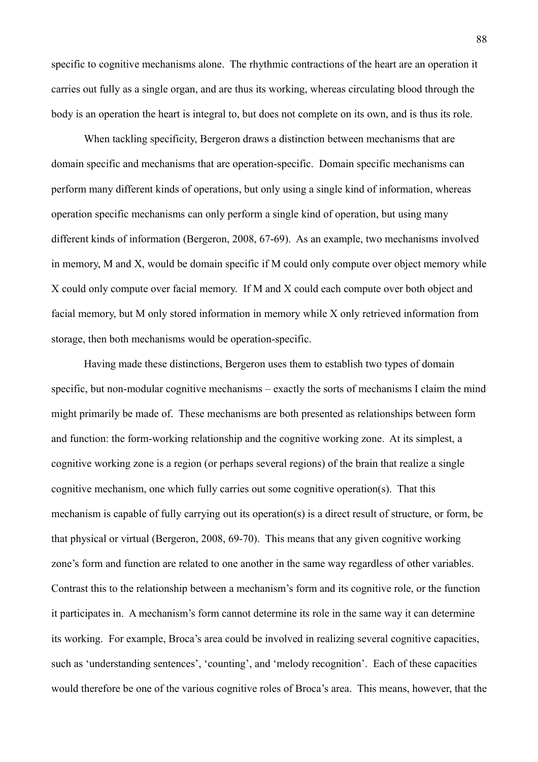specific to cognitive mechanisms alone. The rhythmic contractions of the heart are an operation it carries out fully as a single organ, and are thus its working, whereas circulating blood through the body is an operation the heart is integral to, but does not complete on its own, and is thus its role.

When tackling specificity, Bergeron draws a distinction between mechanisms that are domain specific and mechanisms that are operation-specific. Domain specific mechanisms can perform many different kinds of operations, but only using a single kind of information, whereas operation specific mechanisms can only perform a single kind of operation, but using many different kinds of information (Bergeron, 2008, 67-69). As an example, two mechanisms involved in memory, M and X, would be domain specific if M could only compute over object memory while X could only compute over facial memory. If M and X could each compute over both object and facial memory, but M only stored information in memory while X only retrieved information from storage, then both mechanisms would be operation-specific.

Having made these distinctions, Bergeron uses them to establish two types of domain specific, but non-modular cognitive mechanisms – exactly the sorts of mechanisms I claim the mind might primarily be made of. These mechanisms are both presented as relationships between form and function: the form-working relationship and the cognitive working zone. At its simplest, a cognitive working zone is a region (or perhaps several regions) of the brain that realize a single cognitive mechanism, one which fully carries out some cognitive operation(s). That this mechanism is capable of fully carrying out its operation(s) is a direct result of structure, or form, be that physical or virtual (Bergeron, 2008, 69-70). This means that any given cognitive working zone's form and function are related to one another in the same way regardless of other variables. Contrast this to the relationship between a mechanism's form and its cognitive role, or the function it participates in. A mechanism's form cannot determine its role in the same way it can determine its working. For example, Broca's area could be involved in realizing several cognitive capacities, such as 'understanding sentences', 'counting', and 'melody recognition'. Each of these capacities would therefore be one of the various cognitive roles of Broca's area. This means, however, that the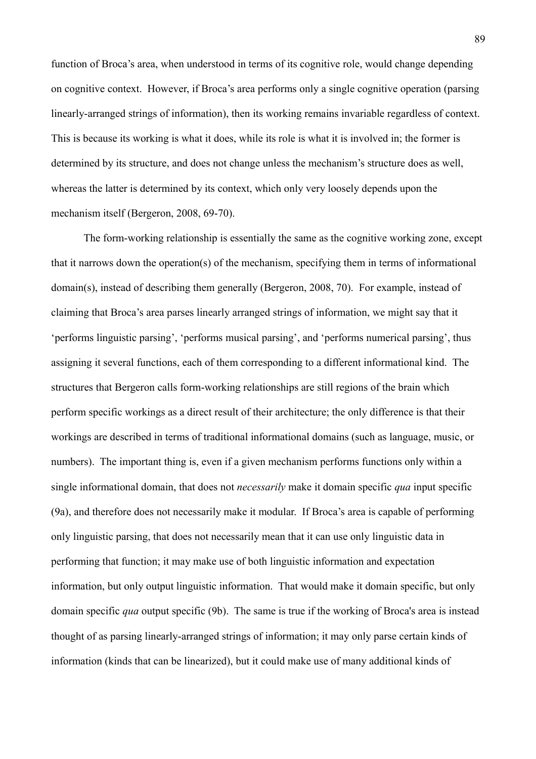function of Broca's area, when understood in terms of its cognitive role, would change depending on cognitive context. However, if Broca's area performs only a single cognitive operation (parsing linearly-arranged strings of information), then its working remains invariable regardless of context. This is because its working is what it does, while its role is what it is involved in; the former is determined by its structure, and does not change unless the mechanism's structure does as well, whereas the latter is determined by its context, which only very loosely depends upon the mechanism itself (Bergeron, 2008, 69-70).

The form-working relationship is essentially the same as the cognitive working zone, except that it narrows down the operation(s) of the mechanism, specifying them in terms of informational domain(s), instead of describing them generally (Bergeron, 2008, 70). For example, instead of claiming that Broca's area parses linearly arranged strings of information, we might say that it 'performs linguistic parsing', 'performs musical parsing', and 'performs numerical parsing', thus assigning it several functions, each of them corresponding to a different informational kind. The structures that Bergeron calls form-working relationships are still regions of the brain which perform specific workings as a direct result of their architecture; the only difference is that their workings are described in terms of traditional informational domains (such as language, music, or numbers). The important thing is, even if a given mechanism performs functions only within a single informational domain, that does not *necessarily* make it domain specific *qua* input specific (9a), and therefore does not necessarily make it modular. If Broca's area is capable of performing only linguistic parsing, that does not necessarily mean that it can use only linguistic data in performing that function; it may make use of both linguistic information and expectation information, but only output linguistic information. That would make it domain specific, but only domain specific *qua* output specific (9b). The same is true if the working of Broca's area is instead thought of as parsing linearly-arranged strings of information; it may only parse certain kinds of information (kinds that can be linearized), but it could make use of many additional kinds of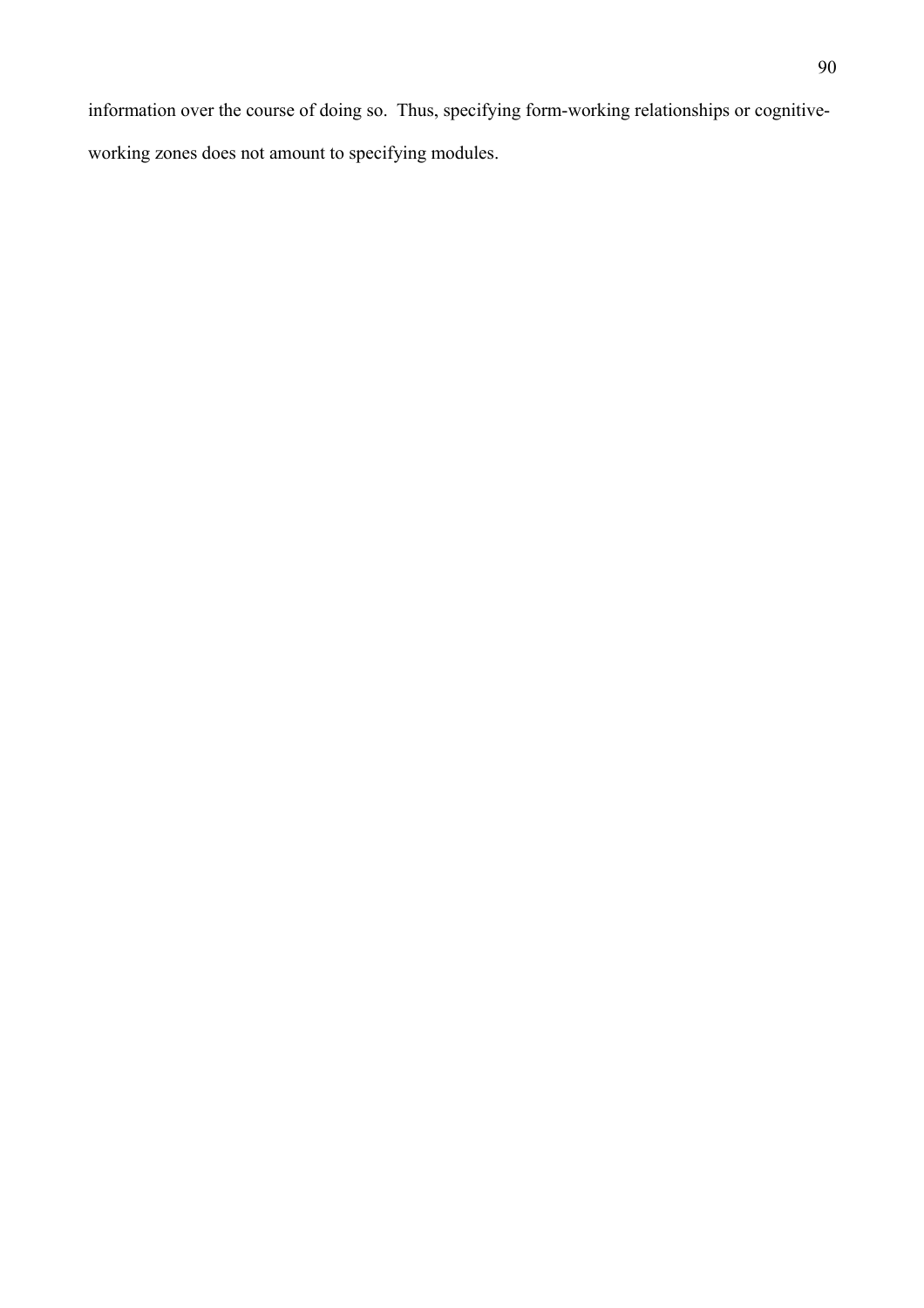information over the course of doing so. Thus, specifying form-working relationships or cognitive-working zones does not amount to specifying modules.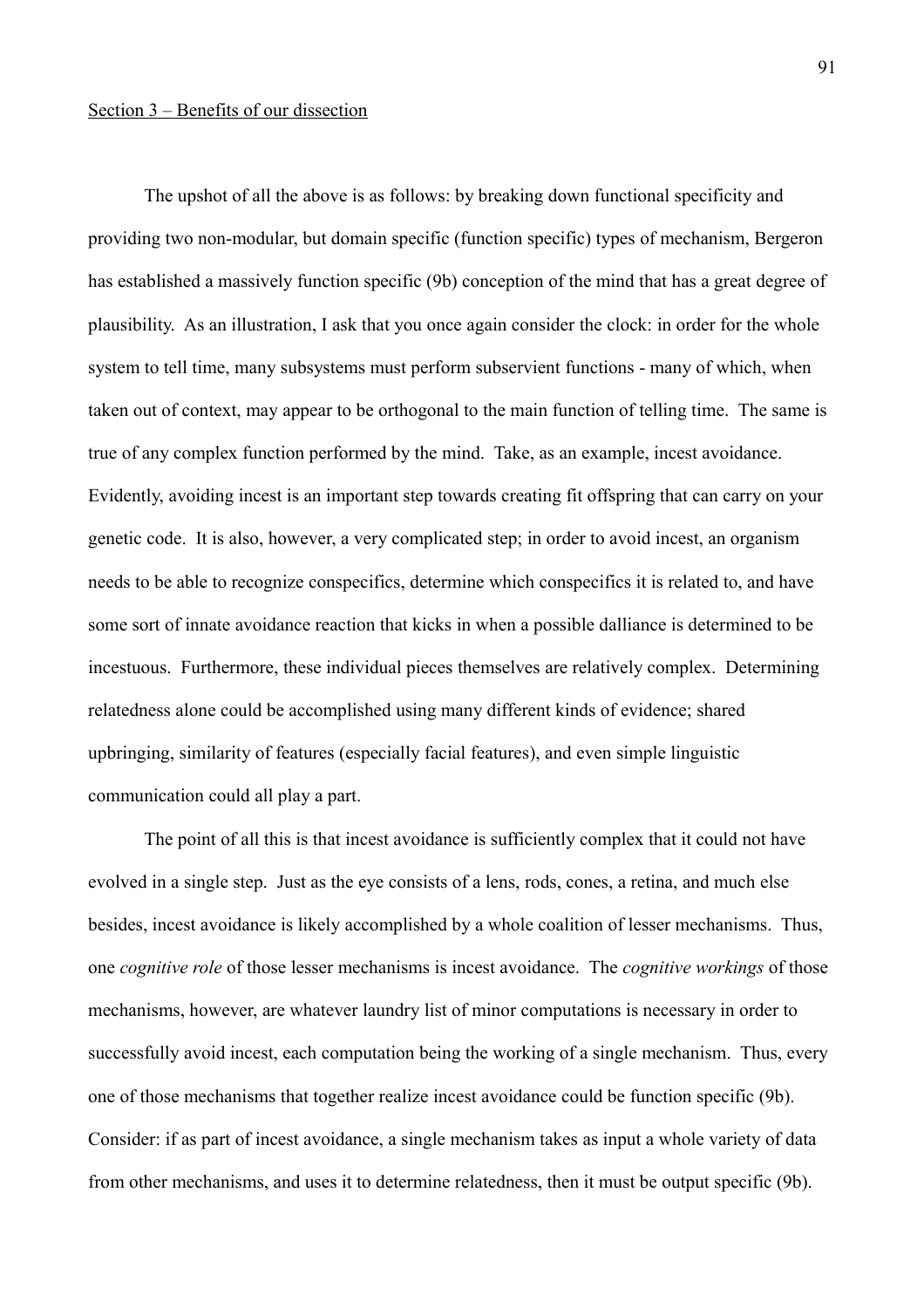Section 3 – Benefits of our dissection

The upshot of all the above is as follows: by breaking down functional specificity and providing two non-modular, but domain specific (function specific) types of mechanism, Bergeron has established a massively function specific (9b) conception of the mind that has a great degree of plausibility. As an illustration, I ask that you once again consider the clock: in order for the whole system to tell time, many subsystems must perform subservient functions - many of which, when taken out of context, may appear to be orthogonal to the main function of telling time. The same is true of any complex function performed by the mind. Take, as an example, incest avoidance. Evidently, avoiding incest is an important step towards creating fit offspring that can carry on your genetic code. It is also, however, a very complicated step; in order to avoid incest, an organism needs to be able to recognize conspecifics, determine which conspecifics it is related to, and have some sort of innate avoidance reaction that kicks in when a possible dalliance is determined to be incestuous. Furthermore, these individual pieces themselves are relatively complex. Determining relatedness alone could be accomplished using many different kinds of evidence; shared upbringing, similarity of features (especially facial features), and even simple linguistic communication could all play a part.

The point of all this is that incest avoidance is sufficiently complex that it could not have evolved in a single step. Just as the eye consists of a lens, rods, cones, a retina, and much else besides, incest avoidance is likely accomplished by a whole coalition of lesser mechanisms. Thus, one *cognitive role* of those lesser mechanisms is incest avoidance. The *cognitive workings* of those mechanisms, however, are whatever laundry list of minor computations is necessary in order to successfully avoid incest, each computation being the working of a single mechanism. Thus, every one of those mechanisms that together realize incest avoidance could be function specific (9b). Consider: if as part of incest avoidance, a single mechanism takes as input a whole variety of data from other mechanisms, and uses it to determine relatedness, then it must be output specific (9b).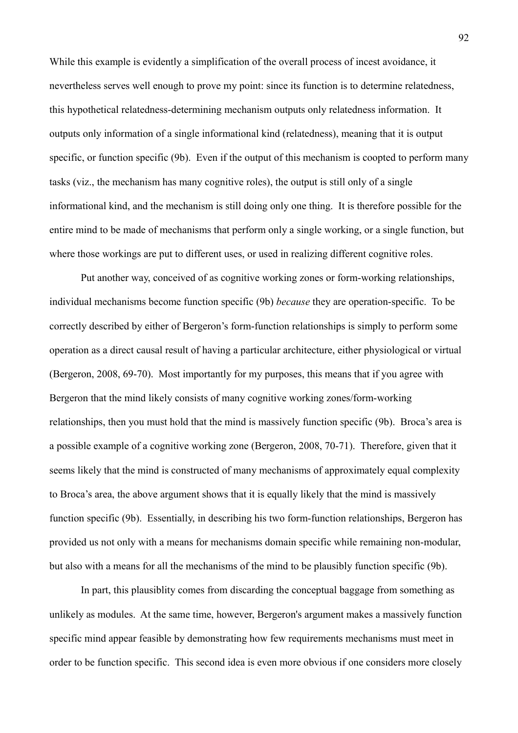While this example is evidently a simplification of the overall process of incest avoidance, it nevertheless serves well enough to prove my point: since its function is to determine relatedness, this hypothetical relatedness-determining mechanism outputs only relatedness information. It outputs only information of a single informational kind (relatedness), meaning that it is output specific, or function specific (9b). Even if the output of this mechanism is coopted to perform many tasks (viz., the mechanism has many cognitive roles), the output is still only of a single informational kind, and the mechanism is still doing only one thing. It is therefore possible for the entire mind to be made of mechanisms that perform only a single working, or a single function, but where those workings are put to different uses, or used in realizing different cognitive roles.

Put another way, conceived of as cognitive working zones or form-working relationships, individual mechanisms become function specific (9b) *because* they are operation-specific. To be correctly described by either of Bergeron's form-function relationships is simply to perform some operation as a direct causal result of having a particular architecture, either physiological or virtual (Bergeron, 2008, 69-70). Most importantly for my purposes, this means that if you agree with Bergeron that the mind likely consists of many cognitive working zones/form-working relationships, then you must hold that the mind is massively function specific (9b). Broca's area is a possible example of a cognitive working zone (Bergeron, 2008, 70-71). Therefore, given that it seems likely that the mind is constructed of many mechanisms of approximately equal complexity to Broca's area, the above argument shows that it is equally likely that the mind is massively function specific (9b). Essentially, in describing his two form-function relationships, Bergeron has provided us not only with a means for mechanisms domain specific while remaining non-modular, but also with a means for all the mechanisms of the mind to be plausibly function specific (9b).

In part, this plausiblity comes from discarding the conceptual baggage from something as unlikely as modules. At the same time, however, Bergeron's argument makes a massively function specific mind appear feasible by demonstrating how few requirements mechanisms must meet in order to be function specific. This second idea is even more obvious if one considers more closely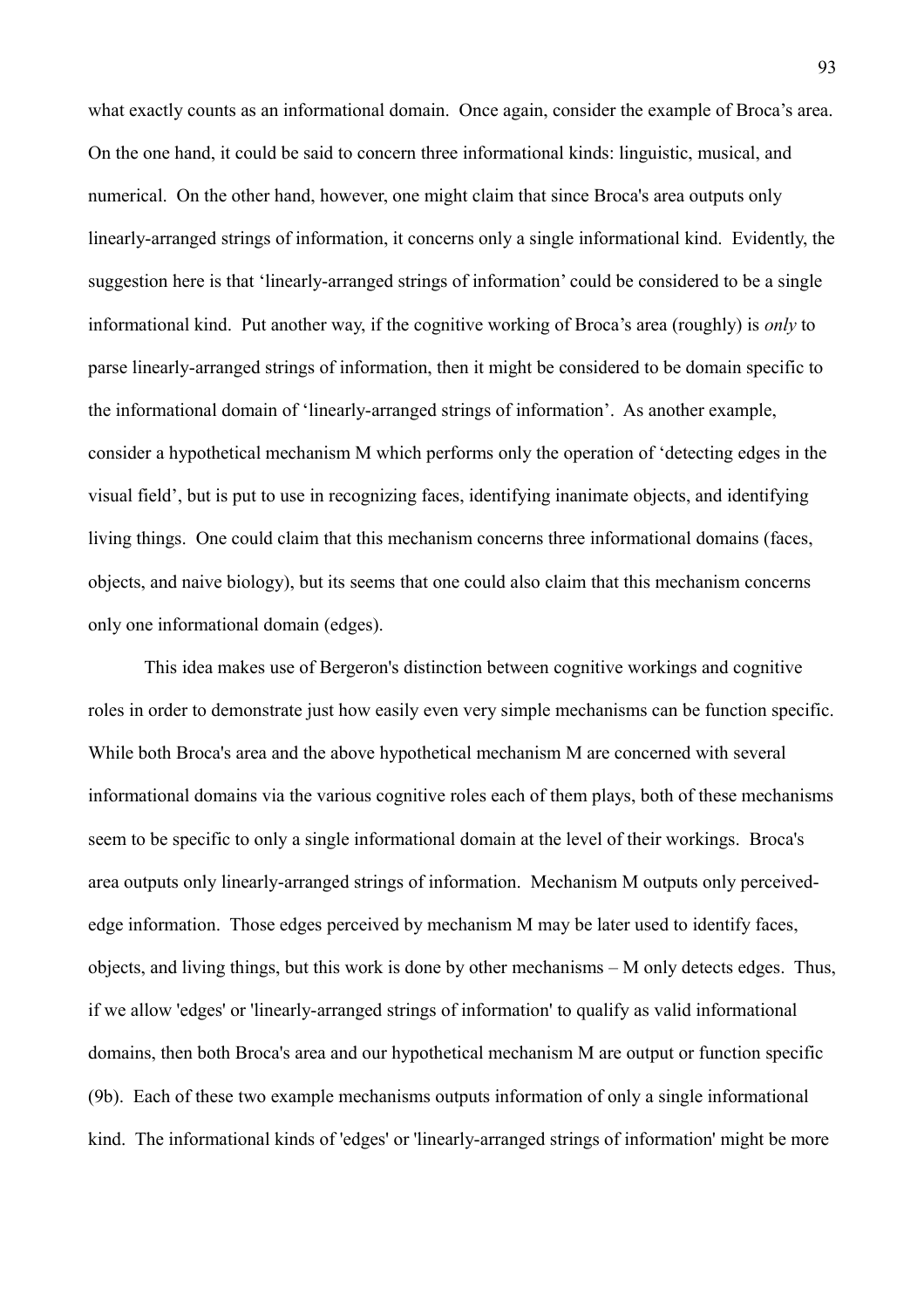what exactly counts as an informational domain. Once again, consider the example of Broca's area. On the one hand, it could be said to concern three informational kinds: linguistic, musical, and numerical. On the other hand, however, one might claim that since Broca's area outputs only linearly-arranged strings of information, it concerns only a single informational kind. Evidently, the suggestion here is that 'linearly-arranged strings of information' could be considered to be a single informational kind. Put another way, if the cognitive working of Broca's area (roughly) is *only* to parse linearly-arranged strings of information, then it might be considered to be domain specific to the informational domain of 'linearly-arranged strings of information'. As another example, consider a hypothetical mechanism M which performs only the operation of 'detecting edges in the visual field', but is put to use in recognizing faces, identifying inanimate objects, and identifying living things. One could claim that this mechanism concerns three informational domains (faces, objects, and naive biology), but its seems that one could also claim that this mechanism concerns only one informational domain (edges).

This idea makes use of Bergeron's distinction between cognitive workings and cognitive roles in order to demonstrate just how easily even very simple mechanisms can be function specific. While both Broca's area and the above hypothetical mechanism M are concerned with several informational domains via the various cognitive roles each of them plays, both of these mechanisms seem to be specific to only a single informational domain at the level of their workings. Broca's area outputs only linearly-arranged strings of information. Mechanism M outputs only perceived-edge information. Those edges perceived by mechanism M may be later used to identify faces, objects, and living things, but this work is done by other mechanisms – M only detects edges. Thus, if we allow 'edges' or 'linearly-arranged strings of information' to qualify as valid informational domains, then both Broca's area and our hypothetical mechanism M are output or function specific (9b). Each of these two example mechanisms outputs information of only a single informational kind. The informational kinds of 'edges' or 'linearly-arranged strings of information' might be more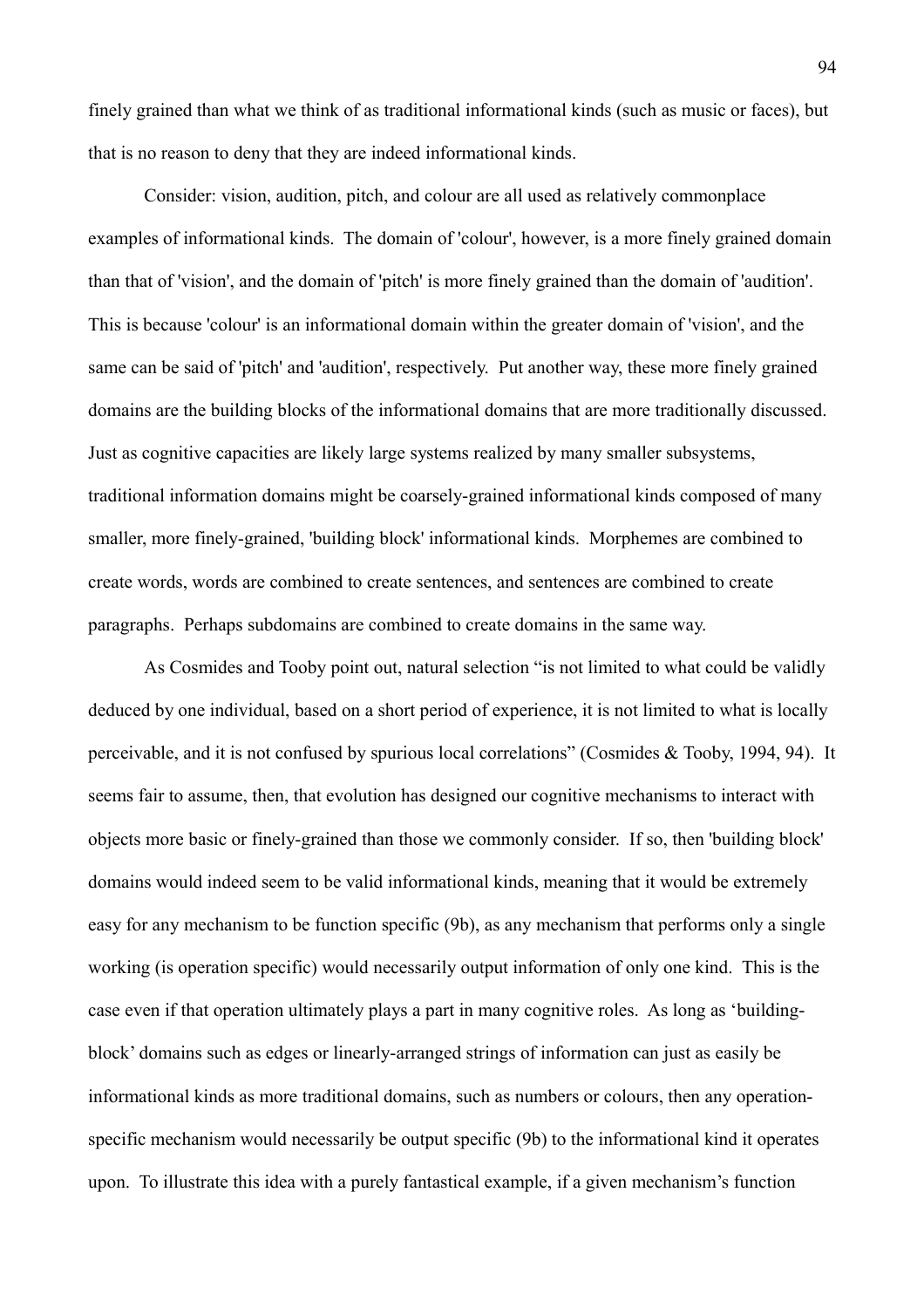finely grained than what we think of as traditional informational kinds (such as music or faces), but that is no reason to deny that they are indeed informational kinds.

Consider: vision, audition, pitch, and colour are all used as relatively commonplace examples of informational kinds. The domain of 'colour', however, is a more finely grained domain than that of 'vision', and the domain of 'pitch' is more finely grained than the domain of 'audition'. This is because 'colour' is an informational domain within the greater domain of 'vision', and the same can be said of 'pitch' and 'audition', respectively. Put another way, these more finely grained domains are the building blocks of the informational domains that are more traditionally discussed. Just as cognitive capacities are likely large systems realized by many smaller subsystems, traditional information domains might be coarsely-grained informational kinds composed of many smaller, more finely-grained, 'building block' informational kinds. Morphemes are combined to create words, words are combined to create sentences, and sentences are combined to create paragraphs. Perhaps subdomains are combined to create domains in the same way.

As Cosmides and Tooby point out, natural selection "is not limited to what could be validly deduced by one individual, based on a short period of experience, it is not limited to what is locally perceivable, and it is not confused by spurious local correlations" (Cosmides & Tooby, 1994, 94). It seems fair to assume, then, that evolution has designed our cognitive mechanisms to interact with objects more basic or finely-grained than those we commonly consider. If so, then 'building block' domains would indeed seem to be valid informational kinds, meaning that it would be extremely easy for any mechanism to be function specific (9b), as any mechanism that performs only a single working (is operation specific) would necessarily output information of only one kind. This is the case even if that operation ultimately plays a part in many cognitive roles. As long as 'building-block' domains such as edges or linearly-arranged strings of information can just as easily be informational kinds as more traditional domains, such as numbers or colours, then any operation-specific mechanism would necessarily be output specific (9b) to the informational kind it operates upon. To illustrate this idea with a purely fantastical example, if a given mechanism's function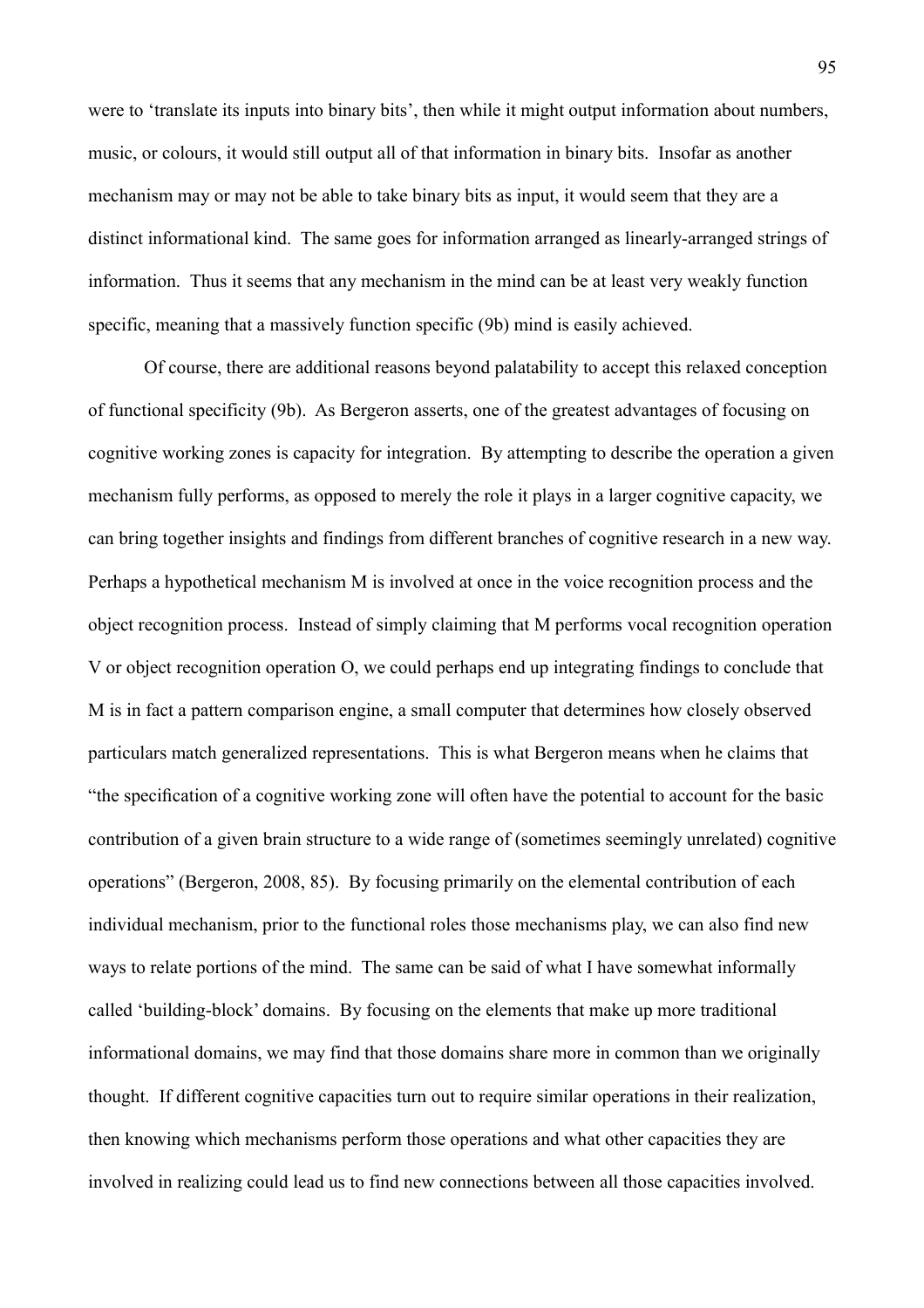were to 'translate its inputs into binary bits', then while it might output information about numbers, music, or colours, it would still output all of that information in binary bits. Insofar as another mechanism may or may not be able to take binary bits as input, it would seem that they are a distinct informational kind. The same goes for information arranged as linearly-arranged strings of information. Thus it seems that any mechanism in the mind can be at least very weakly function specific, meaning that a massively function specific (9b) mind is easily achieved.

Of course, there are additional reasons beyond palatability to accept this relaxed conception of functional specificity (9b). As Bergeron asserts, one of the greatest advantages of focusing on cognitive working zones is capacity for integration. By attempting to describe the operation a given mechanism fully performs, as opposed to merely the role it plays in a larger cognitive capacity, we can bring together insights and findings from different branches of cognitive research in a new way. Perhaps a hypothetical mechanism M is involved at once in the voice recognition process and the object recognition process. Instead of simply claiming that M performs vocal recognition operation V or object recognition operation O, we could perhaps end up integrating findings to conclude that M is in fact a pattern comparison engine, a small computer that determines how closely observed particulars match generalized representations. This is what Bergeron means when he claims that "the specification of a cognitive working zone will often have the potential to account for the basic contribution of a given brain structure to a wide range of (sometimes seemingly unrelated) cognitive operations" (Bergeron, 2008, 85). By focusing primarily on the elemental contribution of each individual mechanism, prior to the functional roles those mechanisms play, we can also find new ways to relate portions of the mind. The same can be said of what I have somewhat informally called 'building-block' domains. By focusing on the elements that make up more traditional informational domains, we may find that those domains share more in common than we originally thought. If different cognitive capacities turn out to require similar operations in their realization, then knowing which mechanisms perform those operations and what other capacities they are involved in realizing could lead us to find new connections between all those capacities involved.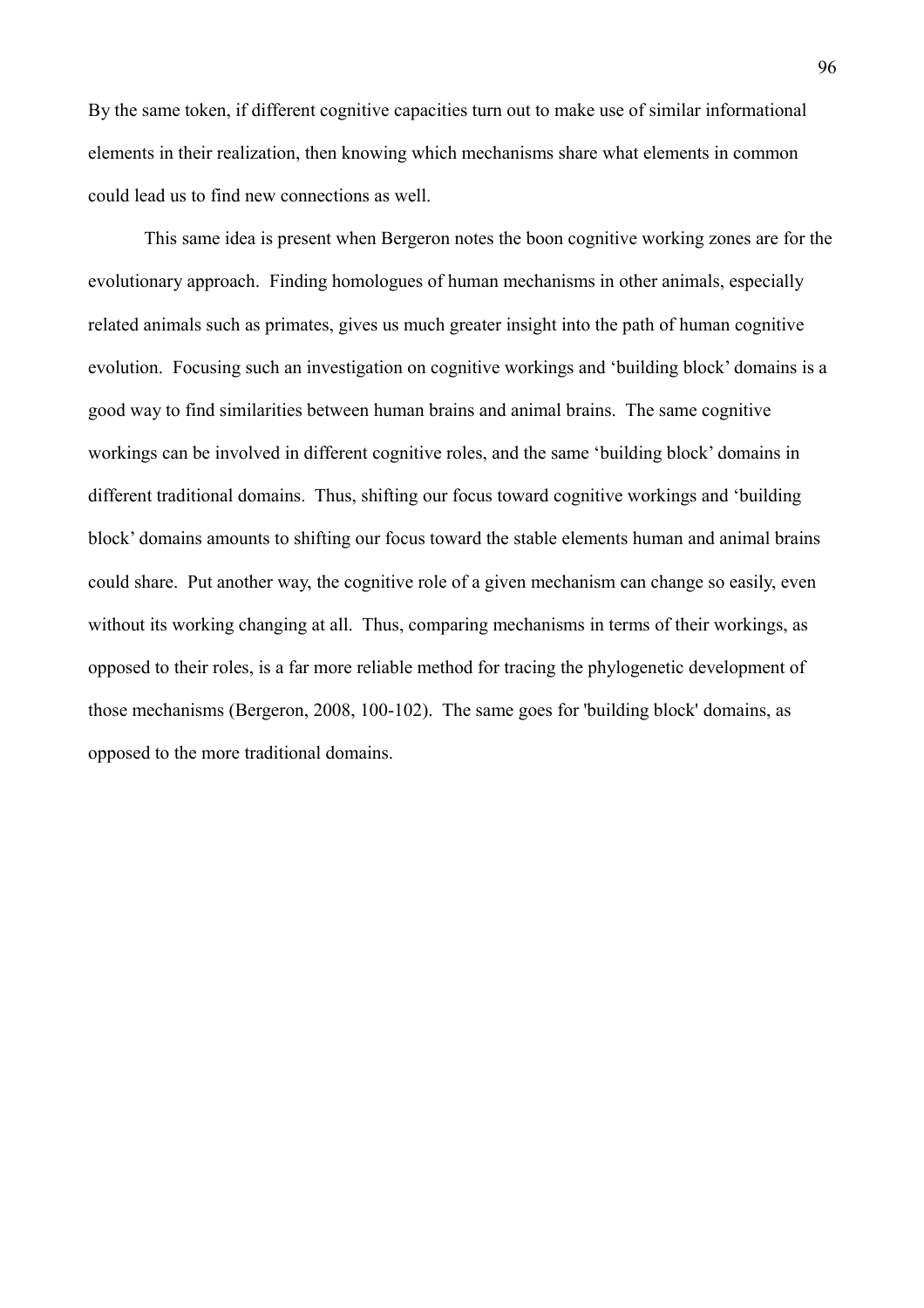By the same token, if different cognitive capacities turn out to make use of similar informational elements in their realization, then knowing which mechanisms share what elements in common could lead us to find new connections as well.

This same idea is present when Bergeron notes the boon cognitive working zones are for the evolutionary approach. Finding homologues of human mechanisms in other animals, especially related animals such as primates, gives us much greater insight into the path of human cognitive evolution. Focusing such an investigation on cognitive workings and 'building block' domains is a good way to find similarities between human brains and animal brains. The same cognitive workings can be involved in different cognitive roles, and the same 'building block' domains in different traditional domains. Thus, shifting our focus toward cognitive workings and 'building block' domains amounts to shifting our focus toward the stable elements human and animal brains could share. Put another way, the cognitive role of a given mechanism can change so easily, even without its working changing at all. Thus, comparing mechanisms in terms of their workings, as opposed to their roles, is a far more reliable method for tracing the phylogenetic development of those mechanisms (Bergeron, 2008, 100-102). The same goes for 'building block' domains, as opposed to the more traditional domains.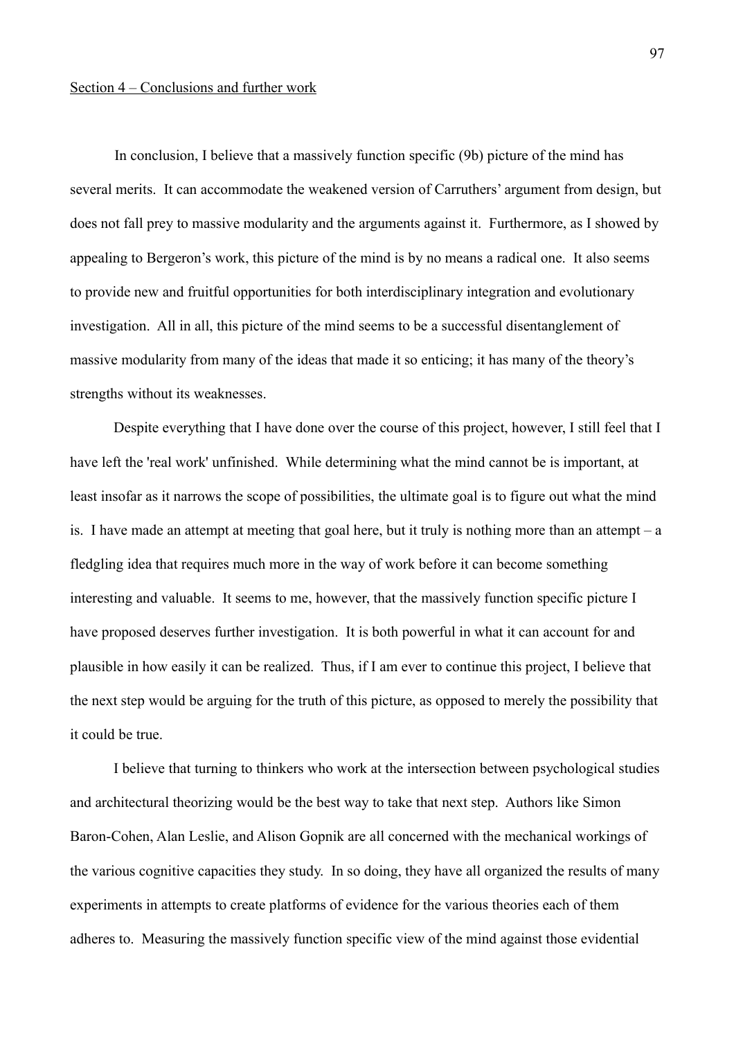## Section 4 – Conclusions and further work

In conclusion, I believe that a massively function specific (9b) picture of the mind has several merits. It can accommodate the weakened version of Carruthers' argument from design, but does not fall prey to massive modularity and the arguments against it. Furthermore, as I showed by appealing to Bergeron's work, this picture of the mind is by no means a radical one. It also seems to provide new and fruitful opportunities for both interdisciplinary integration and evolutionary investigation. All in all, this picture of the mind seems to be a successful disentanglement of massive modularity from many of the ideas that made it so enticing; it has many of the theory's strengths without its weaknesses.

Despite everything that I have done over the course of this project, however, I still feel that I have left the 'real work' unfinished. While determining what the mind cannot be is important, at least insofar as it narrows the scope of possibilities, the ultimate goal is to figure out what the mind is. I have made an attempt at meeting that goal here, but it truly is nothing more than an attempt – a fledgling idea that requires much more in the way of work before it can become something interesting and valuable. It seems to me, however, that the massively function specific picture I have proposed deserves further investigation. It is both powerful in what it can account for and plausible in how easily it can be realized. Thus, if I am ever to continue this project, I believe that the next step would be arguing for the truth of this picture, as opposed to merely the possibility that it could be true.

I believe that turning to thinkers who work at the intersection between psychological studies and architectural theorizing would be the best way to take that next step. Authors like Simon Baron-Cohen, Alan Leslie, and Alison Gopnik are all concerned with the mechanical workings of the various cognitive capacities they study. In so doing, they have all organized the results of many experiments in attempts to create platforms of evidence for the various theories each of them adheres to. Measuring the massively function specific view of the mind against those evidential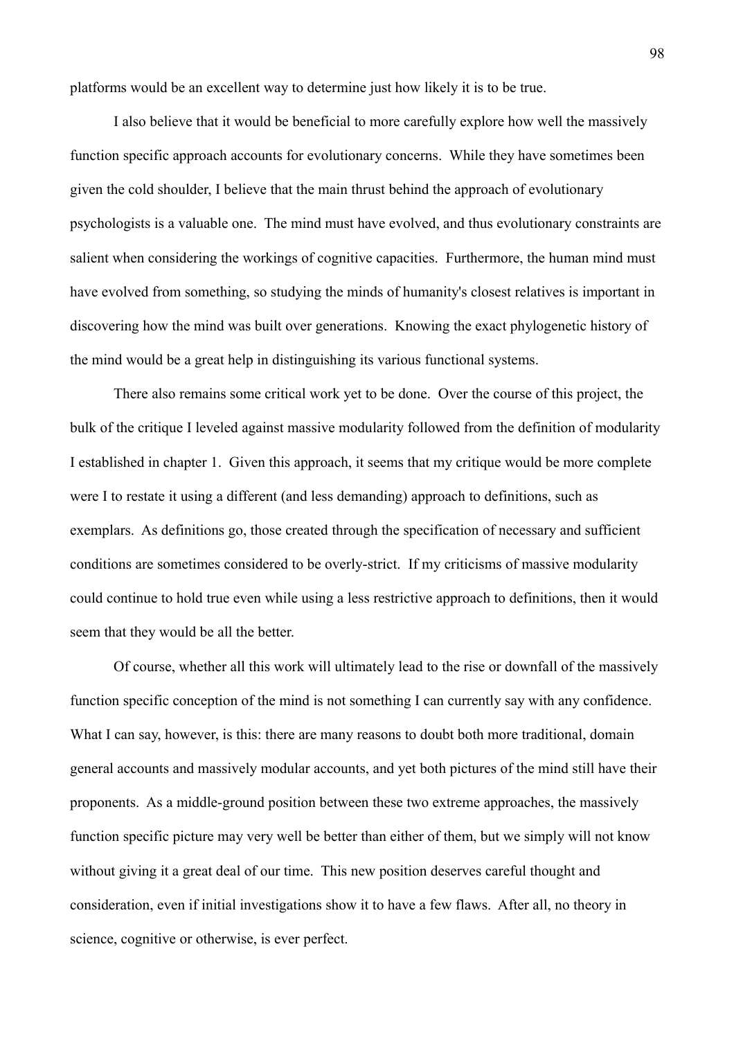platforms would be an excellent way to determine just how likely it is to be true.

I also believe that it would be beneficial to more carefully explore how well the massively function specific approach accounts for evolutionary concerns. While they have sometimes been given the cold shoulder, I believe that the main thrust behind the approach of evolutionary psychologists is a valuable one. The mind must have evolved, and thus evolutionary constraints are salient when considering the workings of cognitive capacities. Furthermore, the human mind must have evolved from something, so studying the minds of humanity's closest relatives is important in discovering how the mind was built over generations. Knowing the exact phylogenetic history of the mind would be a great help in distinguishing its various functional systems.

There also remains some critical work yet to be done. Over the course of this project, the bulk of the critique I leveled against massive modularity followed from the definition of modularity I established in chapter 1. Given this approach, it seems that my critique would be more complete were I to restate it using a different (and less demanding) approach to definitions, such as exemplars. As definitions go, those created through the specification of necessary and sufficient conditions are sometimes considered to be overly-strict. If my criticisms of massive modularity could continue to hold true even while using a less restrictive approach to definitions, then it would seem that they would be all the better.

Of course, whether all this work will ultimately lead to the rise or downfall of the massively function specific conception of the mind is not something I can currently say with any confidence. What I can say, however, is this: there are many reasons to doubt both more traditional, domain general accounts and massively modular accounts, and yet both pictures of the mind still have their proponents. As a middle-ground position between these two extreme approaches, the massively function specific picture may very well be better than either of them, but we simply will not know without giving it a great deal of our time. This new position deserves careful thought and consideration, even if initial investigations show it to have a few flaws. After all, no theory in science, cognitive or otherwise, is ever perfect.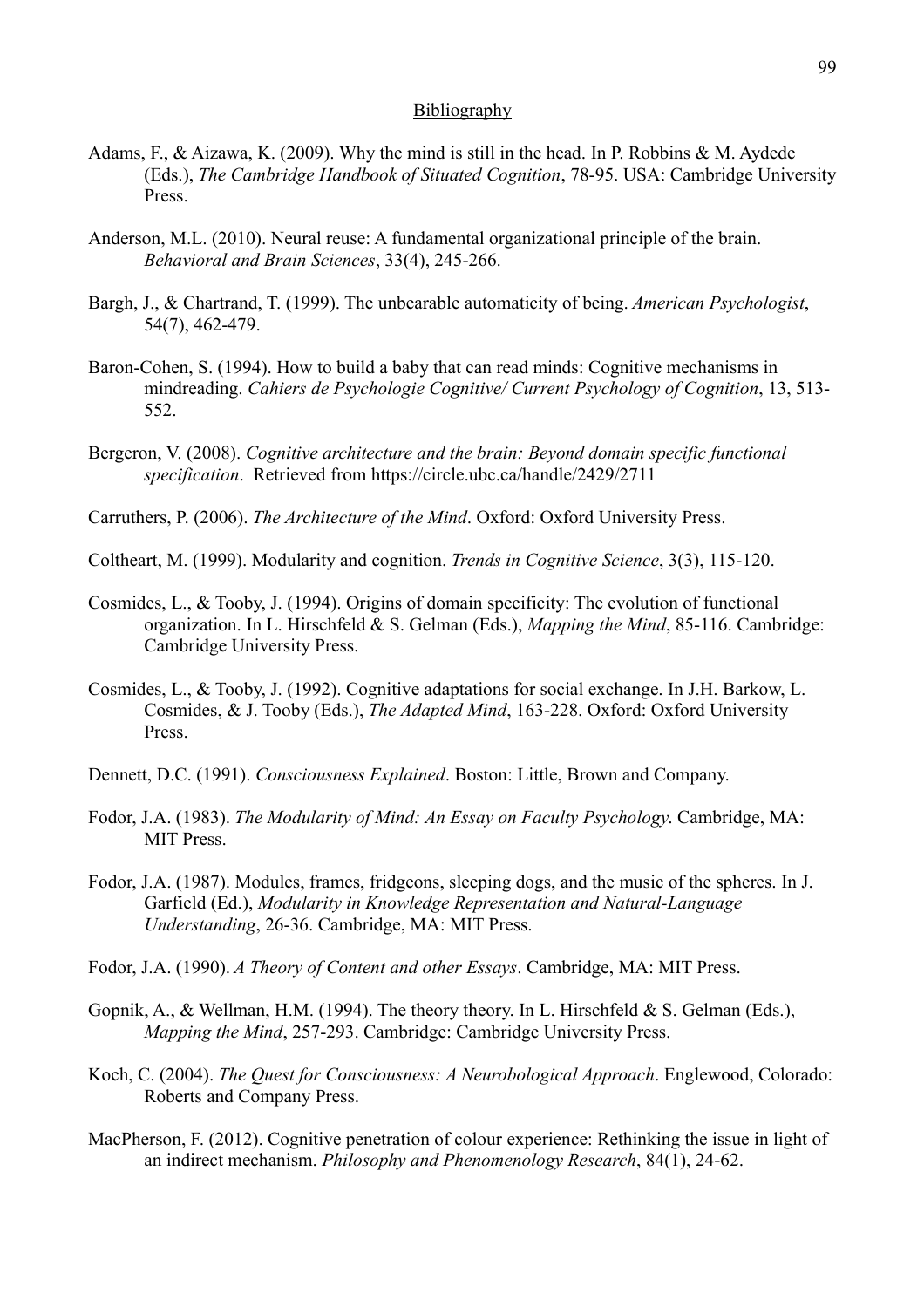# Bibliography

Adams, F., & Aizawa, K. (2009). Why the mind is still in the head. In P. Robbins & M. Aydede (Eds.), *The Cambridge Handbook of Situated Cognition*, 78-95. USA: Cambridge University Press.

Anderson, M.L. (2010). Neural reuse: A fundamental organizational principle of the brain. *Behavioral and Brain Sciences*, 33(4), 245-266.

Bargh, J., & Chartrand, T. (1999). The unbearable automaticity of being. *American Psychologist*, 54(7), 462-479.

Baron-Cohen, S. (1994). How to build a baby that can read minds: Cognitive mechanisms in mindreading. *Cahiers de Psychologie Cognitive/ Current Psychology of Cognition*, 13, 513-552.

Bergeron, V. (2008). *Cognitive architecture and the brain: Beyond domain specific functional specification*. Retrieved from https://circle.ubc.ca/handle/2429/2711

Carruthers, P. (2006). *The Architecture of the Mind*. Oxford: Oxford University Press.

Coltheart, M. (1999). Modularity and cognition. *Trends in Cognitive Science*, 3(3), 115-120.

Cosmides, L., & Tooby, J. (1994). Origins of domain specificity: The evolution of functional organization. In L. Hirschfeld & S. Gelman (Eds.), *Mapping the Mind*, 85-116. Cambridge: Cambridge University Press.

Cosmides, L., & Tooby, J. (1992). Cognitive adaptations for social exchange. In J.H. Barkow, L. Cosmides, & J. Tooby (Eds.), *The Adapted Mind*, 163-228. Oxford: Oxford University Press.

Dennett, D.C. (1991). *Consciousness Explained*. Boston: Little, Brown and Company.

Fodor, J.A. (1983). *The Modularity of Mind: An Essay on Faculty Psychology*. Cambridge, MA: MIT Press.

Fodor, J.A. (1987). Modules, frames, fridgeons, sleeping dogs, and the music of the spheres. In J. Garfield (Ed.), *Modularity in Knowledge Representation and Natural-Language Understanding*, 26-36. Cambridge, MA: MIT Press.

Fodor, J.A. (1990). *A Theory of Content and other Essays*. Cambridge, MA: MIT Press.

Gopnik, A., & Wellman, H.M. (1994). The theory theory. In L. Hirschfeld & S. Gelman (Eds.), *Mapping the Mind*, 257-293. Cambridge: Cambridge University Press.

Koch, C. (2004). *The Quest for Consciousness: A Neurobological Approach*. Englewood, Colorado: Roberts and Company Press.

MacPherson, F. (2012). Cognitive penetration of colour experience: Rethinking the issue in light of an indirect mechanism. *Philosophy and Phenomenology Research*, 84(1), 24-62.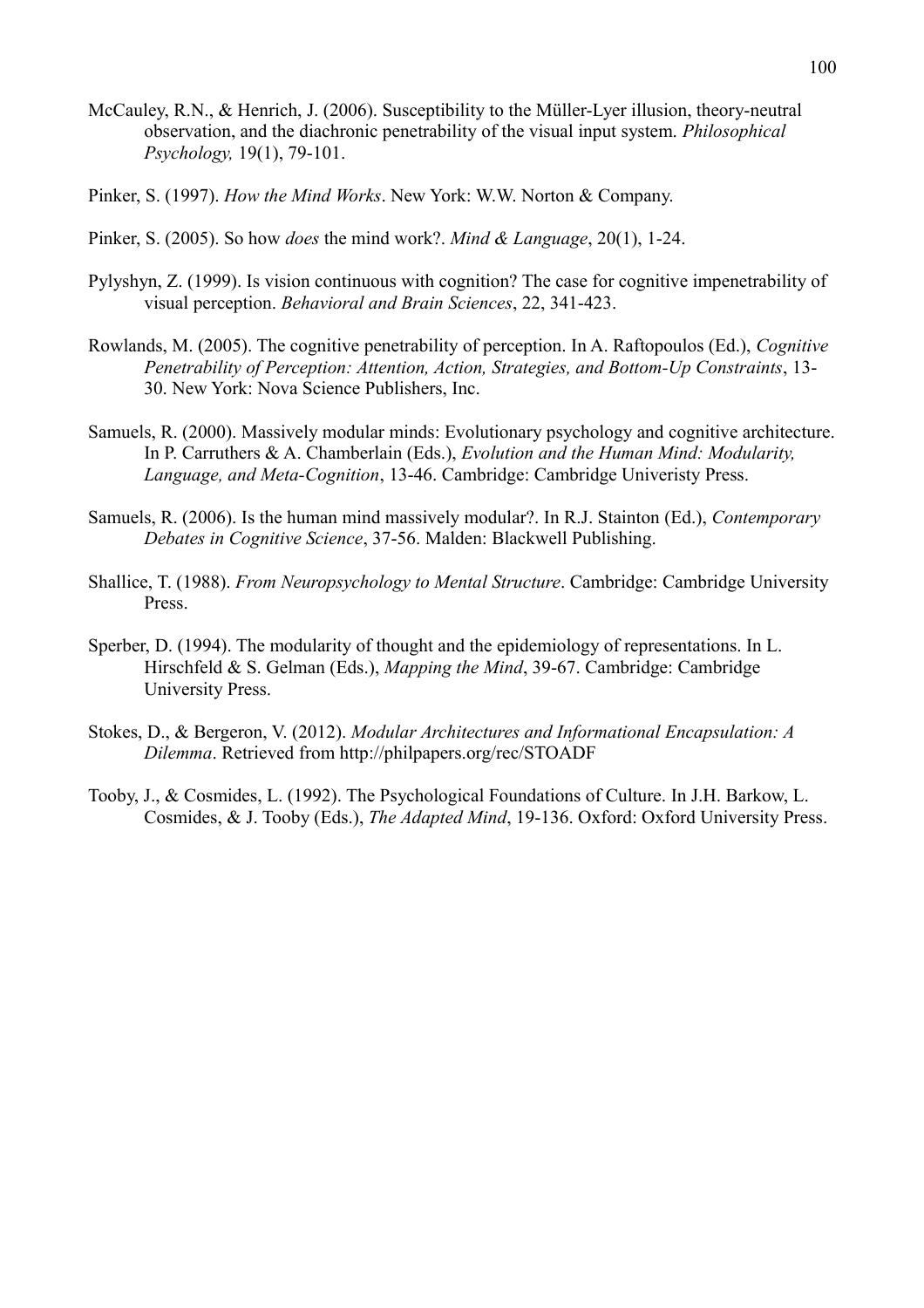McCauley, R.N., & Henrich, J. (2006). Susceptibility to the Müller-Lyer illusion, theory-neutral observation, and the diachronic penetrability of the visual input system. *Philosophical Psychology,* 19(1), 79-101.

Pinker, S. (1997). *How the Mind Works*. New York: W.W. Norton & Company.

Pinker, S. (2005). So how *does* the mind work?. *Mind & Language*, 20(1), 1-24.

Pylyshyn, Z. (1999). Is vision continuous with cognition? The case for cognitive impenetrability of visual perception. *Behavioral and Brain Sciences*, 22, 341-423.

Rowlands, M. (2005). The cognitive penetrability of perception. In A. Raftopoulos (Ed.), *Cognitive Penetrability of Perception: Attention, Action, Strategies, and Bottom-Up Constraints*, 13-30. New York: Nova Science Publishers, Inc.

Samuels, R. (2000). Massively modular minds: Evolutionary psychology and cognitive architecture. In P. Carruthers & A. Chamberlain (Eds.), *Evolution and the Human Mind: Modularity, Language, and Meta-Cognition*, 13-46. Cambridge: Cambridge Univeristy Press.

Samuels, R. (2006). Is the human mind massively modular?. In R.J. Stainton (Ed.), *Contemporary Debates in Cognitive Science*, 37-56. Malden: Blackwell Publishing.

Shallice, T. (1988). *From Neuropsychology to Mental Structure*. Cambridge: Cambridge University Press.

Sperber, D. (1994). The modularity of thought and the epidemiology of representations. In L. Hirschfeld & S. Gelman (Eds.), *Mapping the Mind*, 39-67. Cambridge: Cambridge University Press.

Stokes, D., & Bergeron, V. (2012). *Modular Architectures and Informational Encapsulation: A Dilemma*. Retrieved from http://philpapers.org/rec/STOADF

Tooby, J., & Cosmides, L. (1992). The Psychological Foundations of Culture. In J.H. Barkow, L. Cosmides, & J. Tooby (Eds.), *The Adapted Mind*, 19-136. Oxford: Oxford University Press.